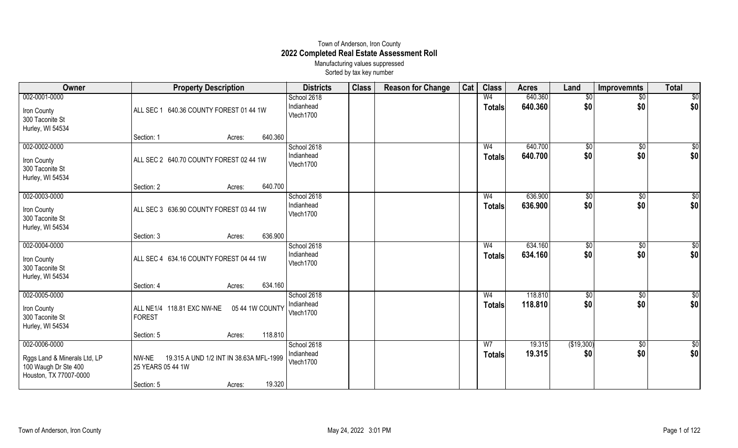# Town of Anderson, Iron County

## 2022 Completed Real Estate Assessment Roll

Manufacturing values suppressed

Sorted by tax key number

| Owner | Property Description | Districts | Class | Reason for Change | Cat | Class | Acres | Land | Improvemnts | Total |
|---|---|---|---|---|---|---|---|---|---|---|
| 002-0001-0000<br>Iron County<br>300 Taconite St<br>Hurley, WI 54534 | ALL SEC 1 640.36 COUNTY FOREST 01 44 1W<br>Section: 1 Acres: 640.360 | School 2618<br>Indianhead<br>Vtech1700 | | | | W4<br>**Totals** | 640.360<br>**640.360** | $0<br>**$0** | $0<br>**$0** | $0<br>**$0** |
| 002-0002-0000<br>Iron County<br>300 Taconite St<br>Hurley, WI 54534 | ALL SEC 2 640.70 COUNTY FOREST 02 44 1W<br>Section: 2 Acres: 640.700 | School 2618<br>Indianhead<br>Vtech1700 | | | | W4<br>**Totals** | 640.700<br>**640.700** | $0<br>**$0** | $0<br>**$0** | $0<br>**$0** |
| 002-0003-0000<br>Iron County<br>300 Taconite St<br>Hurley, WI 54534 | ALL SEC 3 636.90 COUNTY FOREST 03 44 1W<br>Section: 3 Acres: 636.900 | School 2618<br>Indianhead<br>Vtech1700 | | | | W4<br>**Totals** | 636.900<br>**636.900** | $0<br>**$0** | $0<br>**$0** | $0<br>**$0** |
| 002-0004-0000<br>Iron County<br>300 Taconite St<br>Hurley, WI 54534 | ALL SEC 4 634.16 COUNTY FOREST 04 44 1W<br>Section: 4 Acres: 634.160 | School 2618<br>Indianhead<br>Vtech1700 | | | | W4<br>**Totals** | 634.160<br>**634.160** | $0<br>**$0** | $0<br>**$0** | $0<br>**$0** |
| 002-0005-0000<br>Iron County<br>300 Taconite St<br>Hurley, WI 54534 | ALL NE1/4 118.81 EXC NW-NE 05 44 1W COUNTY FOREST<br>Section: 5 Acres: 118.810 | School 2618<br>Indianhead<br>Vtech1700 | | | | W4<br>**Totals** | 118.810<br>**118.810** | $0<br>**$0** | $0<br>**$0** | $0<br>**$0** |
| 002-0006-0000<br>Rggs Land & Minerals Ltd, LP<br>100 Waugh Dr Ste 400<br>Houston, TX 77007-0000 | NW-NE 19.315 A UND 1/2 INT IN 38.63A MFL-1999 25 YEARS 05 44 1W<br>Section: 5 Acres: 19.320 | School 2618<br>Indianhead<br>Vtech1700 | | | | W7<br>**Totals** | 19.315<br>**19.315** | ($19,300)<br>**$0** | $0<br>**$0** | $0<br>**$0** |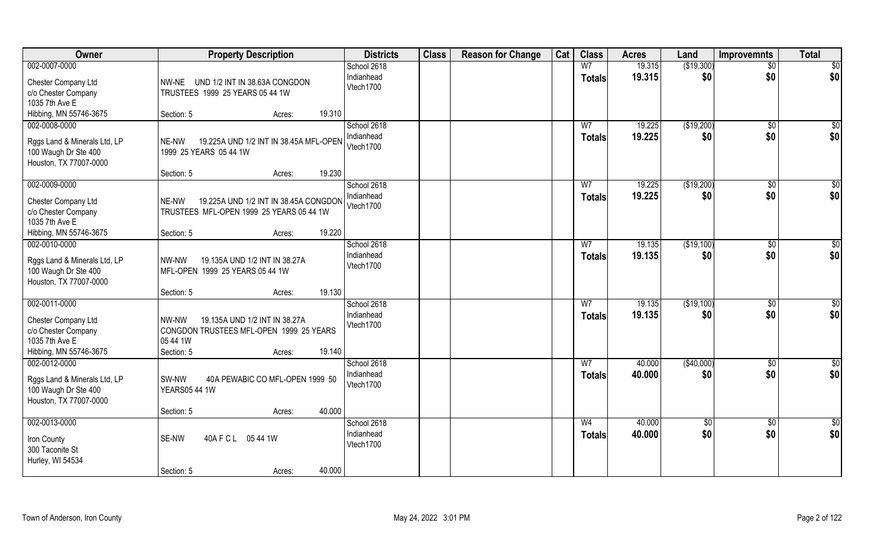| Owner | Property Description | Districts | Class | Reason for Change | Cat | Class | Acres | Land | Improvemnts | Total |
|---|---|---|---|---|---|---|---|---|---|---|
| 002-0007-0000<br>Chester Company Ltd<br>c/o Chester Company<br>1035 7th Ave E<br>Hibbing, MN 55746-3675 | NW-NE UND 1/2 INT IN 38.63A CONGDON TRUSTEES 1999 25 YEARS 05 44 1W<br>Section: 5 Acres: 19.310 | School 2618<br>Indianhead<br>Vtech1700 | | | | W7<br>**Totals** | 19.315<br>**19.315** | ($19,300)<br>**$0** | $0<br>**$0** | $0<br>**$0** |
| 002-0008-0000<br>Rggs Land & Minerals Ltd, LP<br>100 Waugh Dr Ste 400<br>Houston, TX 77007-0000 | NE-NW 19.225A UND 1/2 INT IN 38.45A MFL-OPEN 1999 25 YEARS 05 44 1W<br>Section: 5 Acres: 19.230 | School 2618<br>Indianhead<br>Vtech1700 | | | | W7<br>**Totals** | 19.225<br>**19.225** | ($19,200)<br>**$0** | $0<br>**$0** | $0<br>**$0** |
| 002-0009-0000<br>Chester Company Ltd<br>c/o Chester Company<br>1035 7th Ave E<br>Hibbing, MN 55746-3675 | NE-NW 19.225A UND 1/2 INT IN 38.45A CONGDON TRUSTEES MFL-OPEN 1999 25 YEARS 05 44 1W<br>Section: 5 Acres: 19.220 | School 2618<br>Indianhead<br>Vtech1700 | | | | W7<br>**Totals** | 19.225<br>**19.225** | ($19,200)<br>**$0** | $0<br>**$0** | $0<br>**$0** |
| 002-0010-0000<br>Rggs Land & Minerals Ltd, LP<br>100 Waugh Dr Ste 400<br>Houston, TX 77007-0000 | NW-NW 19.135A UND 1/2 INT IN 38.27A MFL-OPEN 1999 25 YEARS 05 44 1W<br>Section: 5 Acres: 19.130 | School 2618<br>Indianhead<br>Vtech1700 | | | | W7<br>**Totals** | 19.135<br>**19.135** | ($19,100)<br>**$0** | $0<br>**$0** | $0<br>**$0** |
| 002-0011-0000<br>Chester Company Ltd<br>c/o Chester Company<br>1035 7th Ave E<br>Hibbing, MN 55746-3675 | NW-NW 19.135A UND 1/2 INT IN 38.27A CONGDON TRUSTEES MFL-OPEN 1999 25 YEARS 05 44 1W<br>Section: 5 Acres: 19.140 | School 2618<br>Indianhead<br>Vtech1700 | | | | W7<br>**Totals** | 19.135<br>**19.135** | ($19,100)<br>**$0** | $0<br>**$0** | $0<br>**$0** |
| 002-0012-0000<br>Rggs Land & Minerals Ltd, LP<br>100 Waugh Dr Ste 400<br>Houston, TX 77007-0000 | SW-NW 40A PEWABIC CO MFL-OPEN 1999 50 YEARS05 44 1W<br>Section: 5 Acres: 40.000 | School 2618<br>Indianhead<br>Vtech1700 | | | | W7<br>**Totals** | 40.000<br>**40.000** | ($40,000)<br>**$0** | $0<br>**$0** | $0<br>**$0** |
| 002-0013-0000<br>Iron County<br>300 Taconite St<br>Hurley, WI 54534 | SE-NW 40A F C L 05 44 1W<br>Section: 5 Acres: 40.000 | School 2618<br>Indianhead<br>Vtech1700 | | | | W4<br>**Totals** | 40.000<br>**40.000** | $0<br>**$0** | $0<br>**$0** | $0<br>**$0** |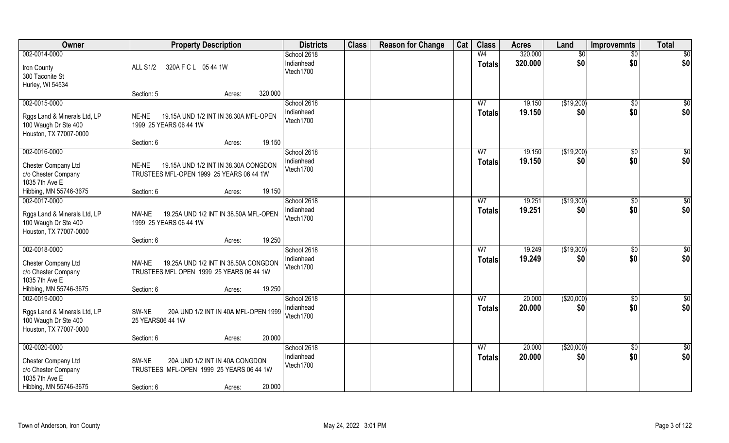| Owner | Property Description | Districts | Class | Reason for Change | Cat | Class | Acres | Land | Improvemnts | Total |
|---|---|---|---|---|---|---|---|---|---|---|
| 002-0014-0000<br>Iron County<br>300 Taconite St<br>Hurley, WI 54534 | ALL S1/2 320A F C L 05 44 1W<br>Section: 5 Acres: 320.000 | School 2618<br>Indianhead<br>Vtech1700 | | | | W4<br>**Totals** | 320.000<br>**320.000** | $0<br>**$0** | $0<br>**$0** | $0<br>**$0** |
| 002-0015-0000<br>Rggs Land & Minerals Ltd, LP<br>100 Waugh Dr Ste 400<br>Houston, TX 77007-0000 | NE-NE 19.15A UND 1/2 INT IN 38.30A MFL-OPEN 1999 25 YEARS 06 44 1W<br>Section: 6 Acres: 19.150 | School 2618<br>Indianhead<br>Vtech1700 | | | | W7<br>**Totals** | 19.150<br>**19.150** | ($19,200)<br>**$0** | $0<br>**$0** | $0<br>**$0** |
| 002-0016-0000<br>Chester Company Ltd<br>c/o Chester Company<br>1035 7th Ave E<br>Hibbing, MN 55746-3675 | NE-NE 19.15A UND 1/2 INT IN 38.30A CONGDON TRUSTEES MFL-OPEN 1999 25 YEARS 06 44 1W<br>Section: 6 Acres: 19.150 | School 2618<br>Indianhead<br>Vtech1700 | | | | W7<br>**Totals** | 19.150<br>**19.150** | ($19,200)<br>**$0** | $0<br>**$0** | $0<br>**$0** |
| 002-0017-0000<br>Rggs Land & Minerals Ltd, LP<br>100 Waugh Dr Ste 400<br>Houston, TX 77007-0000 | NW-NE 19.25A UND 1/2 INT IN 38.50A MFL-OPEN 1999 25 YEARS 06 44 1W<br>Section: 6 Acres: 19.250 | School 2618<br>Indianhead<br>Vtech1700 | | | | W7<br>**Totals** | 19.251<br>**19.251** | ($19,300)<br>**$0** | $0<br>**$0** | $0<br>**$0** |
| 002-0018-0000<br>Chester Company Ltd<br>c/o Chester Company<br>1035 7th Ave E<br>Hibbing, MN 55746-3675 | NW-NE 19.25A UND 1/2 INT IN 38.50A CONGDON TRUSTEES MFL OPEN 1999 25 YEARS 06 44 1W<br>Section: 6 Acres: 19.250 | School 2618<br>Indianhead<br>Vtech1700 | | | | W7<br>**Totals** | 19.249<br>**19.249** | ($19,300)<br>**$0** | $0<br>**$0** | $0<br>**$0** |
| 002-0019-0000<br>Rggs Land & Minerals Ltd, LP<br>100 Waugh Dr Ste 400<br>Houston, TX 77007-0000 | SW-NE 20A UND 1/2 INT IN 40A MFL-OPEN 1999 25 YEARS06 44 1W<br>Section: 6 Acres: 20.000 | School 2618<br>Indianhead<br>Vtech1700 | | | | W7<br>**Totals** | 20.000<br>**20.000** | ($20,000)<br>**$0** | $0<br>**$0** | $0<br>**$0** |
| 002-0020-0000<br>Chester Company Ltd<br>c/o Chester Company<br>1035 7th Ave E<br>Hibbing, MN 55746-3675 | SW-NE 20A UND 1/2 INT IN 40A CONGDON TRUSTEES MFL-OPEN 1999 25 YEARS 06 44 1W<br>Section: 6 Acres: 20.000 | School 2618<br>Indianhead<br>Vtech1700 | | | | W7<br>**Totals** | 20.000<br>**20.000** | ($20,000)<br>**$0** | $0<br>**$0** | $0<br>**$0** |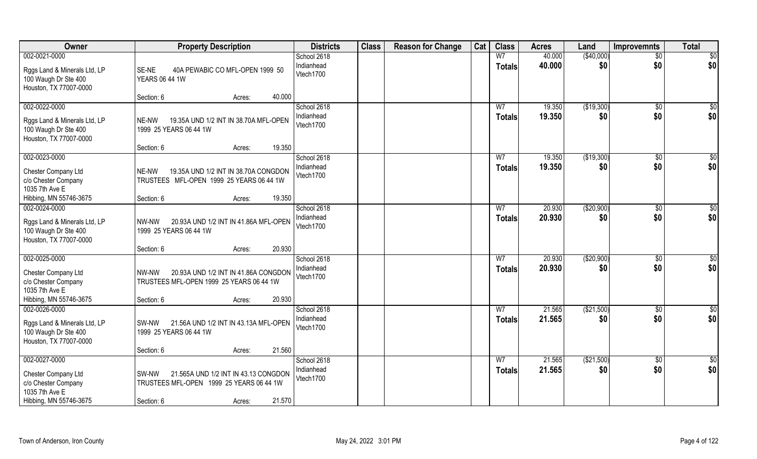| Owner | Property Description | Districts | Class | Reason for Change | Cat | Class | Acres | Land | Improvemnts | Total |
|---|---|---|---|---|---|---|---|---|---|---|
| 002-0021-0000<br>Rggs Land & Minerals Ltd, LP<br>100 Waugh Dr Ste 400<br>Houston, TX 77007-0000 | SE-NE 40A PEWABIC CO MFL-OPEN 1999 50 YEARS 06 44 1W<br>Section: 6 Acres: 40.000 | School 2618<br>Indianhead<br>Vtech1700 | | | | W7<br>**Totals** | 40.000<br>**40.000** | ($40,000)<br>**$0** | $0<br>**$0** | $0<br>**$0** |
| 002-0022-0000<br>Rggs Land & Minerals Ltd, LP<br>100 Waugh Dr Ste 400<br>Houston, TX 77007-0000 | NE-NW 19.35A UND 1/2 INT IN 38.70A MFL-OPEN 1999 25 YEARS 06 44 1W<br>Section: 6 Acres: 19.350 | School 2618<br>Indianhead<br>Vtech1700 | | | | W7<br>**Totals** | 19.350<br>**19.350** | ($19,300)<br>**$0** | $0<br>**$0** | $0<br>**$0** |
| 002-0023-0000<br>Chester Company Ltd<br>c/o Chester Company<br>1035 7th Ave E<br>Hibbing, MN 55746-3675 | NE-NW 19.35A UND 1/2 INT IN 38.70A CONGDON TRUSTEES MFL-OPEN 1999 25 YEARS 06 44 1W<br>Section: 6 Acres: 19.350 | School 2618<br>Indianhead<br>Vtech1700 | | | | W7<br>**Totals** | 19.350<br>**19.350** | ($19,300)<br>**$0** | $0<br>**$0** | $0<br>**$0** |
| 002-0024-0000<br>Rggs Land & Minerals Ltd, LP<br>100 Waugh Dr Ste 400<br>Houston, TX 77007-0000 | NW-NW 20.93A UND 1/2 INT IN 41.86A MFL-OPEN 1999 25 YEARS 06 44 1W<br>Section: 6 Acres: 20.930 | School 2618<br>Indianhead<br>Vtech1700 | | | | W7<br>**Totals** | 20.930<br>**20.930** | ($20,900)<br>**$0** | $0<br>**$0** | $0<br>**$0** |
| 002-0025-0000<br>Chester Company Ltd<br>c/o Chester Company<br>1035 7th Ave E<br>Hibbing, MN 55746-3675 | NW-NW 20.93A UND 1/2 INT IN 41.86A CONGDON TRUSTEES MFL-OPEN 1999 25 YEARS 06 44 1W<br>Section: 6 Acres: 20.930 | School 2618<br>Indianhead<br>Vtech1700 | | | | W7<br>**Totals** | 20.930<br>**20.930** | ($20,900)<br>**$0** | $0<br>**$0** | $0<br>**$0** |
| 002-0026-0000<br>Rggs Land & Minerals Ltd, LP<br>100 Waugh Dr Ste 400<br>Houston, TX 77007-0000 | SW-NW 21.56A UND 1/2 INT IN 43.13A MFL-OPEN 1999 25 YEARS 06 44 1W<br>Section: 6 Acres: 21.560 | School 2618<br>Indianhead<br>Vtech1700 | | | | W7<br>**Totals** | 21.565<br>**21.565** | ($21,500)<br>**$0** | $0<br>**$0** | $0<br>**$0** |
| 002-0027-0000<br>Chester Company Ltd<br>c/o Chester Company<br>1035 7th Ave E<br>Hibbing, MN 55746-3675 | SW-NW 21.565A UND 1/2 INT IN 43.13 CONGDON TRUSTEES MFL-OPEN 1999 25 YEARS 06 44 1W<br>Section: 6 Acres: 21.570 | School 2618<br>Indianhead<br>Vtech1700 | | | | W7<br>**Totals** | 21.565<br>**21.565** | ($21,500)<br>**$0** | $0<br>**$0** | $0<br>**$0** |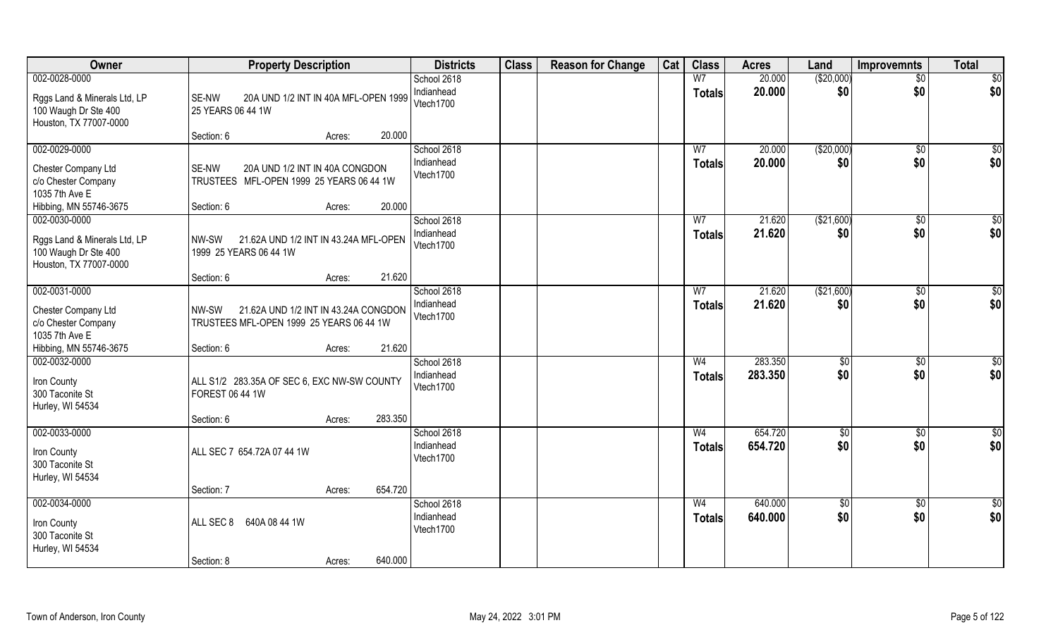| Owner | Property Description | Districts | Class | Reason for Change | Cat | Class | Acres | Land | Improvemnts | Total |
|---|---|---|---|---|---|---|---|---|---|---|
| 002-0028-0000<br>Rggs Land & Minerals Ltd, LP<br>100 Waugh Dr Ste 400<br>Houston, TX 77007-0000 | SE-NW 20A UND 1/2 INT IN 40A MFL-OPEN 1999 25 YEARS 06 44 1W<br>Section: 6 Acres: 20.000 | School 2618<br>Indianhead<br>Vtech1700 | | | | W7<br>**Totals** | 20.000<br>**20.000** | ($20,000)<br>**$0** | $0<br>**$0** | $0<br>**$0** |
| 002-0029-0000<br>Chester Company Ltd<br>c/o Chester Company<br>1035 7th Ave E<br>Hibbing, MN 55746-3675 | SE-NW 20A UND 1/2 INT IN 40A CONGDON TRUSTEES MFL-OPEN 1999 25 YEARS 06 44 1W<br>Section: 6 Acres: 20.000 | School 2618<br>Indianhead<br>Vtech1700 | | | | W7<br>**Totals** | 20.000<br>**20.000** | ($20,000)<br>**$0** | $0<br>**$0** | $0<br>**$0** |
| 002-0030-0000<br>Rggs Land & Minerals Ltd, LP<br>100 Waugh Dr Ste 400<br>Houston, TX 77007-0000 | NW-SW 21.62A UND 1/2 INT IN 43.24A MFL-OPEN 1999 25 YEARS 06 44 1W<br>Section: 6 Acres: 21.620 | School 2618<br>Indianhead<br>Vtech1700 | | | | W7<br>**Totals** | 21.620<br>**21.620** | ($21,600)<br>**$0** | $0<br>**$0** | $0<br>**$0** |
| 002-0031-0000<br>Chester Company Ltd<br>c/o Chester Company<br>1035 7th Ave E<br>Hibbing, MN 55746-3675 | NW-SW 21.62A UND 1/2 INT IN 43.24A CONGDON TRUSTEES MFL-OPEN 1999 25 YEARS 06 44 1W<br>Section: 6 Acres: 21.620 | School 2618<br>Indianhead<br>Vtech1700 | | | | W7<br>**Totals** | 21.620<br>**21.620** | ($21,600)<br>**$0** | $0<br>**$0** | $0<br>**$0** |
| 002-0032-0000<br>Iron County<br>300 Taconite St<br>Hurley, WI 54534 | ALL S1/2 283.35A OF SEC 6, EXC NW-SW COUNTY FOREST 06 44 1W<br>Section: 6 Acres: 283.350 | School 2618<br>Indianhead<br>Vtech1700 | | | | W4<br>**Totals** | 283.350<br>**283.350** | $0<br>**$0** | $0<br>**$0** | $0<br>**$0** |
| 002-0033-0000<br>Iron County<br>300 Taconite St<br>Hurley, WI 54534 | ALL SEC 7 654.72A 07 44 1W<br>Section: 7 Acres: 654.720 | School 2618<br>Indianhead<br>Vtech1700 | | | | W4<br>**Totals** | 654.720<br>**654.720** | $0<br>**$0** | $0<br>**$0** | $0<br>**$0** |
| 002-0034-0000<br>Iron County<br>300 Taconite St<br>Hurley, WI 54534 | ALL SEC 8 640A 08 44 1W<br>Section: 8 Acres: 640.000 | School 2618<br>Indianhead<br>Vtech1700 | | | | W4<br>**Totals** | 640.000<br>**640.000** | $0<br>**$0** | $0<br>**$0** | $0<br>**$0** |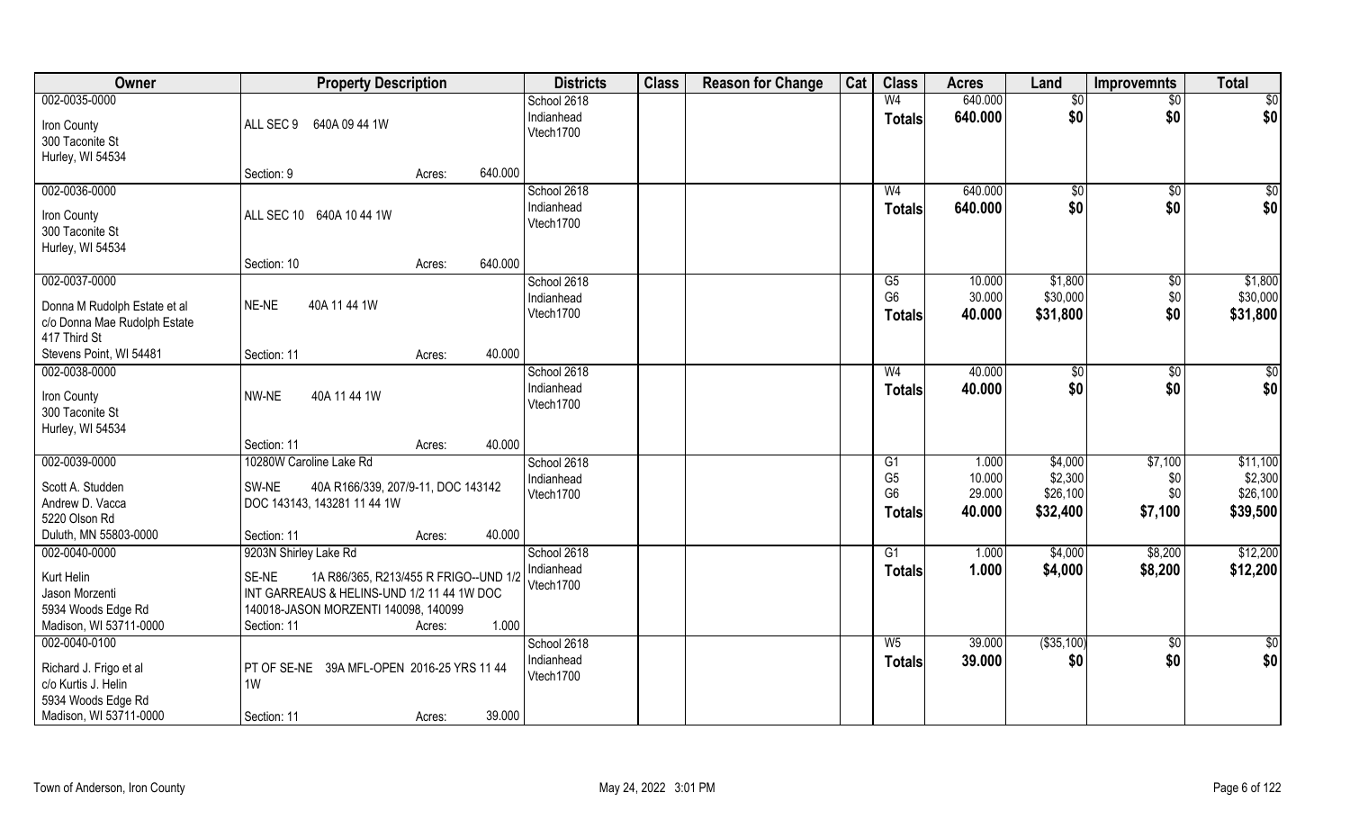| Owner | Property Description | Districts | Class | Reason for Change | Cat | Class | Acres | Land | Improvemnts | Total |
|---|---|---|---|---|---|---|---|---|---|---|
| 002-0035-0000<br>Iron County<br>300 Taconite St<br>Hurley, WI 54534 | ALL SEC 9 640A 09 44 1W<br>Section: 9 Acres: 640.000 | School 2618<br>Indianhead<br>Vtech1700 | | | | W4<br>**Totals** | 640.000<br>**640.000** | $0<br>**$0** | $0<br>**$0** | $0<br>**$0** |
| 002-0036-0000<br>Iron County<br>300 Taconite St<br>Hurley, WI 54534 | ALL SEC 10 640A 10 44 1W<br>Section: 10 Acres: 640.000 | School 2618<br>Indianhead<br>Vtech1700 | | | | W4<br>**Totals** | 640.000<br>**640.000** | $0<br>**$0** | $0<br>**$0** | $0<br>**$0** |
| 002-0037-0000<br>Donna M Rudolph Estate et al<br>c/o Donna Mae Rudolph Estate<br>417 Third St<br>Stevens Point, WI 54481 | NE-NE 40A 11 44 1W<br>Section: 11 Acres: 40.000 | School 2618<br>Indianhead<br>Vtech1700 | | | | G5<br>G6<br>**Totals** | 10.000<br>30.000<br>**40.000** | $1,800<br>$30,000<br>**$31,800** | $0<br>$0<br>**$0** | $1,800<br>$30,000<br>**$31,800** |
| 002-0038-0000<br>Iron County<br>300 Taconite St<br>Hurley, WI 54534 | NW-NE 40A 11 44 1W<br>Section: 11 Acres: 40.000 | School 2618<br>Indianhead<br>Vtech1700 | | | | W4<br>**Totals** | 40.000<br>**40.000** | $0<br>**$0** | $0<br>**$0** | $0<br>**$0** |
| 002-0039-0000<br>Scott A. Studden<br>Andrew D. Vacca<br>5220 Olson Rd<br>Duluth, MN 55803-0000 | 10280W Caroline Lake Rd<br>SW-NE 40A R166/339, 207/9-11, DOC 143142 DOC 143143, 143281 11 44 1W<br>Section: 11 Acres: 40.000 | School 2618<br>Indianhead<br>Vtech1700 | | | | G1<br>G5<br>G6<br>**Totals** | 1.000<br>10.000<br>29.000<br>**40.000** | $4,000<br>$2,300<br>$26,100<br>**$32,400** | $7,100<br>$0<br>$0<br>**$7,100** | $11,100<br>$2,300<br>$26,100<br>**$39,500** |
| 002-0040-0000<br>Kurt Helin<br>Jason Morzenti<br>5934 Woods Edge Rd<br>Madison, WI 53711-0000 | 9203N Shirley Lake Rd<br>SE-NE 1A R86/365, R213/455 R FRIGO--UND 1/2 INT GARREAUS & HELINS-UND 1/2 11 44 1W DOC 140018-JASON MORZENTI 140098, 140099<br>Section: 11 Acres: 1.000 | School 2618<br>Indianhead<br>Vtech1700 | | | | G1<br>**Totals** | 1.000<br>**1.000** | $4,000<br>**$4,000** | $8,200<br>**$8,200** | $12,200<br>**$12,200** |
| 002-0040-0100<br>Richard J. Frigo et al<br>c/o Kurtis J. Helin<br>5934 Woods Edge Rd<br>Madison, WI 53711-0000 | PT OF SE-NE 39A MFL-OPEN 2016-25 YRS 11 44 1W<br>Section: 11 Acres: 39.000 | School 2618<br>Indianhead<br>Vtech1700 | | | | W5<br>**Totals** | 39.000<br>**39.000** | ($35,100)<br>**$0** | $0<br>**$0** | $0<br>**$0** |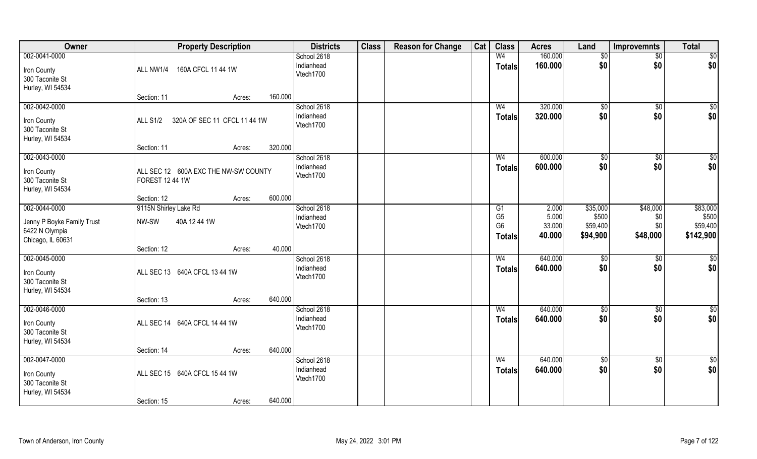| Owner | Property Description | | | Districts | Class | Reason for Change | Cat | Class | Acres | Land | Improvemnts | Total |
|---|---|---|---|---|---|---|---|---|---|---|---|---|
| 002-0041-0000<br>Iron County<br>300 Taconite St<br>Hurley, WI 54534 | ALL NW1/4 160A CFCL 11 44 1W | | | School 2618<br>Indianhead<br>Vtech1700 | | | | W4<br>**Totals** | 160.000<br>**160.000** | $0<br>**$0** | $0<br>**$0** | $0<br>**$0** |
| | Section: 11 | Acres: | 160.000 | | | | | | | | | |
| 002-0042-0000<br>Iron County<br>300 Taconite St<br>Hurley, WI 54534 | ALL S1/2 320A OF SEC 11 CFCL 11 44 1W | | | School 2618<br>Indianhead<br>Vtech1700 | | | | W4<br>**Totals** | 320.000<br>**320.000** | $0<br>**$0** | $0<br>**$0** | $0<br>**$0** |
| | Section: 11 | Acres: | 320.000 | | | | | | | | | |
| 002-0043-0000<br>Iron County<br>300 Taconite St<br>Hurley, WI 54534 | ALL SEC 12 600A EXC THE NW-SW COUNTY FOREST 12 44 1W | | | School 2618<br>Indianhead<br>Vtech1700 | | | | W4<br>**Totals** | 600.000<br>**600.000** | $0<br>**$0** | $0<br>**$0** | $0<br>**$0** |
| | Section: 12 | Acres: | 600.000 | | | | | | | | | |
| 002-0044-0000<br>Jenny P Boyke Family Trust<br>6422 N Olympia<br>Chicago, IL 60631 | 9115N Shirley Lake Rd<br>NW-SW 40A 12 44 1W | | | School 2618<br>Indianhead<br>Vtech1700 | | | | G1<br>G5<br>G6<br>**Totals** | 2.000<br>5.000<br>33.000<br>**40.000** | $35,000<br>$500<br>$59,400<br>**$94,900** | $48,000<br>$0<br>$0<br>**$48,000** | $83,000<br>$500<br>$59,400<br>**$142,900** |
| | Section: 12 | Acres: | 40.000 | | | | | | | | | |
| 002-0045-0000<br>Iron County<br>300 Taconite St<br>Hurley, WI 54534 | ALL SEC 13 640A CFCL 13 44 1W | | | School 2618<br>Indianhead<br>Vtech1700 | | | | W4<br>**Totals** | 640.000<br>**640.000** | $0<br>**$0** | $0<br>**$0** | $0<br>**$0** |
| | Section: 13 | Acres: | 640.000 | | | | | | | | | |
| 002-0046-0000<br>Iron County<br>300 Taconite St<br>Hurley, WI 54534 | ALL SEC 14 640A CFCL 14 44 1W | | | School 2618<br>Indianhead<br>Vtech1700 | | | | W4<br>**Totals** | 640.000<br>**640.000** | $0<br>**$0** | $0<br>**$0** | $0<br>**$0** |
| | Section: 14 | Acres: | 640.000 | | | | | | | | | |
| 002-0047-0000<br>Iron County<br>300 Taconite St<br>Hurley, WI 54534 | ALL SEC 15 640A CFCL 15 44 1W | | | School 2618<br>Indianhead<br>Vtech1700 | | | | W4<br>**Totals** | 640.000<br>**640.000** | $0<br>**$0** | $0<br>**$0** | $0<br>**$0** |
| | Section: 15 | Acres: | 640.000 | | | | | | | | | |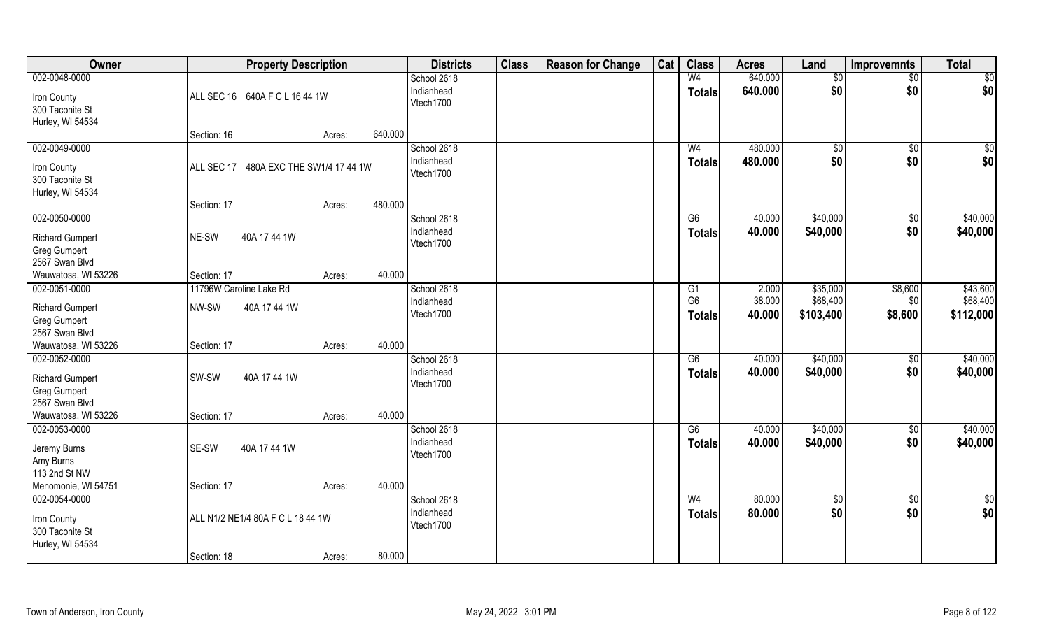| Owner | Property Description | | Districts | Class | Reason for Change | Cat | Class | Acres | Land | Improvemnts | Total |
|---|---|---|---|---|---|---|---|---|---|---|---|
| 002-0048-0000<br>Iron County<br>300 Taconite St<br>Hurley, WI 54534 | ALL SEC 16 640A F C L 16 44 1W<br>Section: 16 | Acres: 640.000 | School 2618<br>Indianhead<br>Vtech1700 | | | | W4<br>**Totals** | 640.000<br>**640.000** | $0<br>**$0** | $0<br>**$0** | $0<br>**$0** |
| 002-0049-0000<br>Iron County<br>300 Taconite St<br>Hurley, WI 54534 | ALL SEC 17 480A EXC THE SW1/4 17 44 1W<br>Section: 17 | Acres: 480.000 | School 2618<br>Indianhead<br>Vtech1700 | | | | W4<br>**Totals** | 480.000<br>**480.000** | $0<br>**$0** | $0<br>**$0** | $0<br>**$0** |
| 002-0050-0000<br>Richard Gumpert<br>Greg Gumpert<br>2567 Swan Blvd<br>Wauwatosa, WI 53226 | NE-SW 40A 17 44 1W<br>Section: 17 | Acres: 40.000 | School 2618<br>Indianhead<br>Vtech1700 | | | | G6<br>**Totals** | 40.000<br>**40.000** | $40,000<br>**$40,000** | $0<br>**$0** | $40,000<br>**$40,000** |
| 002-0051-0000<br>Richard Gumpert<br>Greg Gumpert<br>2567 Swan Blvd<br>Wauwatosa, WI 53226 | 11796W Caroline Lake Rd<br>NW-SW 40A 17 44 1W<br>Section: 17 | Acres: 40.000 | School 2618<br>Indianhead<br>Vtech1700 | | | | G1<br>G6<br>**Totals** | 2.000<br>38.000<br>**40.000** | $35,000<br>$68,400<br>**$103,400** | $8,600<br>$0<br>**$8,600** | $43,600<br>$68,400<br>**$112,000** |
| 002-0052-0000<br>Richard Gumpert<br>Greg Gumpert<br>2567 Swan Blvd<br>Wauwatosa, WI 53226 | SW-SW 40A 17 44 1W<br>Section: 17 | Acres: 40.000 | School 2618<br>Indianhead<br>Vtech1700 | | | | G6<br>**Totals** | 40.000<br>**40.000** | $40,000<br>**$40,000** | $0<br>**$0** | $40,000<br>**$40,000** |
| 002-0053-0000<br>Jeremy Burns<br>Amy Burns<br>113 2nd St NW<br>Menomonie, WI 54751 | SE-SW 40A 17 44 1W<br>Section: 17 | Acres: 40.000 | School 2618<br>Indianhead<br>Vtech1700 | | | | G6<br>**Totals** | 40.000<br>**40.000** | $40,000<br>**$40,000** | $0<br>**$0** | $40,000<br>**$40,000** |
| 002-0054-0000<br>Iron County<br>300 Taconite St<br>Hurley, WI 54534 | ALL N1/2 NE1/4 80A F C L 18 44 1W<br>Section: 18 | Acres: 80.000 | School 2618<br>Indianhead<br>Vtech1700 | | | | W4<br>**Totals** | 80.000<br>**80.000** | $0<br>**$0** | $0<br>**$0** | $0<br>**$0** |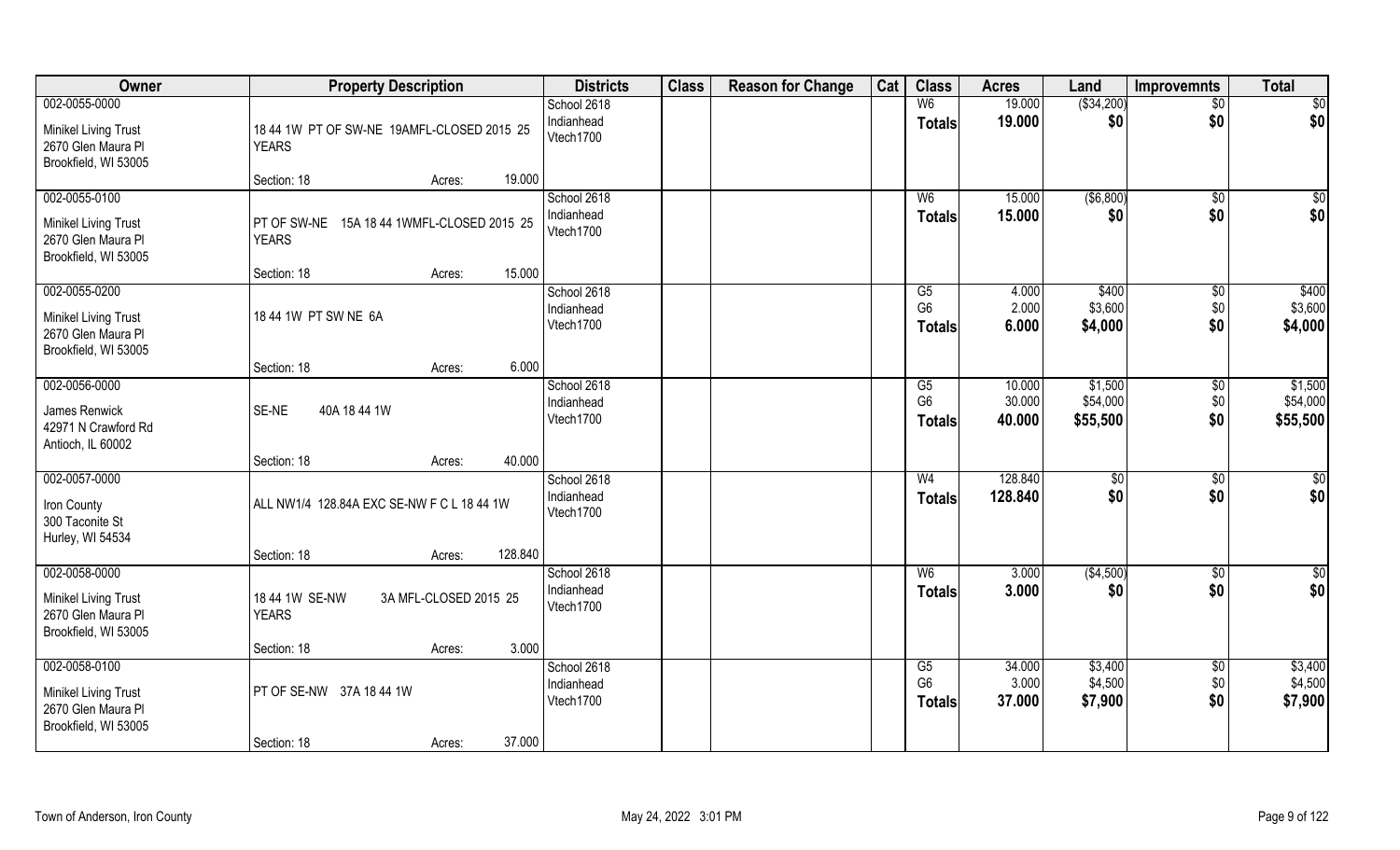| Owner | Property Description | | | Districts | Class | Reason for Change | Cat | Class | Acres | Land | Improvemnts | Total |
|---|---|---|---|---|---|---|---|---|---|---|---|---|
| 002-0055-0000<br>Minikel Living Trust<br>2670 Glen Maura Pl<br>Brookfield, WI 53005 | 18 44 1W PT OF SW-NE 19AMFL-CLOSED 2015 25 YEARS | | | School 2618<br>Indianhead<br>Vtech1700 | | | | W6<br>**Totals** | 19.000<br>**19.000** | ($34,200)<br>**$0** | $0<br>**$0** | $0<br>**$0** |
| | Section: 18 | Acres: | 19.000 | | | | | | | | | |
| 002-0055-0100<br>Minikel Living Trust<br>2670 Glen Maura Pl<br>Brookfield, WI 53005 | PT OF SW-NE 15A 18 44 1WMFL-CLOSED 2015 25 YEARS | | | School 2618<br>Indianhead<br>Vtech1700 | | | | W6<br>**Totals** | 15.000<br>**15.000** | ($6,800)<br>**$0** | $0<br>**$0** | $0<br>**$0** |
| | Section: 18 | Acres: | 15.000 | | | | | | | | | |
| 002-0055-0200<br>Minikel Living Trust<br>2670 Glen Maura Pl<br>Brookfield, WI 53005 | 18 44 1W PT SW NE 6A | | | School 2618<br>Indianhead<br>Vtech1700 | | | | G5<br>G6<br>**Totals** | 4.000<br>2.000<br>**6.000** | $400<br>$3,600<br>**$4,000** | $0<br>$0<br>**$0** | $400<br>$3,600<br>**$4,000** |
| | Section: 18 | Acres: | 6.000 | | | | | | | | | |
| 002-0056-0000<br>James Renwick<br>42971 N Crawford Rd<br>Antioch, IL 60002 | SE-NE 40A 18 44 1W | | | School 2618<br>Indianhead<br>Vtech1700 | | | | G5<br>G6<br>**Totals** | 10.000<br>30.000<br>**40.000** | $1,500<br>$54,000<br>**$55,500** | $0<br>$0<br>**$0** | $1,500<br>$54,000<br>**$55,500** |
| | Section: 18 | Acres: | 40.000 | | | | | | | | | |
| 002-0057-0000<br>Iron County<br>300 Taconite St<br>Hurley, WI 54534 | ALL NW1/4 128.84A EXC SE-NW F C L 18 44 1W | | | School 2618<br>Indianhead<br>Vtech1700 | | | | W4<br>**Totals** | 128.840<br>**128.840** | $0<br>**$0** | $0<br>**$0** | $0<br>**$0** |
| | Section: 18 | Acres: | 128.840 | | | | | | | | | |
| 002-0058-0000<br>Minikel Living Trust<br>2670 Glen Maura Pl<br>Brookfield, WI 53005 | 18 44 1W SE-NW 3A MFL-CLOSED 2015 25 YEARS | | | School 2618<br>Indianhead<br>Vtech1700 | | | | W6<br>**Totals** | 3.000<br>**3.000** | ($4,500)<br>**$0** | $0<br>**$0** | $0<br>**$0** |
| | Section: 18 | Acres: | 3.000 | | | | | | | | | |
| 002-0058-0100<br>Minikel Living Trust<br>2670 Glen Maura Pl<br>Brookfield, WI 53005 | PT OF SE-NW 37A 18 44 1W | | | School 2618<br>Indianhead<br>Vtech1700 | | | | G5<br>G6<br>**Totals** | 34.000<br>3.000<br>**37.000** | $3,400<br>$4,500<br>**$7,900** | $0<br>$0<br>**$0** | $3,400<br>$4,500<br>**$7,900** |
| | Section: 18 | Acres: | 37.000 | | | | | | | | | |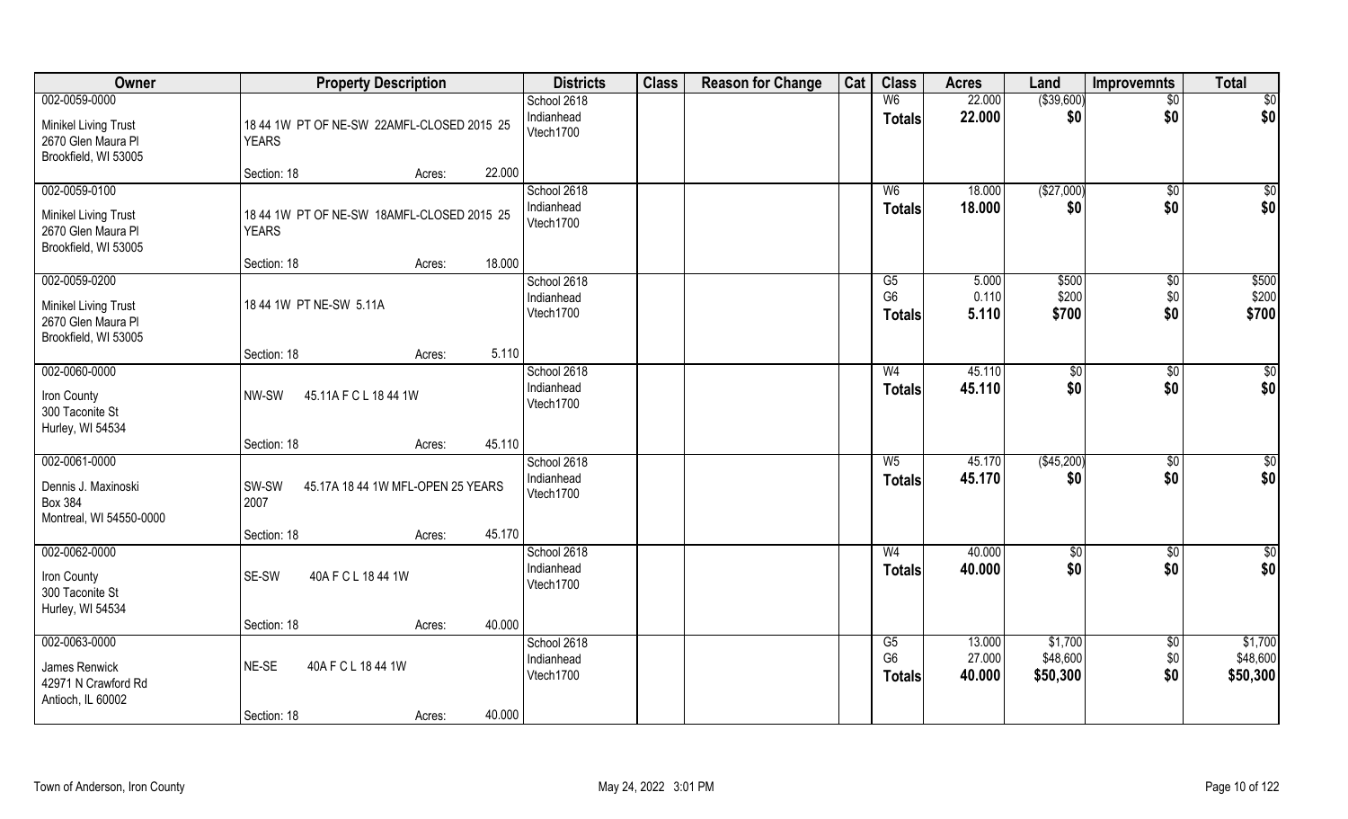| Owner | Property Description | | | Districts | Class | Reason for Change | Cat | Class | Acres | Land | Improvemnts | Total |
|---|---|---|---|---|---|---|---|---|---|---|---|---|
| 002-0059-0000<br>Minikel Living Trust<br>2670 Glen Maura Pl<br>Brookfield, WI 53005 | 18 44 1W PT OF NE-SW 22AMFL-CLOSED 2015 25 YEARS | | | School 2618<br>Indianhead<br>Vtech1700 | | | | W6 | 22.000 | ($39,600) | $0 | $0 |
| | | | | | | | | **Totals** | **22.000** | **$0** | **$0** | **$0** |
| | Section: 18 | Acres: | 22.000 | | | | | | | | | |
| 002-0059-0100<br>Minikel Living Trust<br>2670 Glen Maura Pl<br>Brookfield, WI 53005 | 18 44 1W PT OF NE-SW 18AMFL-CLOSED 2015 25 YEARS | | | School 2618<br>Indianhead<br>Vtech1700 | | | | W6 | 18.000 | ($27,000) | $0 | $0 |
| | | | | | | | | **Totals** | **18.000** | **$0** | **$0** | **$0** |
| | Section: 18 | Acres: | 18.000 | | | | | | | | | |
| 002-0059-0200<br>Minikel Living Trust<br>2670 Glen Maura Pl<br>Brookfield, WI 53005 | 18 44 1W PT NE-SW 5.11A | | | School 2618<br>Indianhead<br>Vtech1700 | | | | G5 | 5.000 | $500 | $0 | $500 |
| | | | | | | | | G6 | 0.110 | $200 | $0 | $200 |
| | | | | | | | | **Totals** | **5.110** | **$700** | **$0** | **$700** |
| | Section: 18 | Acres: | 5.110 | | | | | | | | | |
| 002-0060-0000<br>Iron County<br>300 Taconite St<br>Hurley, WI 54534 | NW-SW 45.11A F C L 18 44 1W | | | School 2618<br>Indianhead<br>Vtech1700 | | | | W4 | 45.110 | $0 | $0 | $0 |
| | | | | | | | | **Totals** | **45.110** | **$0** | **$0** | **$0** |
| | Section: 18 | Acres: | 45.110 | | | | | | | | | |
| 002-0061-0000<br>Dennis J. Maxinoski<br>Box 384<br>Montreal, WI 54550-0000 | SW-SW 45.17A 18 44 1W MFL-OPEN 25 YEARS 2007 | | | School 2618<br>Indianhead<br>Vtech1700 | | | | W5 | 45.170 | ($45,200) | $0 | $0 |
| | | | | | | | | **Totals** | **45.170** | **$0** | **$0** | **$0** |
| | Section: 18 | Acres: | 45.170 | | | | | | | | | |
| 002-0062-0000<br>Iron County<br>300 Taconite St<br>Hurley, WI 54534 | SE-SW 40A F C L 18 44 1W | | | School 2618<br>Indianhead<br>Vtech1700 | | | | W4 | 40.000 | $0 | $0 | $0 |
| | | | | | | | | **Totals** | **40.000** | **$0** | **$0** | **$0** |
| | Section: 18 | Acres: | 40.000 | | | | | | | | | |
| 002-0063-0000<br>James Renwick<br>42971 N Crawford Rd<br>Antioch, IL 60002 | NE-SE 40A F C L 18 44 1W | | | School 2618<br>Indianhead<br>Vtech1700 | | | | G5 | 13.000 | $1,700 | $0 | $1,700 |
| | | | | | | | | G6 | 27.000 | $48,600 | $0 | $48,600 |
| | | | | | | | | **Totals** | **40.000** | **$50,300** | **$0** | **$50,300** |
| | Section: 18 | Acres: | 40.000 | | | | | | | | | |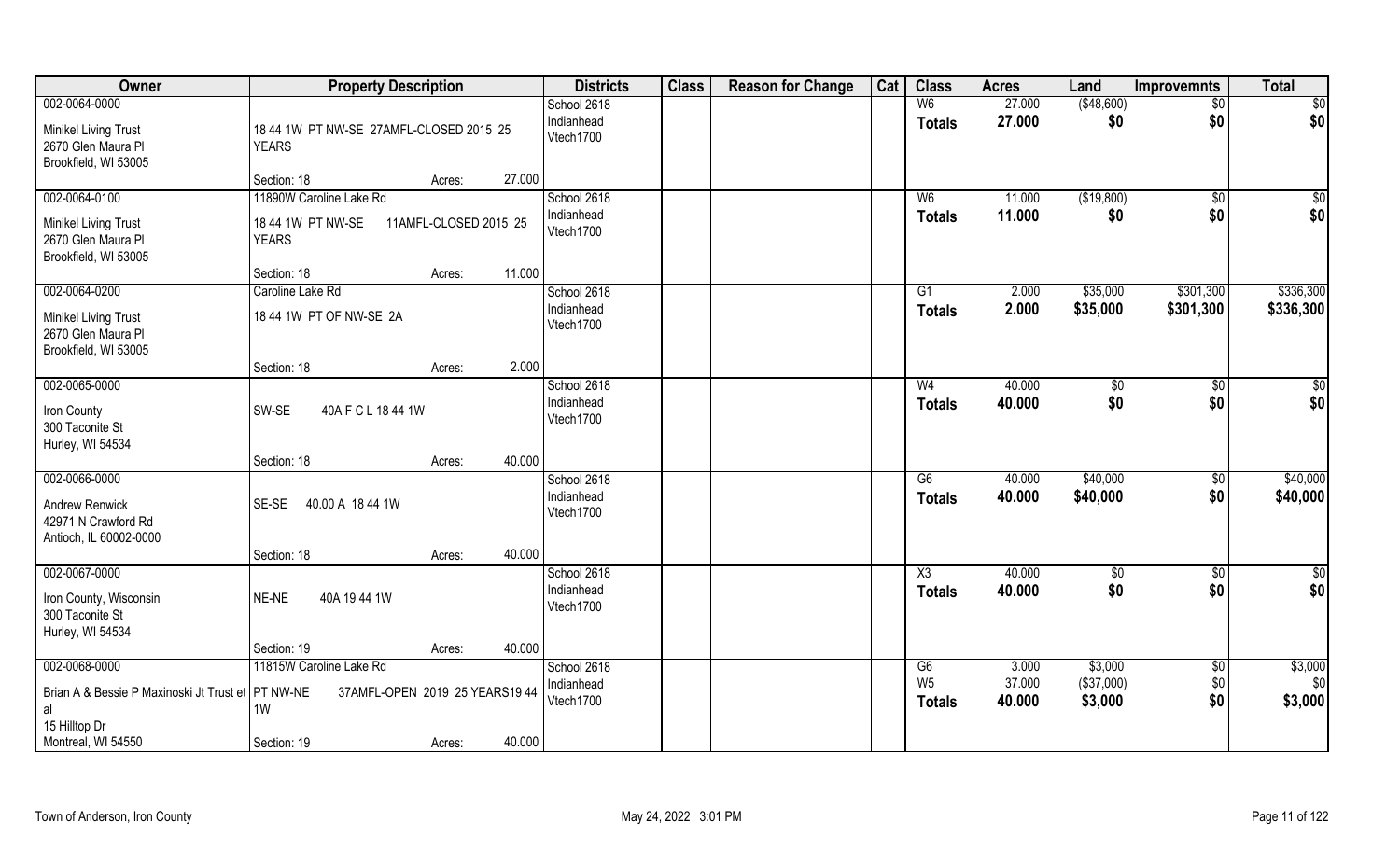| Owner | Property Description | Districts | Class | Reason for Change | Cat | Class | Acres | Land | Improvemnts | Total |
|---|---|---|---|---|---|---|---|---|---|---|
| 002-0064-0000<br>Minikel Living Trust<br>2670 Glen Maura Pl<br>Brookfield, WI 53005 | 18 44 1W PT NW-SE 27AMFL-CLOSED 2015 25 YEARS<br>Section: 18 Acres: 27.000 | School 2618<br>Indianhead<br>Vtech1700 | | | | W6<br>**Totals** | 27.000<br>**27.000** | ($48,600)<br>**$0** | $0<br>**$0** | $0<br>**$0** |
| 002-0064-0100<br>Minikel Living Trust<br>2670 Glen Maura Pl<br>Brookfield, WI 53005 | 11890W Caroline Lake Rd<br>18 44 1W PT NW-SE 11AMFL-CLOSED 2015 25 YEARS<br>Section: 18 Acres: 11.000 | School 2618<br>Indianhead<br>Vtech1700 | | | | W6<br>**Totals** | 11.000<br>**11.000** | ($19,800)<br>**$0** | $0<br>**$0** | $0<br>**$0** |
| 002-0064-0200<br>Minikel Living Trust<br>2670 Glen Maura Pl<br>Brookfield, WI 53005 | Caroline Lake Rd<br>18 44 1W PT OF NW-SE 2A<br>Section: 18 Acres: 2.000 | School 2618<br>Indianhead<br>Vtech1700 | | | | G1<br>**Totals** | 2.000<br>**2.000** | $35,000<br>**$35,000** | $301,300<br>**$301,300** | $336,300<br>**$336,300** |
| 002-0065-0000<br>Iron County<br>300 Taconite St<br>Hurley, WI 54534 | SW-SE 40A F C L 18 44 1W<br>Section: 18 Acres: 40.000 | School 2618<br>Indianhead<br>Vtech1700 | | | | W4<br>**Totals** | 40.000<br>**40.000** | $0<br>**$0** | $0<br>**$0** | $0<br>**$0** |
| 002-0066-0000<br>Andrew Renwick<br>42971 N Crawford Rd<br>Antioch, IL 60002-0000 | SE-SE 40.00 A 18 44 1W<br>Section: 18 Acres: 40.000 | School 2618<br>Indianhead<br>Vtech1700 | | | | G6<br>**Totals** | 40.000<br>**40.000** | $40,000<br>**$40,000** | $0<br>**$0** | $40,000<br>**$40,000** |
| 002-0067-0000<br>Iron County, Wisconsin<br>300 Taconite St<br>Hurley, WI 54534 | NE-NE 40A 19 44 1W<br>Section: 19 Acres: 40.000 | School 2618<br>Indianhead<br>Vtech1700 | | | | X3<br>**Totals** | 40.000<br>**40.000** | $0<br>**$0** | $0<br>**$0** | $0<br>**$0** |
| 002-0068-0000<br>Brian A & Bessie P Maxinoski Jt Trust et al<br>15 Hilltop Dr<br>Montreal, WI 54550 | 11815W Caroline Lake Rd<br>PT NW-NE 37AMFL-OPEN 2019 25 YEARS19 44 1W<br>Section: 19 Acres: 40.000 | School 2618<br>Indianhead<br>Vtech1700 | | | | G6<br>W5<br>**Totals** | 3.000<br>37.000<br>**40.000** | $3,000<br>($37,000)<br>**$3,000** | $0<br>$0<br>**$0** | $3,000<br>$0<br>**$3,000** |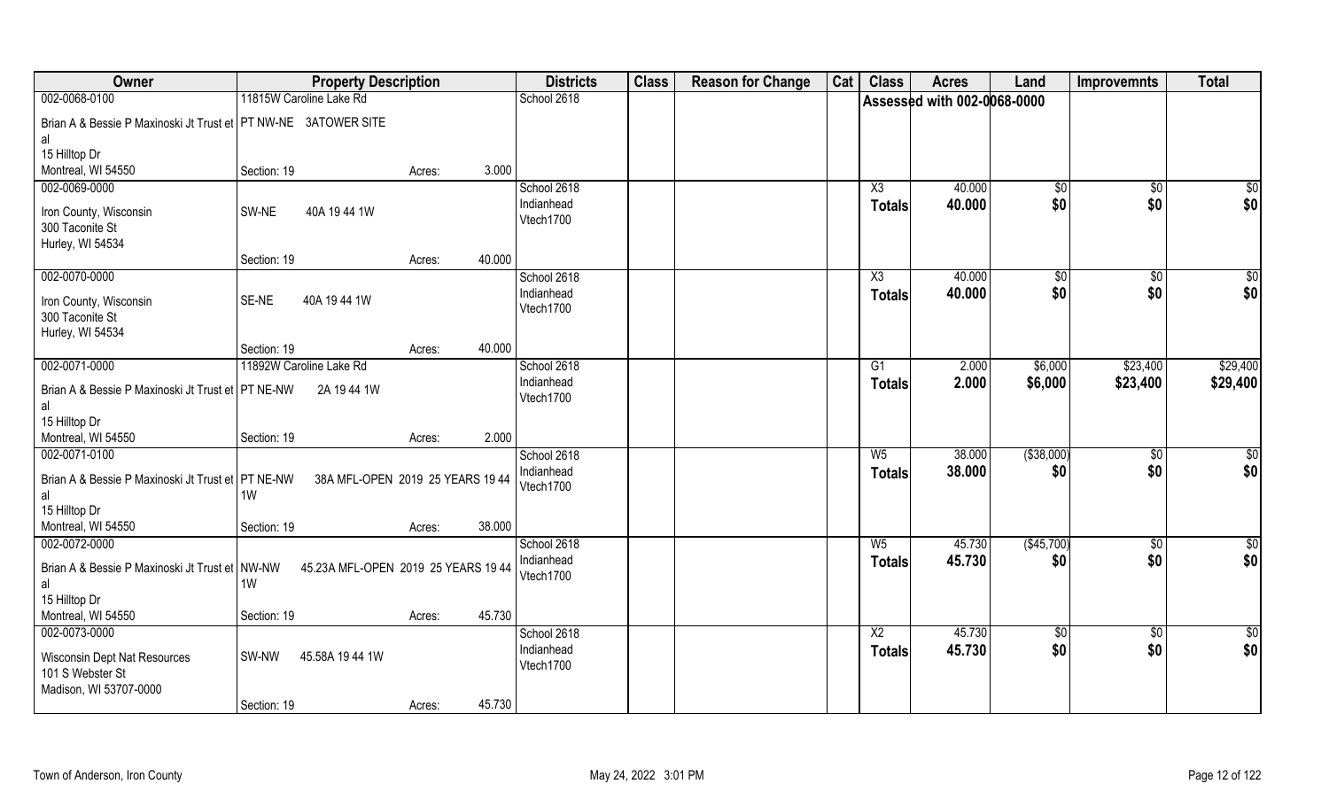| Owner | Property Description | | | Districts | Class | Reason for Change | Cat | Class | Acres | Land | Improvemnts | Total |
|---|---|---|---|---|---|---|---|---|---|---|---|---|
| 002-0068-0100 | 11815W Caroline Lake Rd | | | School 2618 | | | | Assessed with 002-0068-0000 | | | | |
| Brian A & Bessie P Maxinoski Jt Trust et al<br>15 Hilltop Dr<br>Montreal, WI 54550 | PT NW-NE 3ATOWER SITE | | | | | | | | | | | |
| | Section: 19 | Acres: | 3.000 | | | | | | | | | |
| 002-0069-0000 | | | | School 2618<br>Indianhead<br>Vtech1700 | | | | X3 | 40.000 | $0 | $0 | $0 |
| Iron County, Wisconsin<br>300 Taconite St<br>Hurley, WI 54534 | SW-NE 40A 19 44 1W | | | | | | | Totals | 40.000 | $0 | $0 | $0 |
| | Section: 19 | Acres: | 40.000 | | | | | | | | | |
| 002-0070-0000 | | | | School 2618<br>Indianhead<br>Vtech1700 | | | | X3 | 40.000 | $0 | $0 | $0 |
| Iron County, Wisconsin<br>300 Taconite St<br>Hurley, WI 54534 | SE-NE 40A 19 44 1W | | | | | | | Totals | 40.000 | $0 | $0 | $0 |
| | Section: 19 | Acres: | 40.000 | | | | | | | | | |
| 002-0071-0000 | 11892W Caroline Lake Rd | | | School 2618<br>Indianhead<br>Vtech1700 | | | | G1 | 2.000 | $6,000 | $23,400 | $29,400 |
| Brian A & Bessie P Maxinoski Jt Trust et al<br>15 Hilltop Dr<br>Montreal, WI 54550 | PT NE-NW 2A 19 44 1W | | | | | | | Totals | 2.000 | $6,000 | $23,400 | $29,400 |
| | Section: 19 | Acres: | 2.000 | | | | | | | | | |
| 002-0071-0100 | | | | School 2618<br>Indianhead<br>Vtech1700 | | | | W5 | 38.000 | ($38,000) | $0 | $0 |
| Brian A & Bessie P Maxinoski Jt Trust et al<br>15 Hilltop Dr<br>Montreal, WI 54550 | PT NE-NW 38A MFL-OPEN 2019 25 YEARS 19 44 1W | | | | | | | Totals | 38.000 | $0 | $0 | $0 |
| | Section: 19 | Acres: | 38.000 | | | | | | | | | |
| 002-0072-0000 | | | | School 2618<br>Indianhead<br>Vtech1700 | | | | W5 | 45.730 | ($45,700) | $0 | $0 |
| Brian A & Bessie P Maxinoski Jt Trust et al<br>15 Hilltop Dr<br>Montreal, WI 54550 | NW-NW 45.23A MFL-OPEN 2019 25 YEARS 19 44 1W | | | | | | | Totals | 45.730 | $0 | $0 | $0 |
| | Section: 19 | Acres: | 45.730 | | | | | | | | | |
| 002-0073-0000 | | | | School 2618<br>Indianhead<br>Vtech1700 | | | | X2 | 45.730 | $0 | $0 | $0 |
| Wisconsin Dept Nat Resources<br>101 S Webster St<br>Madison, WI 53707-0000 | SW-NW 45.58A 19 44 1W | | | | | | | Totals | 45.730 | $0 | $0 | $0 |
| | Section: 19 | Acres: | 45.730 | | | | | | | | | |

Town of Anderson, Iron County　　May 24, 2022 3:01 PM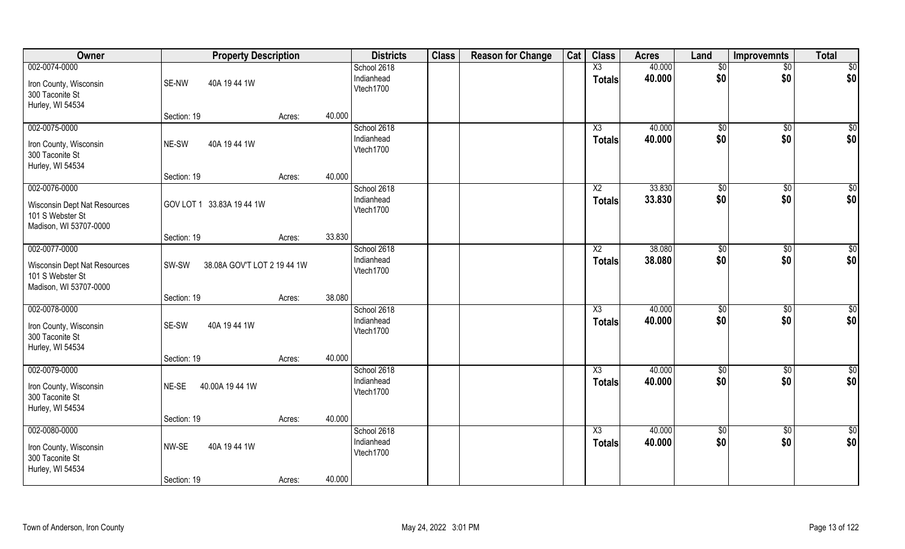| Owner | Property Description | | | | Districts | Class | Reason for Change | Cat | Class | Acres | Land | Improvemnts | Total |
|---|---|---|---|---|---|---|---|---|---|---|---|---|---|
| 002-0074-0000 | | | | | School 2618 | | | | X3 | 40.000 | $0 | $0 | $0 |
| Iron County, Wisconsin | SE-NW | 40A 19 44 1W | | | Indianhead | | | | **Totals** | **40.000** | **$0** | **$0** | **$0** |
| 300 Taconite St | | | | | Vtech1700 | | | | | | | | |
| Hurley, WI 54534 | | | | | | | | | | | | | |
| | Section: 19 | | Acres: | 40.000 | | | | | | | | | |
| 002-0075-0000 | | | | | School 2618 | | | | X3 | 40.000 | $0 | $0 | $0 |
| Iron County, Wisconsin | NE-SW | 40A 19 44 1W | | | Indianhead | | | | **Totals** | **40.000** | **$0** | **$0** | **$0** |
| 300 Taconite St | | | | | Vtech1700 | | | | | | | | |
| Hurley, WI 54534 | | | | | | | | | | | | | |
| | Section: 19 | | Acres: | 40.000 | | | | | | | | | |
| 002-0076-0000 | | | | | School 2618 | | | | X2 | 33.830 | $0 | $0 | $0 |
| Wisconsin Dept Nat Resources | GOV LOT 1 33.83A 19 44 1W | | | | Indianhead | | | | **Totals** | **33.830** | **$0** | **$0** | **$0** |
| 101 S Webster St | | | | | Vtech1700 | | | | | | | | |
| Madison, WI 53707-0000 | | | | | | | | | | | | | |
| | Section: 19 | | Acres: | 33.830 | | | | | | | | | |
| 002-0077-0000 | | | | | School 2618 | | | | X2 | 38.080 | $0 | $0 | $0 |
| Wisconsin Dept Nat Resources | SW-SW | 38.08A GOV'T LOT 2 19 44 1W | | | Indianhead | | | | **Totals** | **38.080** | **$0** | **$0** | **$0** |
| 101 S Webster St | | | | | Vtech1700 | | | | | | | | |
| Madison, WI 53707-0000 | | | | | | | | | | | | | |
| | Section: 19 | | Acres: | 38.080 | | | | | | | | | |
| 002-0078-0000 | | | | | School 2618 | | | | X3 | 40.000 | $0 | $0 | $0 |
| Iron County, Wisconsin | SE-SW | 40A 19 44 1W | | | Indianhead | | | | **Totals** | **40.000** | **$0** | **$0** | **$0** |
| 300 Taconite St | | | | | Vtech1700 | | | | | | | | |
| Hurley, WI 54534 | | | | | | | | | | | | | |
| | Section: 19 | | Acres: | 40.000 | | | | | | | | | |
| 002-0079-0000 | | | | | School 2618 | | | | X3 | 40.000 | $0 | $0 | $0 |
| Iron County, Wisconsin | NE-SE | 40.00A 19 44 1W | | | Indianhead | | | | **Totals** | **40.000** | **$0** | **$0** | **$0** |
| 300 Taconite St | | | | | Vtech1700 | | | | | | | | |
| Hurley, WI 54534 | | | | | | | | | | | | | |
| | Section: 19 | | Acres: | 40.000 | | | | | | | | | |
| 002-0080-0000 | | | | | School 2618 | | | | X3 | 40.000 | $0 | $0 | $0 |
| Iron County, Wisconsin | NW-SE | 40A 19 44 1W | | | Indianhead | | | | **Totals** | **40.000** | **$0** | **$0** | **$0** |
| 300 Taconite St | | | | | Vtech1700 | | | | | | | | |
| Hurley, WI 54534 | | | | | | | | | | | | | |
| | Section: 19 | | Acres: | 40.000 | | | | | | | | | |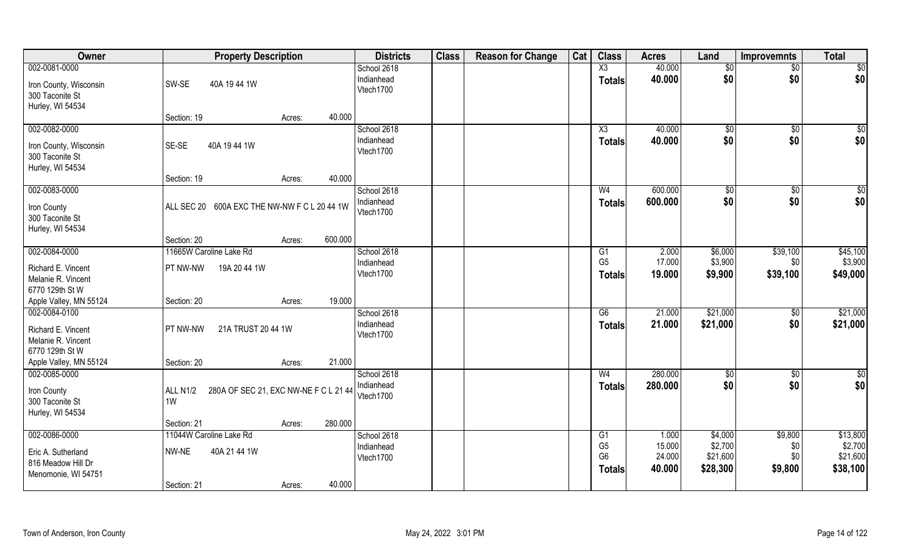| Owner | Property Description | | | Districts | Class | Reason for Change | Cat | Class | Acres | Land | Improvemnts | Total |
|---|---|---|---|---|---|---|---|---|---|---|---|---|
| 002-0081-0000 | | | | School 2618 | | | | X3 | 40.000 | $0 | $0 | $0 |
| Iron County, Wisconsin | SW-SE 40A 19 44 1W | | | Indianhead | | | | Totals | 40.000 | $0 | $0 | $0 |
| 300 Taconite St | | | | Vtech1700 | | | | | | | | |
| Hurley, WI 54534 | | | | | | | | | | | | |
| | Section: 19 | Acres: | 40.000 | | | | | | | | | |
| 002-0082-0000 | | | | School 2618 | | | | X3 | 40.000 | $0 | $0 | $0 |
| Iron County, Wisconsin | SE-SE 40A 19 44 1W | | | Indianhead | | | | Totals | 40.000 | $0 | $0 | $0 |
| 300 Taconite St | | | | Vtech1700 | | | | | | | | |
| Hurley, WI 54534 | | | | | | | | | | | | |
| | Section: 19 | Acres: | 40.000 | | | | | | | | | |
| 002-0083-0000 | | | | School 2618 | | | | W4 | 600.000 | $0 | $0 | $0 |
| Iron County | ALL SEC 20 600A EXC THE NW-NW F C L 20 44 1W | | | Indianhead | | | | Totals | 600.000 | $0 | $0 | $0 |
| 300 Taconite St | | | | Vtech1700 | | | | | | | | |
| Hurley, WI 54534 | | | | | | | | | | | | |
| | Section: 20 | Acres: | 600.000 | | | | | | | | | |
| 002-0084-0000 | 11665W Caroline Lake Rd | | | School 2618 | | | | G1 | 2.000 | $6,000 | $39,100 | $45,100 |
| Richard E. Vincent | PT NW-NW 19A 20 44 1W | | | Indianhead | | | | G5 | 17.000 | $3,900 | $0 | $3,900 |
| Melanie R. Vincent | | | | Vtech1700 | | | | Totals | 19.000 | $9,900 | $39,100 | $49,000 |
| 6770 129th St W | | | | | | | | | | | | |
| Apple Valley, MN 55124 | Section: 20 | Acres: | 19.000 | | | | | | | | | |
| 002-0084-0100 | | | | School 2618 | | | | G6 | 21.000 | $21,000 | $0 | $21,000 |
| Richard E. Vincent | PT NW-NW 21A TRUST 20 44 1W | | | Indianhead | | | | Totals | 21.000 | $21,000 | $0 | $21,000 |
| Melanie R. Vincent | | | | Vtech1700 | | | | | | | | |
| 6770 129th St W | | | | | | | | | | | | |
| Apple Valley, MN 55124 | Section: 20 | Acres: | 21.000 | | | | | | | | | |
| 002-0085-0000 | | | | School 2618 | | | | W4 | 280.000 | $0 | $0 | $0 |
| Iron County | ALL N1/2 280A OF SEC 21, EXC NW-NE F C L 21 44 1W | | | Indianhead | | | | Totals | 280.000 | $0 | $0 | $0 |
| 300 Taconite St | | | | Vtech1700 | | | | | | | | |
| Hurley, WI 54534 | | | | | | | | | | | | |
| | Section: 21 | Acres: | 280.000 | | | | | | | | | |
| 002-0086-0000 | 11044W Caroline Lake Rd | | | School 2618 | | | | G1 | 1.000 | $4,000 | $9,800 | $13,800 |
| Eric A. Sutherland | NW-NE 40A 21 44 1W | | | Indianhead | | | | G5 | 15.000 | $2,700 | $0 | $2,700 |
| 816 Meadow Hill Dr | | | | Vtech1700 | | | | G6 | 24.000 | $21,600 | $0 | $21,600 |
| Menomonie, WI 54751 | | | | | | | | Totals | 40.000 | $28,300 | $9,800 | $38,100 |
| | Section: 21 | Acres: | 40.000 | | | | | | | | | |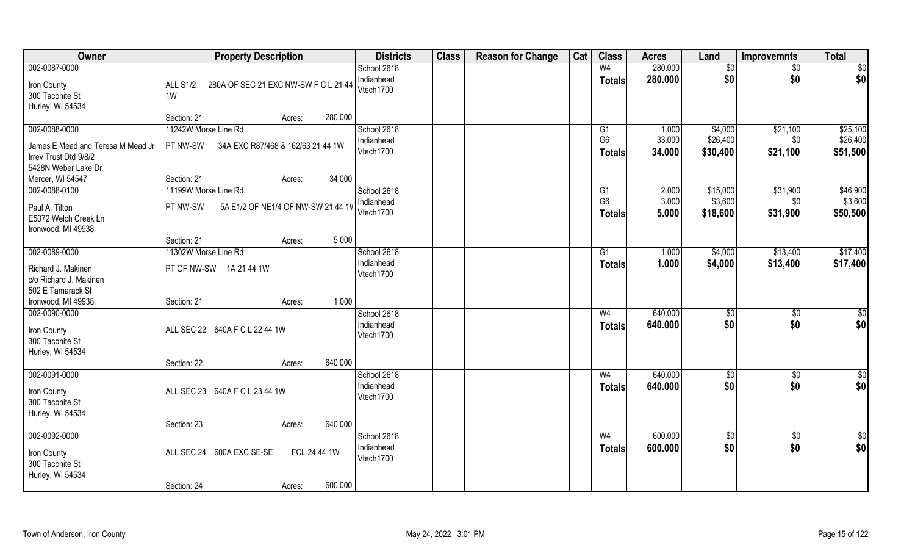| Owner | Property Description | Districts | Class | Reason for Change | Cat | Class | Acres | Land | Improvemnts | Total |
|---|---|---|---|---|---|---|---|---|---|---|
| 002-0087-0000<br>Iron County<br>300 Taconite St<br>Hurley, WI 54534 | ALL S1/2 280A OF SEC 21 EXC NW-SW F C L 21 44 1W<br>Section: 21 Acres: 280.000 | School 2618<br>Indianhead<br>Vtech1700 | | | | W4<br>**Totals** | 280.000<br>**280.000** | $0<br>**$0** | $0<br>**$0** | $0<br>**$0** |
| 002-0088-0000<br>James E Mead and Teresa M Mead Jr Irrev Trust Dtd 9/8/2<br>5428N Weber Lake Dr<br>Mercer, WI 54547 | 11242W Morse Line Rd<br>PT NW-SW 34A EXC R87/468 & 162/63 21 44 1W<br>Section: 21 Acres: 34.000 | School 2618<br>Indianhead<br>Vtech1700 | | | | G1<br>G6<br>**Totals** | 1.000<br>33.000<br>**34.000** | $4,000<br>$26,400<br>**$30,400** | $21,100<br>$0<br>**$21,100** | $25,100<br>$26,400<br>**$51,500** |
| 002-0088-0100<br>Paul A. Tilton<br>E5072 Welch Creek Ln<br>Ironwood, MI 49938 | 11199W Morse Line Rd<br>PT NW-SW 5A E1/2 OF NE1/4 OF NW-SW 21 44 1W<br>Section: 21 Acres: 5.000 | School 2618<br>Indianhead<br>Vtech1700 | | | | G1<br>G6<br>**Totals** | 2.000<br>3.000<br>**5.000** | $15,000<br>$3,600<br>**$18,600** | $31,900<br>$0<br>**$31,900** | $46,900<br>$3,600<br>**$50,500** |
| 002-0089-0000<br>Richard J. Makinen<br>c/o Richard J. Makinen<br>502 E Tamarack St<br>Ironwood, MI 49938 | 11302W Morse Line Rd<br>PT OF NW-SW 1A 21 44 1W<br>Section: 21 Acres: 1.000 | School 2618<br>Indianhead<br>Vtech1700 | | | | G1<br>**Totals** | 1.000<br>**1.000** | $4,000<br>**$4,000** | $13,400<br>**$13,400** | $17,400<br>**$17,400** |
| 002-0090-0000<br>Iron County<br>300 Taconite St<br>Hurley, WI 54534 | ALL SEC 22 640A F C L 22 44 1W<br>Section: 22 Acres: 640.000 | School 2618<br>Indianhead<br>Vtech1700 | | | | W4<br>**Totals** | 640.000<br>**640.000** | $0<br>**$0** | $0<br>**$0** | $0<br>**$0** |
| 002-0091-0000<br>Iron County<br>300 Taconite St<br>Hurley, WI 54534 | ALL SEC 23 640A F C L 23 44 1W<br>Section: 23 Acres: 640.000 | School 2618<br>Indianhead<br>Vtech1700 | | | | W4<br>**Totals** | 640.000<br>**640.000** | $0<br>**$0** | $0<br>**$0** | $0<br>**$0** |
| 002-0092-0000<br>Iron County<br>300 Taconite St<br>Hurley, WI 54534 | ALL SEC 24 600A EXC SE-SE FCL 24 44 1W<br>Section: 24 Acres: 600.000 | School 2618<br>Indianhead<br>Vtech1700 | | | | W4<br>**Totals** | 600.000<br>**600.000** | $0<br>**$0** | $0<br>**$0** | $0<br>**$0** |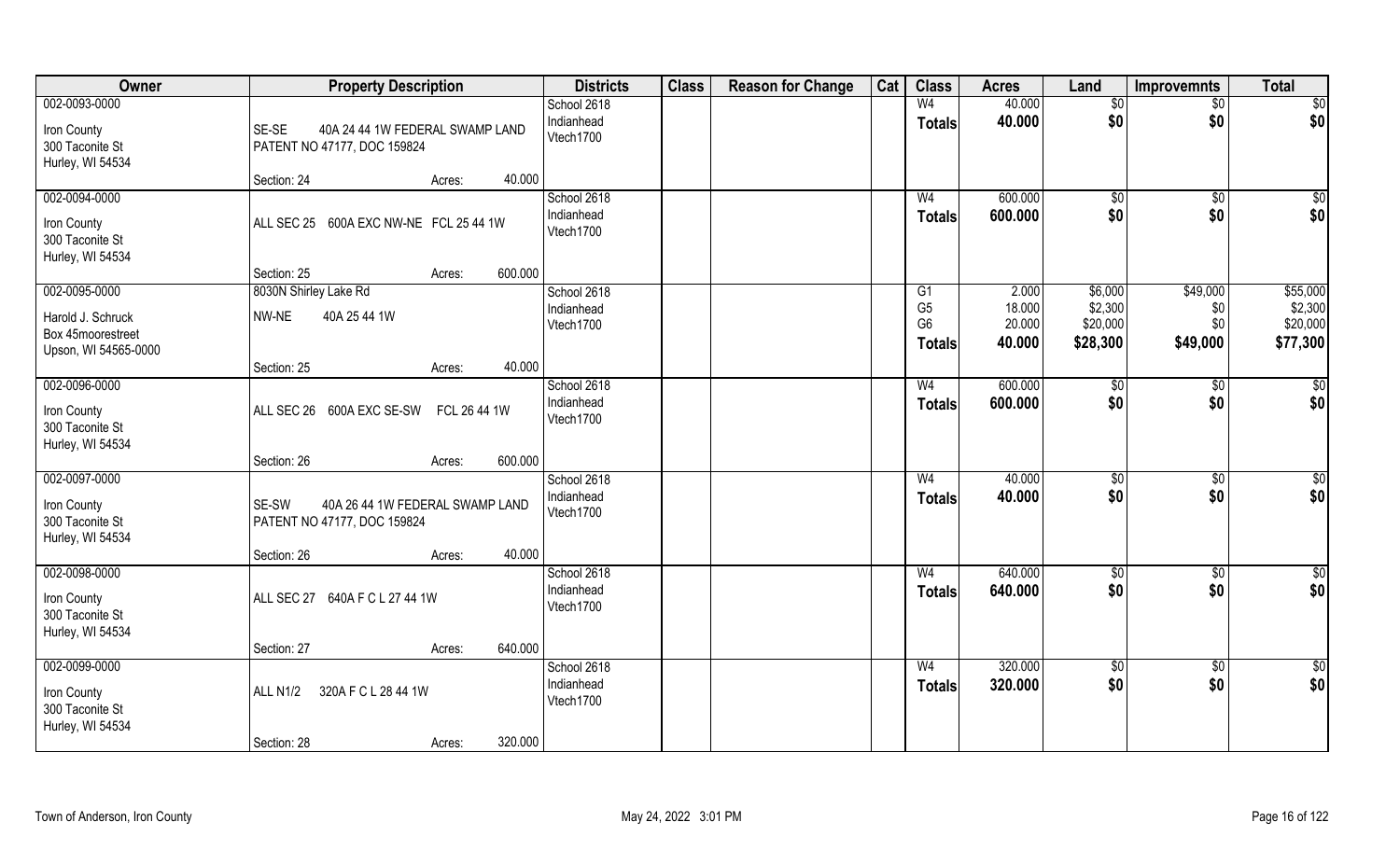| Owner | Property Description | Districts | Class | Reason for Change | Cat | Class | Acres | Land | Improvemnts | Total |
|---|---|---|---|---|---|---|---|---|---|---|
| 002-0093-0000<br>Iron County<br>300 Taconite St<br>Hurley, WI 54534 | SE-SE 40A 24 44 1W FEDERAL SWAMP LAND PATENT NO 47177, DOC 159824<br>Section: 24 Acres: 40.000 | School 2618<br>Indianhead<br>Vtech1700 | | | | W4<br>**Totals** | 40.000<br>**40.000** | $0<br>**$0** | $0<br>**$0** | $0<br>**$0** |
| 002-0094-0000<br>Iron County<br>300 Taconite St<br>Hurley, WI 54534 | ALL SEC 25 600A EXC NW-NE FCL 25 44 1W<br>Section: 25 Acres: 600.000 | School 2618<br>Indianhead<br>Vtech1700 | | | | W4<br>**Totals** | 600.000<br>**600.000** | $0<br>**$0** | $0<br>**$0** | $0<br>**$0** |
| 002-0095-0000<br>Harold J. Schruck<br>Box 45moorestreet<br>Upson, WI 54565-0000 | 8030N Shirley Lake Rd<br>NW-NE 40A 25 44 1W<br>Section: 25 Acres: 40.000 | School 2618<br>Indianhead<br>Vtech1700 | | | | G1<br>G5<br>G6<br>**Totals** | 2.000<br>18.000<br>20.000<br>**40.000** | $6,000<br>$2,300<br>$20,000<br>**$28,300** | $49,000<br>$0<br>$0<br>**$49,000** | $55,000<br>$2,300<br>$20,000<br>**$77,300** |
| 002-0096-0000<br>Iron County<br>300 Taconite St<br>Hurley, WI 54534 | ALL SEC 26 600A EXC SE-SW FCL 26 44 1W<br>Section: 26 Acres: 600.000 | School 2618<br>Indianhead<br>Vtech1700 | | | | W4<br>**Totals** | 600.000<br>**600.000** | $0<br>**$0** | $0<br>**$0** | $0<br>**$0** |
| 002-0097-0000<br>Iron County<br>300 Taconite St<br>Hurley, WI 54534 | SE-SW 40A 26 44 1W FEDERAL SWAMP LAND PATENT NO 47177, DOC 159824<br>Section: 26 Acres: 40.000 | School 2618<br>Indianhead<br>Vtech1700 | | | | W4<br>**Totals** | 40.000<br>**40.000** | $0<br>**$0** | $0<br>**$0** | $0<br>**$0** |
| 002-0098-0000<br>Iron County<br>300 Taconite St<br>Hurley, WI 54534 | ALL SEC 27 640A F C L 27 44 1W<br>Section: 27 Acres: 640.000 | School 2618<br>Indianhead<br>Vtech1700 | | | | W4<br>**Totals** | 640.000<br>**640.000** | $0<br>**$0** | $0<br>**$0** | $0<br>**$0** |
| 002-0099-0000<br>Iron County<br>300 Taconite St<br>Hurley, WI 54534 | ALL N1/2 320A F C L 28 44 1W<br>Section: 28 Acres: 320.000 | School 2618<br>Indianhead<br>Vtech1700 | | | | W4<br>**Totals** | 320.000<br>**320.000** | $0<br>**$0** | $0<br>**$0** | $0<br>**$0** |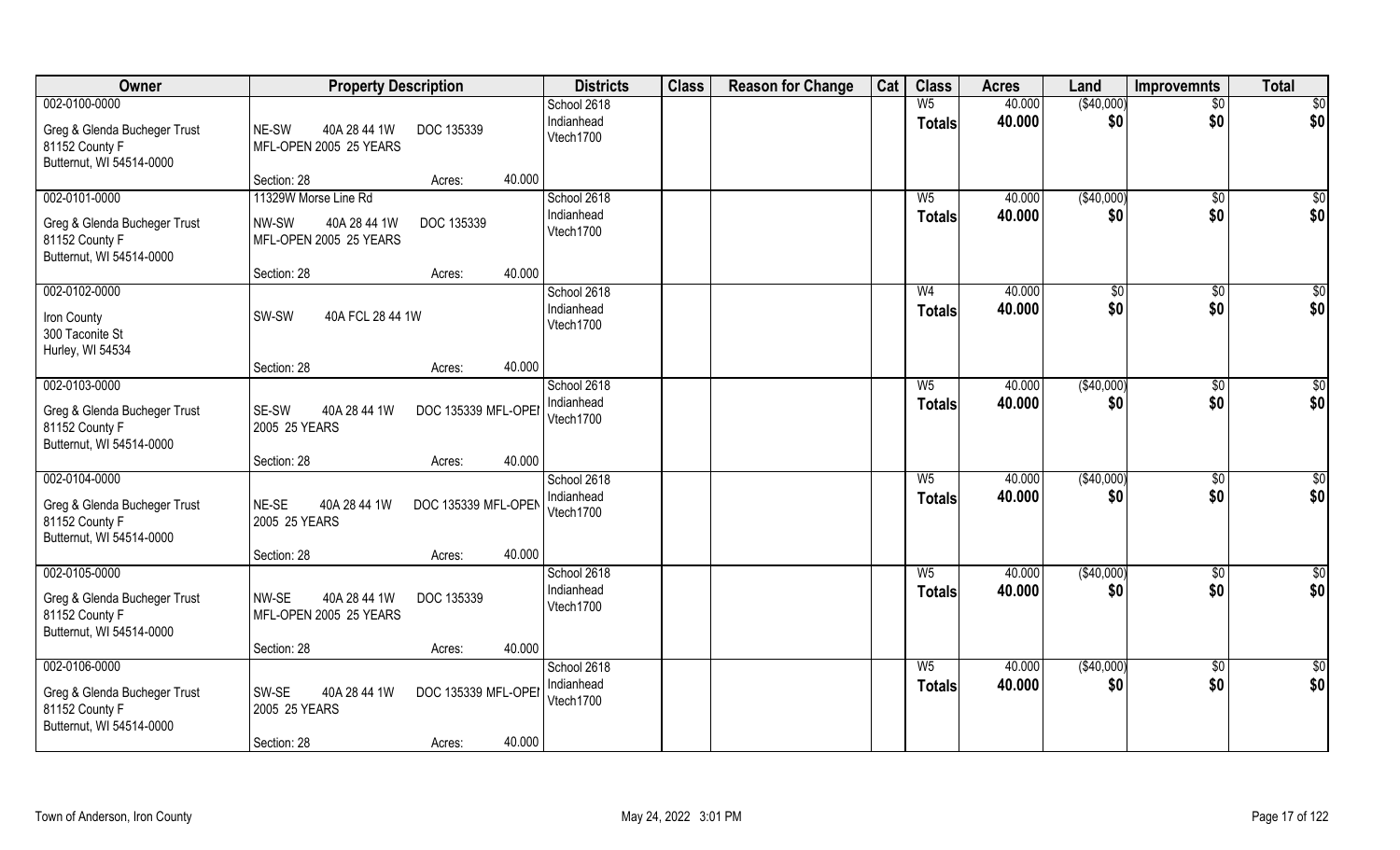| Owner | Property Description | | | Districts | Class | Reason for Change | Cat | Class | Acres | Land | Improvemnts | Total |
|---|---|---|---|---|---|---|---|---|---|---|---|---|
| 002-0100-0000 | | | | School 2618 | | | | W5 | 40.000 | ($40,000) | $0 | $0 |
| Greg & Glenda Bucheger Trust<br>81152 County F<br>Butternut, WI 54514-0000 | NE-SW 40A 28 44 1W DOC 135339<br>MFL-OPEN 2005 25 YEARS | | | Indianhead<br>Vtech1700 | | | | Totals | 40.000 | $0 | $0 | $0 |
| | Section: 28 | Acres: | 40.000 | | | | | | | | | |
| 002-0101-0000 | 11329W Morse Line Rd | | | School 2618 | | | | W5 | 40.000 | ($40,000) | $0 | $0 |
| Greg & Glenda Bucheger Trust<br>81152 County F<br>Butternut, WI 54514-0000 | NW-SW 40A 28 44 1W DOC 135339<br>MFL-OPEN 2005 25 YEARS | | | Indianhead<br>Vtech1700 | | | | Totals | 40.000 | $0 | $0 | $0 |
| | Section: 28 | Acres: | 40.000 | | | | | | | | | |
| 002-0102-0000 | | | | School 2618 | | | | W4 | 40.000 | $0 | $0 | $0 |
| Iron County<br>300 Taconite St<br>Hurley, WI 54534 | SW-SW 40A FCL 28 44 1W | | | Indianhead<br>Vtech1700 | | | | Totals | 40.000 | $0 | $0 | $0 |
| | Section: 28 | Acres: | 40.000 | | | | | | | | | |
| 002-0103-0000 | | | | School 2618 | | | | W5 | 40.000 | ($40,000) | $0 | $0 |
| Greg & Glenda Bucheger Trust<br>81152 County F<br>Butternut, WI 54514-0000 | SE-SW 40A 28 44 1W DOC 135339 MFL-OPEN<br>2005 25 YEARS | | | Indianhead<br>Vtech1700 | | | | Totals | 40.000 | $0 | $0 | $0 |
| | Section: 28 | Acres: | 40.000 | | | | | | | | | |
| 002-0104-0000 | | | | School 2618 | | | | W5 | 40.000 | ($40,000) | $0 | $0 |
| Greg & Glenda Bucheger Trust<br>81152 County F<br>Butternut, WI 54514-0000 | NE-SE 40A 28 44 1W DOC 135339 MFL-OPEN<br>2005 25 YEARS | | | Indianhead<br>Vtech1700 | | | | Totals | 40.000 | $0 | $0 | $0 |
| | Section: 28 | Acres: | 40.000 | | | | | | | | | |
| 002-0105-0000 | | | | School 2618 | | | | W5 | 40.000 | ($40,000) | $0 | $0 |
| Greg & Glenda Bucheger Trust<br>81152 County F<br>Butternut, WI 54514-0000 | NW-SE 40A 28 44 1W DOC 135339<br>MFL-OPEN 2005 25 YEARS | | | Indianhead<br>Vtech1700 | | | | Totals | 40.000 | $0 | $0 | $0 |
| | Section: 28 | Acres: | 40.000 | | | | | | | | | |
| 002-0106-0000 | | | | School 2618 | | | | W5 | 40.000 | ($40,000) | $0 | $0 |
| Greg & Glenda Bucheger Trust<br>81152 County F<br>Butternut, WI 54514-0000 | SW-SE 40A 28 44 1W DOC 135339 MFL-OPEN<br>2005 25 YEARS | | | Indianhead<br>Vtech1700 | | | | Totals | 40.000 | $0 | $0 | $0 |
| | Section: 28 | Acres: | 40.000 | | | | | | | | | |

Town of Anderson, Iron County May 24, 2022 3:01 PM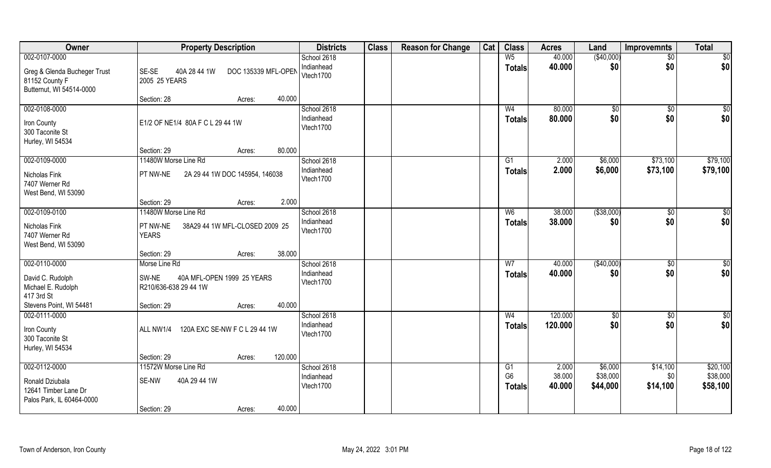| Owner | Property Description | Districts | Class | Reason for Change | Cat | Class | Acres | Land | Improvemnts | Total |
|---|---|---|---|---|---|---|---|---|---|---|
| 002-0107-0000 | | School 2618 | | | | W5 | 40.000 | ($40,000) | $0 | $0 |
| Greg & Glenda Bucheger Trust<br>81152 County F<br>Butternut, WI 54514-0000 | SE-SE 40A 28 44 1W DOC 135339 MFL-OPEN 2005 25 YEARS | Indianhead<br>Vtech1700 | | | | **Totals** | **40.000** | **$0** | **$0** | **$0** |
| | Section: 28 Acres: 40.000 | | | | | | | | | |
| 002-0108-0000 | | School 2618 | | | | W4 | 80.000 | $0 | $0 | $0 |
| Iron County<br>300 Taconite St<br>Hurley, WI 54534 | E1/2 OF NE1/4 80A F C L 29 44 1W | Indianhead<br>Vtech1700 | | | | **Totals** | **80.000** | **$0** | **$0** | **$0** |
| | Section: 29 Acres: 80.000 | | | | | | | | | |
| 002-0109-0000 | 11480W Morse Line Rd | School 2618 | | | | G1 | 2.000 | $6,000 | $73,100 | $79,100 |
| Nicholas Fink<br>7407 Werner Rd<br>West Bend, WI 53090 | PT NW-NE 2A 29 44 1W DOC 145954, 146038 | Indianhead<br>Vtech1700 | | | | **Totals** | **2.000** | **$6,000** | **$73,100** | **$79,100** |
| | Section: 29 Acres: 2.000 | | | | | | | | | |
| 002-0109-0100 | 11480W Morse Line Rd | School 2618 | | | | W6 | 38.000 | ($38,000) | $0 | $0 |
| Nicholas Fink<br>7407 Werner Rd<br>West Bend, WI 53090 | PT NW-NE 38A29 44 1W MFL-CLOSED 2009 25 YEARS | Indianhead<br>Vtech1700 | | | | **Totals** | **38.000** | **$0** | **$0** | **$0** |
| | Section: 29 Acres: 38.000 | | | | | | | | | |
| 002-0110-0000 | Morse Line Rd | School 2618 | | | | W7 | 40.000 | ($40,000) | $0 | $0 |
| David C. Rudolph<br>Michael E. Rudolph<br>417 3rd St<br>Stevens Point, WI 54481 | SW-NE 40A MFL-OPEN 1999 25 YEARS R210/636-638 29 44 1W | Indianhead<br>Vtech1700 | | | | **Totals** | **40.000** | **$0** | **$0** | **$0** |
| | Section: 29 Acres: 40.000 | | | | | | | | | |
| 002-0111-0000 | | School 2618 | | | | W4 | 120.000 | $0 | $0 | $0 |
| Iron County<br>300 Taconite St<br>Hurley, WI 54534 | ALL NW1/4 120A EXC SE-NW F C L 29 44 1W | Indianhead<br>Vtech1700 | | | | **Totals** | **120.000** | **$0** | **$0** | **$0** |
| | Section: 29 Acres: 120.000 | | | | | | | | | |
| 002-0112-0000 | 11572W Morse Line Rd | School 2618 | | | | G1 | 2.000 | $6,000 | $14,100 | $20,100 |
| Ronald Dziubala<br>12641 Timber Lane Dr<br>Palos Park, IL 60464-0000 | SE-NW 40A 29 44 1W | Indianhead<br>Vtech1700 | | | | G6 | 38.000 | $38,000 | $0 | $38,000 |
| | | | | | | **Totals** | **40.000** | **$44,000** | **$14,100** | **$58,100** |
| | Section: 29 Acres: 40.000 | | | | | | | | | |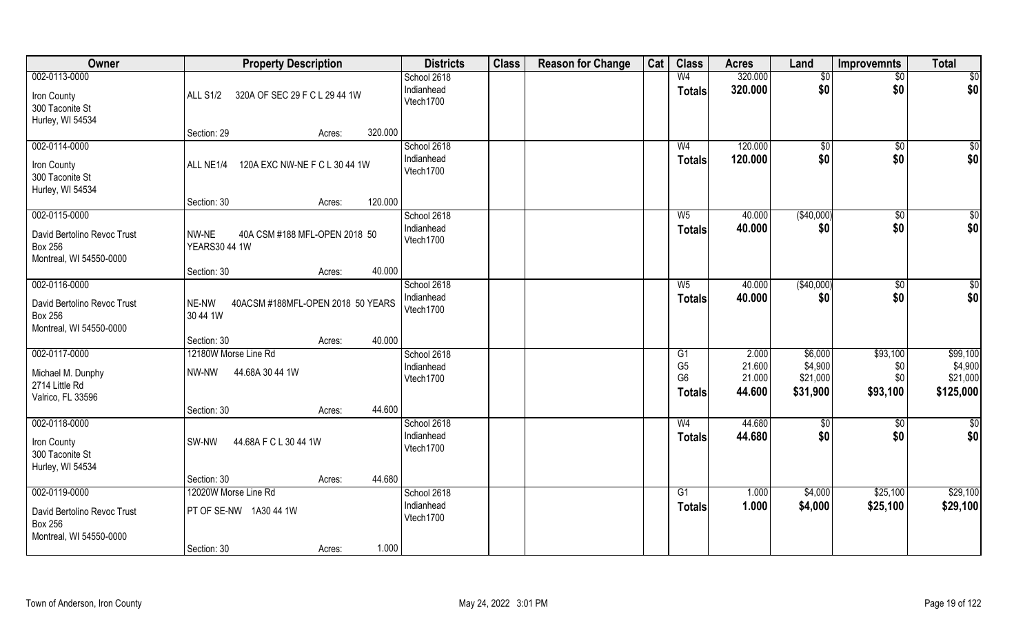| Owner | Property Description | Districts | Class | Reason for Change | Cat | Class | Acres | Land | Improvemnts | Total |
|---|---|---|---|---|---|---|---|---|---|---|
| 002-0113-0000<br>Iron County<br>300 Taconite St<br>Hurley, WI 54534 | ALL S1/2 320A OF SEC 29 F C L 29 44 1W<br>Section: 29 Acres: 320.000 | School 2618<br>Indianhead<br>Vtech1700 | | | | W4<br>**Totals** | 320.000<br>**320.000** | $0<br>**$0** | $0<br>**$0** | $0<br>**$0** |
| 002-0114-0000<br>Iron County<br>300 Taconite St<br>Hurley, WI 54534 | ALL NE1/4 120A EXC NW-NE F C L 30 44 1W<br>Section: 30 Acres: 120.000 | School 2618<br>Indianhead<br>Vtech1700 | | | | W4<br>**Totals** | 120.000<br>**120.000** | $0<br>**$0** | $0<br>**$0** | $0<br>**$0** |
| 002-0115-0000<br>David Bertolino Revoc Trust<br>Box 256<br>Montreal, WI 54550-0000 | NW-NE 40A CSM #188 MFL-OPEN 2018 50 YEARS30 44 1W<br>Section: 30 Acres: 40.000 | School 2618<br>Indianhead<br>Vtech1700 | | | | W5<br>**Totals** | 40.000<br>**40.000** | ($40,000)<br>**$0** | $0<br>**$0** | $0<br>**$0** |
| 002-0116-0000<br>David Bertolino Revoc Trust<br>Box 256<br>Montreal, WI 54550-0000 | NE-NW 40ACSM #188MFL-OPEN 2018 50 YEARS 30 44 1W<br>Section: 30 Acres: 40.000 | School 2618<br>Indianhead<br>Vtech1700 | | | | W5<br>**Totals** | 40.000<br>**40.000** | ($40,000)<br>**$0** | $0<br>**$0** | $0<br>**$0** |
| 002-0117-0000<br>Michael M. Dunphy<br>2714 Little Rd<br>Valrico, FL 33596 | 12180W Morse Line Rd<br>NW-NW 44.68A 30 44 1W<br>Section: 30 Acres: 44.600 | School 2618<br>Indianhead<br>Vtech1700 | | | | G1<br>G5<br>G6<br>**Totals** | 2.000<br>21.600<br>21.000<br>**44.600** | $6,000<br>$4,900<br>$21,000<br>**$31,900** | $93,100<br>$0<br>$0<br>**$93,100** | $99,100<br>$4,900<br>$21,000<br>**$125,000** |
| 002-0118-0000<br>Iron County<br>300 Taconite St<br>Hurley, WI 54534 | SW-NW 44.68A F C L 30 44 1W<br>Section: 30 Acres: 44.680 | School 2618<br>Indianhead<br>Vtech1700 | | | | W4<br>**Totals** | 44.680<br>**44.680** | $0<br>**$0** | $0<br>**$0** | $0<br>**$0** |
| 002-0119-0000<br>David Bertolino Revoc Trust<br>Box 256<br>Montreal, WI 54550-0000 | 12020W Morse Line Rd<br>PT OF SE-NW 1A30 44 1W<br>Section: 30 Acres: 1.000 | School 2618<br>Indianhead<br>Vtech1700 | | | | G1<br>**Totals** | 1.000<br>**1.000** | $4,000<br>**$4,000** | $25,100<br>**$25,100** | $29,100<br>**$29,100** |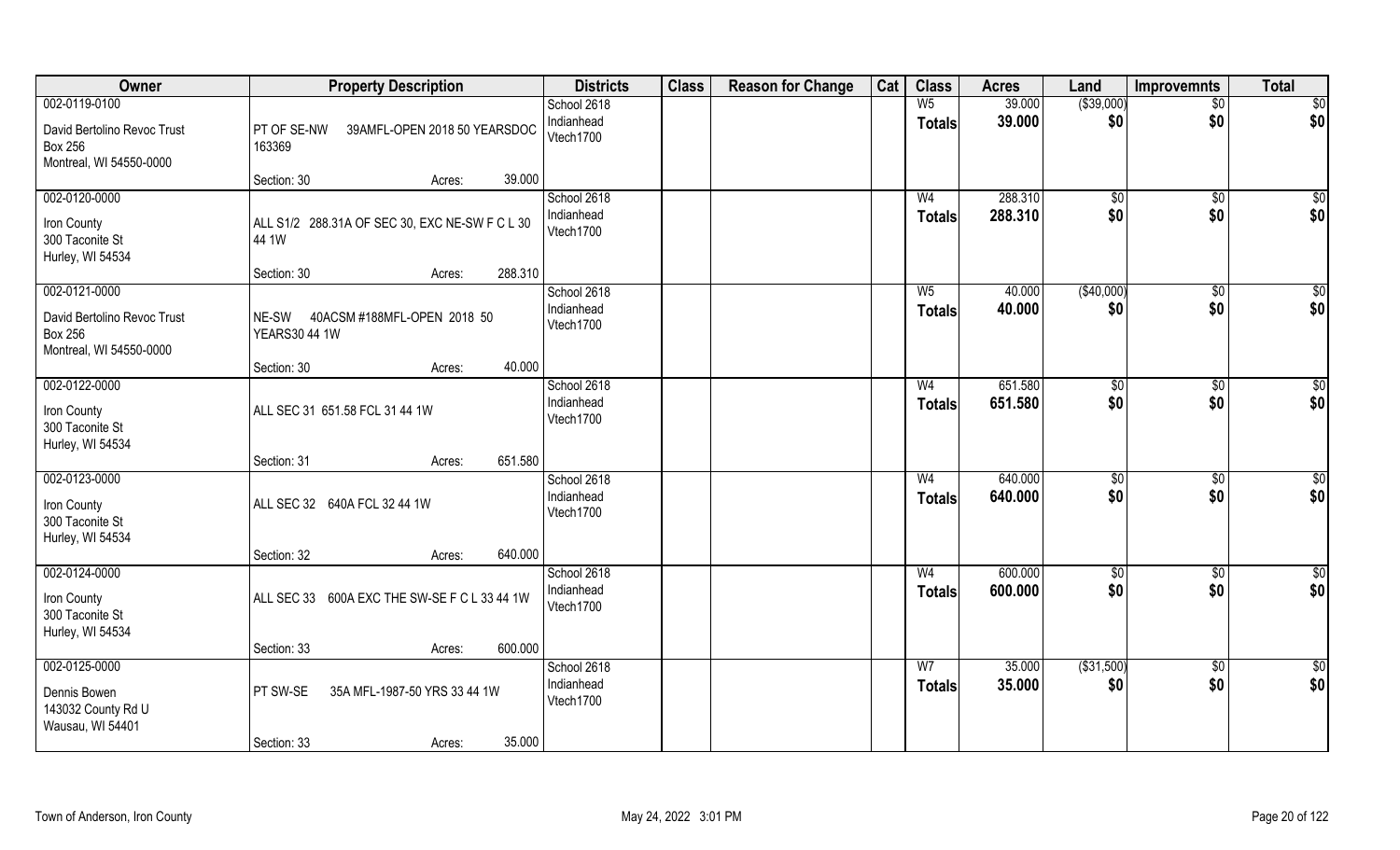| Owner | Property Description | | Districts | Class | Reason for Change | Cat | Class | Acres | Land | Improvemnts | Total |
|---|---|---|---|---|---|---|---|---|---|---|---|
| 002-0119-0100<br>David Bertolino Revoc Trust<br>Box 256<br>Montreal, WI 54550-0000 | PT OF SE-NW 39AMFL-OPEN 2018 50 YEARSDOC 163369<br>Section: 30 | Acres: 39.000 | School 2618<br>Indianhead<br>Vtech1700 | | | | W5<br>Totals | 39.000<br>39.000 | ($39,000)<br>$0 | $0<br>$0 | $0<br>$0 |
| 002-0120-0000<br>Iron County<br>300 Taconite St<br>Hurley, WI 54534 | ALL S1/2 288.31A OF SEC 30, EXC NE-SW F C L 30 44 1W<br>Section: 30 | Acres: 288.310 | School 2618<br>Indianhead<br>Vtech1700 | | | | W4<br>Totals | 288.310<br>288.310 | $0<br>$0 | $0<br>$0 | $0<br>$0 |
| 002-0121-0000<br>David Bertolino Revoc Trust<br>Box 256<br>Montreal, WI 54550-0000 | NE-SW 40ACSM #188MFL-OPEN 2018 50 YEARS30 44 1W<br>Section: 30 | Acres: 40.000 | School 2618<br>Indianhead<br>Vtech1700 | | | | W5<br>Totals | 40.000<br>40.000 | ($40,000)<br>$0 | $0<br>$0 | $0<br>$0 |
| 002-0122-0000<br>Iron County<br>300 Taconite St<br>Hurley, WI 54534 | ALL SEC 31 651.58 FCL 31 44 1W<br>Section: 31 | Acres: 651.580 | School 2618<br>Indianhead<br>Vtech1700 | | | | W4<br>Totals | 651.580<br>651.580 | $0<br>$0 | $0<br>$0 | $0<br>$0 |
| 002-0123-0000<br>Iron County<br>300 Taconite St<br>Hurley, WI 54534 | ALL SEC 32 640A FCL 32 44 1W<br>Section: 32 | Acres: 640.000 | School 2618<br>Indianhead<br>Vtech1700 | | | | W4<br>Totals | 640.000<br>640.000 | $0<br>$0 | $0<br>$0 | $0<br>$0 |
| 002-0124-0000<br>Iron County<br>300 Taconite St<br>Hurley, WI 54534 | ALL SEC 33 600A EXC THE SW-SE F C L 33 44 1W<br>Section: 33 | Acres: 600.000 | School 2618<br>Indianhead<br>Vtech1700 | | | | W4<br>Totals | 600.000<br>600.000 | $0<br>$0 | $0<br>$0 | $0<br>$0 |
| 002-0125-0000<br>Dennis Bowen<br>143032 County Rd U<br>Wausau, WI 54401 | PT SW-SE 35A MFL-1987-50 YRS 33 44 1W<br>Section: 33 | Acres: 35.000 | School 2618<br>Indianhead<br>Vtech1700 | | | | W7<br>Totals | 35.000<br>35.000 | ($31,500)<br>$0 | $0<br>$0 | $0<br>$0 |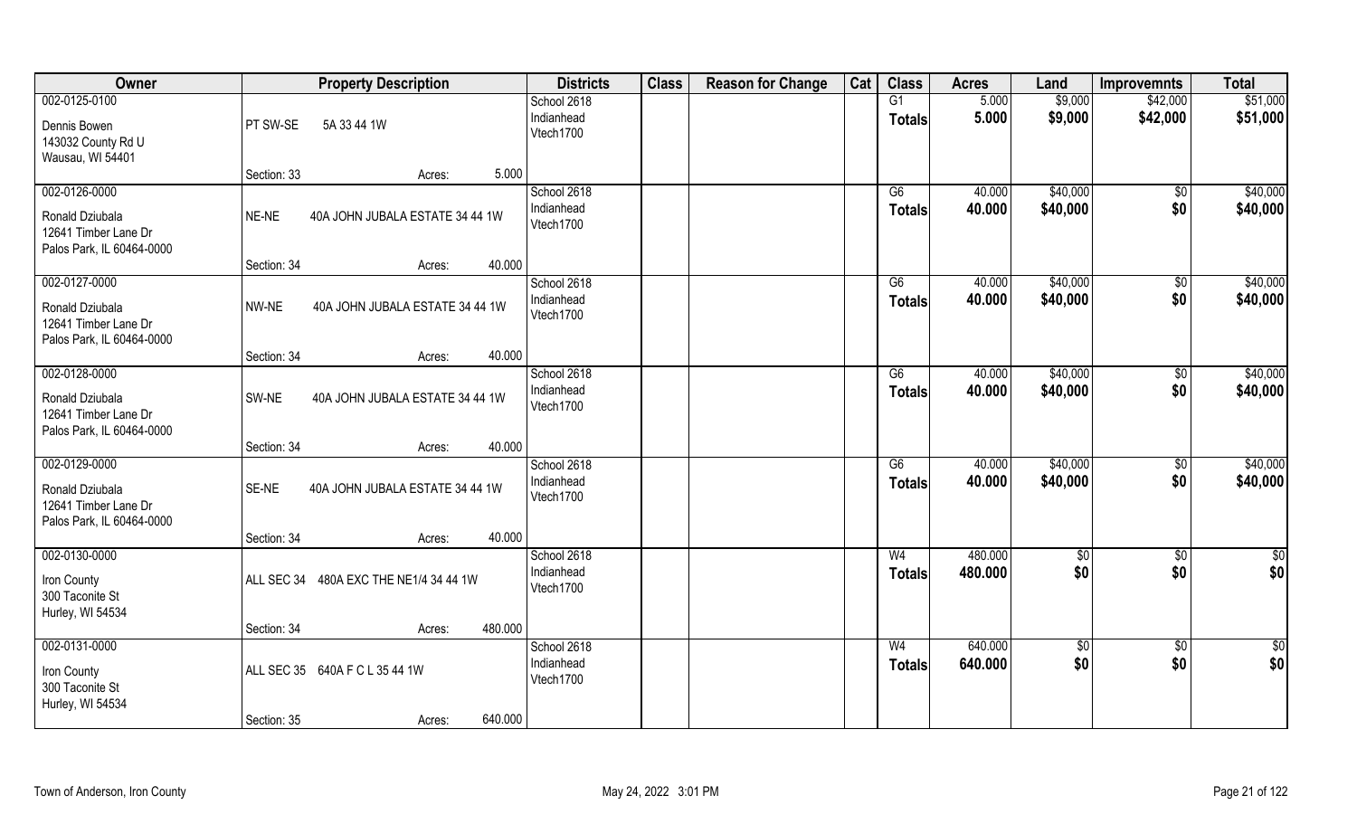| Owner | Property Description | | | Districts | Class | Reason for Change | Cat | Class | Acres | Land | Improvemnts | Total |
|---|---|---|---|---|---|---|---|---|---|---|---|---|
| 002-0125-0100 | | | | School 2618 | | | | G1 | 5.000 | $9,000 | $42,000 | $51,000 |
| Dennis Bowen<br>143032 County Rd U<br>Wausau, WI 54401 | PT SW-SE | 5A 33 44 1W | | Indianhead<br>Vtech1700 | | | | Totals | 5.000 | $9,000 | $42,000 | $51,000 |
| | Section: 33 | Acres: | 5.000 | | | | | | | | | |
| 002-0126-0000 | | | | School 2618 | | | | G6 | 40.000 | $40,000 | $0 | $40,000 |
| Ronald Dziubala<br>12641 Timber Lane Dr<br>Palos Park, IL 60464-0000 | NE-NE | 40A JOHN JUBALA ESTATE 34 44 1W | | Indianhead<br>Vtech1700 | | | | Totals | 40.000 | $40,000 | $0 | $40,000 |
| | Section: 34 | Acres: | 40.000 | | | | | | | | | |
| 002-0127-0000 | | | | School 2618 | | | | G6 | 40.000 | $40,000 | $0 | $40,000 |
| Ronald Dziubala<br>12641 Timber Lane Dr<br>Palos Park, IL 60464-0000 | NW-NE | 40A JOHN JUBALA ESTATE 34 44 1W | | Indianhead<br>Vtech1700 | | | | Totals | 40.000 | $40,000 | $0 | $40,000 |
| | Section: 34 | Acres: | 40.000 | | | | | | | | | |
| 002-0128-0000 | | | | School 2618 | | | | G6 | 40.000 | $40,000 | $0 | $40,000 |
| Ronald Dziubala<br>12641 Timber Lane Dr<br>Palos Park, IL 60464-0000 | SW-NE | 40A JOHN JUBALA ESTATE 34 44 1W | | Indianhead<br>Vtech1700 | | | | Totals | 40.000 | $40,000 | $0 | $40,000 |
| | Section: 34 | Acres: | 40.000 | | | | | | | | | |
| 002-0129-0000 | | | | School 2618 | | | | G6 | 40.000 | $40,000 | $0 | $40,000 |
| Ronald Dziubala<br>12641 Timber Lane Dr<br>Palos Park, IL 60464-0000 | SE-NE | 40A JOHN JUBALA ESTATE 34 44 1W | | Indianhead<br>Vtech1700 | | | | Totals | 40.000 | $40,000 | $0 | $40,000 |
| | Section: 34 | Acres: | 40.000 | | | | | | | | | |
| 002-0130-0000 | | | | School 2618 | | | | W4 | 480.000 | $0 | $0 | $0 |
| Iron County<br>300 Taconite St<br>Hurley, WI 54534 | ALL SEC 34 | 480A EXC THE NE1/4 34 44 1W | | Indianhead<br>Vtech1700 | | | | Totals | 480.000 | $0 | $0 | $0 |
| | Section: 34 | Acres: | 480.000 | | | | | | | | | |
| 002-0131-0000 | | | | School 2618 | | | | W4 | 640.000 | $0 | $0 | $0 |
| Iron County<br>300 Taconite St<br>Hurley, WI 54534 | ALL SEC 35 | 640A F C L 35 44 1W | | Indianhead<br>Vtech1700 | | | | Totals | 640.000 | $0 | $0 | $0 |
| | Section: 35 | Acres: | 640.000 | | | | | | | | | |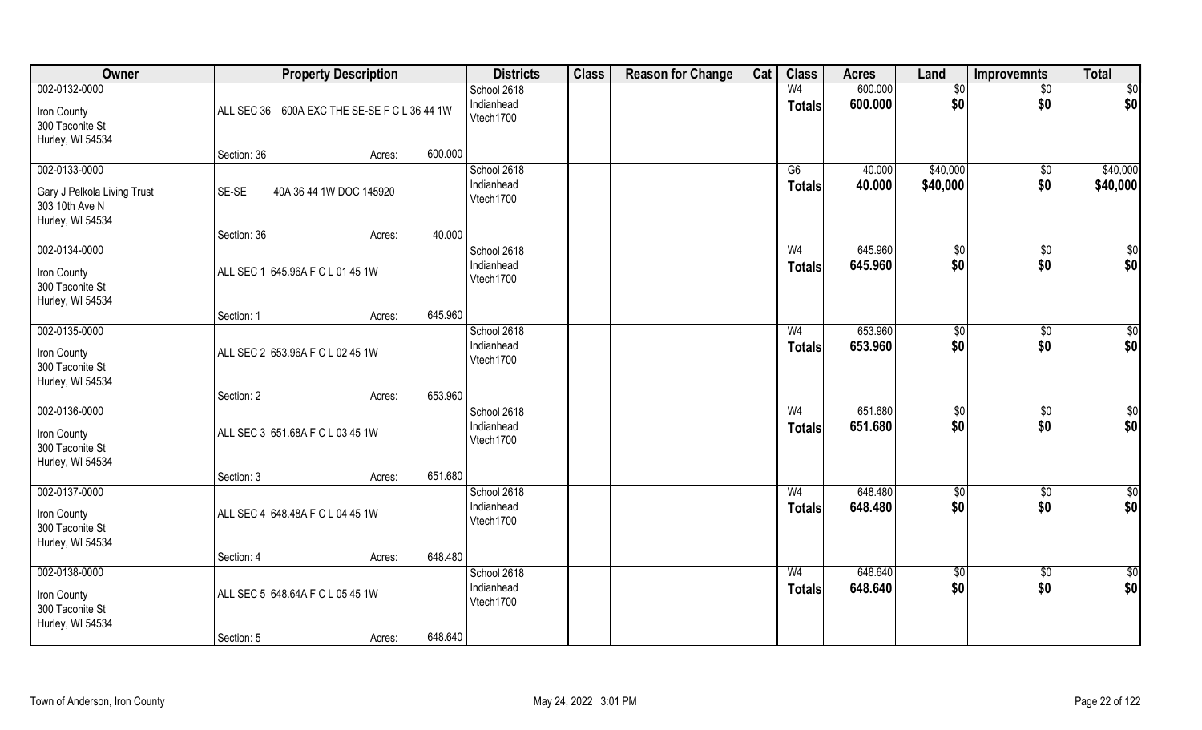| Owner | Property Description | | | Districts | Class | Reason for Change | Cat | Class | Acres | Land | Improvemnts | Total |
|---|---|---|---|---|---|---|---|---|---|---|---|---|
| 002-0132-0000<br>Iron County<br>300 Taconite St<br>Hurley, WI 54534 | ALL SEC 36 600A EXC THE SE-SE F C L 36 44 1W | | | School 2618<br>Indianhead<br>Vtech1700 | | | | W4<br>**Totals** | 600.000<br>**600.000** | $0<br>**$0** | $0<br>**$0** | $0<br>**$0** |
| | Section: 36 | Acres: | 600.000 | | | | | | | | | |
| 002-0133-0000<br>Gary J Pelkola Living Trust<br>303 10th Ave N<br>Hurley, WI 54534 | SE-SE 40A 36 44 1W DOC 145920 | | | School 2618<br>Indianhead<br>Vtech1700 | | | | G6<br>**Totals** | 40.000<br>**40.000** | $40,000<br>**$40,000** | $0<br>**$0** | $40,000<br>**$40,000** |
| | Section: 36 | Acres: | 40.000 | | | | | | | | | |
| 002-0134-0000<br>Iron County<br>300 Taconite St<br>Hurley, WI 54534 | ALL SEC 1 645.96A F C L 01 45 1W | | | School 2618<br>Indianhead<br>Vtech1700 | | | | W4<br>**Totals** | 645.960<br>**645.960** | $0<br>**$0** | $0<br>**$0** | $0<br>**$0** |
| | Section: 1 | Acres: | 645.960 | | | | | | | | | |
| 002-0135-0000<br>Iron County<br>300 Taconite St<br>Hurley, WI 54534 | ALL SEC 2 653.96A F C L 02 45 1W | | | School 2618<br>Indianhead<br>Vtech1700 | | | | W4<br>**Totals** | 653.960<br>**653.960** | $0<br>**$0** | $0<br>**$0** | $0<br>**$0** |
| | Section: 2 | Acres: | 653.960 | | | | | | | | | |
| 002-0136-0000<br>Iron County<br>300 Taconite St<br>Hurley, WI 54534 | ALL SEC 3 651.68A F C L 03 45 1W | | | School 2618<br>Indianhead<br>Vtech1700 | | | | W4<br>**Totals** | 651.680<br>**651.680** | $0<br>**$0** | $0<br>**$0** | $0<br>**$0** |
| | Section: 3 | Acres: | 651.680 | | | | | | | | | |
| 002-0137-0000<br>Iron County<br>300 Taconite St<br>Hurley, WI 54534 | ALL SEC 4 648.48A F C L 04 45 1W | | | School 2618<br>Indianhead<br>Vtech1700 | | | | W4<br>**Totals** | 648.480<br>**648.480** | $0<br>**$0** | $0<br>**$0** | $0<br>**$0** |
| | Section: 4 | Acres: | 648.480 | | | | | | | | | |
| 002-0138-0000<br>Iron County<br>300 Taconite St<br>Hurley, WI 54534 | ALL SEC 5 648.64A F C L 05 45 1W | | | School 2618<br>Indianhead<br>Vtech1700 | | | | W4<br>**Totals** | 648.640<br>**648.640** | $0<br>**$0** | $0<br>**$0** | $0<br>**$0** |
| | Section: 5 | Acres: | 648.640 | | | | | | | | | |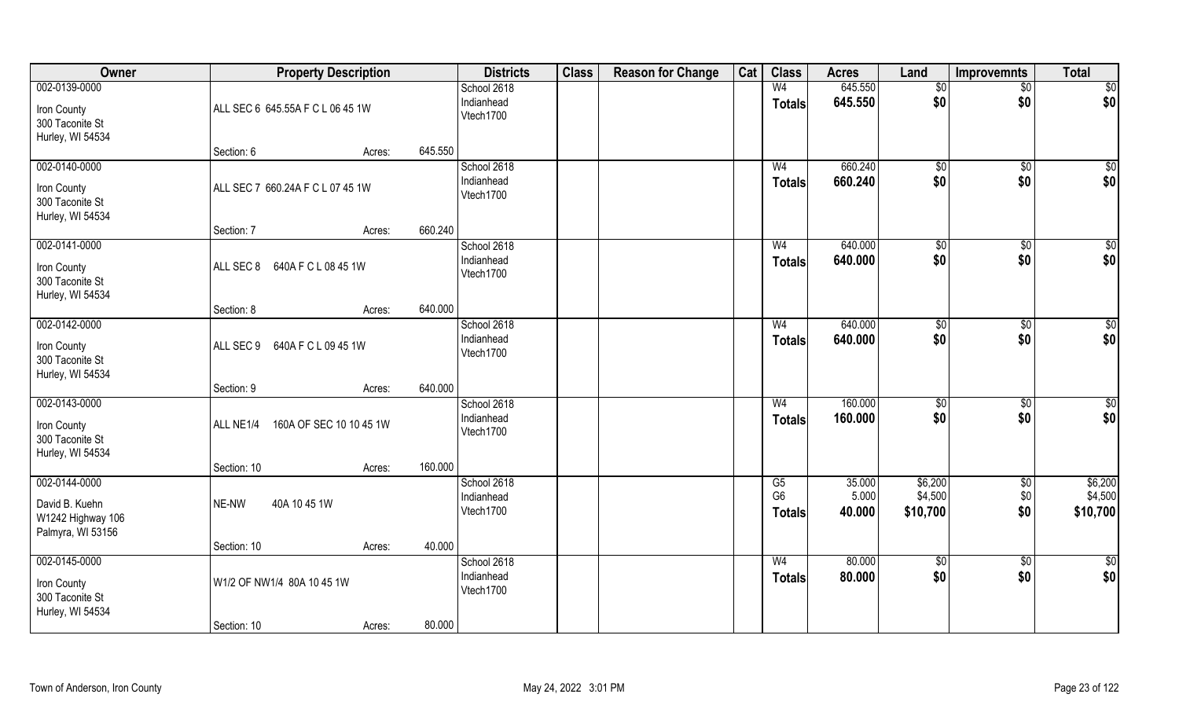| Owner | Property Description | | | Districts | Class | Reason for Change | Cat | Class | Acres | Land | Improvemnts | Total |
|---|---|---|---|---|---|---|---|---|---|---|---|---|
| 002-0139-0000<br>Iron County<br>300 Taconite St<br>Hurley, WI 54534 | ALL SEC 6 645.55A F C L 06 45 1W | | | School 2618<br>Indianhead<br>Vtech1700 | | | | W4<br>**Totals** | 645.550<br>**645.550** | $0<br>**$0** | $0<br>**$0** | $0<br>**$0** |
| | Section: 6 | Acres: | 645.550 | | | | | | | | | |
| 002-0140-0000<br>Iron County<br>300 Taconite St<br>Hurley, WI 54534 | ALL SEC 7 660.24A F C L 07 45 1W | | | School 2618<br>Indianhead<br>Vtech1700 | | | | W4<br>**Totals** | 660.240<br>**660.240** | $0<br>**$0** | $0<br>**$0** | $0<br>**$0** |
| | Section: 7 | Acres: | 660.240 | | | | | | | | | |
| 002-0141-0000<br>Iron County<br>300 Taconite St<br>Hurley, WI 54534 | ALL SEC 8 640A F C L 08 45 1W | | | School 2618<br>Indianhead<br>Vtech1700 | | | | W4<br>**Totals** | 640.000<br>**640.000** | $0<br>**$0** | $0<br>**$0** | $0<br>**$0** |
| | Section: 8 | Acres: | 640.000 | | | | | | | | | |
| 002-0142-0000<br>Iron County<br>300 Taconite St<br>Hurley, WI 54534 | ALL SEC 9 640A F C L 09 45 1W | | | School 2618<br>Indianhead<br>Vtech1700 | | | | W4<br>**Totals** | 640.000<br>**640.000** | $0<br>**$0** | $0<br>**$0** | $0<br>**$0** |
| | Section: 9 | Acres: | 640.000 | | | | | | | | | |
| 002-0143-0000<br>Iron County<br>300 Taconite St<br>Hurley, WI 54534 | ALL NE1/4 160A OF SEC 10 10 45 1W | | | School 2618<br>Indianhead<br>Vtech1700 | | | | W4<br>**Totals** | 160.000<br>**160.000** | $0<br>**$0** | $0<br>**$0** | $0<br>**$0** |
| | Section: 10 | Acres: | 160.000 | | | | | | | | | |
| 002-0144-0000<br>David B. Kuehn<br>W1242 Highway 106<br>Palmyra, WI 53156 | NE-NW 40A 10 45 1W | | | School 2618<br>Indianhead<br>Vtech1700 | | | | G5<br>G6<br>**Totals** | 35.000<br>5.000<br>**40.000** | $6,200<br>$4,500<br>**$10,700** | $0<br>$0<br>**$0** | $6,200<br>$4,500<br>**$10,700** |
| | Section: 10 | Acres: | 40.000 | | | | | | | | | |
| 002-0145-0000<br>Iron County<br>300 Taconite St<br>Hurley, WI 54534 | W1/2 OF NW1/4 80A 10 45 1W | | | School 2618<br>Indianhead<br>Vtech1700 | | | | W4<br>**Totals** | 80.000<br>**80.000** | $0<br>**$0** | $0<br>**$0** | $0<br>**$0** |
| | Section: 10 | Acres: | 80.000 | | | | | | | | | |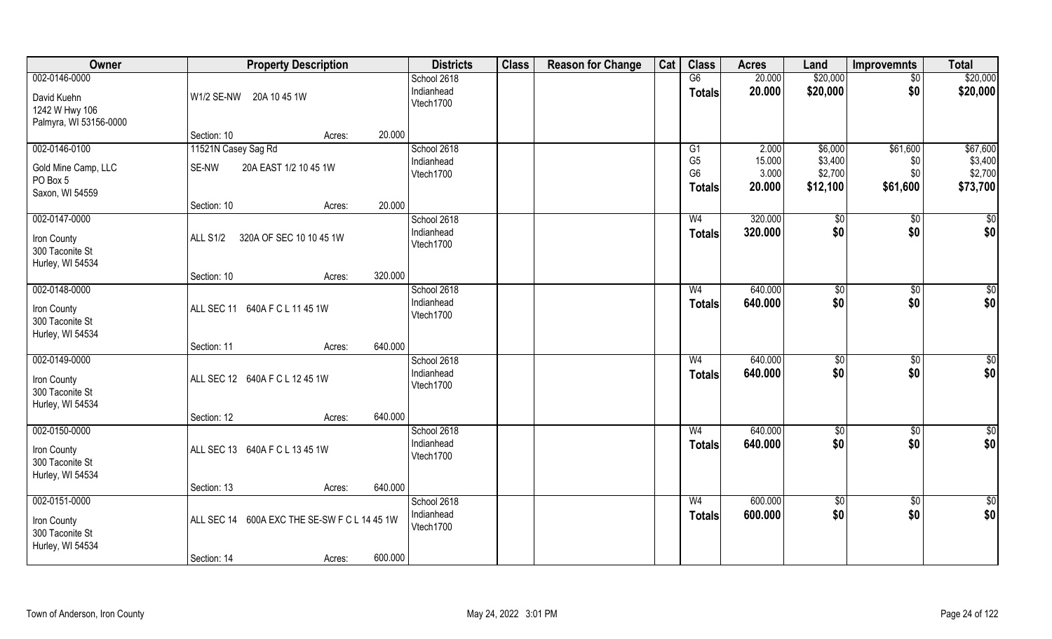| Owner | Property Description | | Districts | Class | Reason for Change | Cat | Class | Acres | Land | Improvemnts | Total |
|---|---|---|---|---|---|---|---|---|---|---|---|
| 002-0146-0000 | | | School 2618 | | | | G6 | 20.000 | $20,000 | $0 | $20,000 |
| David Kuehn<br>1242 W Hwy 106<br>Palmyra, WI 53156-0000 | W1/2 SE-NW 20A 10 45 1W | | Indianhead<br>Vtech1700 | | | | **Totals** | **20.000** | **$20,000** | **$0** | **$20,000** |
| | Section: 10 | Acres: 20.000 | | | | | | | | | |
| 002-0146-0100 | 11521N Casey Sag Rd | | School 2618 | | | | G1 | 2.000 | $6,000 | $61,600 | $67,600 |
| Gold Mine Camp, LLC<br>PO Box 5<br>Saxon, WI 54559 | SE-NW 20A EAST 1/2 10 45 1W | | Indianhead<br>Vtech1700 | | | | G5<br>G6<br>**Totals** | 15.000<br>3.000<br>**20.000** | $3,400<br>$2,700<br>**$12,100** | $0<br>$0<br>**$61,600** | $3,400<br>$2,700<br>**$73,700** |
| | Section: 10 | Acres: 20.000 | | | | | | | | | |
| 002-0147-0000 | | | School 2618 | | | | W4 | 320.000 | $0 | $0 | $0 |
| Iron County<br>300 Taconite St<br>Hurley, WI 54534 | ALL S1/2 320A OF SEC 10 10 45 1W | | Indianhead<br>Vtech1700 | | | | **Totals** | **320.000** | **$0** | **$0** | **$0** |
| | Section: 10 | Acres: 320.000 | | | | | | | | | |
| 002-0148-0000 | | | School 2618 | | | | W4 | 640.000 | $0 | $0 | $0 |
| Iron County<br>300 Taconite St<br>Hurley, WI 54534 | ALL SEC 11 640A F C L 11 45 1W | | Indianhead<br>Vtech1700 | | | | **Totals** | **640.000** | **$0** | **$0** | **$0** |
| | Section: 11 | Acres: 640.000 | | | | | | | | | |
| 002-0149-0000 | | | School 2618 | | | | W4 | 640.000 | $0 | $0 | $0 |
| Iron County<br>300 Taconite St<br>Hurley, WI 54534 | ALL SEC 12 640A F C L 12 45 1W | | Indianhead<br>Vtech1700 | | | | **Totals** | **640.000** | **$0** | **$0** | **$0** |
| | Section: 12 | Acres: 640.000 | | | | | | | | | |
| 002-0150-0000 | | | School 2618 | | | | W4 | 640.000 | $0 | $0 | $0 |
| Iron County<br>300 Taconite St<br>Hurley, WI 54534 | ALL SEC 13 640A F C L 13 45 1W | | Indianhead<br>Vtech1700 | | | | **Totals** | **640.000** | **$0** | **$0** | **$0** |
| | Section: 13 | Acres: 640.000 | | | | | | | | | |
| 002-0151-0000 | | | School 2618 | | | | W4 | 600.000 | $0 | $0 | $0 |
| Iron County<br>300 Taconite St<br>Hurley, WI 54534 | ALL SEC 14 600A EXC THE SE-SW F C L 14 45 1W | | Indianhead<br>Vtech1700 | | | | **Totals** | **600.000** | **$0** | **$0** | **$0** |
| | Section: 14 | Acres: 600.000 | | | | | | | | | |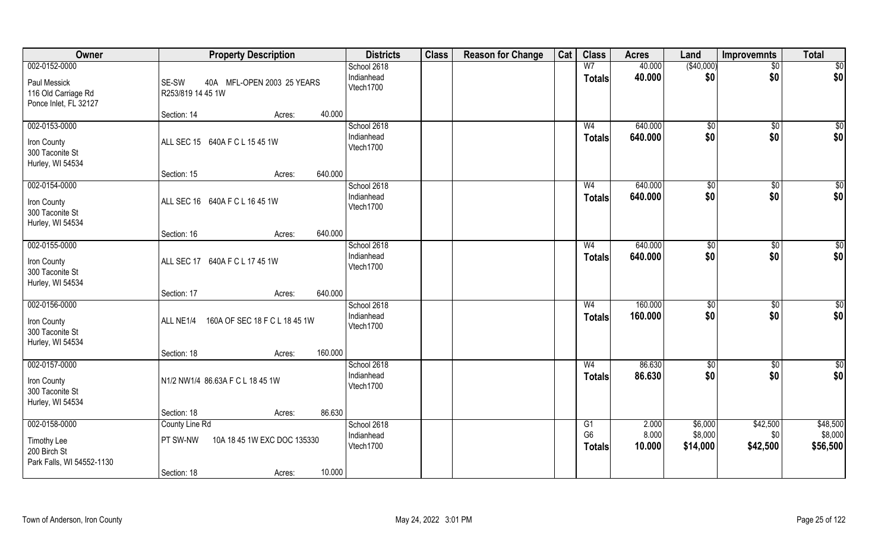| Owner | Property Description | | | Districts | Class | Reason for Change | Cat | Class | Acres | Land | Improvemnts | Total |
|---|---|---|---|---|---|---|---|---|---|---|---|---|
| 002-0152-0000<br>Paul Messick<br>116 Old Carriage Rd<br>Ponce Inlet, FL 32127 | SE-SW 40A MFL-OPEN 2003 25 YEARS<br>R253/819 14 45 1W | | | School 2618<br>Indianhead<br>Vtech1700 | | | | W7<br>**Totals** | 40.000<br>**40.000** | ($40,000)<br>**$0** | $0<br>**$0** | $0<br>**$0** |
| | Section: 14 | Acres: | 40.000 | | | | | | | | | |
| 002-0153-0000<br>Iron County<br>300 Taconite St<br>Hurley, WI 54534 | ALL SEC 15 640A F C L 15 45 1W | | | School 2618<br>Indianhead<br>Vtech1700 | | | | W4<br>**Totals** | 640.000<br>**640.000** | $0<br>**$0** | $0<br>**$0** | $0<br>**$0** |
| | Section: 15 | Acres: | 640.000 | | | | | | | | | |
| 002-0154-0000<br>Iron County<br>300 Taconite St<br>Hurley, WI 54534 | ALL SEC 16 640A F C L 16 45 1W | | | School 2618<br>Indianhead<br>Vtech1700 | | | | W4<br>**Totals** | 640.000<br>**640.000** | $0<br>**$0** | $0<br>**$0** | $0<br>**$0** |
| | Section: 16 | Acres: | 640.000 | | | | | | | | | |
| 002-0155-0000<br>Iron County<br>300 Taconite St<br>Hurley, WI 54534 | ALL SEC 17 640A F C L 17 45 1W | | | School 2618<br>Indianhead<br>Vtech1700 | | | | W4<br>**Totals** | 640.000<br>**640.000** | $0<br>**$0** | $0<br>**$0** | $0<br>**$0** |
| | Section: 17 | Acres: | 640.000 | | | | | | | | | |
| 002-0156-0000<br>Iron County<br>300 Taconite St<br>Hurley, WI 54534 | ALL NE1/4 160A OF SEC 18 F C L 18 45 1W | | | School 2618<br>Indianhead<br>Vtech1700 | | | | W4<br>**Totals** | 160.000<br>**160.000** | $0<br>**$0** | $0<br>**$0** | $0<br>**$0** |
| | Section: 18 | Acres: | 160.000 | | | | | | | | | |
| 002-0157-0000<br>Iron County<br>300 Taconite St<br>Hurley, WI 54534 | N1/2 NW1/4 86.63A F C L 18 45 1W | | | School 2618<br>Indianhead<br>Vtech1700 | | | | W4<br>**Totals** | 86.630<br>**86.630** | $0<br>**$0** | $0<br>**$0** | $0<br>**$0** |
| | Section: 18 | Acres: | 86.630 | | | | | | | | | |
| 002-0158-0000<br>Timothy Lee<br>200 Birch St<br>Park Falls, WI 54552-1130 | County Line Rd<br>PT SW-NW 10A 18 45 1W EXC DOC 135330 | | | School 2618<br>Indianhead<br>Vtech1700 | | | | G1<br>G6<br>**Totals** | 2.000<br>8.000<br>**10.000** | $6,000<br>$8,000<br>**$14,000** | $42,500<br>$0<br>**$42,500** | $48,500<br>$8,000<br>**$56,500** |
| | Section: 18 | Acres: | 10.000 | | | | | | | | | |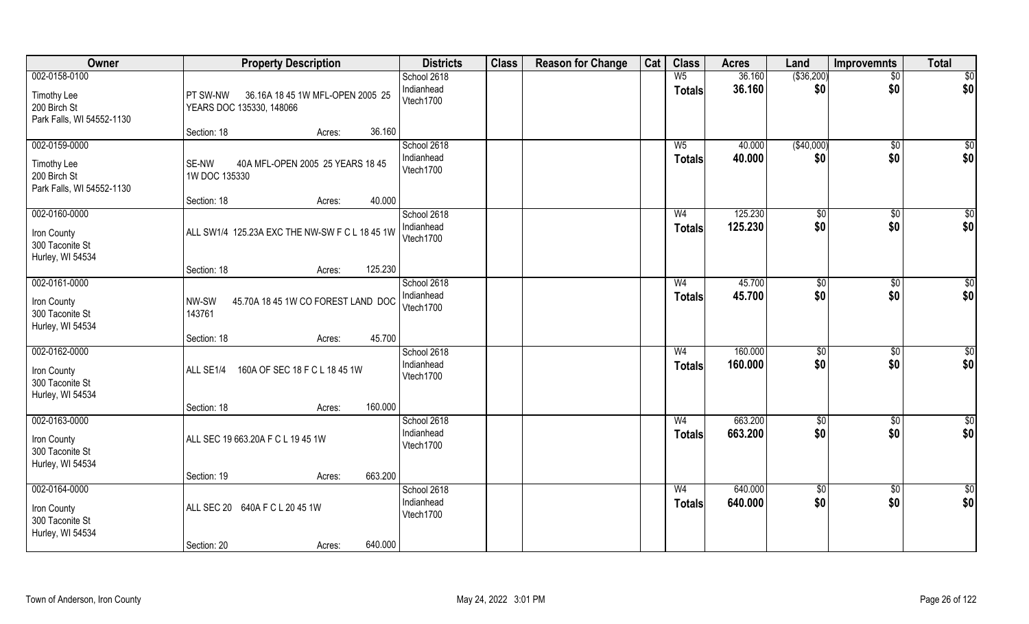| Owner | Property Description | Districts | Class | Reason for Change | Cat | Class | Acres | Land | Improvemnts | Total |
|---|---|---|---|---|---|---|---|---|---|---|
| 002-0158-0100<br>Timothy Lee<br>200 Birch St<br>Park Falls, WI 54552-1130 | PT SW-NW 36.16A 18 45 1W MFL-OPEN 2005 25 YEARS DOC 135330, 148066<br>Section: 18 Acres: 36.160 | School 2618<br>Indianhead<br>Vtech1700 | | | | W5<br>**Totals** | 36.160<br>**36.160** | ($36,200)<br>**$0** | $0<br>**$0** | $0<br>**$0** |
| 002-0159-0000<br>Timothy Lee<br>200 Birch St<br>Park Falls, WI 54552-1130 | SE-NW 40A MFL-OPEN 2005 25 YEARS 18 45 1W DOC 135330<br>Section: 18 Acres: 40.000 | School 2618<br>Indianhead<br>Vtech1700 | | | | W5<br>**Totals** | 40.000<br>**40.000** | ($40,000)<br>**$0** | $0<br>**$0** | $0<br>**$0** |
| 002-0160-0000<br>Iron County<br>300 Taconite St<br>Hurley, WI 54534 | ALL SW1/4 125.23A EXC THE NW-SW F C L 18 45 1W<br>Section: 18 Acres: 125.230 | School 2618<br>Indianhead<br>Vtech1700 | | | | W4<br>**Totals** | 125.230<br>**125.230** | $0<br>**$0** | $0<br>**$0** | $0<br>**$0** |
| 002-0161-0000<br>Iron County<br>300 Taconite St<br>Hurley, WI 54534 | NW-SW 45.70A 18 45 1W CO FOREST LAND DOC 143761<br>Section: 18 Acres: 45.700 | School 2618<br>Indianhead<br>Vtech1700 | | | | W4<br>**Totals** | 45.700<br>**45.700** | $0<br>**$0** | $0<br>**$0** | $0<br>**$0** |
| 002-0162-0000<br>Iron County<br>300 Taconite St<br>Hurley, WI 54534 | ALL SE1/4 160A OF SEC 18 F C L 18 45 1W<br>Section: 18 Acres: 160.000 | School 2618<br>Indianhead<br>Vtech1700 | | | | W4<br>**Totals** | 160.000<br>**160.000** | $0<br>**$0** | $0<br>**$0** | $0<br>**$0** |
| 002-0163-0000<br>Iron County<br>300 Taconite St<br>Hurley, WI 54534 | ALL SEC 19 663.20A F C L 19 45 1W<br>Section: 19 Acres: 663.200 | School 2618<br>Indianhead<br>Vtech1700 | | | | W4<br>**Totals** | 663.200<br>**663.200** | $0<br>**$0** | $0<br>**$0** | $0<br>**$0** |
| 002-0164-0000<br>Iron County<br>300 Taconite St<br>Hurley, WI 54534 | ALL SEC 20 640A F C L 20 45 1W<br>Section: 20 Acres: 640.000 | School 2618<br>Indianhead<br>Vtech1700 | | | | W4<br>**Totals** | 640.000<br>**640.000** | $0<br>**$0** | $0<br>**$0** | $0<br>**$0** |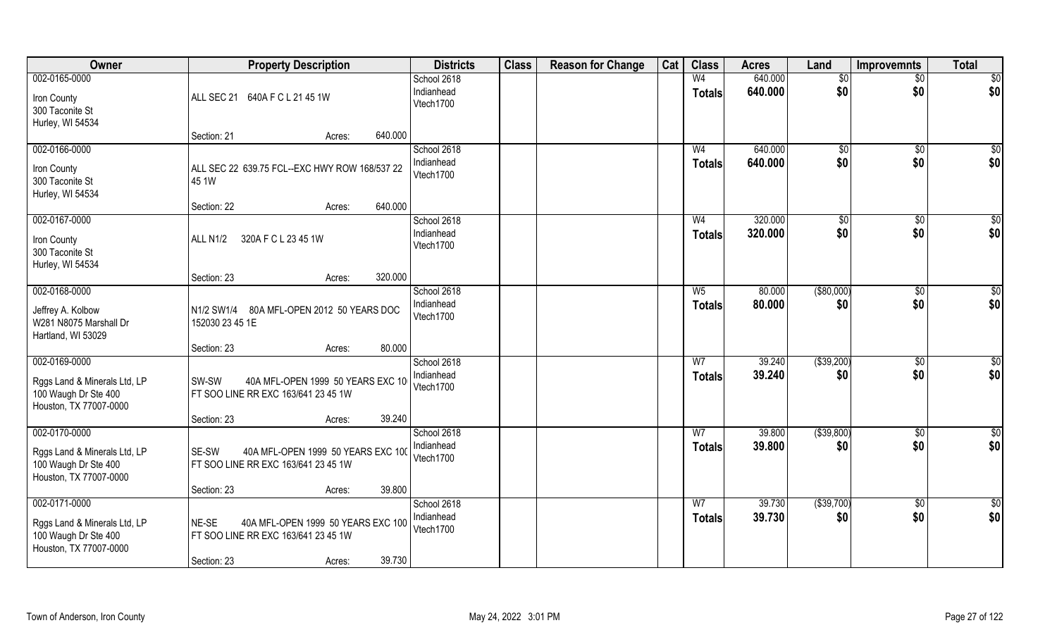| Owner | Property Description | Districts | Class | Reason for Change | Cat | Class | Acres | Land | Improvemnts | Total |
|---|---|---|---|---|---|---|---|---|---|---|
| 002-0165-0000<br>Iron County<br>300 Taconite St<br>Hurley, WI 54534 | ALL SEC 21 640A F C L 21 45 1W<br>Section: 21 Acres: 640.000 | School 2618<br>Indianhead<br>Vtech1700 | | | | W4<br>**Totals** | 640.000<br>**640.000** | $0<br>**$0** | $0<br>**$0** | $0<br>**$0** |
| 002-0166-0000<br>Iron County<br>300 Taconite St<br>Hurley, WI 54534 | ALL SEC 22 639.75 FCL--EXC HWY ROW 168/537 22 45 1W<br>Section: 22 Acres: 640.000 | School 2618<br>Indianhead<br>Vtech1700 | | | | W4<br>**Totals** | 640.000<br>**640.000** | $0<br>**$0** | $0<br>**$0** | $0<br>**$0** |
| 002-0167-0000<br>Iron County<br>300 Taconite St<br>Hurley, WI 54534 | ALL N1/2 320A F C L 23 45 1W<br>Section: 23 Acres: 320.000 | School 2618<br>Indianhead<br>Vtech1700 | | | | W4<br>**Totals** | 320.000<br>**320.000** | $0<br>**$0** | $0<br>**$0** | $0<br>**$0** |
| 002-0168-0000<br>Jeffrey A. Kolbow<br>W281 N8075 Marshall Dr<br>Hartland, WI 53029 | N1/2 SW1/4 80A MFL-OPEN 2012 50 YEARS DOC 152030 23 45 1E<br>Section: 23 Acres: 80.000 | School 2618<br>Indianhead<br>Vtech1700 | | | | W5<br>**Totals** | 80.000<br>**80.000** | ($80,000)<br>**$0** | $0<br>**$0** | $0<br>**$0** |
| 002-0169-0000<br>Rggs Land & Minerals Ltd, LP<br>100 Waugh Dr Ste 400<br>Houston, TX 77007-0000 | SW-SW 40A MFL-OPEN 1999 50 YEARS EXC 10 FT SOO LINE RR EXC 163/641 23 45 1W<br>Section: 23 Acres: 39.240 | School 2618<br>Indianhead<br>Vtech1700 | | | | W7<br>**Totals** | 39.240<br>**39.240** | ($39,200)<br>**$0** | $0<br>**$0** | $0<br>**$0** |
| 002-0170-0000<br>Rggs Land & Minerals Ltd, LP<br>100 Waugh Dr Ste 400<br>Houston, TX 77007-0000 | SE-SW 40A MFL-OPEN 1999 50 YEARS EXC 100 FT SOO LINE RR EXC 163/641 23 45 1W<br>Section: 23 Acres: 39.800 | School 2618<br>Indianhead<br>Vtech1700 | | | | W7<br>**Totals** | 39.800<br>**39.800** | ($39,800)<br>**$0** | $0<br>**$0** | $0<br>**$0** |
| 002-0171-0000<br>Rggs Land & Minerals Ltd, LP<br>100 Waugh Dr Ste 400<br>Houston, TX 77007-0000 | NE-SE 40A MFL-OPEN 1999 50 YEARS EXC 100 FT SOO LINE RR EXC 163/641 23 45 1W<br>Section: 23 Acres: 39.730 | School 2618<br>Indianhead<br>Vtech1700 | | | | W7<br>**Totals** | 39.730<br>**39.730** | ($39,700)<br>**$0** | $0<br>**$0** | $0<br>**$0** |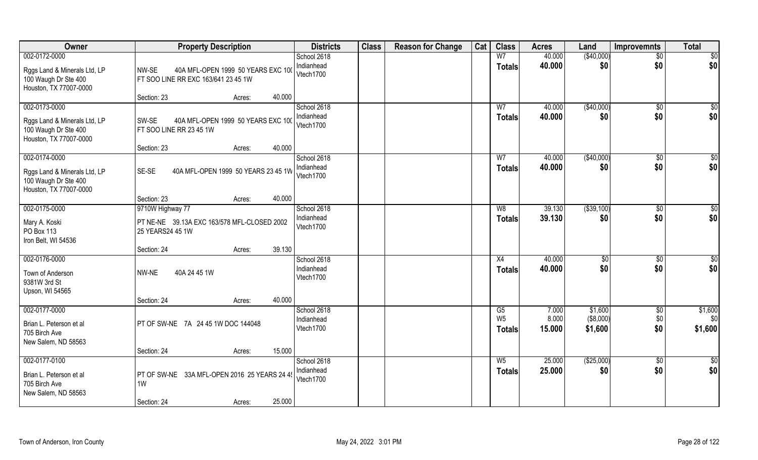| Owner | Property Description | Districts | Class | Reason for Change | Cat | Class | Acres | Land | Improvemnts | Total |
|---|---|---|---|---|---|---|---|---|---|---|
| 002-0172-0000<br>Rggs Land & Minerals Ltd, LP<br>100 Waugh Dr Ste 400<br>Houston, TX 77007-0000 | NW-SE 40A MFL-OPEN 1999 50 YEARS EXC 10( FT SOO LINE RR EXC 163/641 23 45 1W<br>Section: 23 Acres: 40.000 | School 2618<br>Indianhead<br>Vtech1700 | | | | W7<br>**Totals** | 40.000<br>**40.000** | ($40,000)<br>**$0** | $0<br>**$0** | $0<br>**$0** |
| 002-0173-0000<br>Rggs Land & Minerals Ltd, LP<br>100 Waugh Dr Ste 400<br>Houston, TX 77007-0000 | SW-SE 40A MFL-OPEN 1999 50 YEARS EXC 10( FT SOO LINE RR 23 45 1W<br>Section: 23 Acres: 40.000 | School 2618<br>Indianhead<br>Vtech1700 | | | | W7<br>**Totals** | 40.000<br>**40.000** | ($40,000)<br>**$0** | $0<br>**$0** | $0<br>**$0** |
| 002-0174-0000<br>Rggs Land & Minerals Ltd, LP<br>100 Waugh Dr Ste 400<br>Houston, TX 77007-0000 | SE-SE 40A MFL-OPEN 1999 50 YEARS 23 45 1W<br>Section: 23 Acres: 40.000 | School 2618<br>Indianhead<br>Vtech1700 | | | | W7<br>**Totals** | 40.000<br>**40.000** | ($40,000)<br>**$0** | $0<br>**$0** | $0<br>**$0** |
| 002-0175-0000<br>Mary A. Koski<br>PO Box 113<br>Iron Belt, WI 54536 | 9710W Highway 77<br>PT NE-NE 39.13A EXC 163/578 MFL-CLOSED 2002 25 YEARS24 45 1W<br>Section: 24 Acres: 39.130 | School 2618<br>Indianhead<br>Vtech1700 | | | | W8<br>**Totals** | 39.130<br>**39.130** | ($39,100)<br>**$0** | $0<br>**$0** | $0<br>**$0** |
| 002-0176-0000<br>Town of Anderson<br>9381W 3rd St<br>Upson, WI 54565 | NW-NE 40A 24 45 1W<br>Section: 24 Acres: 40.000 | School 2618<br>Indianhead<br>Vtech1700 | | | | X4<br>**Totals** | 40.000<br>**40.000** | $0<br>**$0** | $0<br>**$0** | $0<br>**$0** |
| 002-0177-0000<br>Brian L. Peterson et al<br>705 Birch Ave<br>New Salem, ND 58563 | PT OF SW-NE 7A 24 45 1W DOC 144048<br>Section: 24 Acres: 15.000 | School 2618<br>Indianhead<br>Vtech1700 | | | | G5<br>W5<br>**Totals** | 7.000<br>8.000<br>**15.000** | $1,600<br>($8,000)<br>**$1,600** | $0<br>$0<br>**$0** | $1,600<br>$0<br>**$1,600** |
| 002-0177-0100<br>Brian L. Peterson et al<br>705 Birch Ave<br>New Salem, ND 58563 | PT OF SW-NE 33A MFL-OPEN 2016 25 YEARS 24 4! 1W<br>Section: 24 Acres: 25.000 | School 2618<br>Indianhead<br>Vtech1700 | | | | W5<br>**Totals** | 25.000<br>**25.000** | ($25,000)<br>**$0** | $0<br>**$0** | $0<br>**$0** |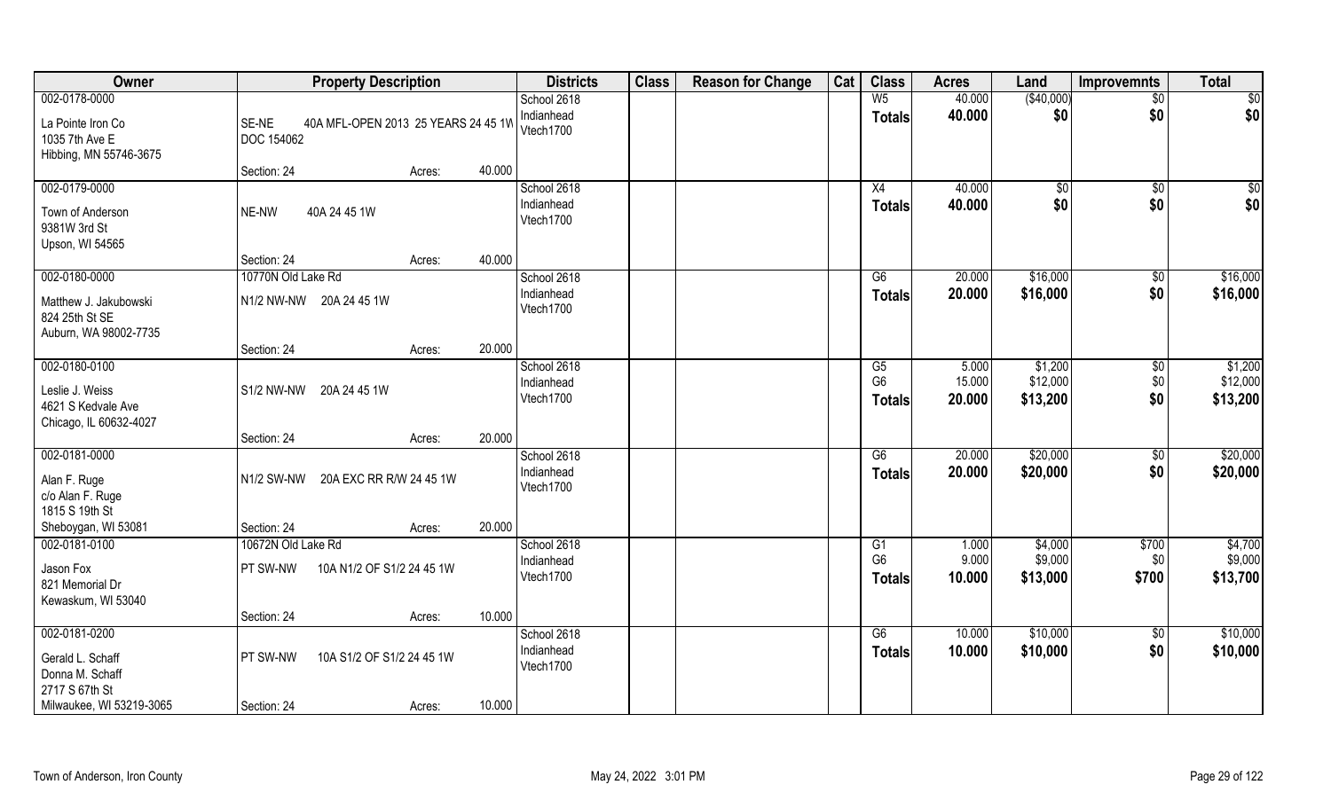| Owner | Property Description | Districts | Class | Reason for Change | Cat | Class | Acres | Land | Improvemnts | Total |
|---|---|---|---|---|---|---|---|---|---|---|
| 002-0178-0000<br>La Pointe Iron Co<br>1035 7th Ave E<br>Hibbing, MN 55746-3675 | SE-NE 40A MFL-OPEN 2013 25 YEARS 24 45 1W DOC 154062<br>Section: 24 Acres: 40.000 | School 2618<br>Indianhead<br>Vtech1700 | | | | W5<br>**Totals** | 40.000<br>**40.000** | ($40,000)<br>**$0** | $0<br>**$0** | $0<br>**$0** |
| 002-0179-0000<br>Town of Anderson<br>9381W 3rd St<br>Upson, WI 54565 | NE-NW 40A 24 45 1W<br>Section: 24 Acres: 40.000 | School 2618<br>Indianhead<br>Vtech1700 | | | | X4<br>**Totals** | 40.000<br>**40.000** | $0<br>**$0** | $0<br>**$0** | $0<br>**$0** |
| 002-0180-0000<br>Matthew J. Jakubowski<br>824 25th St SE<br>Auburn, WA 98002-7735 | 10770N Old Lake Rd<br>N1/2 NW-NW 20A 24 45 1W<br>Section: 24 Acres: 20.000 | School 2618<br>Indianhead<br>Vtech1700 | | | | G6<br>**Totals** | 20.000<br>**20.000** | $16,000<br>**$16,000** | $0<br>**$0** | $16,000<br>**$16,000** |
| 002-0180-0100<br>Leslie J. Weiss<br>4621 S Kedvale Ave<br>Chicago, IL 60632-4027 | S1/2 NW-NW 20A 24 45 1W<br>Section: 24 Acres: 20.000 | School 2618<br>Indianhead<br>Vtech1700 | | | | G5<br>G6<br>**Totals** | 5.000<br>15.000<br>**20.000** | $1,200<br>$12,000<br>**$13,200** | $0<br>$0<br>**$0** | $1,200<br>$12,000<br>**$13,200** |
| 002-0181-0000<br>Alan F. Ruge<br>c/o Alan F. Ruge<br>1815 S 19th St<br>Sheboygan, WI 53081 | N1/2 SW-NW 20A EXC RR R/W 24 45 1W<br>Section: 24 Acres: 20.000 | School 2618<br>Indianhead<br>Vtech1700 | | | | G6<br>**Totals** | 20.000<br>**20.000** | $20,000<br>**$20,000** | $0<br>**$0** | $20,000<br>**$20,000** |
| 002-0181-0100<br>Jason Fox<br>821 Memorial Dr<br>Kewaskum, WI 53040 | 10672N Old Lake Rd<br>PT SW-NW 10A N1/2 OF S1/2 24 45 1W<br>Section: 24 Acres: 10.000 | School 2618<br>Indianhead<br>Vtech1700 | | | | G1<br>G6<br>**Totals** | 1.000<br>9.000<br>**10.000** | $4,000<br>$9,000<br>**$13,000** | $700<br>$0<br>**$700** | $4,700<br>$9,000<br>**$13,700** |
| 002-0181-0200<br>Gerald L. Schaff<br>Donna M. Schaff<br>2717 S 67th St<br>Milwaukee, WI 53219-3065 | PT SW-NW 10A S1/2 OF S1/2 24 45 1W<br>Section: 24 Acres: 10.000 | School 2618<br>Indianhead<br>Vtech1700 | | | | G6<br>**Totals** | 10.000<br>**10.000** | $10,000<br>**$10,000** | $0<br>**$0** | $10,000<br>**$10,000** |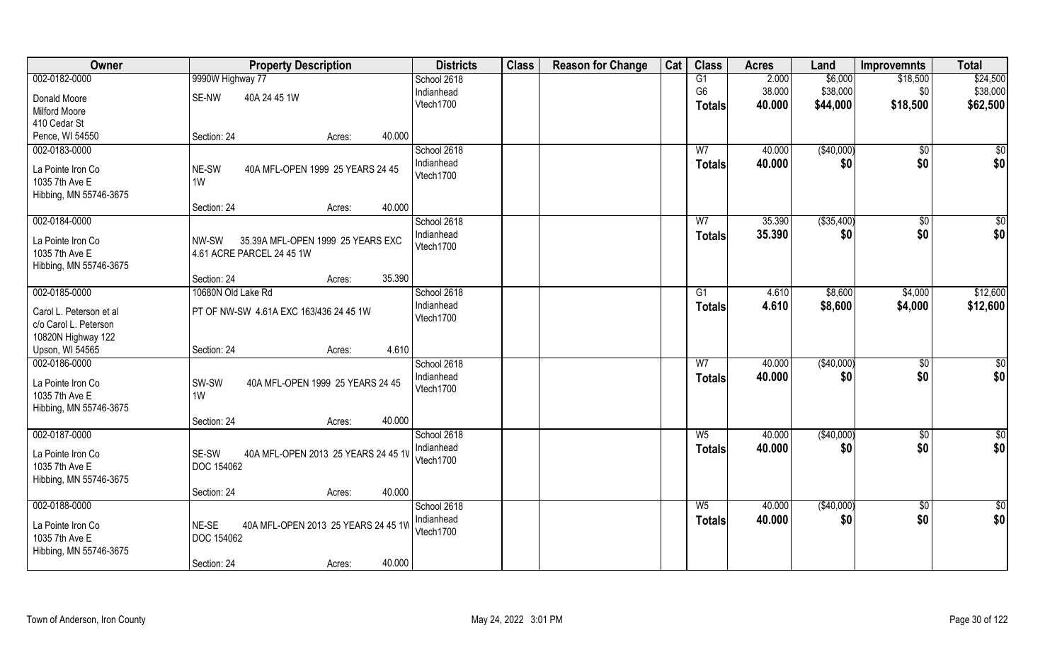| Owner | Property Description | Districts | Class | Reason for Change | Cat | Class | Acres | Land | Improvemnts | Total |
|---|---|---|---|---|---|---|---|---|---|---|
| 002-0182-0000<br>Donald Moore<br>Milford Moore<br>410 Cedar St<br>Pence, WI 54550 | 9990W Highway 77<br>SE-NW 40A 24 45 1W<br>Section: 24 Acres: 40.000 | School 2618<br>Indianhead<br>Vtech1700 | | | | G1<br>G6<br>**Totals** | 2.000<br>38.000<br>**40.000** | $6,000<br>$38,000<br>**$44,000** | $18,500<br>$0<br>**$18,500** | $24,500<br>$38,000<br>**$62,500** |
| 002-0183-0000<br>La Pointe Iron Co<br>1035 7th Ave E<br>Hibbing, MN 55746-3675 | NE-SW 40A MFL-OPEN 1999 25 YEARS 24 45 1W<br>Section: 24 Acres: 40.000 | School 2618<br>Indianhead<br>Vtech1700 | | | | W7<br>**Totals** | 40.000<br>**40.000** | ($40,000)<br>**$0** | $0<br>**$0** | $0<br>**$0** |
| 002-0184-0000<br>La Pointe Iron Co<br>1035 7th Ave E<br>Hibbing, MN 55746-3675 | NW-SW 35.39A MFL-OPEN 1999 25 YEARS EXC 4.61 ACRE PARCEL 24 45 1W<br>Section: 24 Acres: 35.390 | School 2618<br>Indianhead<br>Vtech1700 | | | | W7<br>**Totals** | 35.390<br>**35.390** | ($35,400)<br>**$0** | $0<br>**$0** | $0<br>**$0** |
| 002-0185-0000<br>Carol L. Peterson et al<br>c/o Carol L. Peterson<br>10820N Highway 122<br>Upson, WI 54565 | 10680N Old Lake Rd<br>PT OF NW-SW 4.61A EXC 163/436 24 45 1W<br>Section: 24 Acres: 4.610 | School 2618<br>Indianhead<br>Vtech1700 | | | | G1<br>**Totals** | 4.610<br>**4.610** | $8,600<br>**$8,600** | $4,000<br>**$4,000** | $12,600<br>**$12,600** |
| 002-0186-0000<br>La Pointe Iron Co<br>1035 7th Ave E<br>Hibbing, MN 55746-3675 | SW-SW 40A MFL-OPEN 1999 25 YEARS 24 45 1W<br>Section: 24 Acres: 40.000 | School 2618<br>Indianhead<br>Vtech1700 | | | | W7<br>**Totals** | 40.000<br>**40.000** | ($40,000)<br>**$0** | $0<br>**$0** | $0<br>**$0** |
| 002-0187-0000<br>La Pointe Iron Co<br>1035 7th Ave E<br>Hibbing, MN 55746-3675 | SE-SW 40A MFL-OPEN 2013 25 YEARS 24 45 1W DOC 154062<br>Section: 24 Acres: 40.000 | School 2618<br>Indianhead<br>Vtech1700 | | | | W5<br>**Totals** | 40.000<br>**40.000** | ($40,000)<br>**$0** | $0<br>**$0** | $0<br>**$0** |
| 002-0188-0000<br>La Pointe Iron Co<br>1035 7th Ave E<br>Hibbing, MN 55746-3675 | NE-SE 40A MFL-OPEN 2013 25 YEARS 24 45 1W DOC 154062<br>Section: 24 Acres: 40.000 | School 2618<br>Indianhead<br>Vtech1700 | | | | W5<br>**Totals** | 40.000<br>**40.000** | ($40,000)<br>**$0** | $0<br>**$0** | $0<br>**$0** |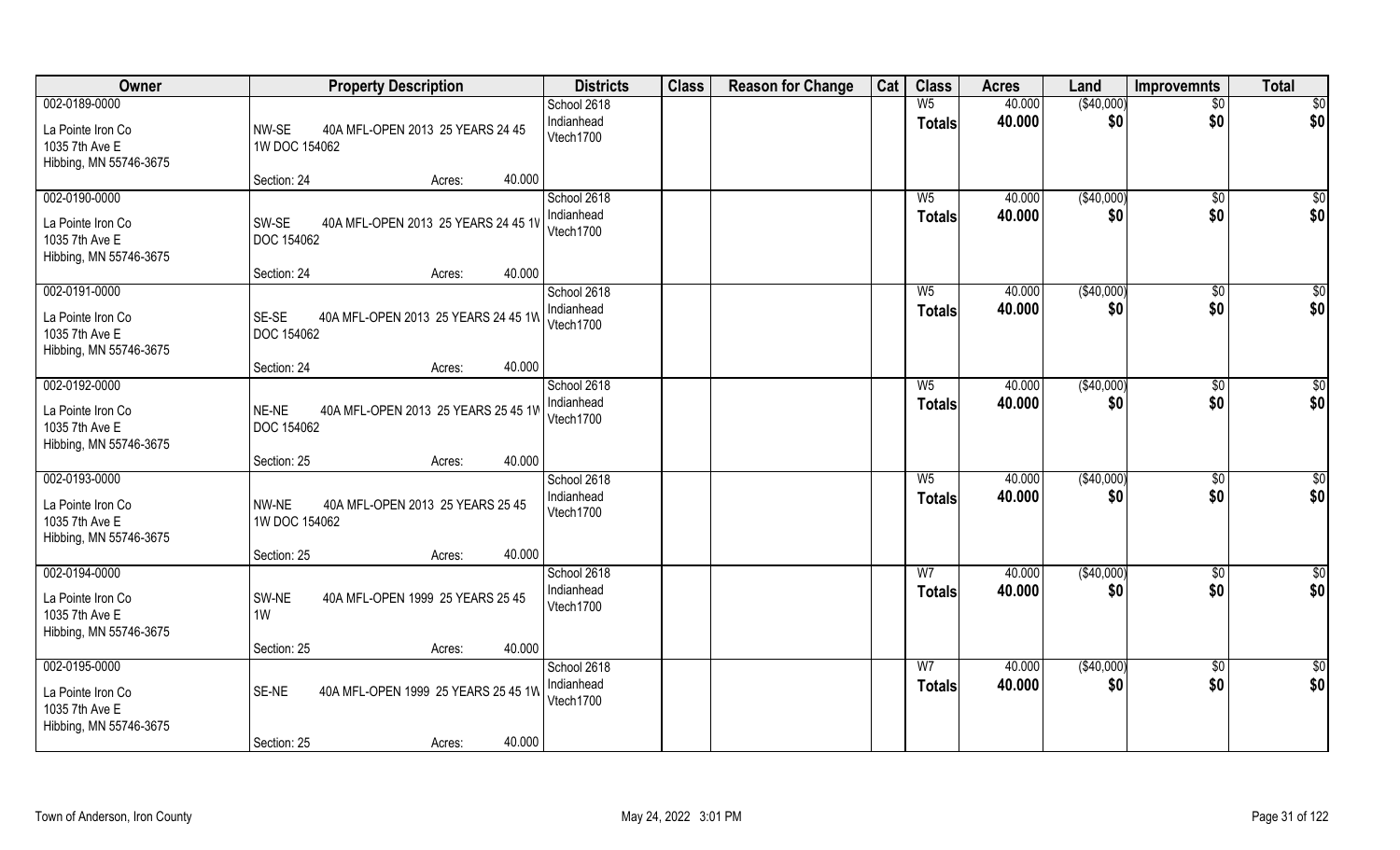| Owner | Property Description | Districts | Class | Reason for Change | Cat | Class | Acres | Land | Improvemnts | Total |
|---|---|---|---|---|---|---|---|---|---|---|
| 002-0189-0000<br>La Pointe Iron Co<br>1035 7th Ave E<br>Hibbing, MN 55746-3675 | NW-SE 40A MFL-OPEN 2013 25 YEARS 24 45 1W DOC 154062<br>Section: 24 Acres: 40.000 | School 2618<br>Indianhead<br>Vtech1700 | | | | W5<br>**Totals** | 40.000<br>**40.000** | ($40,000)<br>**$0** | $0<br>**$0** | $0<br>**$0** |
| 002-0190-0000<br>La Pointe Iron Co<br>1035 7th Ave E<br>Hibbing, MN 55746-3675 | SW-SE 40A MFL-OPEN 2013 25 YEARS 24 45 1W DOC 154062<br>Section: 24 Acres: 40.000 | School 2618<br>Indianhead<br>Vtech1700 | | | | W5<br>**Totals** | 40.000<br>**40.000** | ($40,000)<br>**$0** | $0<br>**$0** | $0<br>**$0** |
| 002-0191-0000<br>La Pointe Iron Co<br>1035 7th Ave E<br>Hibbing, MN 55746-3675 | SE-SE 40A MFL-OPEN 2013 25 YEARS 24 45 1W DOC 154062<br>Section: 24 Acres: 40.000 | School 2618<br>Indianhead<br>Vtech1700 | | | | W5<br>**Totals** | 40.000<br>**40.000** | ($40,000)<br>**$0** | $0<br>**$0** | $0<br>**$0** |
| 002-0192-0000<br>La Pointe Iron Co<br>1035 7th Ave E<br>Hibbing, MN 55746-3675 | NE-NE 40A MFL-OPEN 2013 25 YEARS 25 45 1W DOC 154062<br>Section: 25 Acres: 40.000 | School 2618<br>Indianhead<br>Vtech1700 | | | | W5<br>**Totals** | 40.000<br>**40.000** | ($40,000)<br>**$0** | $0<br>**$0** | $0<br>**$0** |
| 002-0193-0000<br>La Pointe Iron Co<br>1035 7th Ave E<br>Hibbing, MN 55746-3675 | NW-NE 40A MFL-OPEN 2013 25 YEARS 25 45 1W DOC 154062<br>Section: 25 Acres: 40.000 | School 2618<br>Indianhead<br>Vtech1700 | | | | W5<br>**Totals** | 40.000<br>**40.000** | ($40,000)<br>**$0** | $0<br>**$0** | $0<br>**$0** |
| 002-0194-0000<br>La Pointe Iron Co<br>1035 7th Ave E<br>Hibbing, MN 55746-3675 | SW-NE 40A MFL-OPEN 1999 25 YEARS 25 45 1W<br>Section: 25 Acres: 40.000 | School 2618<br>Indianhead<br>Vtech1700 | | | | W7<br>**Totals** | 40.000<br>**40.000** | ($40,000)<br>**$0** | $0<br>**$0** | $0<br>**$0** |
| 002-0195-0000<br>La Pointe Iron Co<br>1035 7th Ave E<br>Hibbing, MN 55746-3675 | SE-NE 40A MFL-OPEN 1999 25 YEARS 25 45 1W<br>Section: 25 Acres: 40.000 | School 2618<br>Indianhead<br>Vtech1700 | | | | W7<br>**Totals** | 40.000<br>**40.000** | ($40,000)<br>**$0** | $0<br>**$0** | $0<br>**$0** |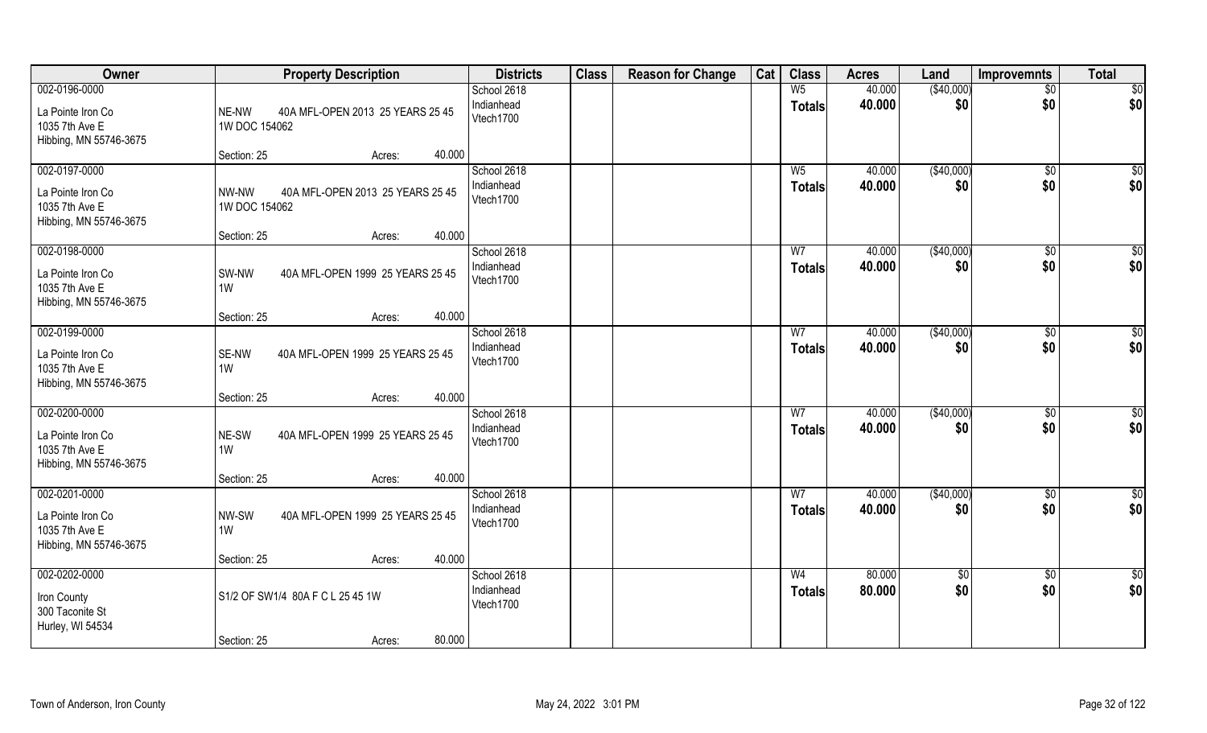| Owner | Property Description | | | Districts | Class | Reason for Change | Cat | Class | Acres | Land | Improvemnts | Total |
|---|---|---|---|---|---|---|---|---|---|---|---|---|
| 002-0196-0000 | | | | School 2618 | | | | W5 | 40.000 | ($40,000) | $0 | $0 |
| La Pointe Iron Co<br>1035 7th Ave E<br>Hibbing, MN 55746-3675 | NE-NW 40A MFL-OPEN 2013 25 YEARS 25 45 1W DOC 154062 | | | Indianhead<br>Vtech1700 | | | | **Totals** | **40.000** | **$0** | **$0** | **$0** |
| | Section: 25 | Acres: | 40.000 | | | | | | | | | |
| 002-0197-0000 | | | | School 2618 | | | | W5 | 40.000 | ($40,000) | $0 | $0 |
| La Pointe Iron Co<br>1035 7th Ave E<br>Hibbing, MN 55746-3675 | NW-NW 40A MFL-OPEN 2013 25 YEARS 25 45 1W DOC 154062 | | | Indianhead<br>Vtech1700 | | | | **Totals** | **40.000** | **$0** | **$0** | **$0** |
| | Section: 25 | Acres: | 40.000 | | | | | | | | | |
| 002-0198-0000 | | | | School 2618 | | | | W7 | 40.000 | ($40,000) | $0 | $0 |
| La Pointe Iron Co<br>1035 7th Ave E<br>Hibbing, MN 55746-3675 | SW-NW 40A MFL-OPEN 1999 25 YEARS 25 45 1W | | | Indianhead<br>Vtech1700 | | | | **Totals** | **40.000** | **$0** | **$0** | **$0** |
| | Section: 25 | Acres: | 40.000 | | | | | | | | | |
| 002-0199-0000 | | | | School 2618 | | | | W7 | 40.000 | ($40,000) | $0 | $0 |
| La Pointe Iron Co<br>1035 7th Ave E<br>Hibbing, MN 55746-3675 | SE-NW 40A MFL-OPEN 1999 25 YEARS 25 45 1W | | | Indianhead<br>Vtech1700 | | | | **Totals** | **40.000** | **$0** | **$0** | **$0** |
| | Section: 25 | Acres: | 40.000 | | | | | | | | | |
| 002-0200-0000 | | | | School 2618 | | | | W7 | 40.000 | ($40,000) | $0 | $0 |
| La Pointe Iron Co<br>1035 7th Ave E<br>Hibbing, MN 55746-3675 | NE-SW 40A MFL-OPEN 1999 25 YEARS 25 45 1W | | | Indianhead<br>Vtech1700 | | | | **Totals** | **40.000** | **$0** | **$0** | **$0** |
| | Section: 25 | Acres: | 40.000 | | | | | | | | | |
| 002-0201-0000 | | | | School 2618 | | | | W7 | 40.000 | ($40,000) | $0 | $0 |
| La Pointe Iron Co<br>1035 7th Ave E<br>Hibbing, MN 55746-3675 | NW-SW 40A MFL-OPEN 1999 25 YEARS 25 45 1W | | | Indianhead<br>Vtech1700 | | | | **Totals** | **40.000** | **$0** | **$0** | **$0** |
| | Section: 25 | Acres: | 40.000 | | | | | | | | | |
| 002-0202-0000 | | | | School 2618 | | | | W4 | 80.000 | $0 | $0 | $0 |
| Iron County<br>300 Taconite St<br>Hurley, WI 54534 | S1/2 OF SW1/4 80A F C L 25 45 1W | | | Indianhead<br>Vtech1700 | | | | **Totals** | **80.000** | **$0** | **$0** | **$0** |
| | Section: 25 | Acres: | 80.000 | | | | | | | | | |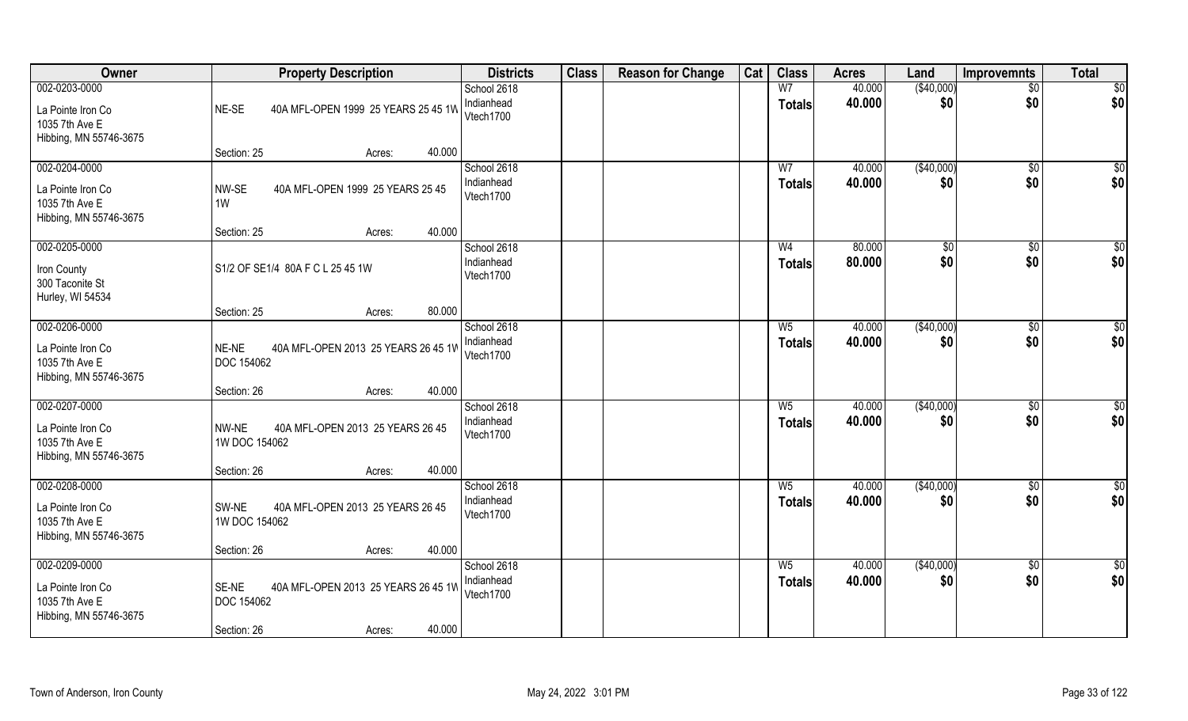| Owner | Property Description | Districts | Class | Reason for Change | Cat | Class | Acres | Land | Improvemnts | Total |
|---|---|---|---|---|---|---|---|---|---|---|
| 002-0203-0000<br>La Pointe Iron Co<br>1035 7th Ave E<br>Hibbing, MN 55746-3675 | NE-SE 40A MFL-OPEN 1999 25 YEARS 25 45 1W<br>Section: 25 Acres: 40.000 | School 2618<br>Indianhead<br>Vtech1700 | | | | W7<br>**Totals** | 40.000<br>**40.000** | ($40,000)<br>**$0** | $0<br>**$0** | $0<br>**$0** |
| 002-0204-0000<br>La Pointe Iron Co<br>1035 7th Ave E<br>Hibbing, MN 55746-3675 | NW-SE 40A MFL-OPEN 1999 25 YEARS 25 45 1W<br>Section: 25 Acres: 40.000 | School 2618<br>Indianhead<br>Vtech1700 | | | | W7<br>**Totals** | 40.000<br>**40.000** | ($40,000)<br>**$0** | $0<br>**$0** | $0<br>**$0** |
| 002-0205-0000<br>Iron County<br>300 Taconite St<br>Hurley, WI 54534 | S1/2 OF SE1/4 80A F C L 25 45 1W<br>Section: 25 Acres: 80.000 | School 2618<br>Indianhead<br>Vtech1700 | | | | W4<br>**Totals** | 80.000<br>**80.000** | $0<br>**$0** | $0<br>**$0** | $0<br>**$0** |
| 002-0206-0000<br>La Pointe Iron Co<br>1035 7th Ave E<br>Hibbing, MN 55746-3675 | NE-NE 40A MFL-OPEN 2013 25 YEARS 26 45 1W DOC 154062<br>Section: 26 Acres: 40.000 | School 2618<br>Indianhead<br>Vtech1700 | | | | W5<br>**Totals** | 40.000<br>**40.000** | ($40,000)<br>**$0** | $0<br>**$0** | $0<br>**$0** |
| 002-0207-0000<br>La Pointe Iron Co<br>1035 7th Ave E<br>Hibbing, MN 55746-3675 | NW-NE 40A MFL-OPEN 2013 25 YEARS 26 45 1W DOC 154062<br>Section: 26 Acres: 40.000 | School 2618<br>Indianhead<br>Vtech1700 | | | | W5<br>**Totals** | 40.000<br>**40.000** | ($40,000)<br>**$0** | $0<br>**$0** | $0<br>**$0** |
| 002-0208-0000<br>La Pointe Iron Co<br>1035 7th Ave E<br>Hibbing, MN 55746-3675 | SW-NE 40A MFL-OPEN 2013 25 YEARS 26 45 1W DOC 154062<br>Section: 26 Acres: 40.000 | School 2618<br>Indianhead<br>Vtech1700 | | | | W5<br>**Totals** | 40.000<br>**40.000** | ($40,000)<br>**$0** | $0<br>**$0** | $0<br>**$0** |
| 002-0209-0000<br>La Pointe Iron Co<br>1035 7th Ave E<br>Hibbing, MN 55746-3675 | SE-NE 40A MFL-OPEN 2013 25 YEARS 26 45 1W DOC 154062<br>Section: 26 Acres: 40.000 | School 2618<br>Indianhead<br>Vtech1700 | | | | W5<br>**Totals** | 40.000<br>**40.000** | ($40,000)<br>**$0** | $0<br>**$0** | $0<br>**$0** |

Town of Anderson, Iron County May 24, 2022 3:01 PM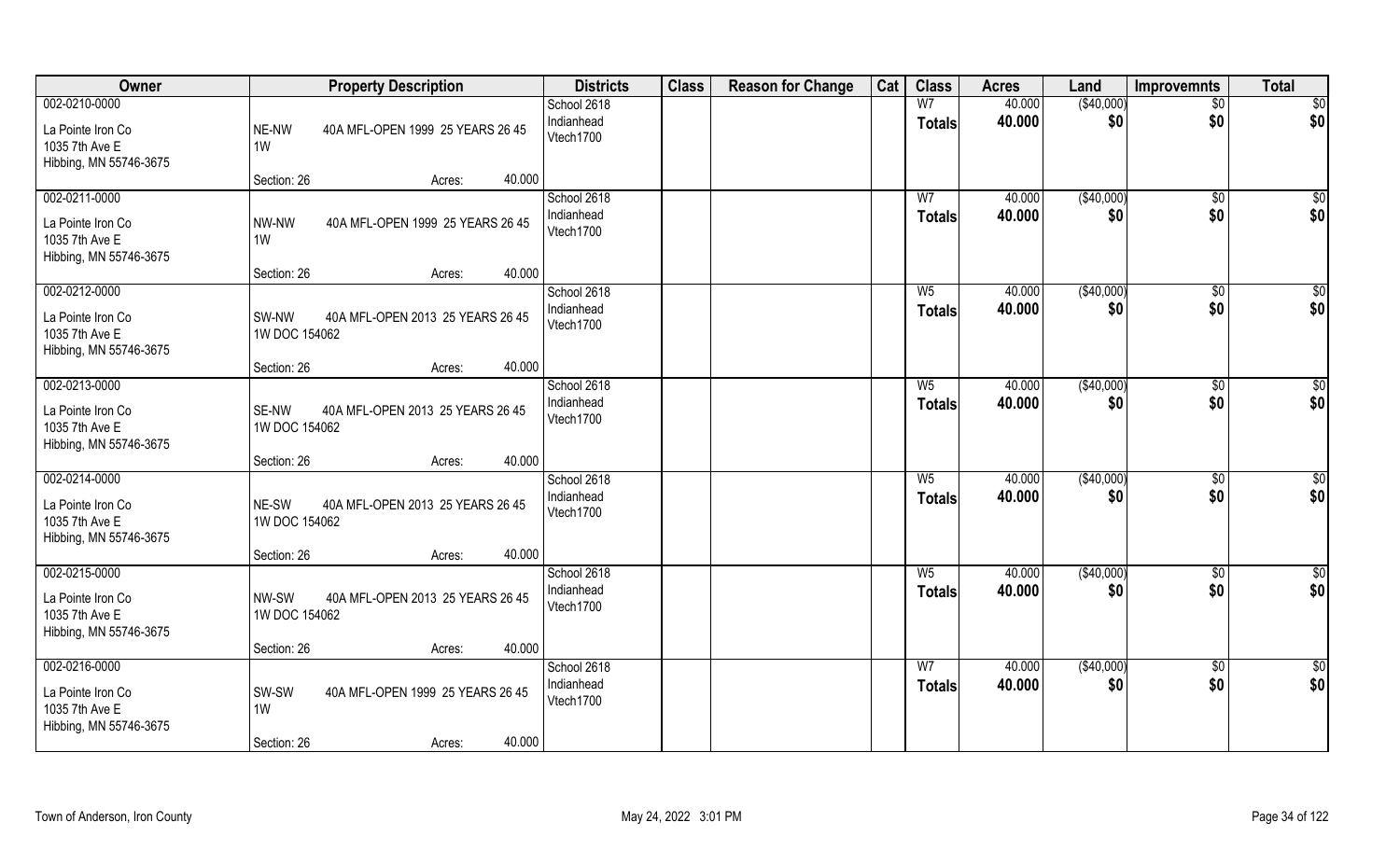| Owner | Property Description | | Districts | Class | Reason for Change | Cat | Class | Acres | Land | Improvemnts | Total |
|---|---|---|---|---|---|---|---|---|---|---|---|
| 002-0210-0000 | | | School 2618 | | | | W7 | 40.000 | ($40,000) | $0 | $0 |
| La Pointe Iron Co<br>1035 7th Ave E<br>Hibbing, MN 55746-3675 | NE-NW 1W | 40A MFL-OPEN 1999 25 YEARS 26 45 | Indianhead<br>Vtech1700 | | | | **Totals** | **40.000** | **$0** | **$0** | **$0** |
| | Section: 26 | Acres: 40.000 | | | | | | | | | |
| 002-0211-0000 | | | School 2618 | | | | W7 | 40.000 | ($40,000) | $0 | $0 |
| La Pointe Iron Co<br>1035 7th Ave E<br>Hibbing, MN 55746-3675 | NW-NW 1W | 40A MFL-OPEN 1999 25 YEARS 26 45 | Indianhead<br>Vtech1700 | | | | **Totals** | **40.000** | **$0** | **$0** | **$0** |
| | Section: 26 | Acres: 40.000 | | | | | | | | | |
| 002-0212-0000 | | | School 2618 | | | | W5 | 40.000 | ($40,000) | $0 | $0 |
| La Pointe Iron Co<br>1035 7th Ave E<br>Hibbing, MN 55746-3675 | SW-NW 1W DOC 154062 | 40A MFL-OPEN 2013 25 YEARS 26 45 | Indianhead<br>Vtech1700 | | | | **Totals** | **40.000** | **$0** | **$0** | **$0** |
| | Section: 26 | Acres: 40.000 | | | | | | | | | |
| 002-0213-0000 | | | School 2618 | | | | W5 | 40.000 | ($40,000) | $0 | $0 |
| La Pointe Iron Co<br>1035 7th Ave E<br>Hibbing, MN 55746-3675 | SE-NW 1W DOC 154062 | 40A MFL-OPEN 2013 25 YEARS 26 45 | Indianhead<br>Vtech1700 | | | | **Totals** | **40.000** | **$0** | **$0** | **$0** |
| | Section: 26 | Acres: 40.000 | | | | | | | | | |
| 002-0214-0000 | | | School 2618 | | | | W5 | 40.000 | ($40,000) | $0 | $0 |
| La Pointe Iron Co<br>1035 7th Ave E<br>Hibbing, MN 55746-3675 | NE-SW 1W DOC 154062 | 40A MFL-OPEN 2013 25 YEARS 26 45 | Indianhead<br>Vtech1700 | | | | **Totals** | **40.000** | **$0** | **$0** | **$0** |
| | Section: 26 | Acres: 40.000 | | | | | | | | | |
| 002-0215-0000 | | | School 2618 | | | | W5 | 40.000 | ($40,000) | $0 | $0 |
| La Pointe Iron Co<br>1035 7th Ave E<br>Hibbing, MN 55746-3675 | NW-SW 1W DOC 154062 | 40A MFL-OPEN 2013 25 YEARS 26 45 | Indianhead<br>Vtech1700 | | | | **Totals** | **40.000** | **$0** | **$0** | **$0** |
| | Section: 26 | Acres: 40.000 | | | | | | | | | |
| 002-0216-0000 | | | School 2618 | | | | W7 | 40.000 | ($40,000) | $0 | $0 |
| La Pointe Iron Co<br>1035 7th Ave E<br>Hibbing, MN 55746-3675 | SW-SW 1W | 40A MFL-OPEN 1999 25 YEARS 26 45 | Indianhead<br>Vtech1700 | | | | **Totals** | **40.000** | **$0** | **$0** | **$0** |
| | Section: 26 | Acres: 40.000 | | | | | | | | | |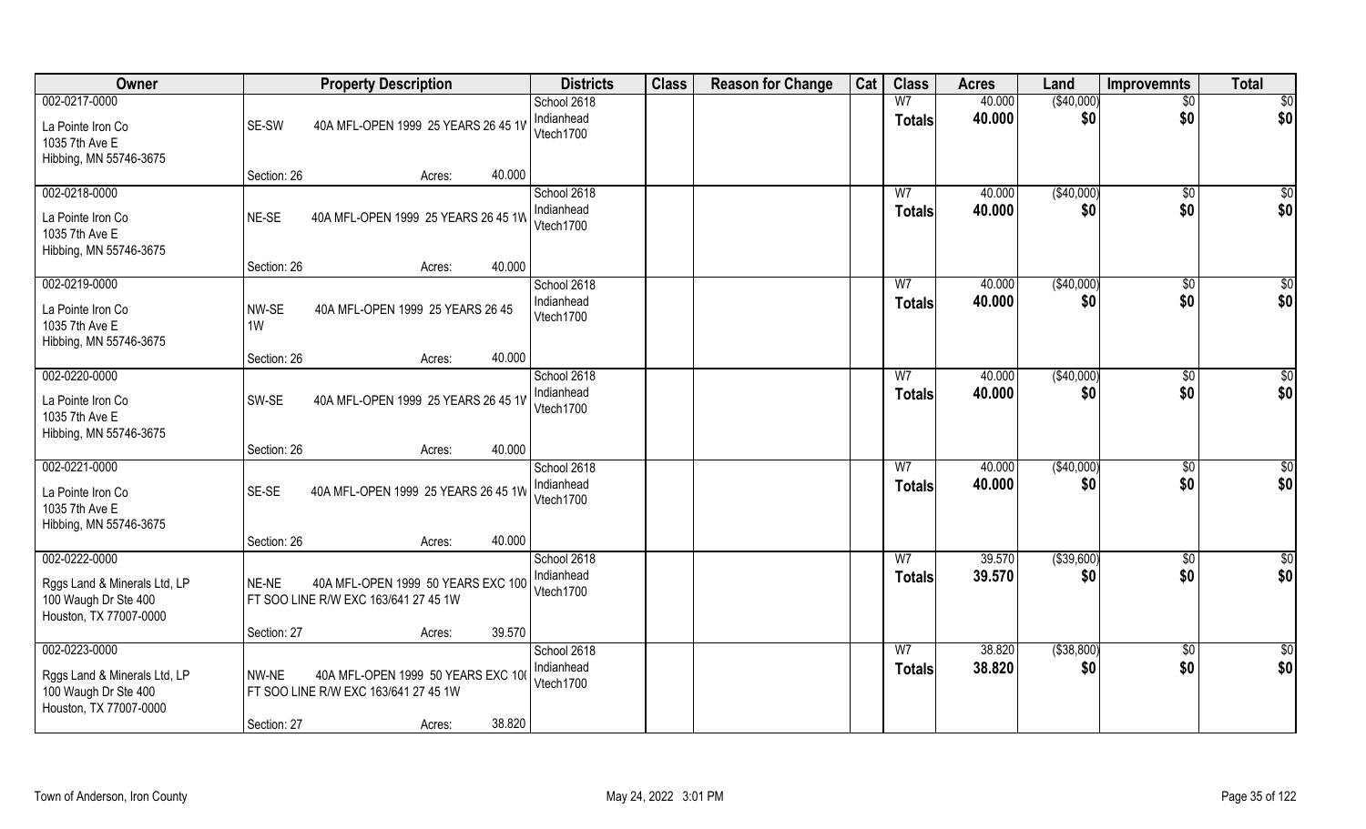| Owner | Property Description | | Districts | Class | Reason for Change | Cat | Class | Acres | Land | Improvemnts | Total |
|---|---|---|---|---|---|---|---|---|---|---|---|
| 002-0217-0000<br>La Pointe Iron Co<br>1035 7th Ave E<br>Hibbing, MN 55746-3675 | SE-SW 40A MFL-OPEN 1999 25 YEARS 26 45 1V<br>Section: 26 | Acres: 40.000 | School 2618<br>Indianhead<br>Vtech1700 | | | | W7<br>**Totals** | 40.000<br>**40.000** | ($40,000)<br>**$0** | $0<br>**$0** | $0<br>**$0** |
| 002-0218-0000<br>La Pointe Iron Co<br>1035 7th Ave E<br>Hibbing, MN 55746-3675 | NE-SE 40A MFL-OPEN 1999 25 YEARS 26 45 1W<br>Section: 26 | Acres: 40.000 | School 2618<br>Indianhead<br>Vtech1700 | | | | W7<br>**Totals** | 40.000<br>**40.000** | ($40,000)<br>**$0** | $0<br>**$0** | $0<br>**$0** |
| 002-0219-0000<br>La Pointe Iron Co<br>1035 7th Ave E<br>Hibbing, MN 55746-3675 | NW-SE 40A MFL-OPEN 1999 25 YEARS 26 45 1W<br>Section: 26 | Acres: 40.000 | School 2618<br>Indianhead<br>Vtech1700 | | | | W7<br>**Totals** | 40.000<br>**40.000** | ($40,000)<br>**$0** | $0<br>**$0** | $0<br>**$0** |
| 002-0220-0000<br>La Pointe Iron Co<br>1035 7th Ave E<br>Hibbing, MN 55746-3675 | SW-SE 40A MFL-OPEN 1999 25 YEARS 26 45 1V<br>Section: 26 | Acres: 40.000 | School 2618<br>Indianhead<br>Vtech1700 | | | | W7<br>**Totals** | 40.000<br>**40.000** | ($40,000)<br>**$0** | $0<br>**$0** | $0<br>**$0** |
| 002-0221-0000<br>La Pointe Iron Co<br>1035 7th Ave E<br>Hibbing, MN 55746-3675 | SE-SE 40A MFL-OPEN 1999 25 YEARS 26 45 1W<br>Section: 26 | Acres: 40.000 | School 2618<br>Indianhead<br>Vtech1700 | | | | W7<br>**Totals** | 40.000<br>**40.000** | ($40,000)<br>**$0** | $0<br>**$0** | $0<br>**$0** |
| 002-0222-0000<br>Rggs Land & Minerals Ltd, LP<br>100 Waugh Dr Ste 400<br>Houston, TX 77007-0000 | NE-NE 40A MFL-OPEN 1999 50 YEARS EXC 100 FT SOO LINE R/W EXC 163/641 27 45 1W<br>Section: 27 | Acres: 39.570 | School 2618<br>Indianhead<br>Vtech1700 | | | | W7<br>**Totals** | 39.570<br>**39.570** | ($39,600)<br>**$0** | $0<br>**$0** | $0<br>**$0** |
| 002-0223-0000<br>Rggs Land & Minerals Ltd, LP<br>100 Waugh Dr Ste 400<br>Houston, TX 77007-0000 | NW-NE 40A MFL-OPEN 1999 50 YEARS EXC 10( FT SOO LINE R/W EXC 163/641 27 45 1W<br>Section: 27 | Acres: 38.820 | School 2618<br>Indianhead<br>Vtech1700 | | | | W7<br>**Totals** | 38.820<br>**38.820** | ($38,800)<br>**$0** | $0<br>**$0** | $0<br>**$0** |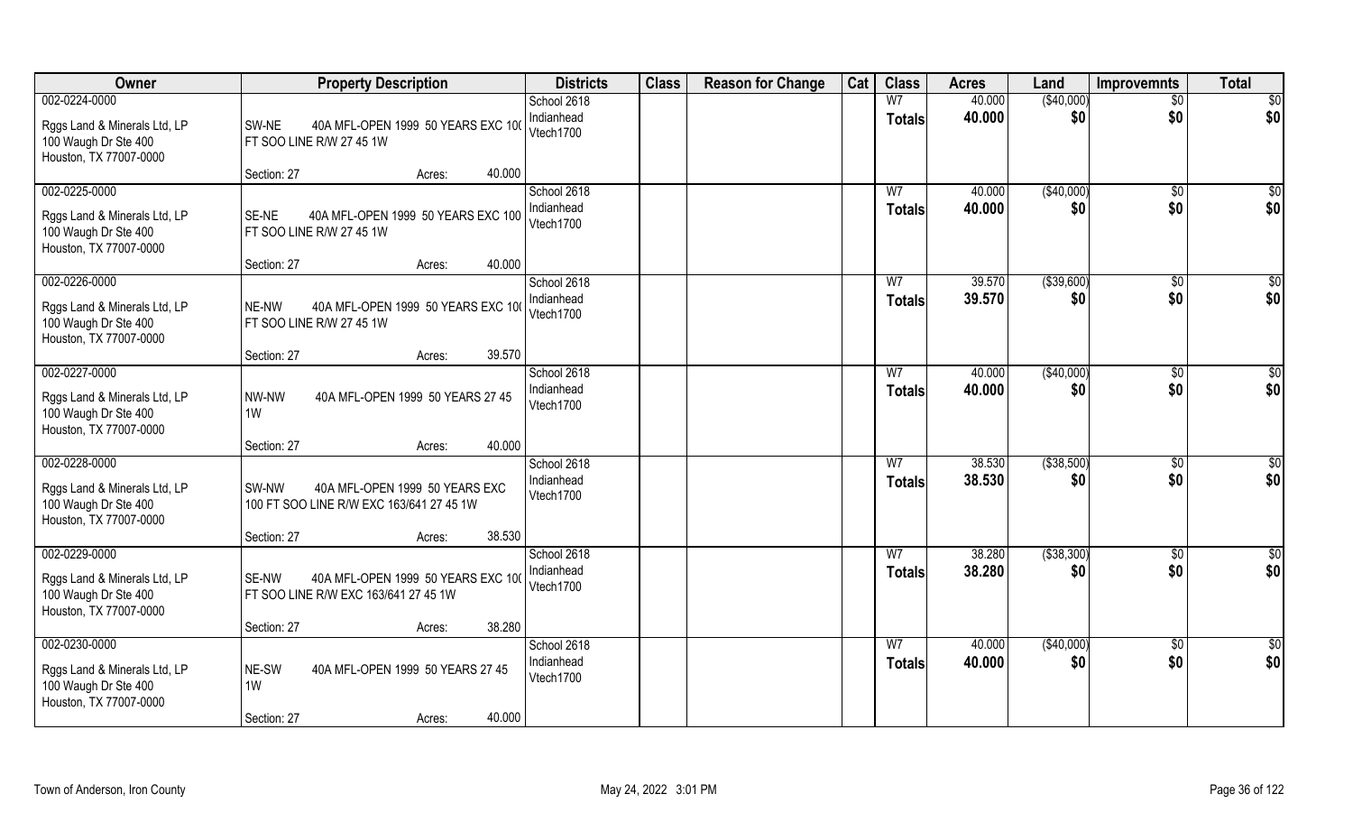| Owner | Property Description | | | Districts | Class | Reason for Change | Cat | Class | Acres | Land | Improvemnts | Total |
|---|---|---|---|---|---|---|---|---|---|---|---|---|
| 002-0224-0000<br>Rggs Land & Minerals Ltd, LP<br>100 Waugh Dr Ste 400<br>Houston, TX 77007-0000 | SW-NE 40A MFL-OPEN 1999 50 YEARS EXC 100 FT SOO LINE R/W 27 45 1W | | | School 2618<br>Indianhead<br>Vtech1700 | | | | W7<br>**Totals** | 40.000<br>**40.000** | ($40,000)<br>**$0** | $0<br>**$0** | $0<br>**$0** |
| | Section: 27 | Acres: | 40.000 | | | | | | | | | |
| 002-0225-0000<br>Rggs Land & Minerals Ltd, LP<br>100 Waugh Dr Ste 400<br>Houston, TX 77007-0000 | SE-NE 40A MFL-OPEN 1999 50 YEARS EXC 100 FT SOO LINE R/W 27 45 1W | | | School 2618<br>Indianhead<br>Vtech1700 | | | | W7<br>**Totals** | 40.000<br>**40.000** | ($40,000)<br>**$0** | $0<br>**$0** | $0<br>**$0** |
| | Section: 27 | Acres: | 40.000 | | | | | | | | | |
| 002-0226-0000<br>Rggs Land & Minerals Ltd, LP<br>100 Waugh Dr Ste 400<br>Houston, TX 77007-0000 | NE-NW 40A MFL-OPEN 1999 50 YEARS EXC 100 FT SOO LINE R/W 27 45 1W | | | School 2618<br>Indianhead<br>Vtech1700 | | | | W7<br>**Totals** | 39.570<br>**39.570** | ($39,600)<br>**$0** | $0<br>**$0** | $0<br>**$0** |
| | Section: 27 | Acres: | 39.570 | | | | | | | | | |
| 002-0227-0000<br>Rggs Land & Minerals Ltd, LP<br>100 Waugh Dr Ste 400<br>Houston, TX 77007-0000 | NW-NW 40A MFL-OPEN 1999 50 YEARS 27 45 1W | | | School 2618<br>Indianhead<br>Vtech1700 | | | | W7<br>**Totals** | 40.000<br>**40.000** | ($40,000)<br>**$0** | $0<br>**$0** | $0<br>**$0** |
| | Section: 27 | Acres: | 40.000 | | | | | | | | | |
| 002-0228-0000<br>Rggs Land & Minerals Ltd, LP<br>100 Waugh Dr Ste 400<br>Houston, TX 77007-0000 | SW-NW 40A MFL-OPEN 1999 50 YEARS EXC 100 FT SOO LINE R/W EXC 163/641 27 45 1W | | | School 2618<br>Indianhead<br>Vtech1700 | | | | W7<br>**Totals** | 38.530<br>**38.530** | ($38,500)<br>**$0** | $0<br>**$0** | $0<br>**$0** |
| | Section: 27 | Acres: | 38.530 | | | | | | | | | |
| 002-0229-0000<br>Rggs Land & Minerals Ltd, LP<br>100 Waugh Dr Ste 400<br>Houston, TX 77007-0000 | SE-NW 40A MFL-OPEN 1999 50 YEARS EXC 100 FT SOO LINE R/W EXC 163/641 27 45 1W | | | School 2618<br>Indianhead<br>Vtech1700 | | | | W7<br>**Totals** | 38.280<br>**38.280** | ($38,300)<br>**$0** | $0<br>**$0** | $0<br>**$0** |
| | Section: 27 | Acres: | 38.280 | | | | | | | | | |
| 002-0230-0000<br>Rggs Land & Minerals Ltd, LP<br>100 Waugh Dr Ste 400<br>Houston, TX 77007-0000 | NE-SW 40A MFL-OPEN 1999 50 YEARS 27 45 1W | | | School 2618<br>Indianhead<br>Vtech1700 | | | | W7<br>**Totals** | 40.000<br>**40.000** | ($40,000)<br>**$0** | $0<br>**$0** | $0<br>**$0** |
| | Section: 27 | Acres: | 40.000 | | | | | | | | | |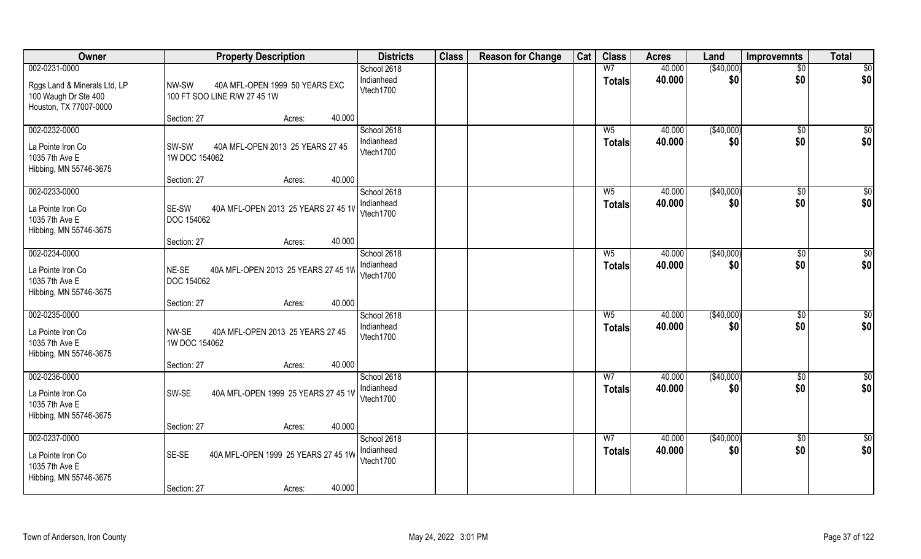| Owner | Property Description | Districts | Class | Reason for Change | Cat | Class | Acres | Land | Improvemnts | Total |
|---|---|---|---|---|---|---|---|---|---|---|
| 002-0231-0000<br>Rggs Land & Minerals Ltd, LP<br>100 Waugh Dr Ste 400<br>Houston, TX 77007-0000 | NW-SW 40A MFL-OPEN 1999 50 YEARS EXC 100 FT SOO LINE R/W 27 45 1W<br>Section: 27 Acres: 40.000 | School 2618<br>Indianhead<br>Vtech1700 | | | | W7<br>**Totals** | 40.000<br>**40.000** | ($40,000)<br>**$0** | $0<br>**$0** | $0<br>**$0** |
| 002-0232-0000<br>La Pointe Iron Co<br>1035 7th Ave E<br>Hibbing, MN 55746-3675 | SW-SW 40A MFL-OPEN 2013 25 YEARS 27 45 1W DOC 154062<br>Section: 27 Acres: 40.000 | School 2618<br>Indianhead<br>Vtech1700 | | | | W5<br>**Totals** | 40.000<br>**40.000** | ($40,000)<br>**$0** | $0<br>**$0** | $0<br>**$0** |
| 002-0233-0000<br>La Pointe Iron Co<br>1035 7th Ave E<br>Hibbing, MN 55746-3675 | SE-SW 40A MFL-OPEN 2013 25 YEARS 27 45 1W DOC 154062<br>Section: 27 Acres: 40.000 | School 2618<br>Indianhead<br>Vtech1700 | | | | W5<br>**Totals** | 40.000<br>**40.000** | ($40,000)<br>**$0** | $0<br>**$0** | $0<br>**$0** |
| 002-0234-0000<br>La Pointe Iron Co<br>1035 7th Ave E<br>Hibbing, MN 55746-3675 | NE-SE 40A MFL-OPEN 2013 25 YEARS 27 45 1W DOC 154062<br>Section: 27 Acres: 40.000 | School 2618<br>Indianhead<br>Vtech1700 | | | | W5<br>**Totals** | 40.000<br>**40.000** | ($40,000)<br>**$0** | $0<br>**$0** | $0<br>**$0** |
| 002-0235-0000<br>La Pointe Iron Co<br>1035 7th Ave E<br>Hibbing, MN 55746-3675 | NW-SE 40A MFL-OPEN 2013 25 YEARS 27 45 1W DOC 154062<br>Section: 27 Acres: 40.000 | School 2618<br>Indianhead<br>Vtech1700 | | | | W5<br>**Totals** | 40.000<br>**40.000** | ($40,000)<br>**$0** | $0<br>**$0** | $0<br>**$0** |
| 002-0236-0000<br>La Pointe Iron Co<br>1035 7th Ave E<br>Hibbing, MN 55746-3675 | SW-SE 40A MFL-OPEN 1999 25 YEARS 27 45 1W<br>Section: 27 Acres: 40.000 | School 2618<br>Indianhead<br>Vtech1700 | | | | W7<br>**Totals** | 40.000<br>**40.000** | ($40,000)<br>**$0** | $0<br>**$0** | $0<br>**$0** |
| 002-0237-0000<br>La Pointe Iron Co<br>1035 7th Ave E<br>Hibbing, MN 55746-3675 | SE-SE 40A MFL-OPEN 1999 25 YEARS 27 45 1W<br>Section: 27 Acres: 40.000 | School 2618<br>Indianhead<br>Vtech1700 | | | | W7<br>**Totals** | 40.000<br>**40.000** | ($40,000)<br>**$0** | $0<br>**$0** | $0<br>**$0** |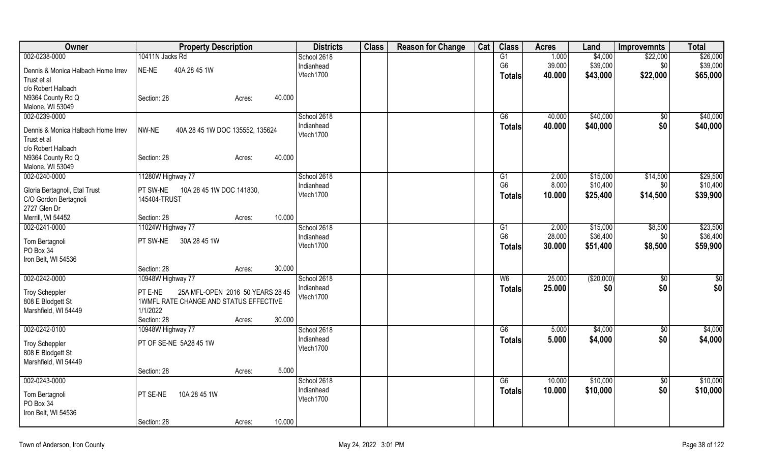| Owner | Property Description | | | Districts | Class | Reason for Change | Cat | Class | Acres | Land | Improvemnts | Total |
|---|---|---|---|---|---|---|---|---|---|---|---|---|
| 002-0238-0000 | 10411N Jacks Rd | | | School 2618 | | | | G1 | 1.000 | $4,000 | $22,000 | $26,000 |
| Dennis & Monica Halbach Home Irrev Trust et al | NE-NE 40A 28 45 1W | | | Indianhead | | | | G6 | 39.000 | $39,000 | $0 | $39,000 |
| c/o Robert Halbach | | | | Vtech1700 | | | | Totals | 40.000 | $43,000 | $22,000 | $65,000 |
| N9364 County Rd Q | Section: 28 | Acres: | 40.000 | | | | | | | | | |
| Malone, WI 53049 | | | | | | | | | | | | |
| 002-0239-0000 | | | | School 2618 | | | | G6 | 40.000 | $40,000 | $0 | $40,000 |
| Dennis & Monica Halbach Home Irrev Trust et al | NW-NE 40A 28 45 1W DOC 135552, 135624 | | | Indianhead | | | | Totals | 40.000 | $40,000 | $0 | $40,000 |
| c/o Robert Halbach | | | | Vtech1700 | | | | | | | | |
| N9364 County Rd Q | Section: 28 | Acres: | 40.000 | | | | | | | | | |
| Malone, WI 53049 | | | | | | | | | | | | |
| 002-0240-0000 | 11280W Highway 77 | | | School 2618 | | | | G1 | 2.000 | $15,000 | $14,500 | $29,500 |
| Gloria Bertagnoli, Etal Trust | PT SW-NE 10A 28 45 1W DOC 141830, 145404-TRUST | | | Indianhead | | | | G6 | 8.000 | $10,400 | $0 | $10,400 |
| C/O Gordon Bertagnoli | | | | Vtech1700 | | | | Totals | 10.000 | $25,400 | $14,500 | $39,900 |
| 2727 Glen Dr | | | | | | | | | | | | |
| Merrill, WI 54452 | Section: 28 | Acres: | 10.000 | | | | | | | | | |
| 002-0241-0000 | 11024W Highway 77 | | | School 2618 | | | | G1 | 2.000 | $15,000 | $8,500 | $23,500 |
| Tom Bertagnoli | PT SW-NE 30A 28 45 1W | | | Indianhead | | | | G6 | 28.000 | $36,400 | $0 | $36,400 |
| PO Box 34 | | | | Vtech1700 | | | | Totals | 30.000 | $51,400 | $8,500 | $59,900 |
| Iron Belt, WI 54536 | | | | | | | | | | | | |
| | Section: 28 | Acres: | 30.000 | | | | | | | | | |
| 002-0242-0000 | 10948W Highway 77 | | | School 2618 | | | | W6 | 25.000 | ($20,000) | $0 | $0 |
| Troy Scheppler | PT E-NE 25A MFL-OPEN 2016 50 YEARS 28 45 1WMFL RATE CHANGE AND STATUS EFFECTIVE 1/1/2022 | | | Indianhead | | | | Totals | 25.000 | $0 | $0 | $0 |
| 808 E Blodgett St | | | | Vtech1700 | | | | | | | | |
| Marshfield, WI 54449 | | | | | | | | | | | | |
| | Section: 28 | Acres: | 30.000 | | | | | | | | | |
| 002-0242-0100 | 10948W Highway 77 | | | School 2618 | | | | G6 | 5.000 | $4,000 | $0 | $4,000 |
| Troy Scheppler | PT OF SE-NE 5A28 45 1W | | | Indianhead | | | | Totals | 5.000 | $4,000 | $0 | $4,000 |
| 808 E Blodgett St | | | | Vtech1700 | | | | | | | | |
| Marshfield, WI 54449 | | | | | | | | | | | | |
| | Section: 28 | Acres: | 5.000 | | | | | | | | | |
| 002-0243-0000 | | | | School 2618 | | | | G6 | 10.000 | $10,000 | $0 | $10,000 |
| Tom Bertagnoli | PT SE-NE 10A 28 45 1W | | | Indianhead | | | | Totals | 10.000 | $10,000 | $0 | $10,000 |
| PO Box 34 | | | | Vtech1700 | | | | | | | | |
| Iron Belt, WI 54536 | | | | | | | | | | | | |
| | Section: 28 | Acres: | 10.000 | | | | | | | | | |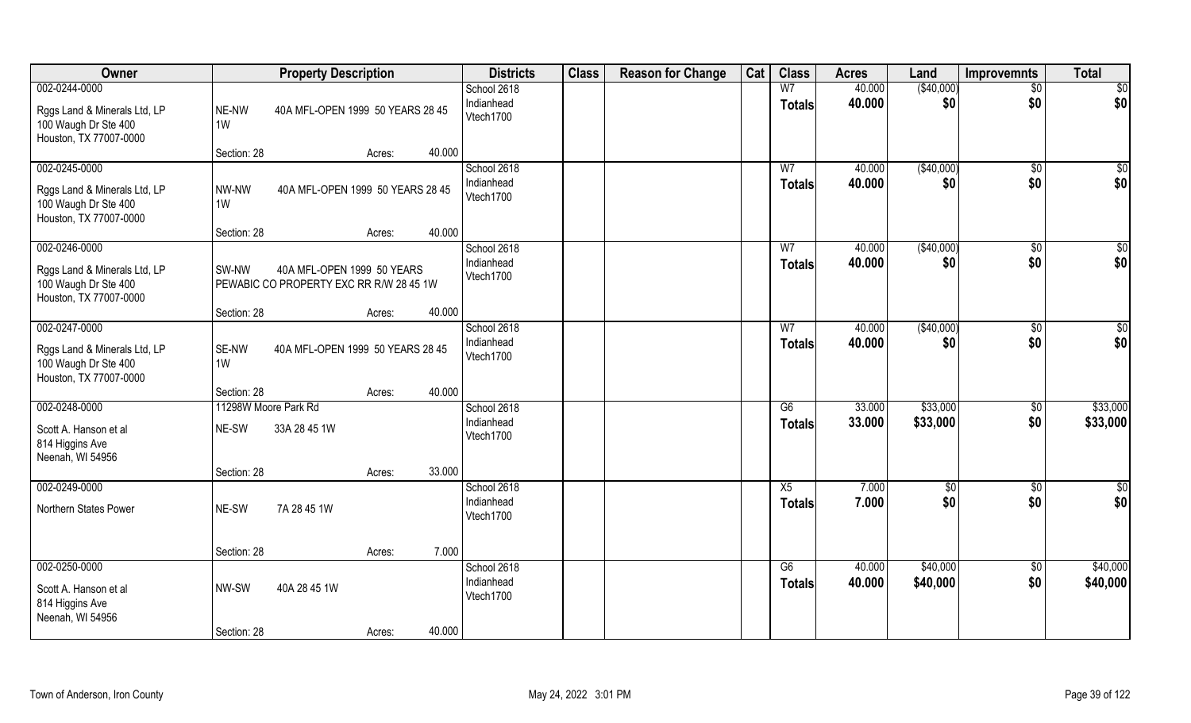| Owner | Property Description | | | Districts | Class | Reason for Change | Cat | Class | Acres | Land | Improvemnts | Total |
|---|---|---|---|---|---|---|---|---|---|---|---|---|
| 002-0244-0000 | | | | School 2618 | | | | W7 | 40.000 | ($40,000) | $0 | $0 |
| Rggs Land & Minerals Ltd, LP<br>100 Waugh Dr Ste 400<br>Houston, TX 77007-0000 | NE-NW | 40A MFL-OPEN 1999 50 YEARS 28 45 1W | | Indianhead<br>Vtech1700 | | | | Totals | 40.000 | $0 | $0 | $0 |
| | Section: 28 | Acres: | 40.000 | | | | | | | | | |
| 002-0245-0000 | | | | School 2618 | | | | W7 | 40.000 | ($40,000) | $0 | $0 |
| Rggs Land & Minerals Ltd, LP<br>100 Waugh Dr Ste 400<br>Houston, TX 77007-0000 | NW-NW | 40A MFL-OPEN 1999 50 YEARS 28 45 1W | | Indianhead<br>Vtech1700 | | | | Totals | 40.000 | $0 | $0 | $0 |
| | Section: 28 | Acres: | 40.000 | | | | | | | | | |
| 002-0246-0000 | | | | School 2618 | | | | W7 | 40.000 | ($40,000) | $0 | $0 |
| Rggs Land & Minerals Ltd, LP<br>100 Waugh Dr Ste 400<br>Houston, TX 77007-0000 | SW-NW | 40A MFL-OPEN 1999 50 YEARS PEWABIC CO PROPERTY EXC RR R/W 28 45 1W | | Indianhead<br>Vtech1700 | | | | Totals | 40.000 | $0 | $0 | $0 |
| | Section: 28 | Acres: | 40.000 | | | | | | | | | |
| 002-0247-0000 | | | | School 2618 | | | | W7 | 40.000 | ($40,000) | $0 | $0 |
| Rggs Land & Minerals Ltd, LP<br>100 Waugh Dr Ste 400<br>Houston, TX 77007-0000 | SE-NW | 40A MFL-OPEN 1999 50 YEARS 28 45 1W | | Indianhead<br>Vtech1700 | | | | Totals | 40.000 | $0 | $0 | $0 |
| | Section: 28 | Acres: | 40.000 | | | | | | | | | |
| 002-0248-0000 | 11298W Moore Park Rd | | | School 2618 | | | | G6 | 33.000 | $33,000 | $0 | $33,000 |
| Scott A. Hanson et al<br>814 Higgins Ave<br>Neenah, WI 54956 | NE-SW | 33A 28 45 1W | | Indianhead<br>Vtech1700 | | | | Totals | 33.000 | $33,000 | $0 | $33,000 |
| | Section: 28 | Acres: | 33.000 | | | | | | | | | |
| 002-0249-0000 | | | | School 2618 | | | | X5 | 7.000 | $0 | $0 | $0 |
| Northern States Power | NE-SW | 7A 28 45 1W | | Indianhead<br>Vtech1700 | | | | Totals | 7.000 | $0 | $0 | $0 |
| | Section: 28 | Acres: | 7.000 | | | | | | | | | |
| 002-0250-0000 | | | | School 2618 | | | | G6 | 40.000 | $40,000 | $0 | $40,000 |
| Scott A. Hanson et al<br>814 Higgins Ave<br>Neenah, WI 54956 | NW-SW | 40A 28 45 1W | | Indianhead<br>Vtech1700 | | | | Totals | 40.000 | $40,000 | $0 | $40,000 |
| | Section: 28 | Acres: | 40.000 | | | | | | | | | |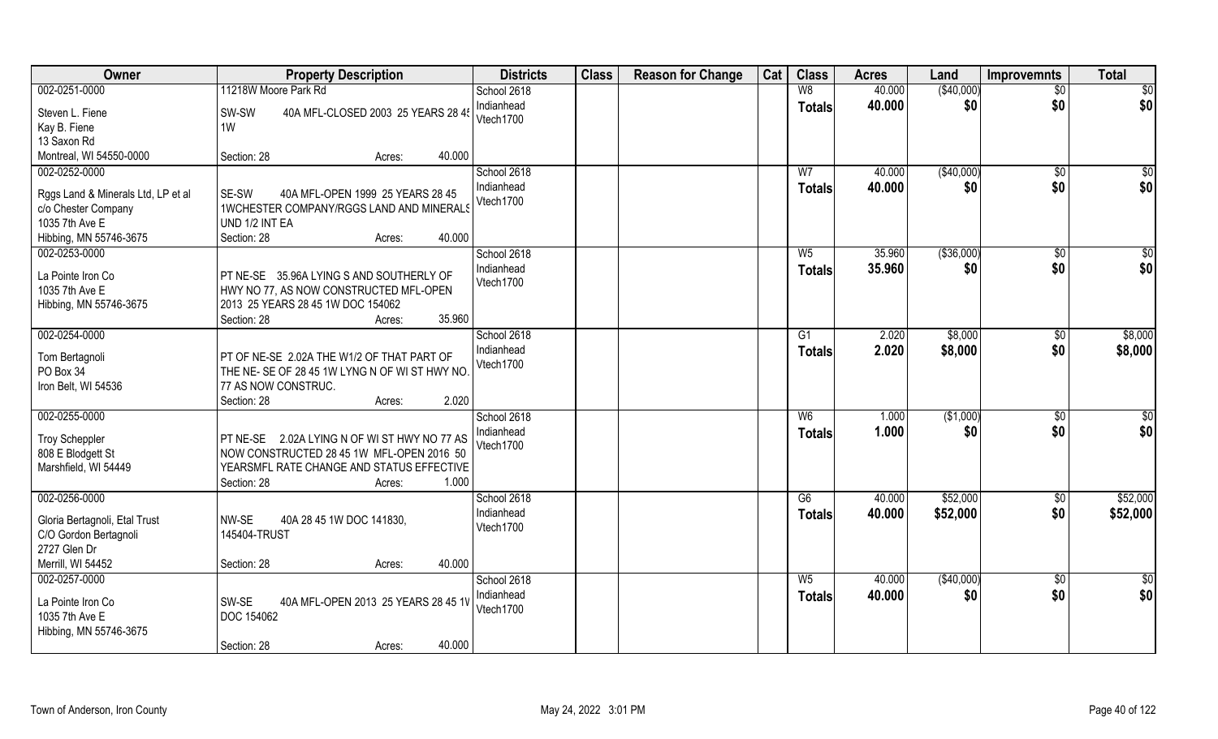| Owner | Property Description | Districts | Class | Reason for Change | Cat | Class | Acres | Land | Improvemnts | Total |
|---|---|---|---|---|---|---|---|---|---|---|
| 002-0251-0000<br>Steven L. Fiene<br>Kay B. Fiene<br>13 Saxon Rd<br>Montreal, WI 54550-0000 | 11218W Moore Park Rd<br>SW-SW 40A MFL-CLOSED 2003 25 YEARS 28 45 1W<br>Section: 28 Acres: 40.000 | School 2618<br>Indianhead<br>Vtech1700 | | | | W8<br>**Totals** | 40.000<br>**40.000** | ($40,000)<br>**$0** | $0<br>**$0** | $0<br>**$0** |
| 002-0252-0000<br>Rggs Land & Minerals Ltd, LP et al<br>c/o Chester Company<br>1035 7th Ave E<br>Hibbing, MN 55746-3675 | SE-SW 40A MFL-OPEN 1999 25 YEARS 28 45 1WCHESTER COMPANY/RGGS LAND AND MINERALS UND 1/2 INT EA<br>Section: 28 Acres: 40.000 | School 2618<br>Indianhead<br>Vtech1700 | | | | W7<br>**Totals** | 40.000<br>**40.000** | ($40,000)<br>**$0** | $0<br>**$0** | $0<br>**$0** |
| 002-0253-0000<br>La Pointe Iron Co<br>1035 7th Ave E<br>Hibbing, MN 55746-3675 | PT NE-SE 35.96A LYING S AND SOUTHERLY OF HWY NO 77, AS NOW CONSTRUCTED MFL-OPEN 2013 25 YEARS 28 45 1W DOC 154062<br>Section: 28 Acres: 35.960 | School 2618<br>Indianhead<br>Vtech1700 | | | | W5<br>**Totals** | 35.960<br>**35.960** | ($36,000)<br>**$0** | $0<br>**$0** | $0<br>**$0** |
| 002-0254-0000<br>Tom Bertagnoli<br>PO Box 34<br>Iron Belt, WI 54536 | PT OF NE-SE 2.02A THE W1/2 OF THAT PART OF THE NE- SE OF 28 45 1W LYNG N OF WI ST HWY NO. 77 AS NOW CONSTRUC.<br>Section: 28 Acres: 2.020 | School 2618<br>Indianhead<br>Vtech1700 | | | | G1<br>**Totals** | 2.020<br>**2.020** | $8,000<br>**$8,000** | $0<br>**$0** | $8,000<br>**$8,000** |
| 002-0255-0000<br>Troy Scheppler<br>808 E Blodgett St<br>Marshfield, WI 54449 | PT NE-SE 2.02A LYING N OF WI ST HWY NO 77 AS NOW CONSTRUCTED 28 45 1W MFL-OPEN 2016 50 YEARSMFL RATE CHANGE AND STATUS EFFECTIVE<br>Section: 28 Acres: 1.000 | School 2618<br>Indianhead<br>Vtech1700 | | | | W6<br>**Totals** | 1.000<br>**1.000** | ($1,000)<br>**$0** | $0<br>**$0** | $0<br>**$0** |
| 002-0256-0000<br>Gloria Bertagnoli, Etal Trust<br>C/O Gordon Bertagnoli<br>2727 Glen Dr<br>Merrill, WI 54452 | NW-SE 40A 28 45 1W DOC 141830, 145404-TRUST<br>Section: 28 Acres: 40.000 | School 2618<br>Indianhead<br>Vtech1700 | | | | G6<br>**Totals** | 40.000<br>**40.000** | $52,000<br>**$52,000** | $0<br>**$0** | $52,000<br>**$52,000** |
| 002-0257-0000<br>La Pointe Iron Co<br>1035 7th Ave E<br>Hibbing, MN 55746-3675 | SW-SE 40A MFL-OPEN 2013 25 YEARS 28 45 1W DOC 154062<br>Section: 28 Acres: 40.000 | School 2618<br>Indianhead<br>Vtech1700 | | | | W5<br>**Totals** | 40.000<br>**40.000** | ($40,000)<br>**$0** | $0<br>**$0** | $0<br>**$0** |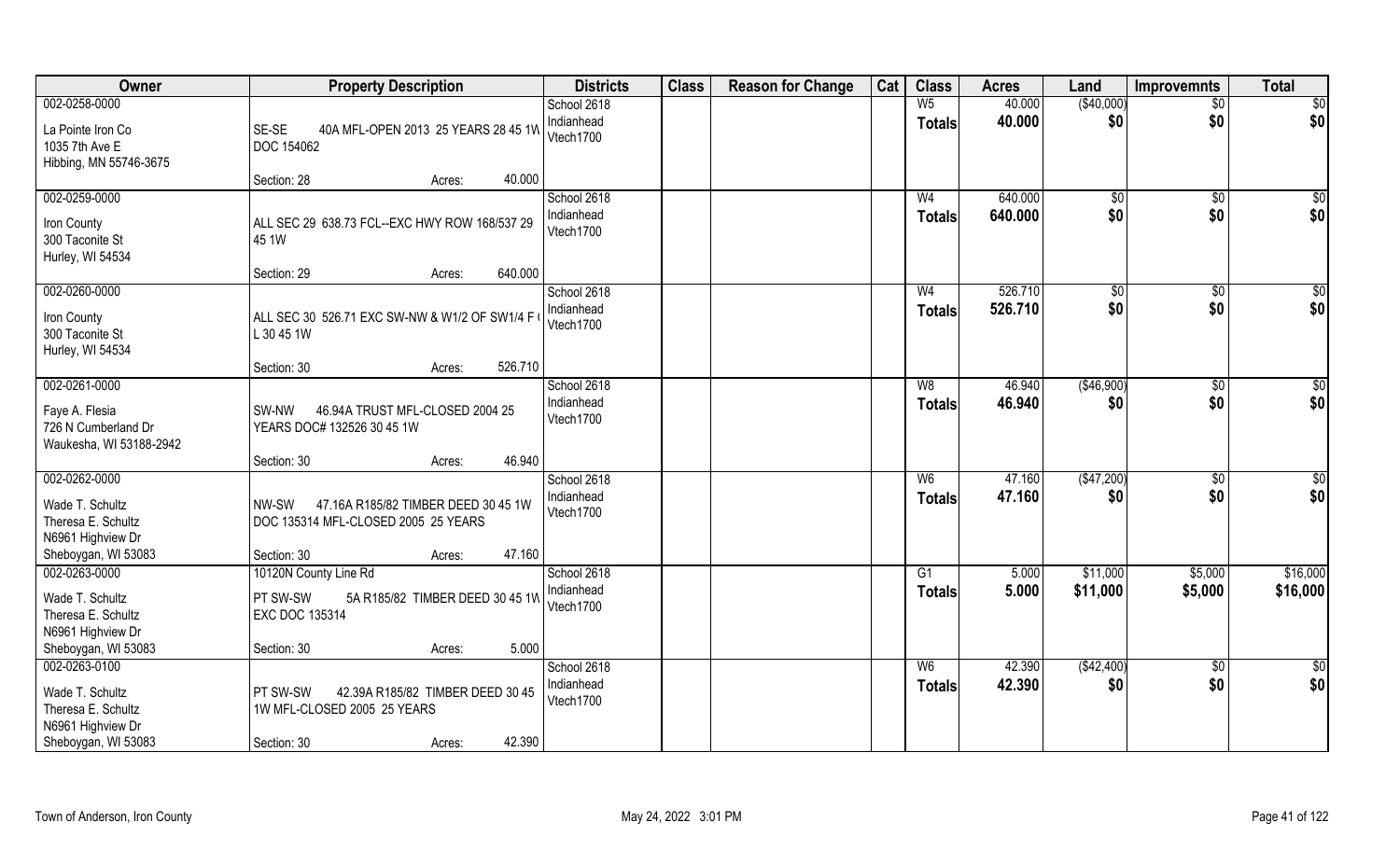| Owner | Property Description | Districts | Class | Reason for Change | Cat | Class | Acres | Land | Improvemnts | Total |
|---|---|---|---|---|---|---|---|---|---|---|
| 002-0258-0000<br>La Pointe Iron Co<br>1035 7th Ave E<br>Hibbing, MN 55746-3675 | SE-SE 40A MFL-OPEN 2013 25 YEARS 28 45 1W DOC 154062<br>Section: 28 Acres: 40.000 | School 2618<br>Indianhead<br>Vtech1700 | | | | W5<br>**Totals** | 40.000<br>**40.000** | ($40,000)<br>**$0** | $0<br>**$0** | $0<br>**$0** |
| 002-0259-0000<br>Iron County<br>300 Taconite St<br>Hurley, WI 54534 | ALL SEC 29 638.73 FCL--EXC HWY ROW 168/537 29 45 1W<br>Section: 29 Acres: 640.000 | School 2618<br>Indianhead<br>Vtech1700 | | | | W4<br>**Totals** | 640.000<br>**640.000** | $0<br>**$0** | $0<br>**$0** | $0<br>**$0** |
| 002-0260-0000<br>Iron County<br>300 Taconite St<br>Hurley, WI 54534 | ALL SEC 30 526.71 EXC SW-NW & W1/2 OF SW1/4 F( L 30 45 1W<br>Section: 30 Acres: 526.710 | School 2618<br>Indianhead<br>Vtech1700 | | | | W4<br>**Totals** | 526.710<br>**526.710** | $0<br>**$0** | $0<br>**$0** | $0<br>**$0** |
| 002-0261-0000<br>Faye A. Flesia<br>726 N Cumberland Dr<br>Waukesha, WI 53188-2942 | SW-NW 46.94A TRUST MFL-CLOSED 2004 25 YEARS DOC# 132526 30 45 1W<br>Section: 30 Acres: 46.940 | School 2618<br>Indianhead<br>Vtech1700 | | | | W8<br>**Totals** | 46.940<br>**46.940** | ($46,900)<br>**$0** | $0<br>**$0** | $0<br>**$0** |
| 002-0262-0000<br>Wade T. Schultz<br>Theresa E. Schultz<br>N6961 Highview Dr<br>Sheboygan, WI 53083 | NW-SW 47.16A R185/82 TIMBER DEED 30 45 1W DOC 135314 MFL-CLOSED 2005 25 YEARS<br>Section: 30 Acres: 47.160 | School 2618<br>Indianhead<br>Vtech1700 | | | | W6<br>**Totals** | 47.160<br>**47.160** | ($47,200)<br>**$0** | $0<br>**$0** | $0<br>**$0** |
| 002-0263-0000<br>Wade T. Schultz<br>Theresa E. Schultz<br>N6961 Highview Dr<br>Sheboygan, WI 53083 | 10120N County Line Rd<br>PT SW-SW 5A R185/82 TIMBER DEED 30 45 1W EXC DOC 135314<br>Section: 30 Acres: 5.000 | School 2618<br>Indianhead<br>Vtech1700 | | | | G1<br>**Totals** | 5.000<br>**5.000** | $11,000<br>**$11,000** | $5,000<br>**$5,000** | $16,000<br>**$16,000** |
| 002-0263-0100<br>Wade T. Schultz<br>Theresa E. Schultz<br>N6961 Highview Dr<br>Sheboygan, WI 53083 | PT SW-SW 42.39A R185/82 TIMBER DEED 30 45 1W MFL-CLOSED 2005 25 YEARS<br>Section: 30 Acres: 42.390 | School 2618<br>Indianhead<br>Vtech1700 | | | | W6<br>**Totals** | 42.390<br>**42.390** | ($42,400)<br>**$0** | $0<br>**$0** | $0<br>**$0** |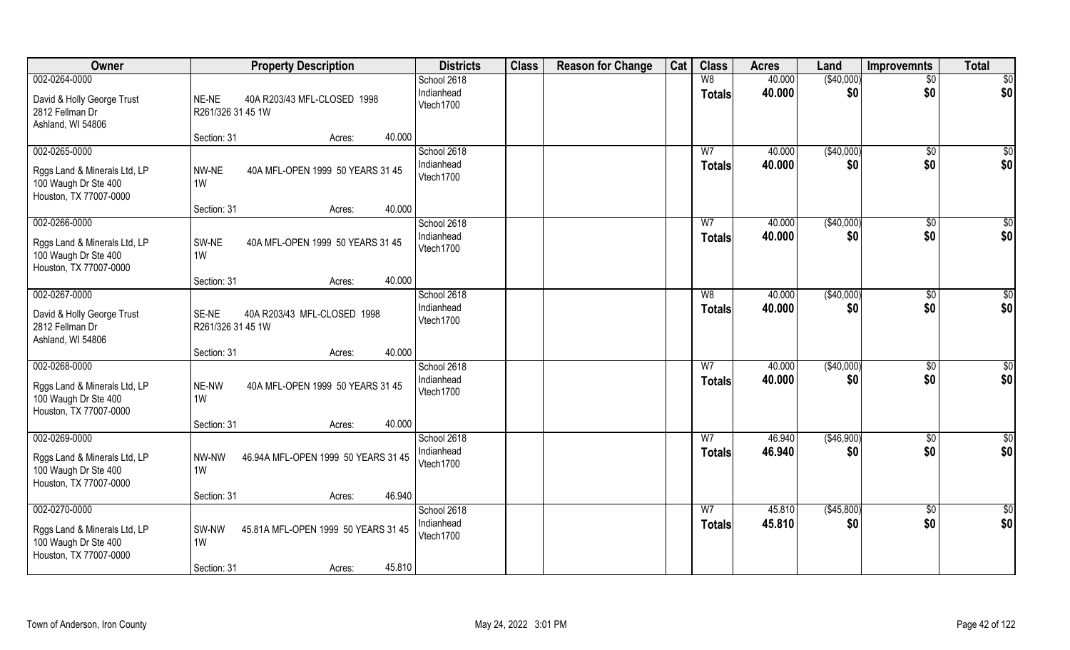| Owner | Property Description | Districts | Class | Reason for Change | Cat | Class | Acres | Land | Improvemnts | Total |
|---|---|---|---|---|---|---|---|---|---|---|
| 002-0264-0000<br>David & Holly George Trust<br>2812 Fellman Dr<br>Ashland, WI 54806 | NE-NE 40A R203/43 MFL-CLOSED 1998 R261/326 31 45 1W<br>Section: 31 Acres: 40.000 | School 2618<br>Indianhead<br>Vtech1700 | | | | W8<br>**Totals** | 40.000<br>**40.000** | ($40,000)<br>**$0** | $0<br>**$0** | $0<br>**$0** |
| 002-0265-0000<br>Rggs Land & Minerals Ltd, LP<br>100 Waugh Dr Ste 400<br>Houston, TX 77007-0000 | NW-NE 40A MFL-OPEN 1999 50 YEARS 31 45 1W<br>Section: 31 Acres: 40.000 | School 2618<br>Indianhead<br>Vtech1700 | | | | W7<br>**Totals** | 40.000<br>**40.000** | ($40,000)<br>**$0** | $0<br>**$0** | $0<br>**$0** |
| 002-0266-0000<br>Rggs Land & Minerals Ltd, LP<br>100 Waugh Dr Ste 400<br>Houston, TX 77007-0000 | SW-NE 40A MFL-OPEN 1999 50 YEARS 31 45 1W<br>Section: 31 Acres: 40.000 | School 2618<br>Indianhead<br>Vtech1700 | | | | W7<br>**Totals** | 40.000<br>**40.000** | ($40,000)<br>**$0** | $0<br>**$0** | $0<br>**$0** |
| 002-0267-0000<br>David & Holly George Trust<br>2812 Fellman Dr<br>Ashland, WI 54806 | SE-NE 40A R203/43 MFL-CLOSED 1998 R261/326 31 45 1W<br>Section: 31 Acres: 40.000 | School 2618<br>Indianhead<br>Vtech1700 | | | | W8<br>**Totals** | 40.000<br>**40.000** | ($40,000)<br>**$0** | $0<br>**$0** | $0<br>**$0** |
| 002-0268-0000<br>Rggs Land & Minerals Ltd, LP<br>100 Waugh Dr Ste 400<br>Houston, TX 77007-0000 | NE-NW 40A MFL-OPEN 1999 50 YEARS 31 45 1W<br>Section: 31 Acres: 40.000 | School 2618<br>Indianhead<br>Vtech1700 | | | | W7<br>**Totals** | 40.000<br>**40.000** | ($40,000)<br>**$0** | $0<br>**$0** | $0<br>**$0** |
| 002-0269-0000<br>Rggs Land & Minerals Ltd, LP<br>100 Waugh Dr Ste 400<br>Houston, TX 77007-0000 | NW-NW 46.94A MFL-OPEN 1999 50 YEARS 31 45 1W<br>Section: 31 Acres: 46.940 | School 2618<br>Indianhead<br>Vtech1700 | | | | W7<br>**Totals** | 46.940<br>**46.940** | ($46,900)<br>**$0** | $0<br>**$0** | $0<br>**$0** |
| 002-0270-0000<br>Rggs Land & Minerals Ltd, LP<br>100 Waugh Dr Ste 400<br>Houston, TX 77007-0000 | SW-NW 45.81A MFL-OPEN 1999 50 YEARS 31 45 1W<br>Section: 31 Acres: 45.810 | School 2618<br>Indianhead<br>Vtech1700 | | | | W7<br>**Totals** | 45.810<br>**45.810** | ($45,800)<br>**$0** | $0<br>**$0** | $0<br>**$0** |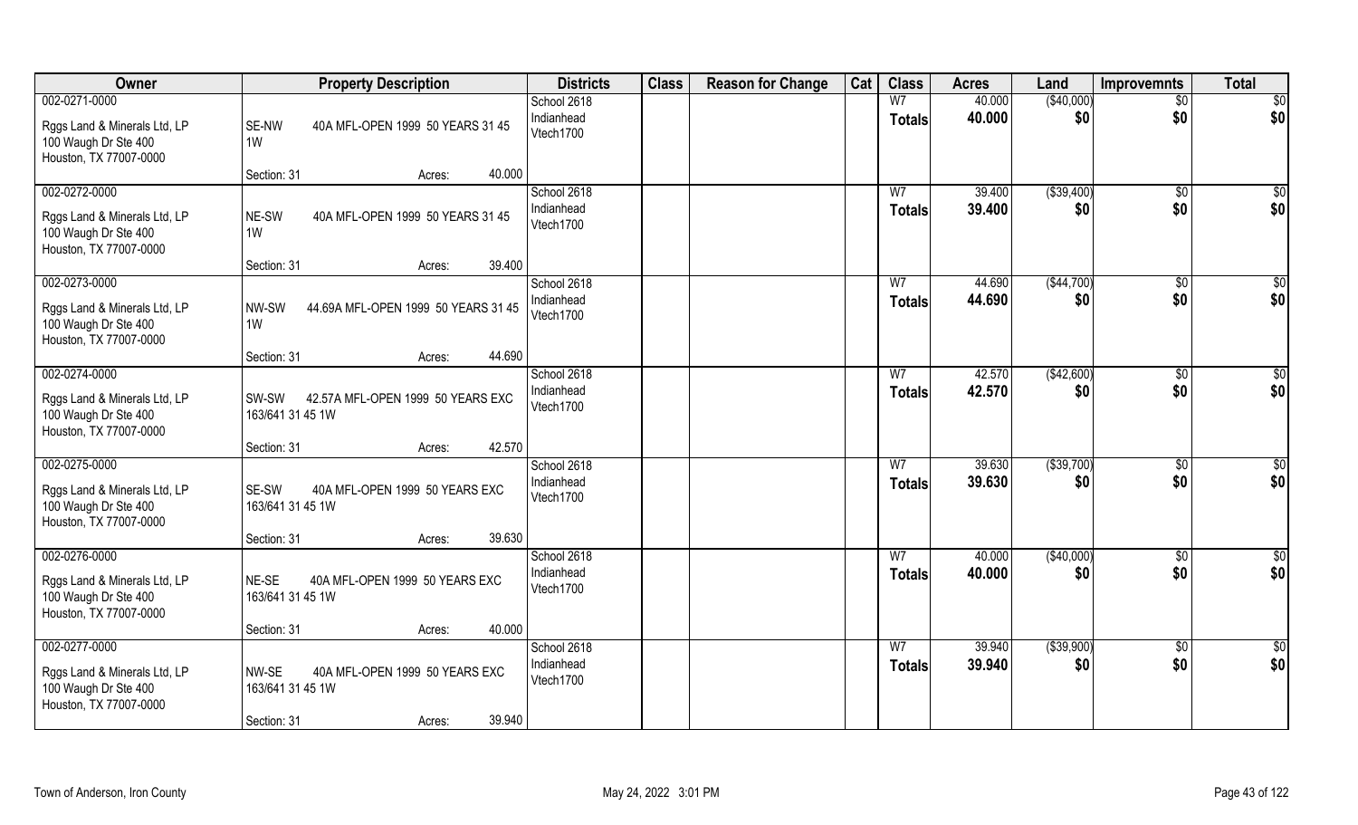| Owner | Property Description | Districts | Class | Reason for Change | Cat | Class | Acres | Land | Improvemnts | Total |
|---|---|---|---|---|---|---|---|---|---|---|
| 002-0271-0000 | | School 2618 | | | | W7 | 40.000 | ($40,000) | $0 | $0 |
| Rggs Land & Minerals Ltd, LP<br>100 Waugh Dr Ste 400<br>Houston, TX 77007-0000 | SE-NW 40A MFL-OPEN 1999 50 YEARS 31 45 1W | Indianhead<br>Vtech1700 | | | | **Totals** | **40.000** | **$0** | **$0** | **$0** |
| | Section: 31 Acres: 40.000 | | | | | | | | | |
| 002-0272-0000 | | School 2618 | | | | W7 | 39.400 | ($39,400) | $0 | $0 |
| Rggs Land & Minerals Ltd, LP<br>100 Waugh Dr Ste 400<br>Houston, TX 77007-0000 | NE-SW 40A MFL-OPEN 1999 50 YEARS 31 45 1W | Indianhead<br>Vtech1700 | | | | **Totals** | **39.400** | **$0** | **$0** | **$0** |
| | Section: 31 Acres: 39.400 | | | | | | | | | |
| 002-0273-0000 | | School 2618 | | | | W7 | 44.690 | ($44,700) | $0 | $0 |
| Rggs Land & Minerals Ltd, LP<br>100 Waugh Dr Ste 400<br>Houston, TX 77007-0000 | NW-SW 44.69A MFL-OPEN 1999 50 YEARS 31 45 1W | Indianhead<br>Vtech1700 | | | | **Totals** | **44.690** | **$0** | **$0** | **$0** |
| | Section: 31 Acres: 44.690 | | | | | | | | | |
| 002-0274-0000 | | School 2618 | | | | W7 | 42.570 | ($42,600) | $0 | $0 |
| Rggs Land & Minerals Ltd, LP<br>100 Waugh Dr Ste 400<br>Houston, TX 77007-0000 | SW-SW 42.57A MFL-OPEN 1999 50 YEARS EXC 163/641 31 45 1W | Indianhead<br>Vtech1700 | | | | **Totals** | **42.570** | **$0** | **$0** | **$0** |
| | Section: 31 Acres: 42.570 | | | | | | | | | |
| 002-0275-0000 | | School 2618 | | | | W7 | 39.630 | ($39,700) | $0 | $0 |
| Rggs Land & Minerals Ltd, LP<br>100 Waugh Dr Ste 400<br>Houston, TX 77007-0000 | SE-SW 40A MFL-OPEN 1999 50 YEARS EXC 163/641 31 45 1W | Indianhead<br>Vtech1700 | | | | **Totals** | **39.630** | **$0** | **$0** | **$0** |
| | Section: 31 Acres: 39.630 | | | | | | | | | |
| 002-0276-0000 | | School 2618 | | | | W7 | 40.000 | ($40,000) | $0 | $0 |
| Rggs Land & Minerals Ltd, LP<br>100 Waugh Dr Ste 400<br>Houston, TX 77007-0000 | NE-SE 40A MFL-OPEN 1999 50 YEARS EXC 163/641 31 45 1W | Indianhead<br>Vtech1700 | | | | **Totals** | **40.000** | **$0** | **$0** | **$0** |
| | Section: 31 Acres: 40.000 | | | | | | | | | |
| 002-0277-0000 | | School 2618 | | | | W7 | 39.940 | ($39,900) | $0 | $0 |
| Rggs Land & Minerals Ltd, LP<br>100 Waugh Dr Ste 400<br>Houston, TX 77007-0000 | NW-SE 40A MFL-OPEN 1999 50 YEARS EXC 163/641 31 45 1W | Indianhead<br>Vtech1700 | | | | **Totals** | **39.940** | **$0** | **$0** | **$0** |
| | Section: 31 Acres: 39.940 | | | | | | | | | |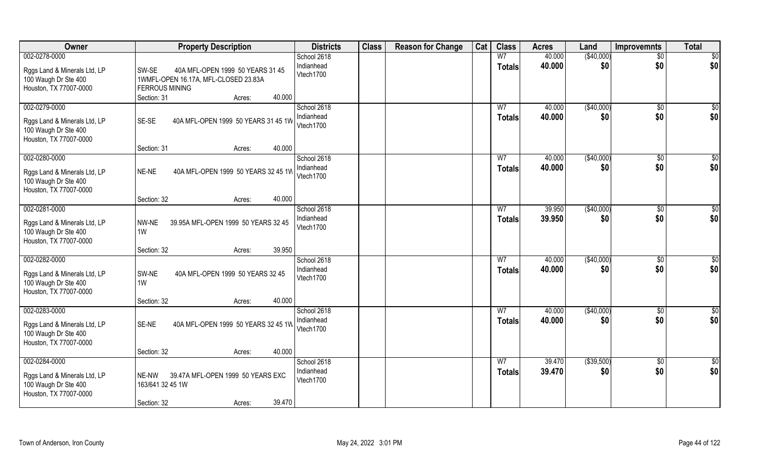| Owner | Property Description | Districts | Class | Reason for Change | Cat | Class | Acres | Land | Improvemnts | Total |
|---|---|---|---|---|---|---|---|---|---|---|
| 002-0278-0000<br>Rggs Land & Minerals Ltd, LP<br>100 Waugh Dr Ste 400<br>Houston, TX 77007-0000 | SW-SE 40A MFL-OPEN 1999 50 YEARS 31 45 1WMFL-OPEN 16.17A, MFL-CLOSED 23.83A FERROUS MINING<br>Section: 31 Acres: 40.000 | School 2618<br>Indianhead<br>Vtech1700 | | | | W7<br>**Totals** | 40.000<br>**40.000** | ($40,000)<br>**$0** | $0<br>**$0** | $0<br>**$0** |
| 002-0279-0000<br>Rggs Land & Minerals Ltd, LP<br>100 Waugh Dr Ste 400<br>Houston, TX 77007-0000 | SE-SE 40A MFL-OPEN 1999 50 YEARS 31 45 1W<br>Section: 31 Acres: 40.000 | School 2618<br>Indianhead<br>Vtech1700 | | | | W7<br>**Totals** | 40.000<br>**40.000** | ($40,000)<br>**$0** | $0<br>**$0** | $0<br>**$0** |
| 002-0280-0000<br>Rggs Land & Minerals Ltd, LP<br>100 Waugh Dr Ste 400<br>Houston, TX 77007-0000 | NE-NE 40A MFL-OPEN 1999 50 YEARS 32 45 1W<br>Section: 32 Acres: 40.000 | School 2618<br>Indianhead<br>Vtech1700 | | | | W7<br>**Totals** | 40.000<br>**40.000** | ($40,000)<br>**$0** | $0<br>**$0** | $0<br>**$0** |
| 002-0281-0000<br>Rggs Land & Minerals Ltd, LP<br>100 Waugh Dr Ste 400<br>Houston, TX 77007-0000 | NW-NE 39.95A MFL-OPEN 1999 50 YEARS 32 45 1W<br>Section: 32 Acres: 39.950 | School 2618<br>Indianhead<br>Vtech1700 | | | | W7<br>**Totals** | 39.950<br>**39.950** | ($40,000)<br>**$0** | $0<br>**$0** | $0<br>**$0** |
| 002-0282-0000<br>Rggs Land & Minerals Ltd, LP<br>100 Waugh Dr Ste 400<br>Houston, TX 77007-0000 | SW-NE 40A MFL-OPEN 1999 50 YEARS 32 45 1W<br>Section: 32 Acres: 40.000 | School 2618<br>Indianhead<br>Vtech1700 | | | | W7<br>**Totals** | 40.000<br>**40.000** | ($40,000)<br>**$0** | $0<br>**$0** | $0<br>**$0** |
| 002-0283-0000<br>Rggs Land & Minerals Ltd, LP<br>100 Waugh Dr Ste 400<br>Houston, TX 77007-0000 | SE-NE 40A MFL-OPEN 1999 50 YEARS 32 45 1W<br>Section: 32 Acres: 40.000 | School 2618<br>Indianhead<br>Vtech1700 | | | | W7<br>**Totals** | 40.000<br>**40.000** | ($40,000)<br>**$0** | $0<br>**$0** | $0<br>**$0** |
| 002-0284-0000<br>Rggs Land & Minerals Ltd, LP<br>100 Waugh Dr Ste 400<br>Houston, TX 77007-0000 | NE-NW 39.47A MFL-OPEN 1999 50 YEARS EXC 163/641 32 45 1W<br>Section: 32 Acres: 39.470 | School 2618<br>Indianhead<br>Vtech1700 | | | | W7<br>**Totals** | 39.470<br>**39.470** | ($39,500)<br>**$0** | $0<br>**$0** | $0<br>**$0** |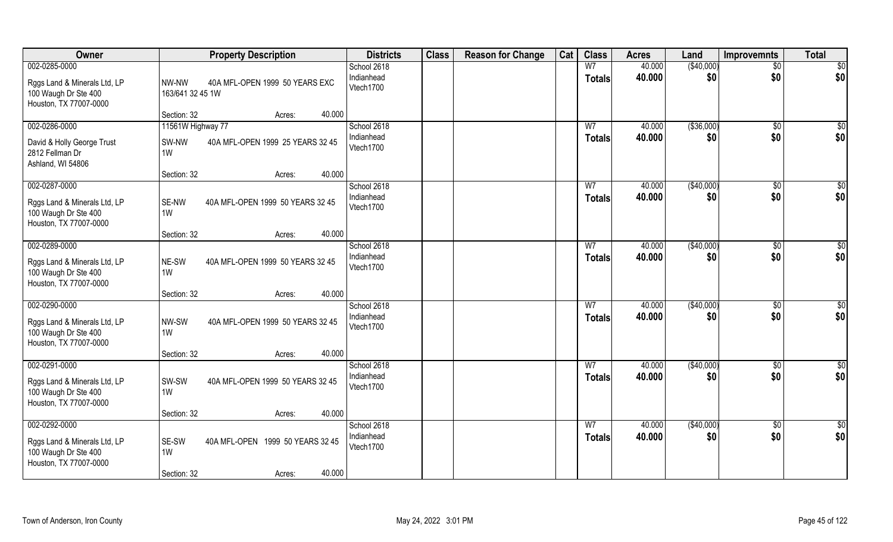| Owner | Property Description | | Districts | Class | Reason for Change | Cat | Class | Acres | Land | Improvemnts | Total |
|---|---|---|---|---|---|---|---|---|---|---|---|
| 002-0285-0000 | | | School 2618 | | | | W7 | 40.000 | ($40,000) | $0 | $0 |
| Rggs Land & Minerals Ltd, LP<br>100 Waugh Dr Ste 400<br>Houston, TX 77007-0000 | NW-NW<br>163/641 32 45 1W | 40A MFL-OPEN 1999 50 YEARS EXC | Indianhead<br>Vtech1700 | | | | Totals | 40.000 | $0 | $0 | $0 |
| | Section: 32 | Acres: 40.000 | | | | | | | | | |
| 002-0286-0000 | 11561W Highway 77 | | School 2618 | | | | W7 | 40.000 | ($36,000) | $0 | $0 |
| David & Holly George Trust<br>2812 Fellman Dr<br>Ashland, WI 54806 | SW-NW<br>1W | 40A MFL-OPEN 1999 25 YEARS 32 45 | Indianhead<br>Vtech1700 | | | | Totals | 40.000 | $0 | $0 | $0 |
| | Section: 32 | Acres: 40.000 | | | | | | | | | |
| 002-0287-0000 | | | School 2618 | | | | W7 | 40.000 | ($40,000) | $0 | $0 |
| Rggs Land & Minerals Ltd, LP<br>100 Waugh Dr Ste 400<br>Houston, TX 77007-0000 | SE-NW<br>1W | 40A MFL-OPEN 1999 50 YEARS 32 45 | Indianhead<br>Vtech1700 | | | | Totals | 40.000 | $0 | $0 | $0 |
| | Section: 32 | Acres: 40.000 | | | | | | | | | |
| 002-0289-0000 | | | School 2618 | | | | W7 | 40.000 | ($40,000) | $0 | $0 |
| Rggs Land & Minerals Ltd, LP<br>100 Waugh Dr Ste 400<br>Houston, TX 77007-0000 | NE-SW<br>1W | 40A MFL-OPEN 1999 50 YEARS 32 45 | Indianhead<br>Vtech1700 | | | | Totals | 40.000 | $0 | $0 | $0 |
| | Section: 32 | Acres: 40.000 | | | | | | | | | |
| 002-0290-0000 | | | School 2618 | | | | W7 | 40.000 | ($40,000) | $0 | $0 |
| Rggs Land & Minerals Ltd, LP<br>100 Waugh Dr Ste 400<br>Houston, TX 77007-0000 | NW-SW<br>1W | 40A MFL-OPEN 1999 50 YEARS 32 45 | Indianhead<br>Vtech1700 | | | | Totals | 40.000 | $0 | $0 | $0 |
| | Section: 32 | Acres: 40.000 | | | | | | | | | |
| 002-0291-0000 | | | School 2618 | | | | W7 | 40.000 | ($40,000) | $0 | $0 |
| Rggs Land & Minerals Ltd, LP<br>100 Waugh Dr Ste 400<br>Houston, TX 77007-0000 | SW-SW<br>1W | 40A MFL-OPEN 1999 50 YEARS 32 45 | Indianhead<br>Vtech1700 | | | | Totals | 40.000 | $0 | $0 | $0 |
| | Section: 32 | Acres: 40.000 | | | | | | | | | |
| 002-0292-0000 | | | School 2618 | | | | W7 | 40.000 | ($40,000) | $0 | $0 |
| Rggs Land & Minerals Ltd, LP<br>100 Waugh Dr Ste 400<br>Houston, TX 77007-0000 | SE-SW<br>1W | 40A MFL-OPEN 1999 50 YEARS 32 45 | Indianhead<br>Vtech1700 | | | | Totals | 40.000 | $0 | $0 | $0 |
| | Section: 32 | Acres: 40.000 | | | | | | | | | |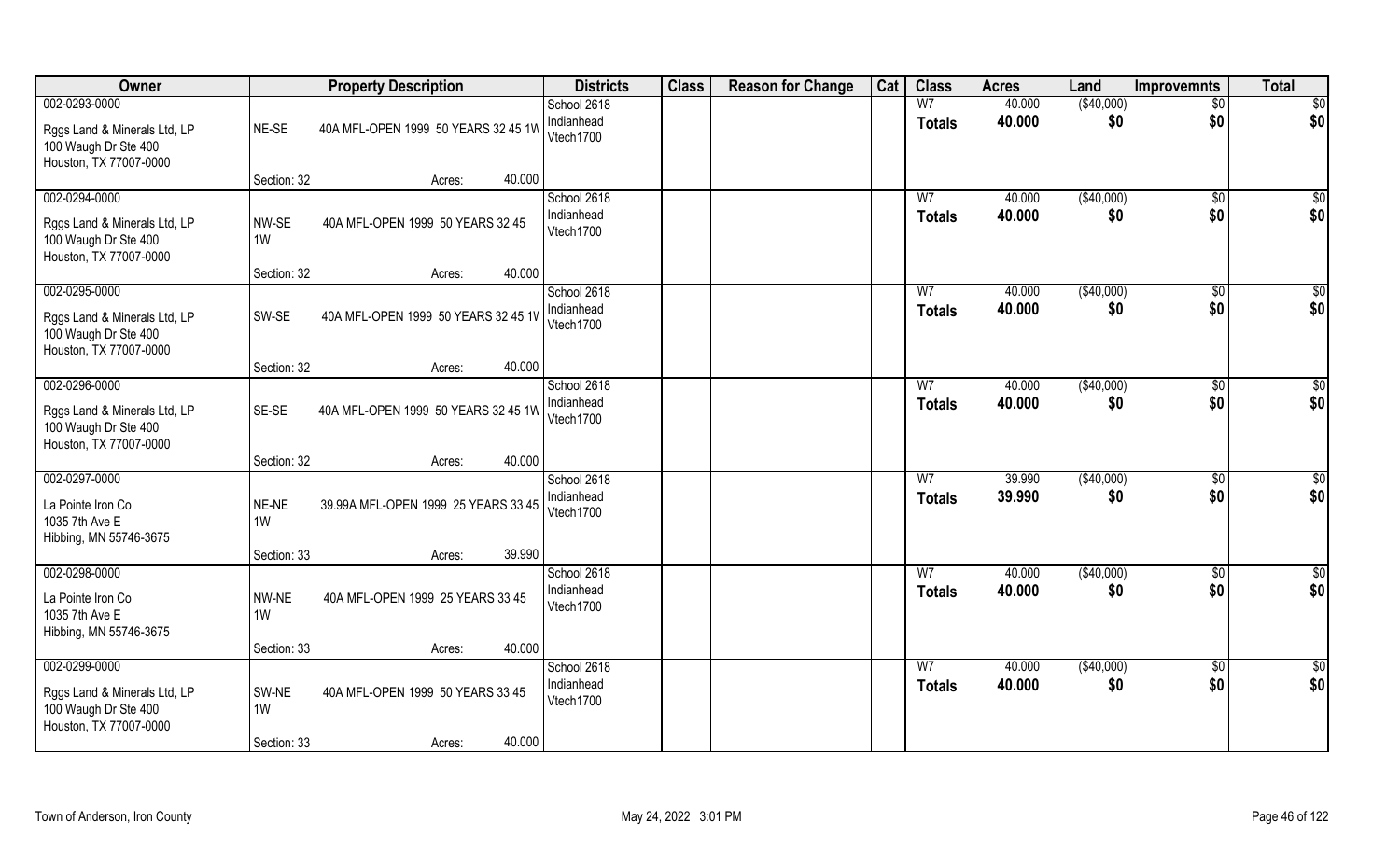| Owner | Property Description | | Districts | Class | Reason for Change | Cat | Class | Acres | Land | Improvemnts | Total |
|---|---|---|---|---|---|---|---|---|---|---|---|
| 002-0293-0000<br>Rggs Land & Minerals Ltd, LP<br>100 Waugh Dr Ste 400<br>Houston, TX 77007-0000 | NE-SE<br>Section: 32 | 40A MFL-OPEN 1999 50 YEARS 32 45 1W<br>Acres: 40.000 | School 2618<br>Indianhead<br>Vtech1700 | | | | W7<br>**Totals** | 40.000<br>**40.000** | ($40,000)<br>**$0** | $0<br>**$0** | $0<br>**$0** |
| 002-0294-0000<br>Rggs Land & Minerals Ltd, LP<br>100 Waugh Dr Ste 400<br>Houston, TX 77007-0000 | NW-SE<br>1W<br>Section: 32 | 40A MFL-OPEN 1999 50 YEARS 32 45<br>Acres: 40.000 | School 2618<br>Indianhead<br>Vtech1700 | | | | W7<br>**Totals** | 40.000<br>**40.000** | ($40,000)<br>**$0** | $0<br>**$0** | $0<br>**$0** |
| 002-0295-0000<br>Rggs Land & Minerals Ltd, LP<br>100 Waugh Dr Ste 400<br>Houston, TX 77007-0000 | SW-SE<br>Section: 32 | 40A MFL-OPEN 1999 50 YEARS 32 45 1W<br>Acres: 40.000 | School 2618<br>Indianhead<br>Vtech1700 | | | | W7<br>**Totals** | 40.000<br>**40.000** | ($40,000)<br>**$0** | $0<br>**$0** | $0<br>**$0** |
| 002-0296-0000<br>Rggs Land & Minerals Ltd, LP<br>100 Waugh Dr Ste 400<br>Houston, TX 77007-0000 | SE-SE<br>Section: 32 | 40A MFL-OPEN 1999 50 YEARS 32 45 1W<br>Acres: 40.000 | School 2618<br>Indianhead<br>Vtech1700 | | | | W7<br>**Totals** | 40.000<br>**40.000** | ($40,000)<br>**$0** | $0<br>**$0** | $0<br>**$0** |
| 002-0297-0000<br>La Pointe Iron Co<br>1035 7th Ave E<br>Hibbing, MN 55746-3675 | NE-NE<br>1W<br>Section: 33 | 39.99A MFL-OPEN 1999 25 YEARS 33 45<br>Acres: 39.990 | School 2618<br>Indianhead<br>Vtech1700 | | | | W7<br>**Totals** | 39.990<br>**39.990** | ($40,000)<br>**$0** | $0<br>**$0** | $0<br>**$0** |
| 002-0298-0000<br>La Pointe Iron Co<br>1035 7th Ave E<br>Hibbing, MN 55746-3675 | NW-NE<br>1W<br>Section: 33 | 40A MFL-OPEN 1999 25 YEARS 33 45<br>Acres: 40.000 | School 2618<br>Indianhead<br>Vtech1700 | | | | W7<br>**Totals** | 40.000<br>**40.000** | ($40,000)<br>**$0** | $0<br>**$0** | $0<br>**$0** |
| 002-0299-0000<br>Rggs Land & Minerals Ltd, LP<br>100 Waugh Dr Ste 400<br>Houston, TX 77007-0000 | SW-NE<br>1W<br>Section: 33 | 40A MFL-OPEN 1999 50 YEARS 33 45<br>Acres: 40.000 | School 2618<br>Indianhead<br>Vtech1700 | | | | W7<br>**Totals** | 40.000<br>**40.000** | ($40,000)<br>**$0** | $0<br>**$0** | $0<br>**$0** |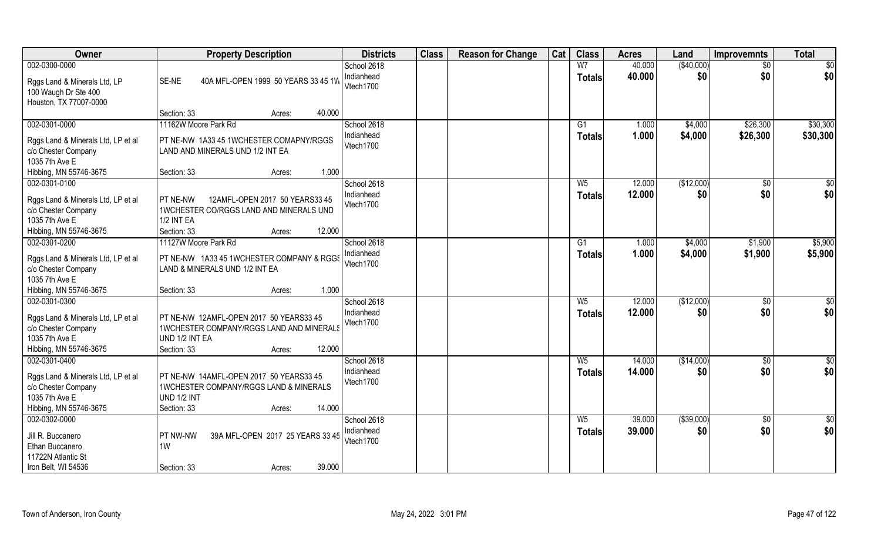| Owner | Property Description | Districts | Class | Reason for Change | Cat | Class | Acres | Land | Improvemnts | Total |
|---|---|---|---|---|---|---|---|---|---|---|
| 002-0300-0000<br>Rggs Land & Minerals Ltd, LP<br>100 Waugh Dr Ste 400<br>Houston, TX 77007-0000 | SE-NE 40A MFL-OPEN 1999 50 YEARS 33 45 1W<br>Section: 33 Acres: 40.000 | School 2618<br>Indianhead<br>Vtech1700 | | | | W7<br>**Totals** | 40.000<br>**40.000** | ($40,000)<br>**$0** | $0<br>**$0** | $0<br>**$0** |
| 002-0301-0000<br>Rggs Land & Minerals Ltd, LP et al<br>c/o Chester Company<br>1035 7th Ave E<br>Hibbing, MN 55746-3675 | 11162W Moore Park Rd<br>PT NE-NW 1A33 45 1WCHESTER COMAPNY/RGGS LAND AND MINERALS UND 1/2 INT EA<br>Section: 33 Acres: 1.000 | School 2618<br>Indianhead<br>Vtech1700 | | | | G1<br>**Totals** | 1.000<br>**1.000** | $4,000<br>**$4,000** | $26,300<br>**$26,300** | $30,300<br>**$30,300** |
| 002-0301-0100<br>Rggs Land & Minerals Ltd, LP et al<br>c/o Chester Company<br>1035 7th Ave E<br>Hibbing, MN 55746-3675 | PT NE-NW 12AMFL-OPEN 2017 50 YEARS33 45 1WCHESTER CO/RGGS LAND AND MINERALS UND 1/2 INT EA<br>Section: 33 Acres: 12.000 | School 2618<br>Indianhead<br>Vtech1700 | | | | W5<br>**Totals** | 12.000<br>**12.000** | ($12,000)<br>**$0** | $0<br>**$0** | $0<br>**$0** |
| 002-0301-0200<br>Rggs Land & Minerals Ltd, LP et al<br>c/o Chester Company<br>1035 7th Ave E<br>Hibbing, MN 55746-3675 | 11127W Moore Park Rd<br>PT NE-NW 1A33 45 1WCHESTER COMPANY & RGGS LAND & MINERALS UND 1/2 INT EA<br>Section: 33 Acres: 1.000 | School 2618<br>Indianhead<br>Vtech1700 | | | | G1<br>**Totals** | 1.000<br>**1.000** | $4,000<br>**$4,000** | $1,900<br>**$1,900** | $5,900<br>**$5,900** |
| 002-0301-0300<br>Rggs Land & Minerals Ltd, LP et al<br>c/o Chester Company<br>1035 7th Ave E<br>Hibbing, MN 55746-3675 | PT NE-NW 12AMFL-OPEN 2017 50 YEARS33 45 1WCHESTER COMPANY/RGGS LAND AND MINERALS UND 1/2 INT EA<br>Section: 33 Acres: 12.000 | School 2618<br>Indianhead<br>Vtech1700 | | | | W5<br>**Totals** | 12.000<br>**12.000** | ($12,000)<br>**$0** | $0<br>**$0** | $0<br>**$0** |
| 002-0301-0400<br>Rggs Land & Minerals Ltd, LP et al<br>c/o Chester Company<br>1035 7th Ave E<br>Hibbing, MN 55746-3675 | PT NE-NW 14AMFL-OPEN 2017 50 YEARS33 45 1WCHESTER COMPANY/RGGS LAND & MINERALS UND 1/2 INT<br>Section: 33 Acres: 14.000 | School 2618<br>Indianhead<br>Vtech1700 | | | | W5<br>**Totals** | 14.000<br>**14.000** | ($14,000)<br>**$0** | $0<br>**$0** | $0<br>**$0** |
| 002-0302-0000<br>Jill R. Buccanero<br>Ethan Buccanero<br>11722N Atlantic St<br>Iron Belt, WI 54536 | PT NW-NW 39A MFL-OPEN 2017 25 YEARS 33 45 1W<br>Section: 33 Acres: 39.000 | School 2618<br>Indianhead<br>Vtech1700 | | | | W5<br>**Totals** | 39.000<br>**39.000** | ($39,000)<br>**$0** | $0<br>**$0** | $0<br>**$0** |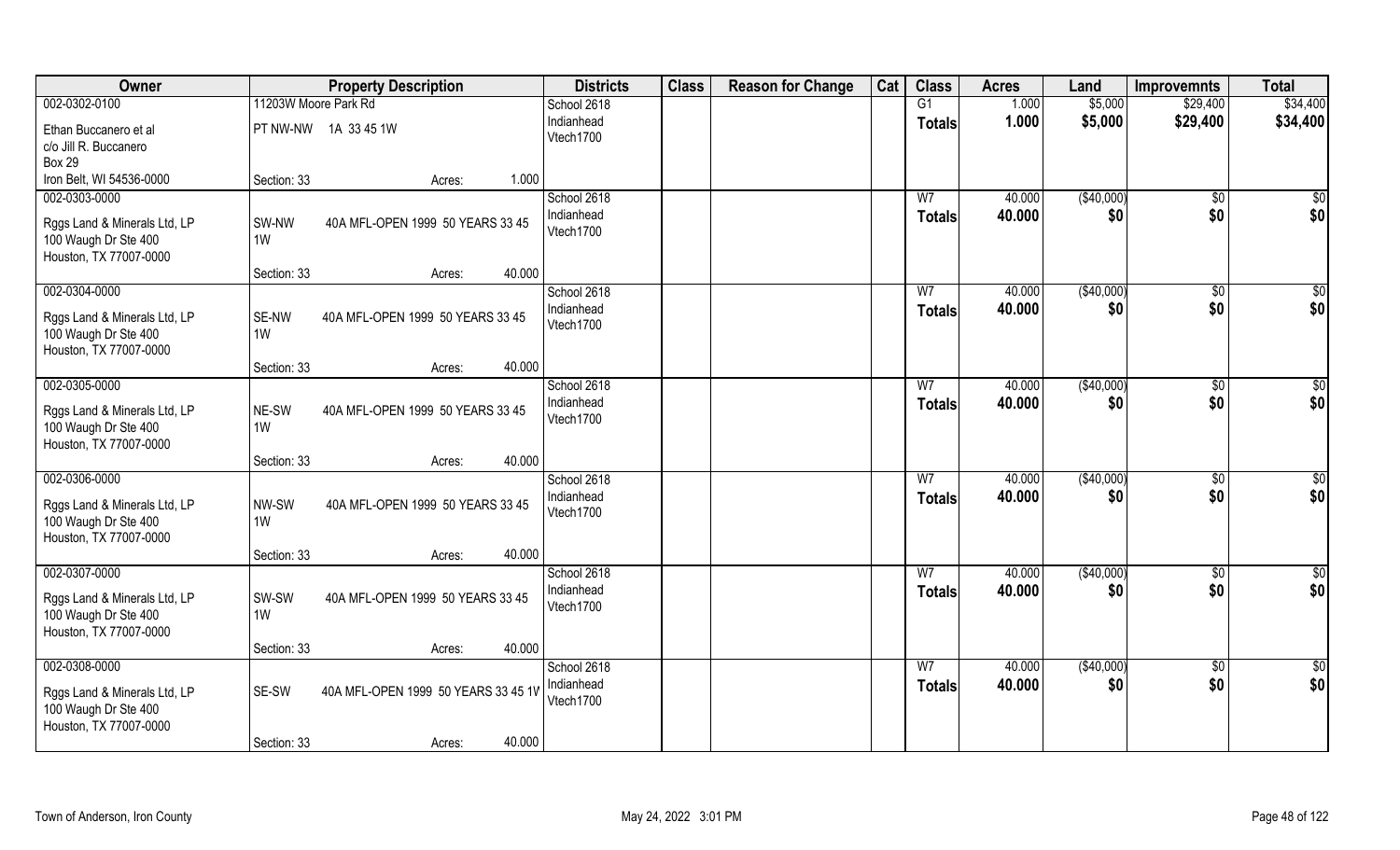| Owner | Property Description | | | Districts | Class | Reason for Change | Cat | Class | Acres | Land | Improvemnts | Total |
|---|---|---|---|---|---|---|---|---|---|---|---|---|
| 002-0302-0100 | 11203W Moore Park Rd | | | School 2618 | | | | G1 | 1.000 | $5,000 | $29,400 | $34,400 |
| Ethan Buccanero et al<br>c/o Jill R. Buccanero<br>Box 29<br>Iron Belt, WI 54536-0000 | PT NW-NW 1A 33 45 1W | | | Indianhead<br>Vtech1700 | | | | Totals | 1.000 | $5,000 | $29,400 | $34,400 |
| | Section: 33 | Acres: | 1.000 | | | | | | | | | |
| 002-0303-0000 | | | | School 2618 | | | | W7 | 40.000 | ($40,000) | $0 | $0 |
| Rggs Land & Minerals Ltd, LP<br>100 Waugh Dr Ste 400<br>Houston, TX 77007-0000 | SW-NW 1W | 40A MFL-OPEN 1999 50 YEARS 33 45 | | Indianhead<br>Vtech1700 | | | | Totals | 40.000 | $0 | $0 | $0 |
| | Section: 33 | Acres: | 40.000 | | | | | | | | | |
| 002-0304-0000 | | | | School 2618 | | | | W7 | 40.000 | ($40,000) | $0 | $0 |
| Rggs Land & Minerals Ltd, LP<br>100 Waugh Dr Ste 400<br>Houston, TX 77007-0000 | SE-NW 1W | 40A MFL-OPEN 1999 50 YEARS 33 45 | | Indianhead<br>Vtech1700 | | | | Totals | 40.000 | $0 | $0 | $0 |
| | Section: 33 | Acres: | 40.000 | | | | | | | | | |
| 002-0305-0000 | | | | School 2618 | | | | W7 | 40.000 | ($40,000) | $0 | $0 |
| Rggs Land & Minerals Ltd, LP<br>100 Waugh Dr Ste 400<br>Houston, TX 77007-0000 | NE-SW 1W | 40A MFL-OPEN 1999 50 YEARS 33 45 | | Indianhead<br>Vtech1700 | | | | Totals | 40.000 | $0 | $0 | $0 |
| | Section: 33 | Acres: | 40.000 | | | | | | | | | |
| 002-0306-0000 | | | | School 2618 | | | | W7 | 40.000 | ($40,000) | $0 | $0 |
| Rggs Land & Minerals Ltd, LP<br>100 Waugh Dr Ste 400<br>Houston, TX 77007-0000 | NW-SW 1W | 40A MFL-OPEN 1999 50 YEARS 33 45 | | Indianhead<br>Vtech1700 | | | | Totals | 40.000 | $0 | $0 | $0 |
| | Section: 33 | Acres: | 40.000 | | | | | | | | | |
| 002-0307-0000 | | | | School 2618 | | | | W7 | 40.000 | ($40,000) | $0 | $0 |
| Rggs Land & Minerals Ltd, LP<br>100 Waugh Dr Ste 400<br>Houston, TX 77007-0000 | SW-SW 1W | 40A MFL-OPEN 1999 50 YEARS 33 45 | | Indianhead<br>Vtech1700 | | | | Totals | 40.000 | $0 | $0 | $0 |
| | Section: 33 | Acres: | 40.000 | | | | | | | | | |
| 002-0308-0000 | | | | School 2618 | | | | W7 | 40.000 | ($40,000) | $0 | $0 |
| Rggs Land & Minerals Ltd, LP<br>100 Waugh Dr Ste 400<br>Houston, TX 77007-0000 | SE-SW | 40A MFL-OPEN 1999 50 YEARS 33 45 1W | | Indianhead<br>Vtech1700 | | | | Totals | 40.000 | $0 | $0 | $0 |
| | Section: 33 | Acres: | 40.000 | | | | | | | | | |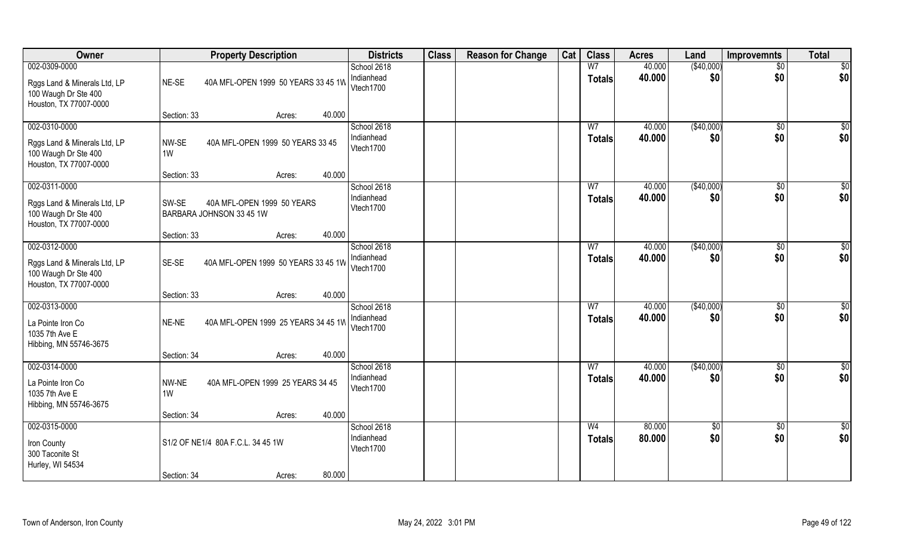| Owner | Property Description | Districts | Class | Reason for Change | Cat | Class | Acres | Land | Improvemnts | Total |
|---|---|---|---|---|---|---|---|---|---|---|
| 002-0309-0000<br>Rggs Land & Minerals Ltd, LP<br>100 Waugh Dr Ste 400<br>Houston, TX 77007-0000 | NE-SE 40A MFL-OPEN 1999 50 YEARS 33 45 1W<br>Section: 33 Acres: 40.000 | School 2618<br>Indianhead<br>Vtech1700 | | | | W7<br>**Totals** | 40.000<br>**40.000** | ($40,000)<br>**$0** | $0<br>**$0** | $0<br>**$0** |
| 002-0310-0000<br>Rggs Land & Minerals Ltd, LP<br>100 Waugh Dr Ste 400<br>Houston, TX 77007-0000 | NW-SE 40A MFL-OPEN 1999 50 YEARS 33 45 1W<br>Section: 33 Acres: 40.000 | School 2618<br>Indianhead<br>Vtech1700 | | | | W7<br>**Totals** | 40.000<br>**40.000** | ($40,000)<br>**$0** | $0<br>**$0** | $0<br>**$0** |
| 002-0311-0000<br>Rggs Land & Minerals Ltd, LP<br>100 Waugh Dr Ste 400<br>Houston, TX 77007-0000 | SW-SE 40A MFL-OPEN 1999 50 YEARS BARBARA JOHNSON 33 45 1W<br>Section: 33 Acres: 40.000 | School 2618<br>Indianhead<br>Vtech1700 | | | | W7<br>**Totals** | 40.000<br>**40.000** | ($40,000)<br>**$0** | $0<br>**$0** | $0<br>**$0** |
| 002-0312-0000<br>Rggs Land & Minerals Ltd, LP<br>100 Waugh Dr Ste 400<br>Houston, TX 77007-0000 | SE-SE 40A MFL-OPEN 1999 50 YEARS 33 45 1W<br>Section: 33 Acres: 40.000 | School 2618<br>Indianhead<br>Vtech1700 | | | | W7<br>**Totals** | 40.000<br>**40.000** | ($40,000)<br>**$0** | $0<br>**$0** | $0<br>**$0** |
| 002-0313-0000<br>La Pointe Iron Co<br>1035 7th Ave E<br>Hibbing, MN 55746-3675 | NE-NE 40A MFL-OPEN 1999 25 YEARS 34 45 1W<br>Section: 34 Acres: 40.000 | School 2618<br>Indianhead<br>Vtech1700 | | | | W7<br>**Totals** | 40.000<br>**40.000** | ($40,000)<br>**$0** | $0<br>**$0** | $0<br>**$0** |
| 002-0314-0000<br>La Pointe Iron Co<br>1035 7th Ave E<br>Hibbing, MN 55746-3675 | NW-NE 40A MFL-OPEN 1999 25 YEARS 34 45 1W<br>Section: 34 Acres: 40.000 | School 2618<br>Indianhead<br>Vtech1700 | | | | W7<br>**Totals** | 40.000<br>**40.000** | ($40,000)<br>**$0** | $0<br>**$0** | $0<br>**$0** |
| 002-0315-0000<br>Iron County<br>300 Taconite St<br>Hurley, WI 54534 | S1/2 OF NE1/4 80A F.C.L. 34 45 1W<br>Section: 34 Acres: 80.000 | School 2618<br>Indianhead<br>Vtech1700 | | | | W4<br>**Totals** | 80.000<br>**80.000** | $0<br>**$0** | $0<br>**$0** | $0<br>**$0** |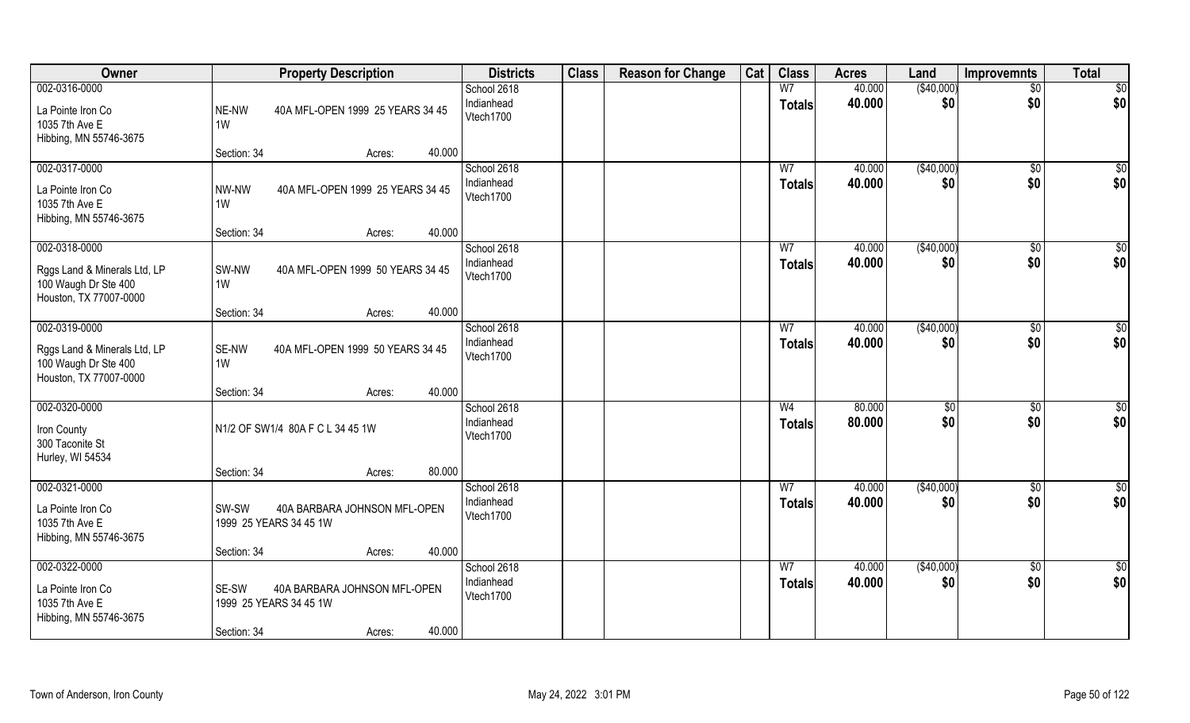| Owner | Property Description | | | Districts | Class | Reason for Change | Cat | Class | Acres | Land | Improvemnts | Total |
|---|---|---|---|---|---|---|---|---|---|---|---|---|
| 002-0316-0000<br>La Pointe Iron Co<br>1035 7th Ave E<br>Hibbing, MN 55746-3675 | NE-NW 1W 40A MFL-OPEN 1999 25 YEARS 34 45 | | | School 2618<br>Indianhead<br>Vtech1700 | | | | W7<br>**Totals** | 40.000<br>**40.000** | ($40,000)<br>**$0** | $0<br>**$0** | $0<br>**$0** |
| | Section: 34 | Acres: | 40.000 | | | | | | | | | |
| 002-0317-0000<br>La Pointe Iron Co<br>1035 7th Ave E<br>Hibbing, MN 55746-3675 | NW-NW 1W 40A MFL-OPEN 1999 25 YEARS 34 45 | | | School 2618<br>Indianhead<br>Vtech1700 | | | | W7<br>**Totals** | 40.000<br>**40.000** | ($40,000)<br>**$0** | $0<br>**$0** | $0<br>**$0** |
| | Section: 34 | Acres: | 40.000 | | | | | | | | | |
| 002-0318-0000<br>Rggs Land & Minerals Ltd, LP<br>100 Waugh Dr Ste 400<br>Houston, TX 77007-0000 | SW-NW 1W 40A MFL-OPEN 1999 50 YEARS 34 45 | | | School 2618<br>Indianhead<br>Vtech1700 | | | | W7<br>**Totals** | 40.000<br>**40.000** | ($40,000)<br>**$0** | $0<br>**$0** | $0<br>**$0** |
| | Section: 34 | Acres: | 40.000 | | | | | | | | | |
| 002-0319-0000<br>Rggs Land & Minerals Ltd, LP<br>100 Waugh Dr Ste 400<br>Houston, TX 77007-0000 | SE-NW 1W 40A MFL-OPEN 1999 50 YEARS 34 45 | | | School 2618<br>Indianhead<br>Vtech1700 | | | | W7<br>**Totals** | 40.000<br>**40.000** | ($40,000)<br>**$0** | $0<br>**$0** | $0<br>**$0** |
| | Section: 34 | Acres: | 40.000 | | | | | | | | | |
| 002-0320-0000<br>Iron County<br>300 Taconite St<br>Hurley, WI 54534 | N1/2 OF SW1/4 80A F C L 34 45 1W | | | School 2618<br>Indianhead<br>Vtech1700 | | | | W4<br>**Totals** | 80.000<br>**80.000** | $0<br>**$0** | $0<br>**$0** | $0<br>**$0** |
| | Section: 34 | Acres: | 80.000 | | | | | | | | | |
| 002-0321-0000<br>La Pointe Iron Co<br>1035 7th Ave E<br>Hibbing, MN 55746-3675 | SW-SW 40A BARBARA JOHNSON MFL-OPEN 1999 25 YEARS 34 45 1W | | | School 2618<br>Indianhead<br>Vtech1700 | | | | W7<br>**Totals** | 40.000<br>**40.000** | ($40,000)<br>**$0** | $0<br>**$0** | $0<br>**$0** |
| | Section: 34 | Acres: | 40.000 | | | | | | | | | |
| 002-0322-0000<br>La Pointe Iron Co<br>1035 7th Ave E<br>Hibbing, MN 55746-3675 | SE-SW 40A BARBARA JOHNSON MFL-OPEN 1999 25 YEARS 34 45 1W | | | School 2618<br>Indianhead<br>Vtech1700 | | | | W7<br>**Totals** | 40.000<br>**40.000** | ($40,000)<br>**$0** | $0<br>**$0** | $0<br>**$0** |
| | Section: 34 | Acres: | 40.000 | | | | | | | | | |

Town of Anderson, Iron County — May 24, 2022 3:01 PM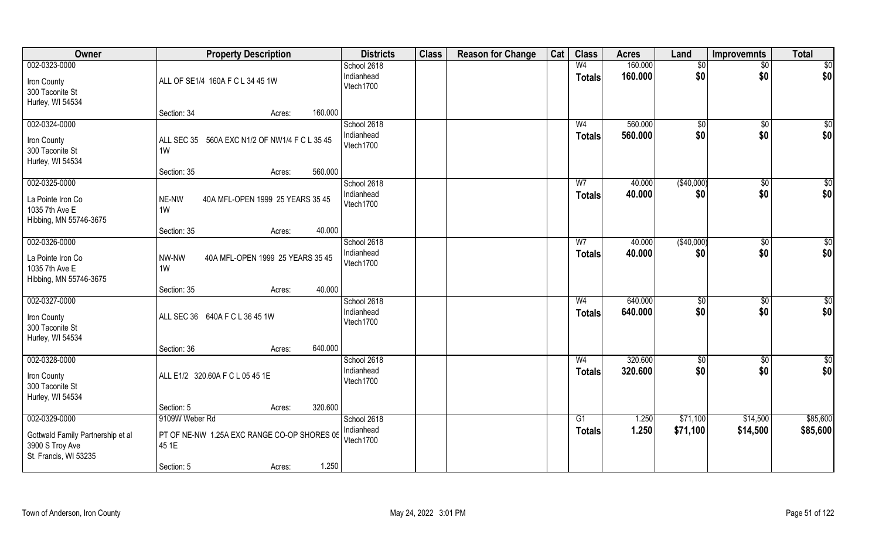| Owner | Property Description | Districts | Class | Reason for Change | Cat | Class | Acres | Land | Improvemnts | Total |
|---|---|---|---|---|---|---|---|---|---|---|
| 002-0323-0000<br>Iron County<br>300 Taconite St<br>Hurley, WI 54534 | ALL OF SE1/4 160A F C L 34 45 1W<br>Section: 34 Acres: 160.000 | School 2618<br>Indianhead<br>Vtech1700 | | | | W4<br>Totals | 160.000<br>160.000 | $0<br>$0 | $0<br>$0 | $0<br>$0 |
| 002-0324-0000<br>Iron County<br>300 Taconite St<br>Hurley, WI 54534 | ALL SEC 35 560A EXC N1/2 OF NW1/4 F C L 35 45 1W<br>Section: 35 Acres: 560.000 | School 2618<br>Indianhead<br>Vtech1700 | | | | W4<br>Totals | 560.000<br>560.000 | $0<br>$0 | $0<br>$0 | $0<br>$0 |
| 002-0325-0000<br>La Pointe Iron Co<br>1035 7th Ave E<br>Hibbing, MN 55746-3675 | NE-NW 40A MFL-OPEN 1999 25 YEARS 35 45 1W<br>Section: 35 Acres: 40.000 | School 2618<br>Indianhead<br>Vtech1700 | | | | W7<br>Totals | 40.000<br>40.000 | ($40,000)<br>$0 | $0<br>$0 | $0<br>$0 |
| 002-0326-0000<br>La Pointe Iron Co<br>1035 7th Ave E<br>Hibbing, MN 55746-3675 | NW-NW 40A MFL-OPEN 1999 25 YEARS 35 45 1W<br>Section: 35 Acres: 40.000 | School 2618<br>Indianhead<br>Vtech1700 | | | | W7<br>Totals | 40.000<br>40.000 | ($40,000)<br>$0 | $0<br>$0 | $0<br>$0 |
| 002-0327-0000<br>Iron County<br>300 Taconite St<br>Hurley, WI 54534 | ALL SEC 36 640A F C L 36 45 1W<br>Section: 36 Acres: 640.000 | School 2618<br>Indianhead<br>Vtech1700 | | | | W4<br>Totals | 640.000<br>640.000 | $0<br>$0 | $0<br>$0 | $0<br>$0 |
| 002-0328-0000<br>Iron County<br>300 Taconite St<br>Hurley, WI 54534 | ALL E1/2 320.60A F C L 05 45 1E<br>Section: 5 Acres: 320.600 | School 2618<br>Indianhead<br>Vtech1700 | | | | W4<br>Totals | 320.600<br>320.600 | $0<br>$0 | $0<br>$0 | $0<br>$0 |
| 002-0329-0000<br>Gottwald Family Partnership et al<br>3900 S Troy Ave<br>St. Francis, WI 53235 | 9109W Weber Rd<br>PT OF NE-NW 1.25A EXC RANGE CO-OP SHORES 05 45 1E<br>Section: 5 Acres: 1.250 | School 2618<br>Indianhead<br>Vtech1700 | | | | G1<br>Totals | 1.250<br>1.250 | $71,100<br>$71,100 | $14,500<br>$14,500 | $85,600<br>$85,600 |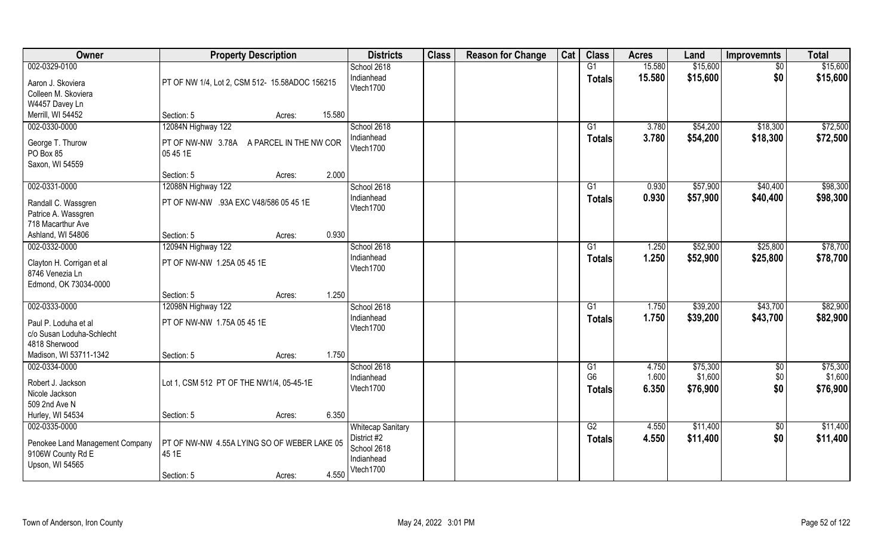| Owner | Property Description | | | Districts | Class | Reason for Change | Cat | Class | Acres | Land | Improvemnts | Total |
|---|---|---|---|---|---|---|---|---|---|---|---|---|
| 002-0329-0100 | | | | School 2618 | | | | G1 | 15.580 | $15,600 | $0 | $15,600 |
| Aaron J. Skoviera<br>Colleen M. Skoviera<br>W4457 Davey Ln<br>Merrill, WI 54452 | PT OF NW 1/4, Lot 2, CSM 512- 15.58ADOC 156215 | | | Indianhead<br>Vtech1700 | | | | **Totals** | **15.580** | **$15,600** | **$0** | **$15,600** |
| | Section: 5 | Acres: | 15.580 | | | | | | | | | |
| 002-0330-0000 | 12084N Highway 122 | | | School 2618 | | | | G1 | 3.780 | $54,200 | $18,300 | $72,500 |
| George T. Thurow<br>PO Box 85<br>Saxon, WI 54559 | PT OF NW-NW 3.78A A PARCEL IN THE NW COR 05 45 1E | | | Indianhead<br>Vtech1700 | | | | **Totals** | **3.780** | **$54,200** | **$18,300** | **$72,500** |
| | Section: 5 | Acres: | 2.000 | | | | | | | | | |
| 002-0331-0000 | 12088N Highway 122 | | | School 2618 | | | | G1 | 0.930 | $57,900 | $40,400 | $98,300 |
| Randall C. Wassgren<br>Patrice A. Wassgren<br>718 Macarthur Ave<br>Ashland, WI 54806 | PT OF NW-NW .93A EXC V48/586 05 45 1E | | | Indianhead<br>Vtech1700 | | | | **Totals** | **0.930** | **$57,900** | **$40,400** | **$98,300** |
| | Section: 5 | Acres: | 0.930 | | | | | | | | | |
| 002-0332-0000 | 12094N Highway 122 | | | School 2618 | | | | G1 | 1.250 | $52,900 | $25,800 | $78,700 |
| Clayton H. Corrigan et al<br>8746 Venezia Ln<br>Edmond, OK 73034-0000 | PT OF NW-NW 1.25A 05 45 1E | | | Indianhead<br>Vtech1700 | | | | **Totals** | **1.250** | **$52,900** | **$25,800** | **$78,700** |
| | Section: 5 | Acres: | 1.250 | | | | | | | | | |
| 002-0333-0000 | 12098N Highway 122 | | | School 2618 | | | | G1 | 1.750 | $39,200 | $43,700 | $82,900 |
| Paul P. Loduha et al<br>c/o Susan Loduha-Schlecht<br>4818 Sherwood<br>Madison, WI 53711-1342 | PT OF NW-NW 1.75A 05 45 1E | | | Indianhead<br>Vtech1700 | | | | **Totals** | **1.750** | **$39,200** | **$43,700** | **$82,900** |
| | Section: 5 | Acres: | 1.750 | | | | | | | | | |
| 002-0334-0000 | | | | School 2618 | | | | G1 | 4.750 | $75,300 | $0 | $75,300 |
| Robert J. Jackson<br>Nicole Jackson<br>509 2nd Ave N<br>Hurley, WI 54534 | Lot 1, CSM 512 PT OF THE NW1/4, 05-45-1E | | | Indianhead<br>Vtech1700 | | | | G6 | 1.600 | $1,600 | $0 | $1,600 |
| | | | | | | | | **Totals** | **6.350** | **$76,900** | **$0** | **$76,900** |
| | Section: 5 | Acres: | 6.350 | | | | | | | | | |
| 002-0335-0000 | | | | Whitecap Sanitary District #2 | | | | G2 | 4.550 | $11,400 | $0 | $11,400 |
| Penokee Land Management Company<br>9106W County Rd E<br>Upson, WI 54565 | PT OF NW-NW 4.55A LYING SO OF WEBER LAKE 05 45 1E | | | School 2618<br>Indianhead<br>Vtech1700 | | | | **Totals** | **4.550** | **$11,400** | **$0** | **$11,400** |
| | Section: 5 | Acres: | 4.550 | | | | | | | | | |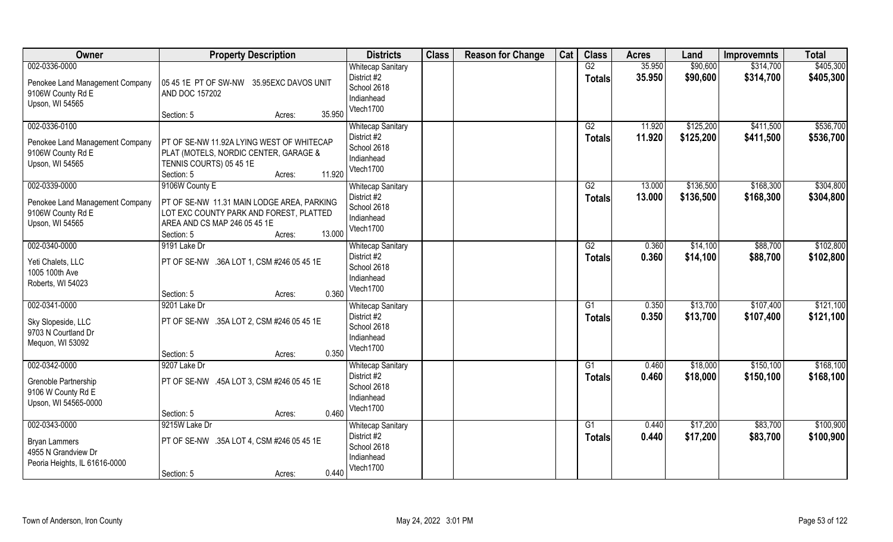| Owner | Property Description | Districts | Class | Reason for Change | Cat | Class | Acres | Land | Improvemnts | Total |
|---|---|---|---|---|---|---|---|---|---|---|
| 002-0336-0000<br>Penokee Land Management Company<br>9106W County Rd E<br>Upson, WI 54565 | 05 45 1E PT OF SW-NW 35.95EXC DAVOS UNIT AND DOC 157202<br>Section: 5 Acres: 35.950 | Whitecap Sanitary District #2<br>School 2618<br>Indianhead<br>Vtech1700 | | | | G2<br>**Totals** | 35.950<br>**35.950** | $90,600<br>**$90,600** | $314,700<br>**$314,700** | $405,300<br>**$405,300** |
| 002-0336-0100<br>Penokee Land Management Company<br>9106W County Rd E<br>Upson, WI 54565 | PT OF SE-NW 11.92A LYING WEST OF WHITECAP PLAT (MOTELS, NORDIC CENTER, GARAGE & TENNIS COURTS) 05 45 1E<br>Section: 5 Acres: 11.920 | Whitecap Sanitary District #2<br>School 2618<br>Indianhead<br>Vtech1700 | | | | G2<br>**Totals** | 11.920<br>**11.920** | $125,200<br>**$125,200** | $411,500<br>**$411,500** | $536,700<br>**$536,700** |
| 002-0339-0000<br>Penokee Land Management Company<br>9106W County Rd E<br>Upson, WI 54565 | 9106W County E<br>PT OF SE-NW 11.31 MAIN LODGE AREA, PARKING LOT EXC COUNTY PARK AND FOREST, PLATTED AREA AND CS MAP 246 05 45 1E<br>Section: 5 Acres: 13.000 | Whitecap Sanitary District #2<br>School 2618<br>Indianhead<br>Vtech1700 | | | | G2<br>**Totals** | 13.000<br>**13.000** | $136,500<br>**$136,500** | $168,300<br>**$168,300** | $304,800<br>**$304,800** |
| 002-0340-0000<br>Yeti Chalets, LLC<br>1005 100th Ave<br>Roberts, WI 54023 | 9191 Lake Dr<br>PT OF SE-NW .36A LOT 1, CSM #246 05 45 1E<br>Section: 5 Acres: 0.360 | Whitecap Sanitary District #2<br>School 2618<br>Indianhead<br>Vtech1700 | | | | G2<br>**Totals** | 0.360<br>**0.360** | $14,100<br>**$14,100** | $88,700<br>**$88,700** | $102,800<br>**$102,800** |
| 002-0341-0000<br>Sky Slopeside, LLC<br>9703 N Courtland Dr<br>Mequon, WI 53092 | 9201 Lake Dr<br>PT OF SE-NW .35A LOT 2, CSM #246 05 45 1E<br>Section: 5 Acres: 0.350 | Whitecap Sanitary District #2<br>School 2618<br>Indianhead<br>Vtech1700 | | | | G1<br>**Totals** | 0.350<br>**0.350** | $13,700<br>**$13,700** | $107,400<br>**$107,400** | $121,100<br>**$121,100** |
| 002-0342-0000<br>Grenoble Partnership<br>9106 W County Rd E<br>Upson, WI 54565-0000 | 9207 Lake Dr<br>PT OF SE-NW .45A LOT 3, CSM #246 05 45 1E<br>Section: 5 Acres: 0.460 | Whitecap Sanitary District #2<br>School 2618<br>Indianhead<br>Vtech1700 | | | | G1<br>**Totals** | 0.460<br>**0.460** | $18,000<br>**$18,000** | $150,100<br>**$150,100** | $168,100<br>**$168,100** |
| 002-0343-0000<br>Bryan Lammers<br>4955 N Grandview Dr<br>Peoria Heights, IL 61616-0000 | 9215W Lake Dr<br>PT OF SE-NW .35A LOT 4, CSM #246 05 45 1E<br>Section: 5 Acres: 0.440 | Whitecap Sanitary District #2<br>School 2618<br>Indianhead<br>Vtech1700 | | | | G1<br>**Totals** | 0.440<br>**0.440** | $17,200<br>**$17,200** | $83,700<br>**$83,700** | $100,900<br>**$100,900** |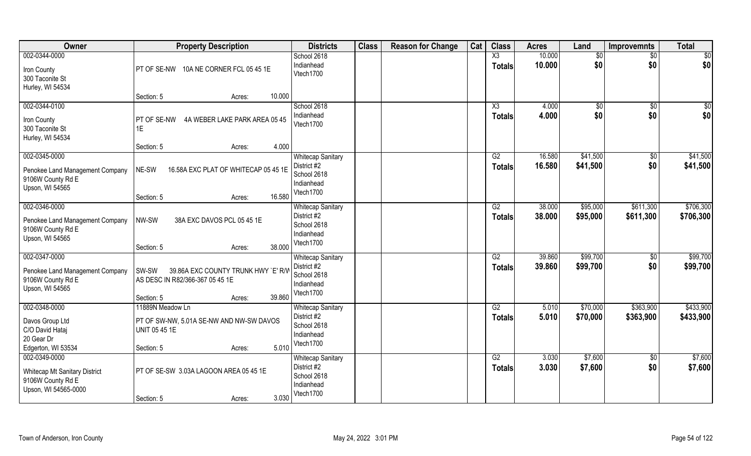| Owner | Property Description | Districts | Class | Reason for Change | Cat | Class | Acres | Land | Improvemnts | Total |
|---|---|---|---|---|---|---|---|---|---|---|
| 002-0344-0000<br>Iron County<br>300 Taconite St<br>Hurley, WI 54534 | PT OF SE-NW 10A NE CORNER FCL 05 45 1E<br>Section: 5 Acres: 10.000 | School 2618<br>Indianhead<br>Vtech1700 | | | | X3<br>**Totals** | 10.000<br>**10.000** | $0<br>**$0** | $0<br>**$0** | $0<br>**$0** |
| 002-0344-0100<br>Iron County<br>300 Taconite St<br>Hurley, WI 54534 | PT OF SE-NW 4A WEBER LAKE PARK AREA 05 45 1E<br>Section: 5 Acres: 4.000 | School 2618<br>Indianhead<br>Vtech1700 | | | | X3<br>**Totals** | 4.000<br>**4.000** | $0<br>**$0** | $0<br>**$0** | $0<br>**$0** |
| 002-0345-0000<br>Penokee Land Management Company<br>9106W County Rd E<br>Upson, WI 54565 | NE-SW 16.58A EXC PLAT OF WHITECAP 05 45 1E<br>Section: 5 Acres: 16.580 | Whitecap Sanitary District #2<br>School 2618<br>Indianhead<br>Vtech1700 | | | | G2<br>**Totals** | 16.580<br>**16.580** | $41,500<br>**$41,500** | $0<br>**$0** | $41,500<br>**$41,500** |
| 002-0346-0000<br>Penokee Land Management Company<br>9106W County Rd E<br>Upson, WI 54565 | NW-SW 38A EXC DAVOS PCL 05 45 1E<br>Section: 5 Acres: 38.000 | Whitecap Sanitary District #2<br>School 2618<br>Indianhead<br>Vtech1700 | | | | G2<br>**Totals** | 38.000<br>**38.000** | $95,000<br>**$95,000** | $611,300<br>**$611,300** | $706,300<br>**$706,300** |
| 002-0347-0000<br>Penokee Land Management Company<br>9106W County Rd E<br>Upson, WI 54565 | SW-SW 39.86A EXC COUNTY TRUNK HWY `E' R/W AS DESC IN R82/366-367 05 45 1E<br>Section: 5 Acres: 39.860 | Whitecap Sanitary District #2<br>School 2618<br>Indianhead<br>Vtech1700 | | | | G2<br>**Totals** | 39.860<br>**39.860** | $99,700<br>**$99,700** | $0<br>**$0** | $99,700<br>**$99,700** |
| 002-0348-0000<br>Davos Group Ltd<br>C/O David Hataj<br>20 Gear Dr<br>Edgerton, WI 53534 | 11889N Meadow Ln<br>PT OF SW-NW, 5.01A SE-NW AND NW-SW DAVOS UNIT 05 45 1E<br>Section: 5 Acres: 5.010 | Whitecap Sanitary District #2<br>School 2618<br>Indianhead<br>Vtech1700 | | | | G2<br>**Totals** | 5.010<br>**5.010** | $70,000<br>**$70,000** | $363,900<br>**$363,900** | $433,900<br>**$433,900** |
| 002-0349-0000<br>Whitecap Mt Sanitary District<br>9106W County Rd E<br>Upson, WI 54565-0000 | PT OF SE-SW 3.03A LAGOON AREA 05 45 1E<br>Section: 5 Acres: 3.030 | Whitecap Sanitary District #2<br>School 2618<br>Indianhead<br>Vtech1700 | | | | G2<br>**Totals** | 3.030<br>**3.030** | $7,600<br>**$7,600** | $0<br>**$0** | $7,600<br>**$7,600** |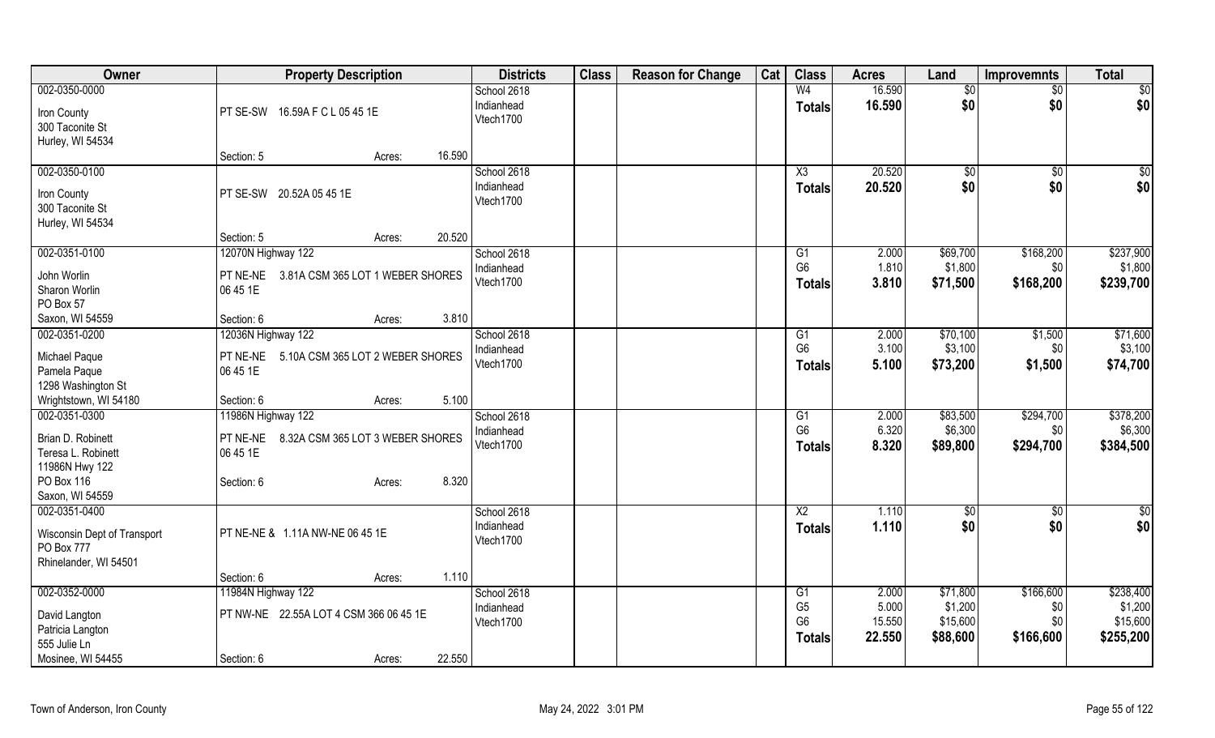| Owner | Property Description | Districts | Class | Reason for Change | Cat | Class | Acres | Land | Improvemnts | Total |
|---|---|---|---|---|---|---|---|---|---|---|
| 002-0350-0000<br>Iron County<br>300 Taconite St<br>Hurley, WI 54534 | PT SE-SW 16.59A F C L 05 45 1E<br>Section: 5 Acres: 16.590 | School 2618<br>Indianhead<br>Vtech1700 | | | | W4<br>**Totals** | 16.590<br>**16.590** | $0<br>**$0** | $0<br>**$0** | $0<br>**$0** |
| 002-0350-0100<br>Iron County<br>300 Taconite St<br>Hurley, WI 54534 | PT SE-SW 20.52A 05 45 1E<br>Section: 5 Acres: 20.520 | School 2618<br>Indianhead<br>Vtech1700 | | | | X3<br>**Totals** | 20.520<br>**20.520** | $0<br>**$0** | $0<br>**$0** | $0<br>**$0** |
| 002-0351-0100<br>John Worlin<br>Sharon Worlin<br>PO Box 57<br>Saxon, WI 54559 | 12070N Highway 122<br>PT NE-NE 3.81A CSM 365 LOT 1 WEBER SHORES 06 45 1E<br>Section: 6 Acres: 3.810 | School 2618<br>Indianhead<br>Vtech1700 | | | | G1<br>G6<br>**Totals** | 2.000<br>1.810<br>**3.810** | $69,700<br>$1,800<br>**$71,500** | $168,200<br>$0<br>**$168,200** | $237,900<br>$1,800<br>**$239,700** |
| 002-0351-0200<br>Michael Paque<br>Pamela Paque<br>1298 Washington St<br>Wrightstown, WI 54180 | 12036N Highway 122<br>PT NE-NE 5.10A CSM 365 LOT 2 WEBER SHORES 06 45 1E<br>Section: 6 Acres: 5.100 | School 2618<br>Indianhead<br>Vtech1700 | | | | G1<br>G6<br>**Totals** | 2.000<br>3.100<br>**5.100** | $70,100<br>$3,100<br>**$73,200** | $1,500<br>$0<br>**$1,500** | $71,600<br>$3,100<br>**$74,700** |
| 002-0351-0300<br>Brian D. Robinett<br>Teresa L. Robinett<br>11986N Hwy 122<br>PO Box 116<br>Saxon, WI 54559 | 11986N Highway 122<br>PT NE-NE 8.32A CSM 365 LOT 3 WEBER SHORES 06 45 1E<br>Section: 6 Acres: 8.320 | School 2618<br>Indianhead<br>Vtech1700 | | | | G1<br>G6<br>**Totals** | 2.000<br>6.320<br>**8.320** | $83,500<br>$6,300<br>**$89,800** | $294,700<br>$0<br>**$294,700** | $378,200<br>$6,300<br>**$384,500** |
| 002-0351-0400<br>Wisconsin Dept of Transport<br>PO Box 777<br>Rhinelander, WI 54501 | PT NE-NE & 1.11A NW-NE 06 45 1E<br>Section: 6 Acres: 1.110 | School 2618<br>Indianhead<br>Vtech1700 | | | | X2<br>**Totals** | 1.110<br>**1.110** | $0<br>**$0** | $0<br>**$0** | $0<br>**$0** |
| 002-0352-0000<br>David Langton<br>Patricia Langton<br>555 Julie Ln<br>Mosinee, WI 54455 | 11984N Highway 122<br>PT NW-NE 22.55A LOT 4 CSM 366 06 45 1E<br>Section: 6 Acres: 22.550 | School 2618<br>Indianhead<br>Vtech1700 | | | | G1<br>G5<br>G6<br>**Totals** | 2.000<br>5.000<br>15.550<br>**22.550** | $71,800<br>$1,200<br>$15,600<br>**$88,600** | $166,600<br>$0<br>$0<br>**$166,600** | $238,400<br>$1,200<br>$15,600<br>**$255,200** |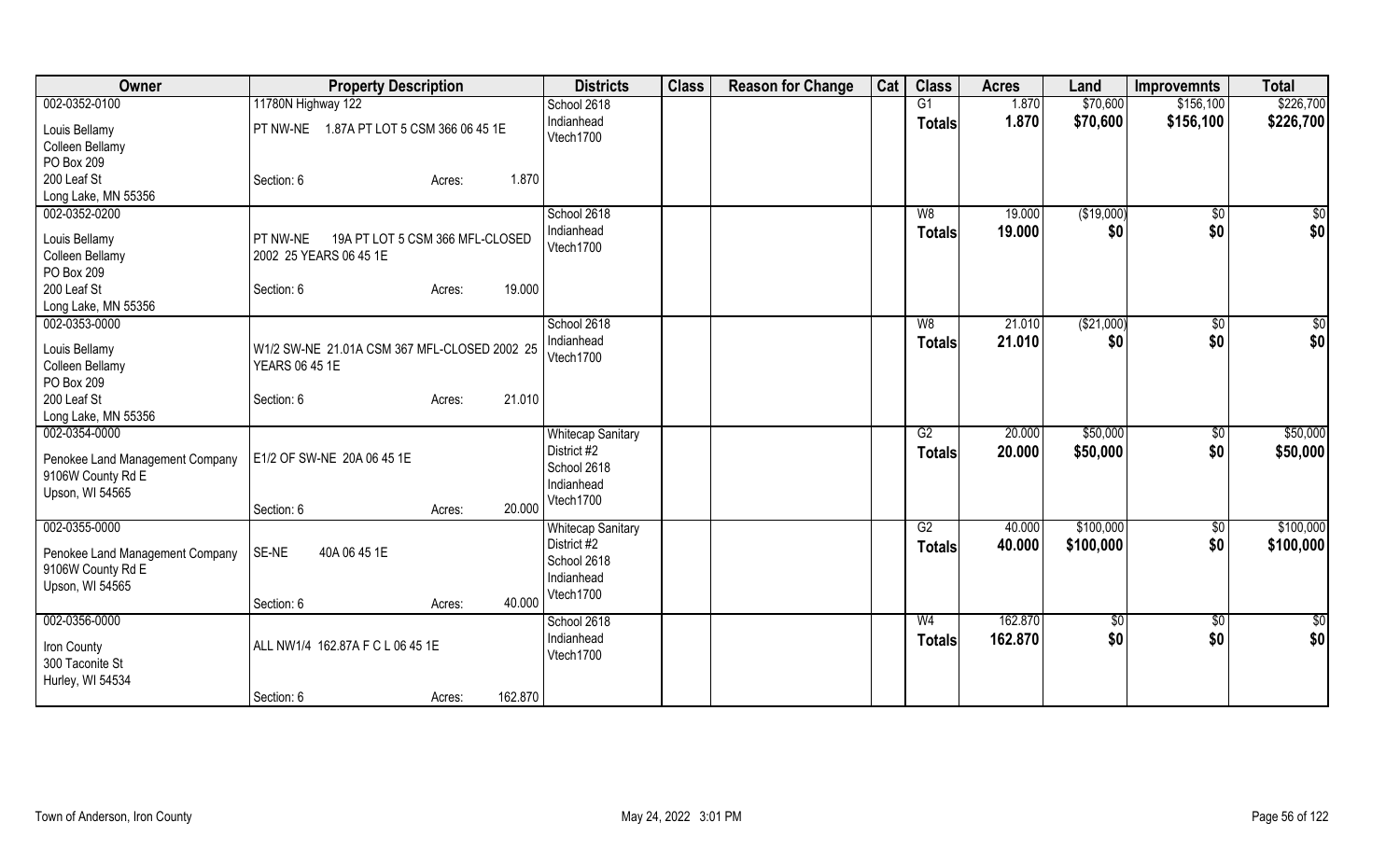| Owner | Property Description | | | Districts | Class | Reason for Change | Cat | Class | Acres | Land | Improvemnts | Total |
|---|---|---|---|---|---|---|---|---|---|---|---|---|
| 002-0352-0100 | 11780N Highway 122 | | | School 2618 | | | | G1 | 1.870 | $70,600 | $156,100 | $226,700 |
| Louis Bellamy<br>Colleen Bellamy<br>PO Box 209<br>200 Leaf St<br>Long Lake, MN 55356 | PT NW-NE 1.87A PT LOT 5 CSM 366 06 45 1E<br>Section: 6 | Acres: | 1.870 | Indianhead<br>Vtech1700 | | | | Totals | 1.870 | $70,600 | $156,100 | $226,700 |
| 002-0352-0200 | | | | School 2618 | | | | W8 | 19.000 | ($19,000) | $0 | $0 |
| Louis Bellamy<br>Colleen Bellamy<br>PO Box 209<br>200 Leaf St<br>Long Lake, MN 55356 | PT NW-NE 19A PT LOT 5 CSM 366 MFL-CLOSED 2002 25 YEARS 06 45 1E<br>Section: 6 | Acres: | 19.000 | Indianhead<br>Vtech1700 | | | | Totals | 19.000 | $0 | $0 | $0 |
| 002-0353-0000 | | | | School 2618 | | | | W8 | 21.010 | ($21,000) | $0 | $0 |
| Louis Bellamy<br>Colleen Bellamy<br>PO Box 209<br>200 Leaf St<br>Long Lake, MN 55356 | W1/2 SW-NE 21.01A CSM 367 MFL-CLOSED 2002 25 YEARS 06 45 1E<br>Section: 6 | Acres: | 21.010 | Indianhead<br>Vtech1700 | | | | Totals | 21.010 | $0 | $0 | $0 |
| 002-0354-0000 | | | | Whitecap Sanitary District #2 | | | | G2 | 20.000 | $50,000 | $0 | $50,000 |
| Penokee Land Management Company<br>9106W County Rd E<br>Upson, WI 54565 | E1/2 OF SW-NE 20A 06 45 1E<br>Section: 6 | Acres: | 20.000 | School 2618<br>Indianhead<br>Vtech1700 | | | | Totals | 20.000 | $50,000 | $0 | $50,000 |
| 002-0355-0000 | | | | Whitecap Sanitary District #2 | | | | G2 | 40.000 | $100,000 | $0 | $100,000 |
| Penokee Land Management Company<br>9106W County Rd E<br>Upson, WI 54565 | SE-NE 40A 06 45 1E<br>Section: 6 | Acres: | 40.000 | School 2618<br>Indianhead<br>Vtech1700 | | | | Totals | 40.000 | $100,000 | $0 | $100,000 |
| 002-0356-0000 | | | | School 2618 | | | | W4 | 162.870 | $0 | $0 | $0 |
| Iron County<br>300 Taconite St<br>Hurley, WI 54534 | ALL NW1/4 162.87A F C L 06 45 1E<br>Section: 6 | Acres: | 162.870 | Indianhead<br>Vtech1700 | | | | Totals | 162.870 | $0 | $0 | $0 |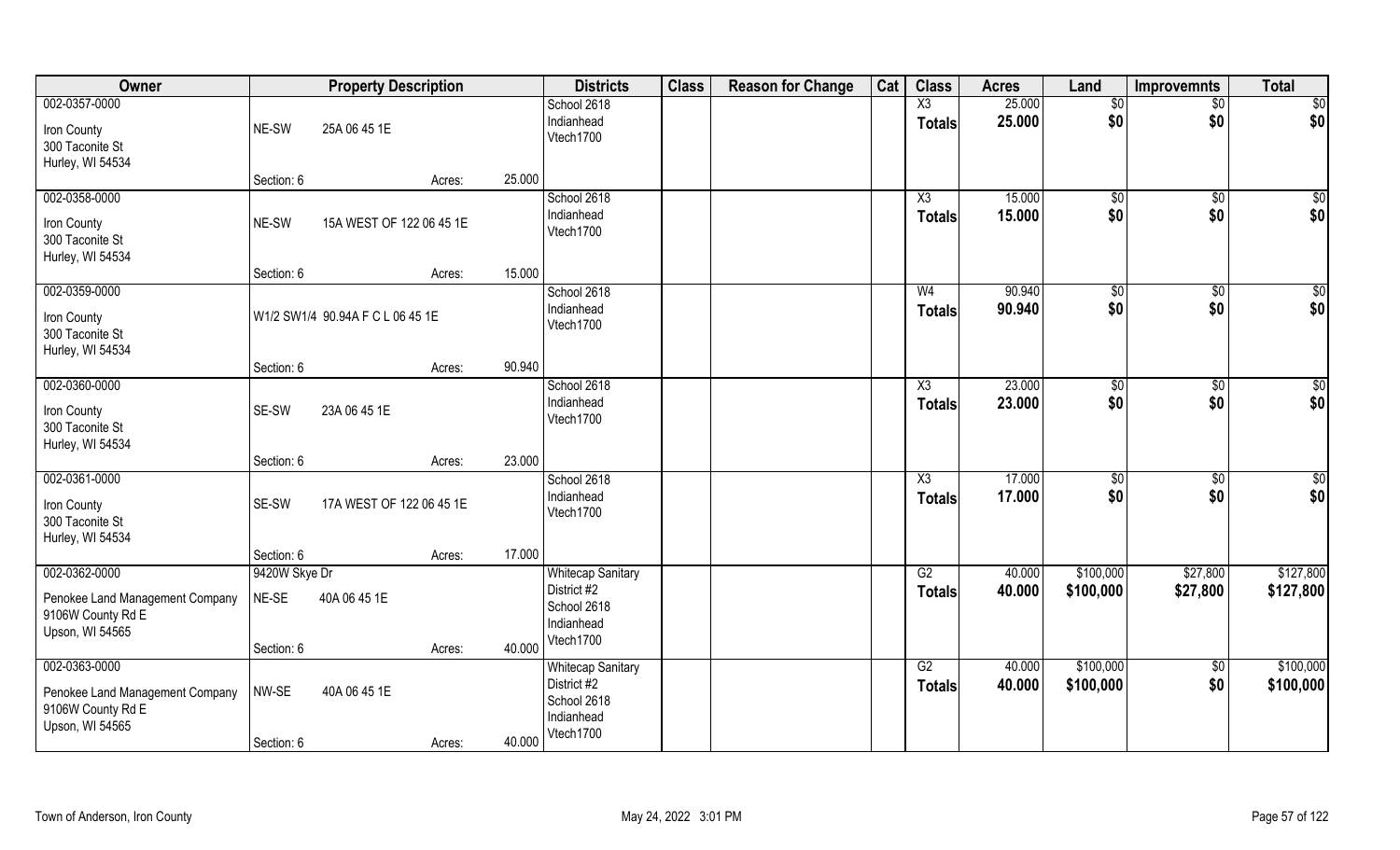| Owner | Property Description | | | Districts | Class | Reason for Change | Cat | Class | Acres | Land | Improvemnts | Total |
|---|---|---|---|---|---|---|---|---|---|---|---|---|
| 002-0357-0000<br>Iron County<br>300 Taconite St<br>Hurley, WI 54534 | NE-SW 25A 06 45 1E<br>Section: 6 | Acres: | 25.000 | School 2618<br>Indianhead<br>Vtech1700 | | | | X3<br>Totals | 25.000<br>25.000 | $0<br>$0 | $0<br>$0 | $0<br>$0 |
| 002-0358-0000<br>Iron County<br>300 Taconite St<br>Hurley, WI 54534 | NE-SW 15A WEST OF 122 06 45 1E<br>Section: 6 | Acres: | 15.000 | School 2618<br>Indianhead<br>Vtech1700 | | | | X3<br>Totals | 15.000<br>15.000 | $0<br>$0 | $0<br>$0 | $0<br>$0 |
| 002-0359-0000<br>Iron County<br>300 Taconite St<br>Hurley, WI 54534 | W1/2 SW1/4 90.94A F C L 06 45 1E<br>Section: 6 | Acres: | 90.940 | School 2618<br>Indianhead<br>Vtech1700 | | | | W4<br>Totals | 90.940<br>90.940 | $0<br>$0 | $0<br>$0 | $0<br>$0 |
| 002-0360-0000<br>Iron County<br>300 Taconite St<br>Hurley, WI 54534 | SE-SW 23A 06 45 1E<br>Section: 6 | Acres: | 23.000 | School 2618<br>Indianhead<br>Vtech1700 | | | | X3<br>Totals | 23.000<br>23.000 | $0<br>$0 | $0<br>$0 | $0<br>$0 |
| 002-0361-0000<br>Iron County<br>300 Taconite St<br>Hurley, WI 54534 | SE-SW 17A WEST OF 122 06 45 1E<br>Section: 6 | Acres: | 17.000 | School 2618<br>Indianhead<br>Vtech1700 | | | | X3<br>Totals | 17.000<br>17.000 | $0<br>$0 | $0<br>$0 | $0<br>$0 |
| 002-0362-0000<br>Penokee Land Management Company<br>9106W County Rd E<br>Upson, WI 54565 | 9420W Skye Dr<br>NE-SE 40A 06 45 1E<br>Section: 6 | Acres: | 40.000 | Whitecap Sanitary District #2<br>School 2618<br>Indianhead<br>Vtech1700 | | | | G2<br>Totals | 40.000<br>40.000 | $100,000<br>$100,000 | $27,800<br>$27,800 | $127,800<br>$127,800 |
| 002-0363-0000<br>Penokee Land Management Company<br>9106W County Rd E<br>Upson, WI 54565 | NW-SE 40A 06 45 1E<br>Section: 6 | Acres: | 40.000 | Whitecap Sanitary District #2<br>School 2618<br>Indianhead<br>Vtech1700 | | | | G2<br>Totals | 40.000<br>40.000 | $100,000<br>$100,000 | $0<br>$0 | $100,000<br>$100,000 |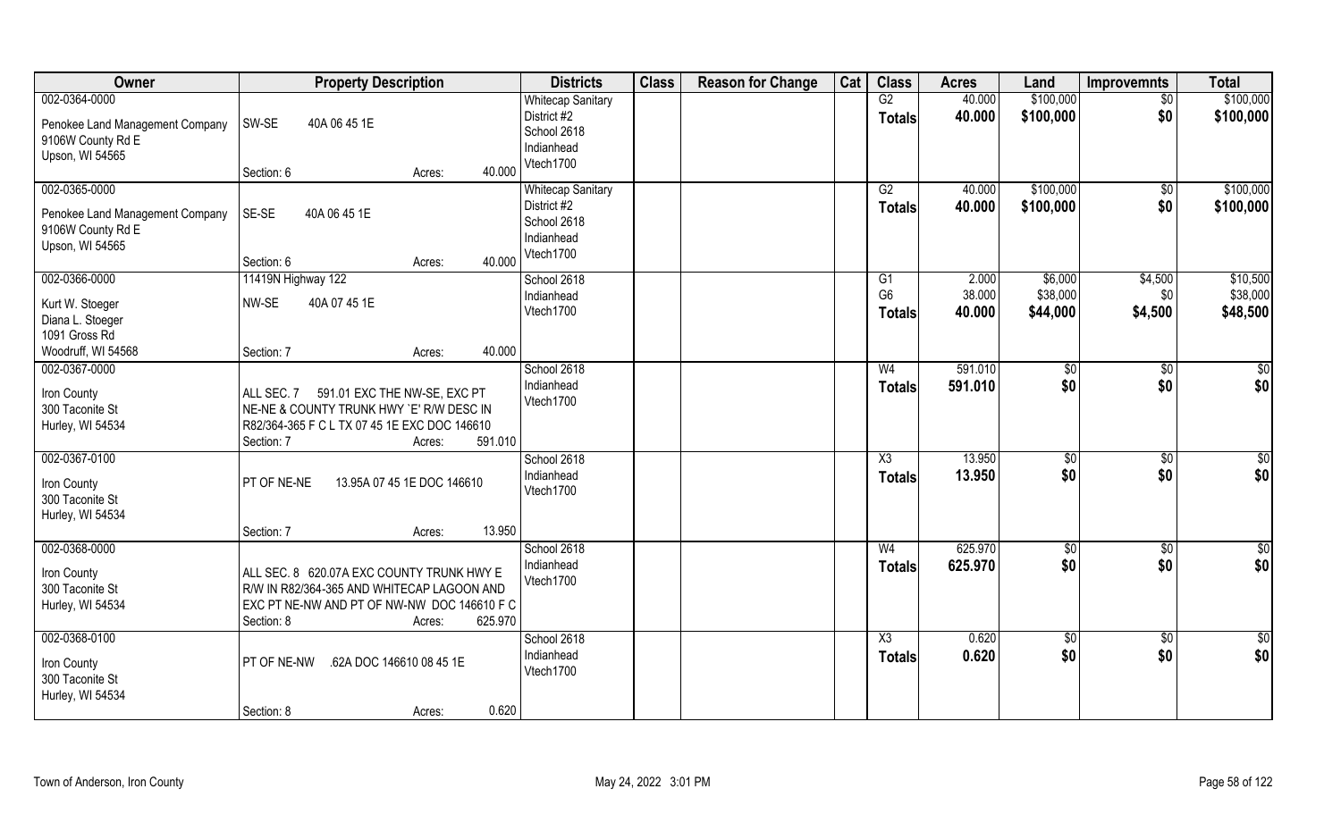| Owner | Property Description | Districts | Class | Reason for Change | Cat | Class | Acres | Land | Improvemnts | Total |
|---|---|---|---|---|---|---|---|---|---|---|
| 002-0364-0000<br>Penokee Land Management Company<br>9106W County Rd E<br>Upson, WI 54565 | SW-SE 40A 06 45 1E<br>Section: 6 Acres: 40.000 | Whitecap Sanitary District #2<br>School 2618<br>Indianhead<br>Vtech1700 | | | | G2<br>**Totals** | 40.000<br>**40.000** | \$100,000<br>**\$100,000** | \$0<br>**\$0** | \$100,000<br>**\$100,000** |
| 002-0365-0000<br>Penokee Land Management Company<br>9106W County Rd E<br>Upson, WI 54565 | SE-SE 40A 06 45 1E<br>Section: 6 Acres: 40.000 | Whitecap Sanitary District #2<br>School 2618<br>Indianhead<br>Vtech1700 | | | | G2<br>**Totals** | 40.000<br>**40.000** | \$100,000<br>**\$100,000** | \$0<br>**\$0** | \$100,000<br>**\$100,000** |
| 002-0366-0000<br>Kurt W. Stoeger<br>Diana L. Stoeger<br>1091 Gross Rd<br>Woodruff, WI 54568 | 11419N Highway 122<br>NW-SE 40A 07 45 1E<br>Section: 7 Acres: 40.000 | School 2618<br>Indianhead<br>Vtech1700 | | | | G1<br>G6<br>**Totals** | 2.000<br>38.000<br>**40.000** | \$6,000<br>\$38,000<br>**\$44,000** | \$4,500<br>\$0<br>**\$4,500** | \$10,500<br>\$38,000<br>**\$48,500** |
| 002-0367-0000<br>Iron County<br>300 Taconite St<br>Hurley, WI 54534 | ALL SEC. 7 591.01 EXC THE NW-SE, EXC PT NE-NE & COUNTY TRUNK HWY `E' R/W DESC IN R82/364-365 F C L TX 07 45 1E EXC DOC 146610<br>Section: 7 Acres: 591.010 | School 2618<br>Indianhead<br>Vtech1700 | | | | W4<br>**Totals** | 591.010<br>**591.010** | \$0<br>**\$0** | \$0<br>**\$0** | \$0<br>**\$0** |
| 002-0367-0100<br>Iron County<br>300 Taconite St<br>Hurley, WI 54534 | PT OF NE-NE 13.95A 07 45 1E DOC 146610<br>Section: 7 Acres: 13.950 | School 2618<br>Indianhead<br>Vtech1700 | | | | X3<br>**Totals** | 13.950<br>**13.950** | \$0<br>**\$0** | \$0<br>**\$0** | \$0<br>**\$0** |
| 002-0368-0000<br>Iron County<br>300 Taconite St<br>Hurley, WI 54534 | ALL SEC. 8 620.07A EXC COUNTY TRUNK HWY E R/W IN R82/364-365 AND WHITECAP LAGOON AND EXC PT NE-NW AND PT OF NW-NW DOC 146610 F C<br>Section: 8 Acres: 625.970 | School 2618<br>Indianhead<br>Vtech1700 | | | | W4<br>**Totals** | 625.970<br>**625.970** | \$0<br>**\$0** | \$0<br>**\$0** | \$0<br>**\$0** |
| 002-0368-0100<br>Iron County<br>300 Taconite St<br>Hurley, WI 54534 | PT OF NE-NW .62A DOC 146610 08 45 1E<br>Section: 8 Acres: 0.620 | School 2618<br>Indianhead<br>Vtech1700 | | | | X3<br>**Totals** | 0.620<br>**0.620** | \$0<br>**\$0** | \$0<br>**\$0** | \$0<br>**\$0** |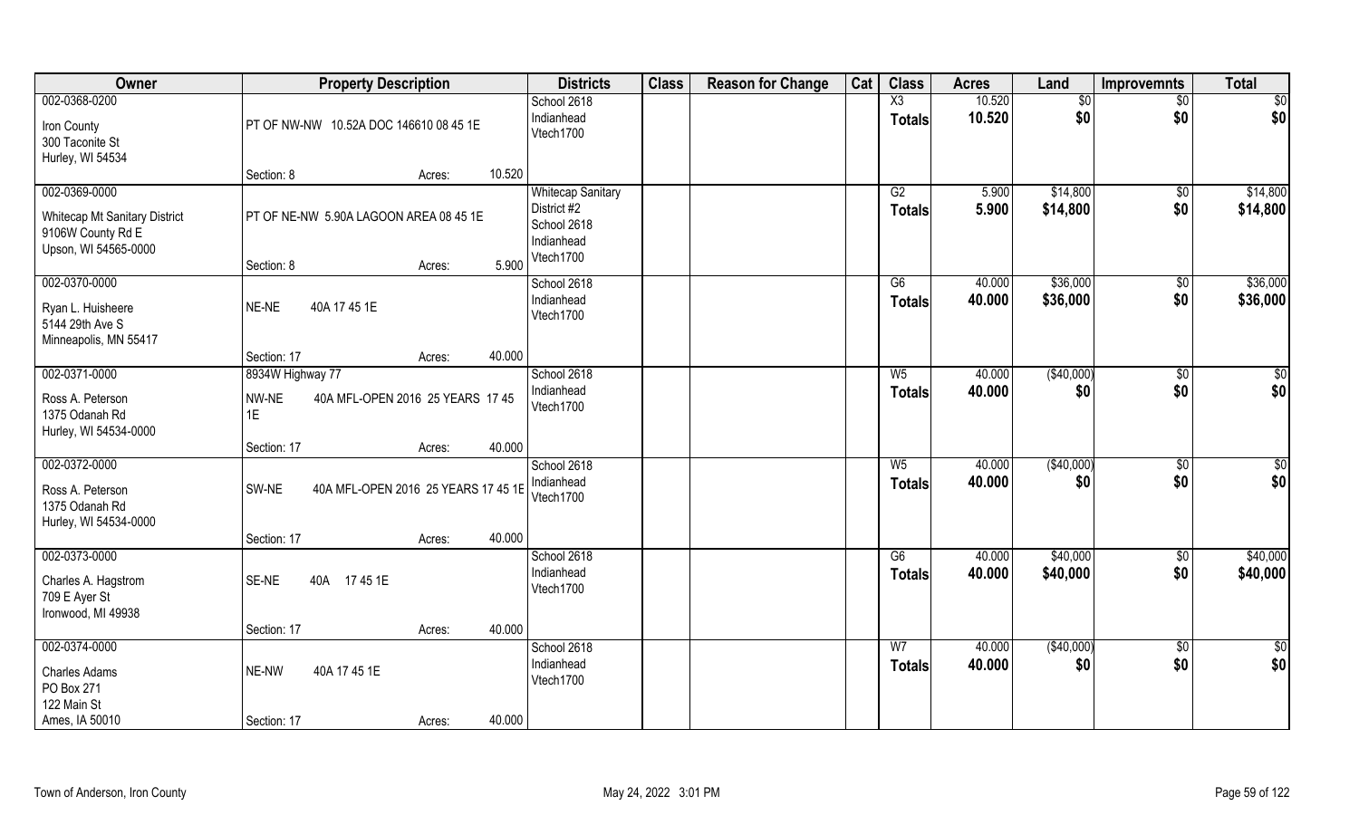| Owner | Property Description | Districts | Class | Reason for Change | Cat | Class | Acres | Land | Improvemnts | Total |
|---|---|---|---|---|---|---|---|---|---|---|
| 002-0368-0200<br>Iron County<br>300 Taconite St<br>Hurley, WI 54534 | PT OF NW-NW 10.52A DOC 146610 08 45 1E<br>Section: 8 Acres: 10.520 | School 2618<br>Indianhead<br>Vtech1700 | | | | X3<br>**Totals** | 10.520<br>**10.520** | $0<br>**$0** | $0<br>**$0** | $0<br>**$0** |
| 002-0369-0000<br>Whitecap Mt Sanitary District<br>9106W County Rd E<br>Upson, WI 54565-0000 | PT OF NE-NW 5.90A LAGOON AREA 08 45 1E<br>Section: 8 Acres: 5.900 | Whitecap Sanitary District #2<br>School 2618<br>Indianhead<br>Vtech1700 | | | | G2<br>**Totals** | 5.900<br>**5.900** | $14,800<br>**$14,800** | $0<br>**$0** | $14,800<br>**$14,800** |
| 002-0370-0000<br>Ryan L. Huisheere<br>5144 29th Ave S<br>Minneapolis, MN 55417 | NE-NE 40A 17 45 1E<br>Section: 17 Acres: 40.000 | School 2618<br>Indianhead<br>Vtech1700 | | | | G6<br>**Totals** | 40.000<br>**40.000** | $36,000<br>**$36,000** | $0<br>**$0** | $36,000<br>**$36,000** |
| 002-0371-0000<br>Ross A. Peterson<br>1375 Odanah Rd<br>Hurley, WI 54534-0000 | 8934W Highway 77<br>NW-NE 40A MFL-OPEN 2016 25 YEARS 17 45 1E<br>Section: 17 Acres: 40.000 | School 2618<br>Indianhead<br>Vtech1700 | | | | W5<br>**Totals** | 40.000<br>**40.000** | ($40,000)<br>**$0** | $0<br>**$0** | $0<br>**$0** |
| 002-0372-0000<br>Ross A. Peterson<br>1375 Odanah Rd<br>Hurley, WI 54534-0000 | SW-NE 40A MFL-OPEN 2016 25 YEARS 17 45 1E<br>Section: 17 Acres: 40.000 | School 2618<br>Indianhead<br>Vtech1700 | | | | W5<br>**Totals** | 40.000<br>**40.000** | ($40,000)<br>**$0** | $0<br>**$0** | $0<br>**$0** |
| 002-0373-0000<br>Charles A. Hagstrom<br>709 E Ayer St<br>Ironwood, MI 49938 | SE-NE 40A 17 45 1E<br>Section: 17 Acres: 40.000 | School 2618<br>Indianhead<br>Vtech1700 | | | | G6<br>**Totals** | 40.000<br>**40.000** | $40,000<br>**$40,000** | $0<br>**$0** | $40,000<br>**$40,000** |
| 002-0374-0000<br>Charles Adams<br>PO Box 271<br>122 Main St<br>Ames, IA 50010 | NE-NW 40A 17 45 1E<br>Section: 17 Acres: 40.000 | School 2618<br>Indianhead<br>Vtech1700 | | | | W7<br>**Totals** | 40.000<br>**40.000** | ($40,000)<br>**$0** | $0<br>**$0** | $0<br>**$0** |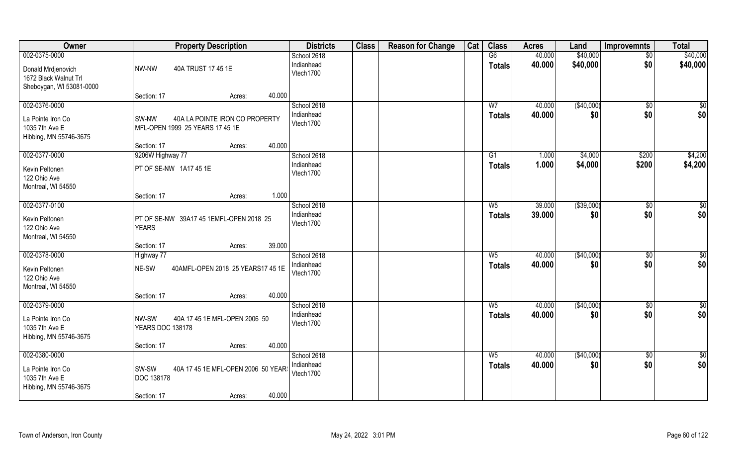| Owner | Property Description | Districts | Class | Reason for Change | Cat | Class | Acres | Land | Improvemnts | Total |
|---|---|---|---|---|---|---|---|---|---|---|
| 002-0375-0000<br>Donald Mrdjenovich<br>1672 Black Walnut Trl<br>Sheboygan, WI 53081-0000 | NW-NW 40A TRUST 17 45 1E<br>Section: 17 Acres: 40.000 | School 2618<br>Indianhead<br>Vtech1700 | | | | G6<br>**Totals** | 40.000<br>**40.000** | $40,000<br>**$40,000** | $0<br>**$0** | $40,000<br>**$40,000** |
| 002-0376-0000<br>La Pointe Iron Co<br>1035 7th Ave E<br>Hibbing, MN 55746-3675 | SW-NW 40A LA POINTE IRON CO PROPERTY MFL-OPEN 1999 25 YEARS 17 45 1E<br>Section: 17 Acres: 40.000 | School 2618<br>Indianhead<br>Vtech1700 | | | | W7<br>**Totals** | 40.000<br>**40.000** | ($40,000)<br>**$0** | $0<br>**$0** | $0<br>**$0** |
| 002-0377-0000<br>Kevin Peltonen<br>122 Ohio Ave<br>Montreal, WI 54550 | 9206W Highway 77<br>PT OF SE-NW 1A17 45 1E<br>Section: 17 Acres: 1.000 | School 2618<br>Indianhead<br>Vtech1700 | | | | G1<br>**Totals** | 1.000<br>**1.000** | $4,000<br>**$4,000** | $200<br>**$200** | $4,200<br>**$4,200** |
| 002-0377-0100<br>Kevin Peltonen<br>122 Ohio Ave<br>Montreal, WI 54550 | PT OF SE-NW 39A17 45 1EMFL-OPEN 2018 25 YEARS<br>Section: 17 Acres: 39.000 | School 2618<br>Indianhead<br>Vtech1700 | | | | W5<br>**Totals** | 39.000<br>**39.000** | ($39,000)<br>**$0** | $0<br>**$0** | $0<br>**$0** |
| 002-0378-0000<br>Kevin Peltonen<br>122 Ohio Ave<br>Montreal, WI 54550 | Highway 77<br>NE-SW 40AMFL-OPEN 2018 25 YEARS17 45 1E<br>Section: 17 Acres: 40.000 | School 2618<br>Indianhead<br>Vtech1700 | | | | W5<br>**Totals** | 40.000<br>**40.000** | ($40,000)<br>**$0** | $0<br>**$0** | $0<br>**$0** |
| 002-0379-0000<br>La Pointe Iron Co<br>1035 7th Ave E<br>Hibbing, MN 55746-3675 | NW-SW 40A 17 45 1E MFL-OPEN 2006 50 YEARS DOC 138178<br>Section: 17 Acres: 40.000 | School 2618<br>Indianhead<br>Vtech1700 | | | | W5<br>**Totals** | 40.000<br>**40.000** | ($40,000)<br>**$0** | $0<br>**$0** | $0<br>**$0** |
| 002-0380-0000<br>La Pointe Iron Co<br>1035 7th Ave E<br>Hibbing, MN 55746-3675 | SW-SW 40A 17 45 1E MFL-OPEN 2006 50 YEARS DOC 138178<br>Section: 17 Acres: 40.000 | School 2618<br>Indianhead<br>Vtech1700 | | | | W5<br>**Totals** | 40.000<br>**40.000** | ($40,000)<br>**$0** | $0<br>**$0** | $0<br>**$0** |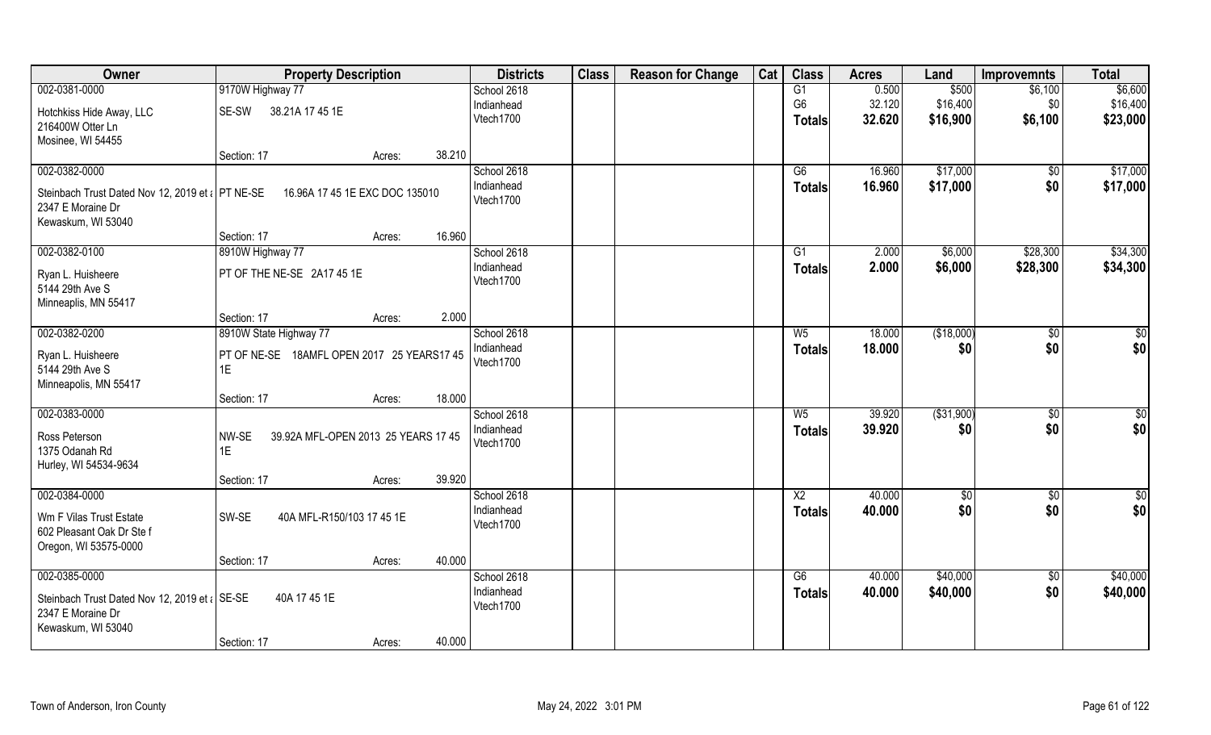| Owner | Property Description | | Districts | Class | Reason for Change | Cat | Class | Acres | Land | Improvemnts | Total |
|---|---|---|---|---|---|---|---|---|---|---|---|
| 002-0381-0000 | 9170W Highway 77 | | School 2618 | | | | G1 | 0.500 | $500 | $6,100 | $6,600 |
| Hotchkiss Hide Away, LLC | SE-SW 38.21A 17 45 1E | | Indianhead | | | | G6 | 32.120 | $16,400 | $0 | $16,400 |
| 216400W Otter Ln | | | Vtech1700 | | | | **Totals** | **32.620** | **$16,900** | **$6,100** | **$23,000** |
| Mosinee, WI 54455 | | | | | | | | | | | |
| | Section: 17 | Acres: 38.210 | | | | | | | | | |
| 002-0382-0000 | | | School 2618 | | | | G6 | 16.960 | $17,000 | $0 | $17,000 |
| Steinbach Trust Dated Nov 12, 2019 et a | PT NE-SE 16.96A 17 45 1E EXC DOC 135010 | | Indianhead | | | | **Totals** | **16.960** | **$17,000** | **$0** | **$17,000** |
| 2347 E Moraine Dr | | | Vtech1700 | | | | | | | | |
| Kewaskum, WI 53040 | | | | | | | | | | | |
| | Section: 17 | Acres: 16.960 | | | | | | | | | |
| 002-0382-0100 | 8910W Highway 77 | | School 2618 | | | | G1 | 2.000 | $6,000 | $28,300 | $34,300 |
| Ryan L. Huisheere | PT OF THE NE-SE 2A17 45 1E | | Indianhead | | | | **Totals** | **2.000** | **$6,000** | **$28,300** | **$34,300** |
| 5144 29th Ave S | | | Vtech1700 | | | | | | | | |
| Minneaplis, MN 55417 | | | | | | | | | | | |
| | Section: 17 | Acres: 2.000 | | | | | | | | | |
| 002-0382-0200 | 8910W State Highway 77 | | School 2618 | | | | W5 | 18.000 | ($18,000) | $0 | $0 |
| Ryan L. Huisheere | PT OF NE-SE 18AMFL OPEN 2017 25 YEARS17 45 1E | | Indianhead | | | | **Totals** | **18.000** | **$0** | **$0** | **$0** |
| 5144 29th Ave S | | | Vtech1700 | | | | | | | | |
| Minneapolis, MN 55417 | | | | | | | | | | | |
| | Section: 17 | Acres: 18.000 | | | | | | | | | |
| 002-0383-0000 | | | School 2618 | | | | W5 | 39.920 | ($31,900) | $0 | $0 |
| Ross Peterson | NW-SE 39.92A MFL-OPEN 2013 25 YEARS 17 45 1E | | Indianhead | | | | **Totals** | **39.920** | **$0** | **$0** | **$0** |
| 1375 Odanah Rd | | | Vtech1700 | | | | | | | | |
| Hurley, WI 54534-9634 | | | | | | | | | | | |
| | Section: 17 | Acres: 39.920 | | | | | | | | | |
| 002-0384-0000 | | | School 2618 | | | | X2 | 40.000 | $0 | $0 | $0 |
| Wm F Vilas Trust Estate | SW-SE 40A MFL-R150/103 17 45 1E | | Indianhead | | | | **Totals** | **40.000** | **$0** | **$0** | **$0** |
| 602 Pleasant Oak Dr Ste f | | | Vtech1700 | | | | | | | | |
| Oregon, WI 53575-0000 | | | | | | | | | | | |
| | Section: 17 | Acres: 40.000 | | | | | | | | | |
| 002-0385-0000 | | | School 2618 | | | | G6 | 40.000 | $40,000 | $0 | $40,000 |
| Steinbach Trust Dated Nov 12, 2019 et a | SE-SE 40A 17 45 1E | | Indianhead | | | | **Totals** | **40.000** | **$40,000** | **$0** | **$40,000** |
| 2347 E Moraine Dr | | | Vtech1700 | | | | | | | | |
| Kewaskum, WI 53040 | | | | | | | | | | | |
| | Section: 17 | Acres: 40.000 | | | | | | | | | |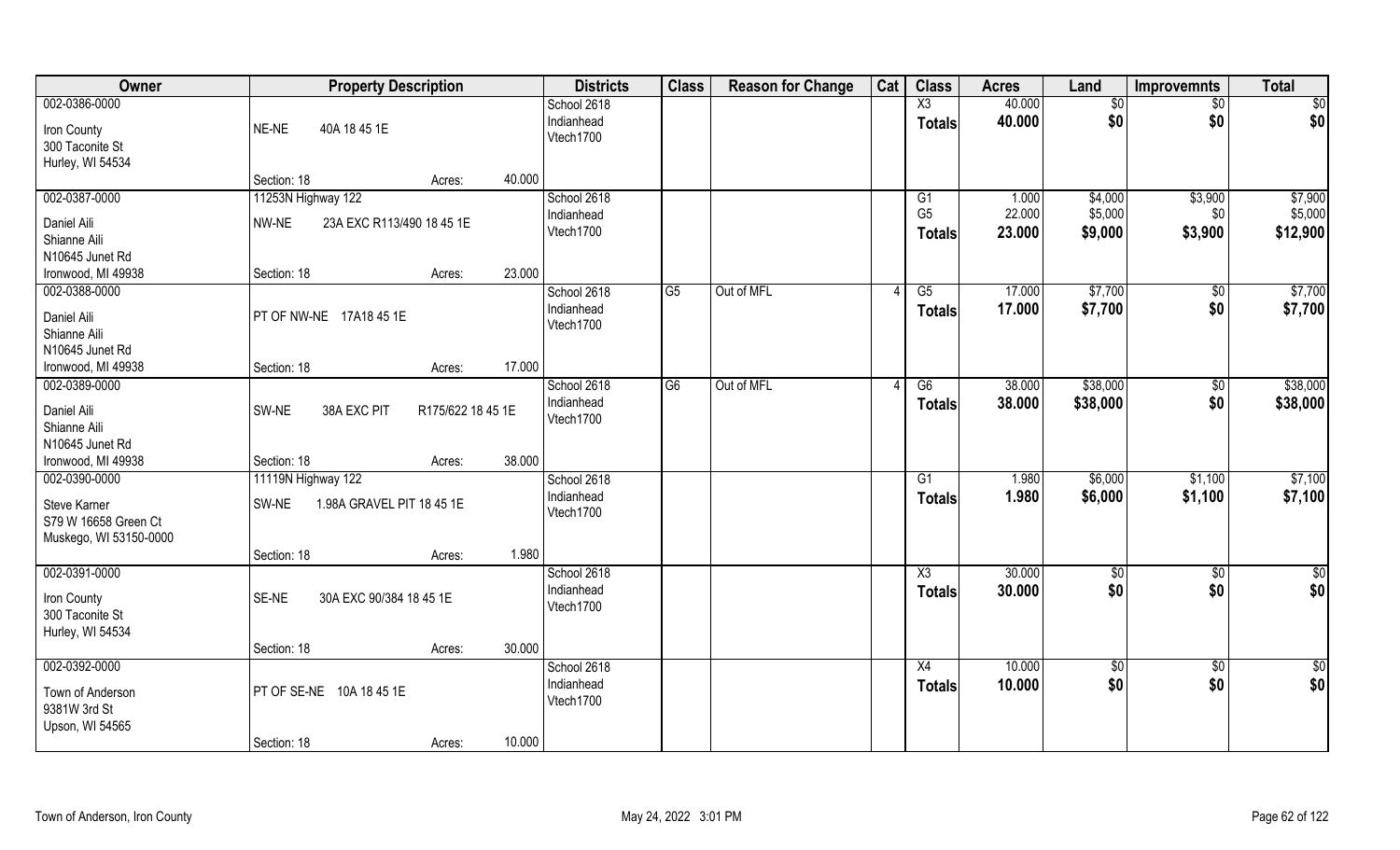| Owner | Property Description | | Districts | Class | Reason for Change | Cat | Class | Acres | Land | Improvemnts | Total |
|---|---|---|---|---|---|---|---|---|---|---|---|
| 002-0386-0000<br>Iron County<br>300 Taconite St<br>Hurley, WI 54534 | NE-NE 40A 18 45 1E<br>Section: 18 | Acres: 40.000 | School 2618<br>Indianhead<br>Vtech1700 | | | | X3<br>**Totals** | 40.000<br>**40.000** | $0<br>**$0** | $0<br>**$0** | $0<br>**$0** |
| 002-0387-0000<br>Daniel Aili<br>Shianne Aili<br>N10645 Junet Rd<br>Ironwood, MI 49938 | 11253N Highway 122<br>NW-NE 23A EXC R113/490 18 45 1E<br>Section: 18 | Acres: 23.000 | School 2618<br>Indianhead<br>Vtech1700 | | | | G1<br>G5<br>**Totals** | 1.000<br>22.000<br>**23.000** | $4,000<br>$5,000<br>**$9,000** | $3,900<br>$0<br>**$3,900** | $7,900<br>$5,000<br>**$12,900** |
| 002-0388-0000<br>Daniel Aili<br>Shianne Aili<br>N10645 Junet Rd<br>Ironwood, MI 49938 | PT OF NW-NE 17A18 45 1E<br>Section: 18 | Acres: 17.000 | School 2618<br>Indianhead<br>Vtech1700 | G5 | Out of MFL | 4 | G5<br>**Totals** | 17.000<br>**17.000** | $7,700<br>**$7,700** | $0<br>**$0** | $7,700<br>**$7,700** |
| 002-0389-0000<br>Daniel Aili<br>Shianne Aili<br>N10645 Junet Rd<br>Ironwood, MI 49938 | SW-NE 38A EXC PIT R175/622 18 45 1E<br>Section: 18 | Acres: 38.000 | School 2618<br>Indianhead<br>Vtech1700 | G6 | Out of MFL | 4 | G6<br>**Totals** | 38.000<br>**38.000** | $38,000<br>**$38,000** | $0<br>**$0** | $38,000<br>**$38,000** |
| 002-0390-0000<br>Steve Karner<br>S79 W 16658 Green Ct<br>Muskego, WI 53150-0000 | 11119N Highway 122<br>SW-NE 1.98A GRAVEL PIT 18 45 1E<br>Section: 18 | Acres: 1.980 | School 2618<br>Indianhead<br>Vtech1700 | | | | G1<br>**Totals** | 1.980<br>**1.980** | $6,000<br>**$6,000** | $1,100<br>**$1,100** | $7,100<br>**$7,100** |
| 002-0391-0000<br>Iron County<br>300 Taconite St<br>Hurley, WI 54534 | SE-NE 30A EXC 90/384 18 45 1E<br>Section: 18 | Acres: 30.000 | School 2618<br>Indianhead<br>Vtech1700 | | | | X3<br>**Totals** | 30.000<br>**30.000** | $0<br>**$0** | $0<br>**$0** | $0<br>**$0** |
| 002-0392-0000<br>Town of Anderson<br>9381W 3rd St<br>Upson, WI 54565 | PT OF SE-NE 10A 18 45 1E<br>Section: 18 | Acres: 10.000 | School 2618<br>Indianhead<br>Vtech1700 | | | | X4<br>**Totals** | 10.000<br>**10.000** | $0<br>**$0** | $0<br>**$0** | $0<br>**$0** |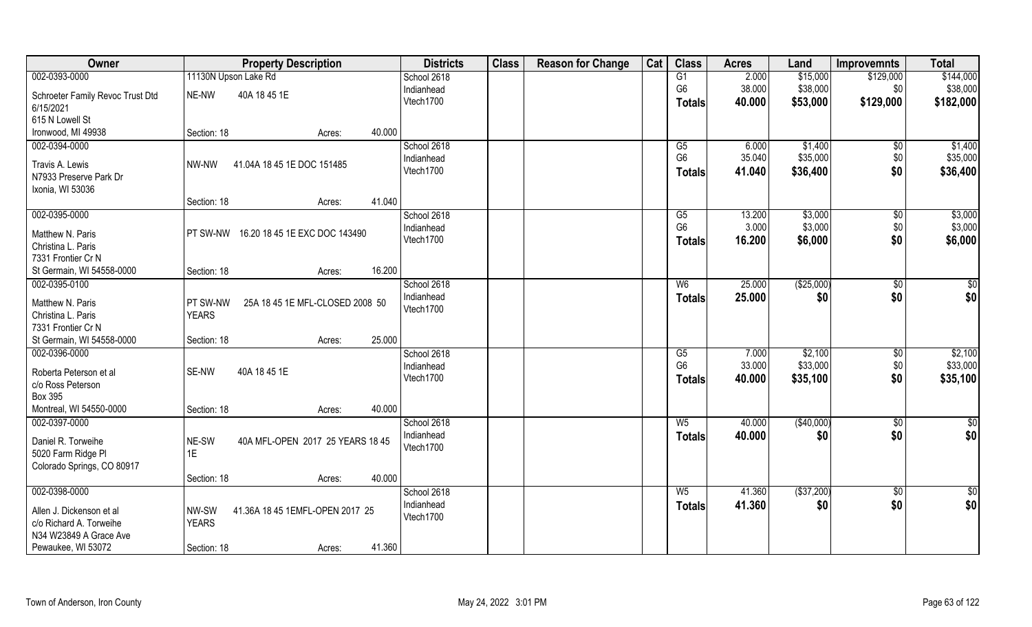| Owner | Property Description | | Districts | Class | Reason for Change | Cat | Class | Acres | Land | Improvemnts | Total |
|---|---|---|---|---|---|---|---|---|---|---|---|
| 002-0393-0000 | 11130N Upson Lake Rd | | School 2618 | | | | G1 | 2.000 | $15,000 | $129,000 | $144,000 |
| Schroeter Family Revoc Trust Dtd 6/15/2021 | NE-NW | 40A 18 45 1E | Indianhead | | | | G6 | 38.000 | $38,000 | $0 | $38,000 |
| 615 N Lowell St | | | Vtech1700 | | | | **Totals** | **40.000** | **$53,000** | **$129,000** | **$182,000** |
| Ironwood, MI 49938 | Section: 18 | Acres: 40.000 | | | | | | | | | |
| 002-0394-0000 | | | School 2618 | | | | G5 | 6.000 | $1,400 | $0 | $1,400 |
| Travis A. Lewis | NW-NW | 41.04A 18 45 1E DOC 151485 | Indianhead | | | | G6 | 35.040 | $35,000 | $0 | $35,000 |
| N7933 Preserve Park Dr | | | Vtech1700 | | | | **Totals** | **41.040** | **$36,400** | **$0** | **$36,400** |
| Ixonia, WI 53036 | Section: 18 | Acres: 41.040 | | | | | | | | | |
| 002-0395-0000 | | | School 2618 | | | | G5 | 13.200 | $3,000 | $0 | $3,000 |
| Matthew N. Paris | PT SW-NW | 16.20 18 45 1E EXC DOC 143490 | Indianhead | | | | G6 | 3.000 | $3,000 | $0 | $3,000 |
| Christina L. Paris | | | Vtech1700 | | | | **Totals** | **16.200** | **$6,000** | **$0** | **$6,000** |
| 7331 Frontier Cr N | | | | | | | | | | | |
| St Germain, WI 54558-0000 | Section: 18 | Acres: 16.200 | | | | | | | | | |
| 002-0395-0100 | | | School 2618 | | | | W6 | 25.000 | ($25,000) | $0 | $0 |
| Matthew N. Paris | PT SW-NW YEARS | 25A 18 45 1E MFL-CLOSED 2008 50 | Indianhead | | | | **Totals** | **25.000** | **$0** | **$0** | **$0** |
| Christina L. Paris | | | Vtech1700 | | | | | | | | |
| 7331 Frontier Cr N | | | | | | | | | | | |
| St Germain, WI 54558-0000 | Section: 18 | Acres: 25.000 | | | | | | | | | |
| 002-0396-0000 | | | School 2618 | | | | G5 | 7.000 | $2,100 | $0 | $2,100 |
| Roberta Peterson et al | SE-NW | 40A 18 45 1E | Indianhead | | | | G6 | 33.000 | $33,000 | $0 | $33,000 |
| c/o Ross Peterson | | | Vtech1700 | | | | **Totals** | **40.000** | **$35,100** | **$0** | **$35,100** |
| Box 395 | | | | | | | | | | | |
| Montreal, WI 54550-0000 | Section: 18 | Acres: 40.000 | | | | | | | | | |
| 002-0397-0000 | | | School 2618 | | | | W5 | 40.000 | ($40,000) | $0 | $0 |
| Daniel R. Torweihe | NE-SW 1E | 40A MFL-OPEN 2017 25 YEARS 18 45 | Indianhead | | | | **Totals** | **40.000** | **$0** | **$0** | **$0** |
| 5020 Farm Ridge Pl | | | Vtech1700 | | | | | | | | |
| Colorado Springs, CO 80917 | Section: 18 | Acres: 40.000 | | | | | | | | | |
| 002-0398-0000 | | | School 2618 | | | | W5 | 41.360 | ($37,200) | $0 | $0 |
| Allen J. Dickenson et al | NW-SW YEARS | 41.36A 18 45 1EMFL-OPEN 2017 25 | Indianhead | | | | **Totals** | **41.360** | **$0** | **$0** | **$0** |
| c/o Richard A. Torweihe | | | Vtech1700 | | | | | | | | |
| N34 W23849 A Grace Ave | | | | | | | | | | | |
| Pewaukee, WI 53072 | Section: 18 | Acres: 41.360 | | | | | | | | | |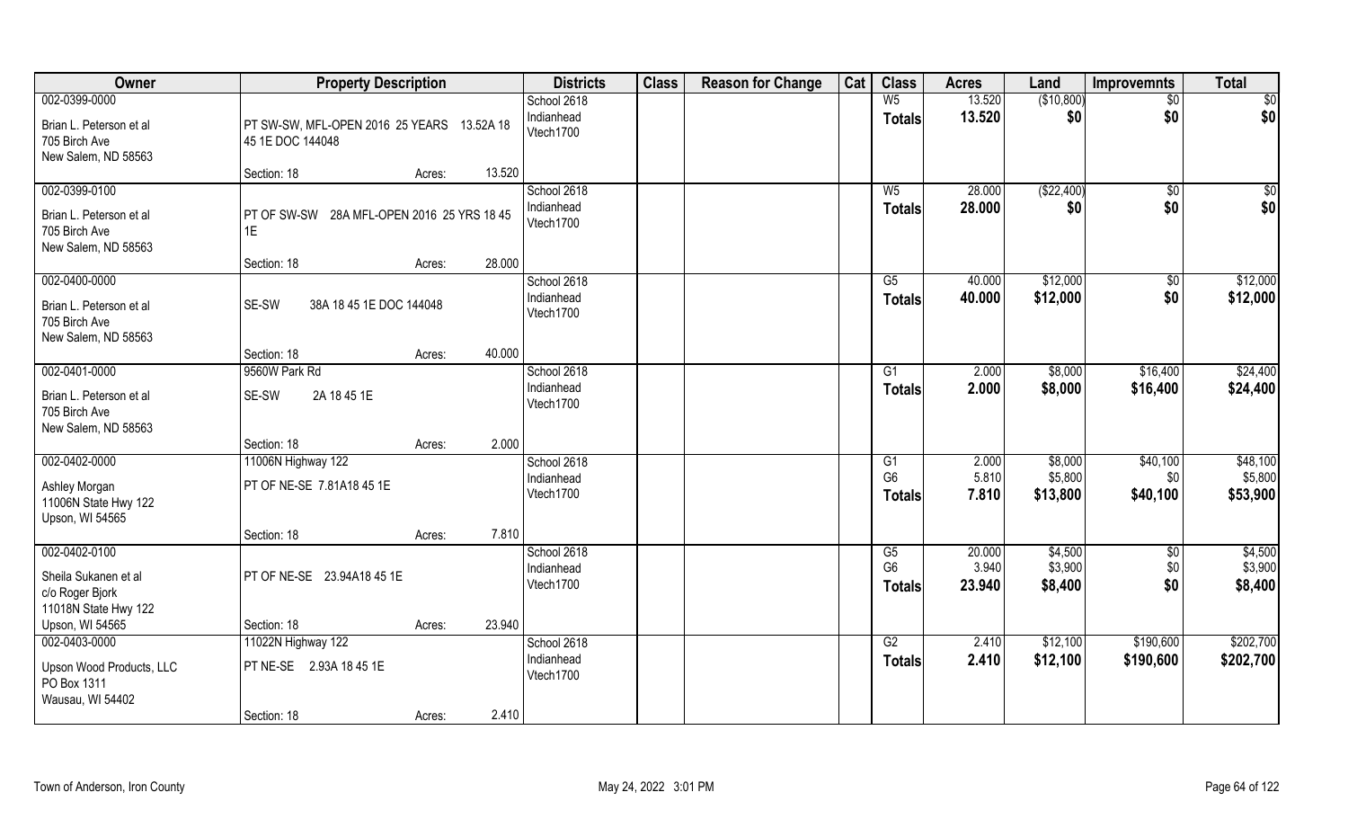| Owner | Property Description | | | Districts | Class | Reason for Change | Cat | Class | Acres | Land | Improvemnts | Total |
|---|---|---|---|---|---|---|---|---|---|---|---|---|
| 002-0399-0000 | | | | School 2618 | | | | W5 | 13.520 | ($10,800) | $0 | $0 |
| Brian L. Peterson et al<br>705 Birch Ave<br>New Salem, ND 58563 | PT SW-SW, MFL-OPEN 2016 25 YEARS 13.52A 18 45 1E DOC 144048 | | | Indianhead<br>Vtech1700 | | | | **Totals** | **13.520** | **$0** | **$0** | **$0** |
| | Section: 18 | Acres: | 13.520 | | | | | | | | | |
| 002-0399-0100 | | | | School 2618 | | | | W5 | 28.000 | ($22,400) | $0 | $0 |
| Brian L. Peterson et al<br>705 Birch Ave<br>New Salem, ND 58563 | PT OF SW-SW 28A MFL-OPEN 2016 25 YRS 18 45 1E | | | Indianhead<br>Vtech1700 | | | | **Totals** | **28.000** | **$0** | **$0** | **$0** |
| | Section: 18 | Acres: | 28.000 | | | | | | | | | |
| 002-0400-0000 | | | | School 2618 | | | | G5 | 40.000 | $12,000 | $0 | $12,000 |
| Brian L. Peterson et al<br>705 Birch Ave<br>New Salem, ND 58563 | SE-SW 38A 18 45 1E DOC 144048 | | | Indianhead<br>Vtech1700 | | | | **Totals** | **40.000** | **$12,000** | **$0** | **$12,000** |
| | Section: 18 | Acres: | 40.000 | | | | | | | | | |
| 002-0401-0000 | 9560W Park Rd | | | School 2618 | | | | G1 | 2.000 | $8,000 | $16,400 | $24,400 |
| Brian L. Peterson et al<br>705 Birch Ave<br>New Salem, ND 58563 | SE-SW 2A 18 45 1E | | | Indianhead<br>Vtech1700 | | | | **Totals** | **2.000** | **$8,000** | **$16,400** | **$24,400** |
| | Section: 18 | Acres: | 2.000 | | | | | | | | | |
| 002-0402-0000 | 11006N Highway 122 | | | School 2618 | | | | G1 | 2.000 | $8,000 | $40,100 | $48,100 |
| Ashley Morgan<br>11006N State Hwy 122<br>Upson, WI 54565 | PT OF NE-SE 7.81A18 45 1E | | | Indianhead<br>Vtech1700 | | | | G6 | 5.810 | $5,800 | $0 | $5,800 |
| | | | | | | | | **Totals** | **7.810** | **$13,800** | **$40,100** | **$53,900** |
| | Section: 18 | Acres: | 7.810 | | | | | | | | | |
| 002-0402-0100 | | | | School 2618 | | | | G5 | 20.000 | $4,500 | $0 | $4,500 |
| Sheila Sukanen et al<br>c/o Roger Bjork<br>11018N State Hwy 122<br>Upson, WI 54565 | PT OF NE-SE 23.94A18 45 1E | | | Indianhead<br>Vtech1700 | | | | G6 | 3.940 | $3,900 | $0 | $3,900 |
| | | | | | | | | **Totals** | **23.940** | **$8,400** | **$0** | **$8,400** |
| | Section: 18 | Acres: | 23.940 | | | | | | | | | |
| 002-0403-0000 | 11022N Highway 122 | | | School 2618 | | | | G2 | 2.410 | $12,100 | $190,600 | $202,700 |
| Upson Wood Products, LLC<br>PO Box 1311<br>Wausau, WI 54402 | PT NE-SE 2.93A 18 45 1E | | | Indianhead<br>Vtech1700 | | | | **Totals** | **2.410** | **$12,100** | **$190,600** | **$202,700** |
| | Section: 18 | Acres: | 2.410 | | | | | | | | | |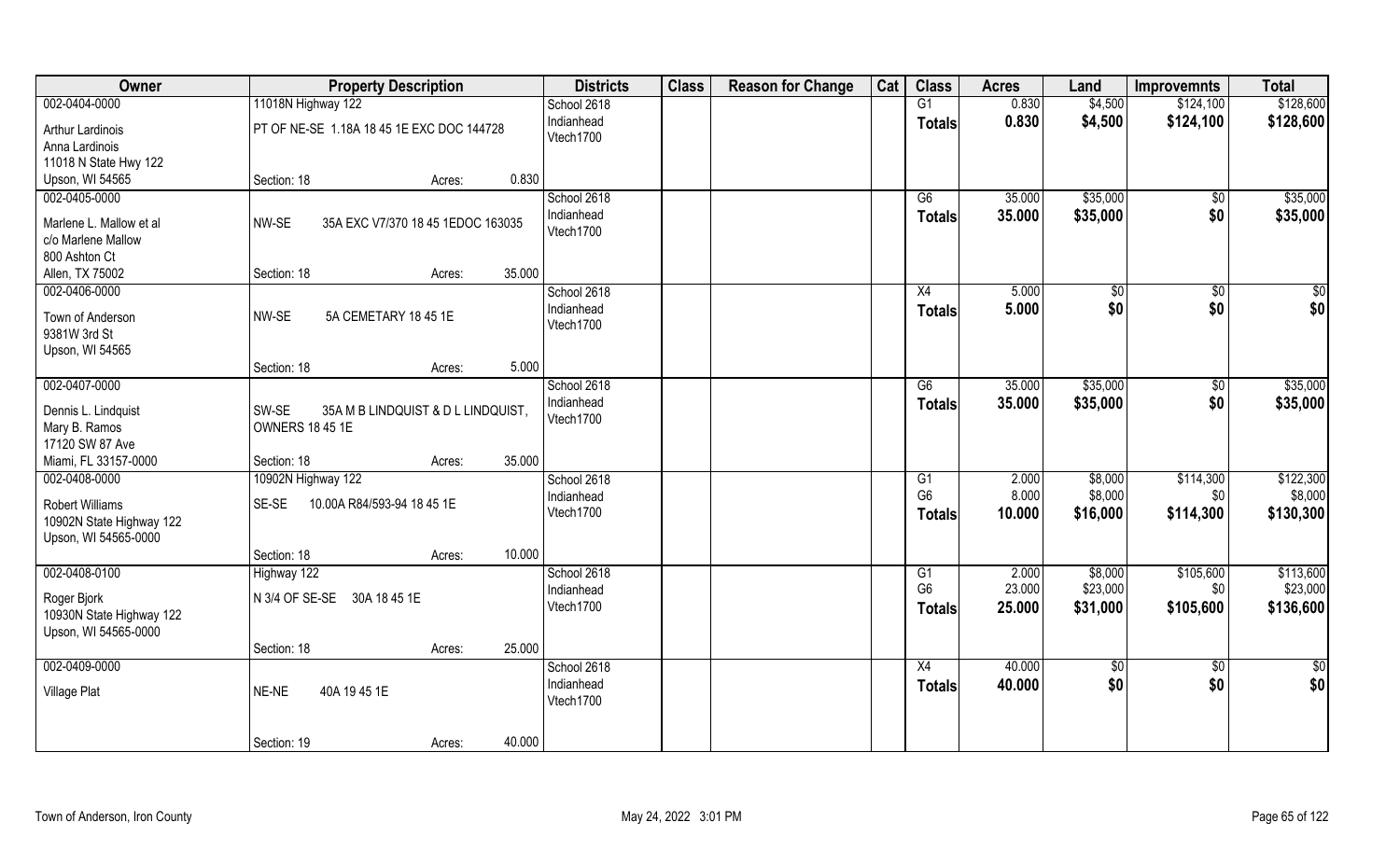| Owner | Property Description | Districts | Class | Reason for Change | Cat | Class | Acres | Land | Improvemnts | Total |
|---|---|---|---|---|---|---|---|---|---|---|
| 002-0404-0000 | 11018N Highway 122 | School 2618 | | | | G1 | 0.830 | $4,500 | $124,100 | $128,600 |
| Arthur Lardinois<br>Anna Lardinois<br>11018 N State Hwy 122<br>Upson, WI 54565 | PT OF NE-SE 1.18A 18 45 1E EXC DOC 144728<br>Section: 18 Acres: 0.830 | Indianhead<br>Vtech1700 | | | | Totals | 0.830 | $4,500 | $124,100 | $128,600 |
| 002-0405-0000 | | School 2618 | | | | G6 | 35.000 | $35,000 | $0 | $35,000 |
| Marlene L. Mallow et al<br>c/o Marlene Mallow<br>800 Ashton Ct<br>Allen, TX 75002 | NW-SE 35A EXC V7/370 18 45 1EDOC 163035<br>Section: 18 Acres: 35.000 | Indianhead<br>Vtech1700 | | | | Totals | 35.000 | $35,000 | $0 | $35,000 |
| 002-0406-0000 | | School 2618 | | | | X4 | 5.000 | $0 | $0 | $0 |
| Town of Anderson<br>9381W 3rd St<br>Upson, WI 54565 | NW-SE 5A CEMETARY 18 45 1E<br>Section: 18 Acres: 5.000 | Indianhead<br>Vtech1700 | | | | Totals | 5.000 | $0 | $0 | $0 |
| 002-0407-0000 | | School 2618 | | | | G6 | 35.000 | $35,000 | $0 | $35,000 |
| Dennis L. Lindquist<br>Mary B. Ramos<br>17120 SW 87 Ave<br>Miami, FL 33157-0000 | SW-SE 35A M B LINDQUIST & D L LINDQUIST, OWNERS 18 45 1E<br>Section: 18 Acres: 35.000 | Indianhead<br>Vtech1700 | | | | Totals | 35.000 | $35,000 | $0 | $35,000 |
| 002-0408-0000 | 10902N Highway 122 | School 2618 | | | | G1 | 2.000 | $8,000 | $114,300 | $122,300 |
| Robert Williams<br>10902N State Highway 122<br>Upson, WI 54565-0000 | SE-SE 10.00A R84/593-94 18 45 1E<br>Section: 18 Acres: 10.000 | Indianhead<br>Vtech1700 | | | | G6 | 8.000 | $8,000 | $0 | $8,000 |
| | | | | | | Totals | 10.000 | $16,000 | $114,300 | $130,300 |
| 002-0408-0100 | Highway 122 | School 2618 | | | | G1 | 2.000 | $8,000 | $105,600 | $113,600 |
| Roger Bjork<br>10930N State Highway 122<br>Upson, WI 54565-0000 | N 3/4 OF SE-SE 30A 18 45 1E<br>Section: 18 Acres: 25.000 | Indianhead<br>Vtech1700 | | | | G6 | 23.000 | $23,000 | $0 | $23,000 |
| | | | | | | Totals | 25.000 | $31,000 | $105,600 | $136,600 |
| 002-0409-0000 | | School 2618 | | | | X4 | 40.000 | $0 | $0 | $0 |
| Village Plat | NE-NE 40A 19 45 1E<br>Section: 19 Acres: 40.000 | Indianhead<br>Vtech1700 | | | | Totals | 40.000 | $0 | $0 | $0 |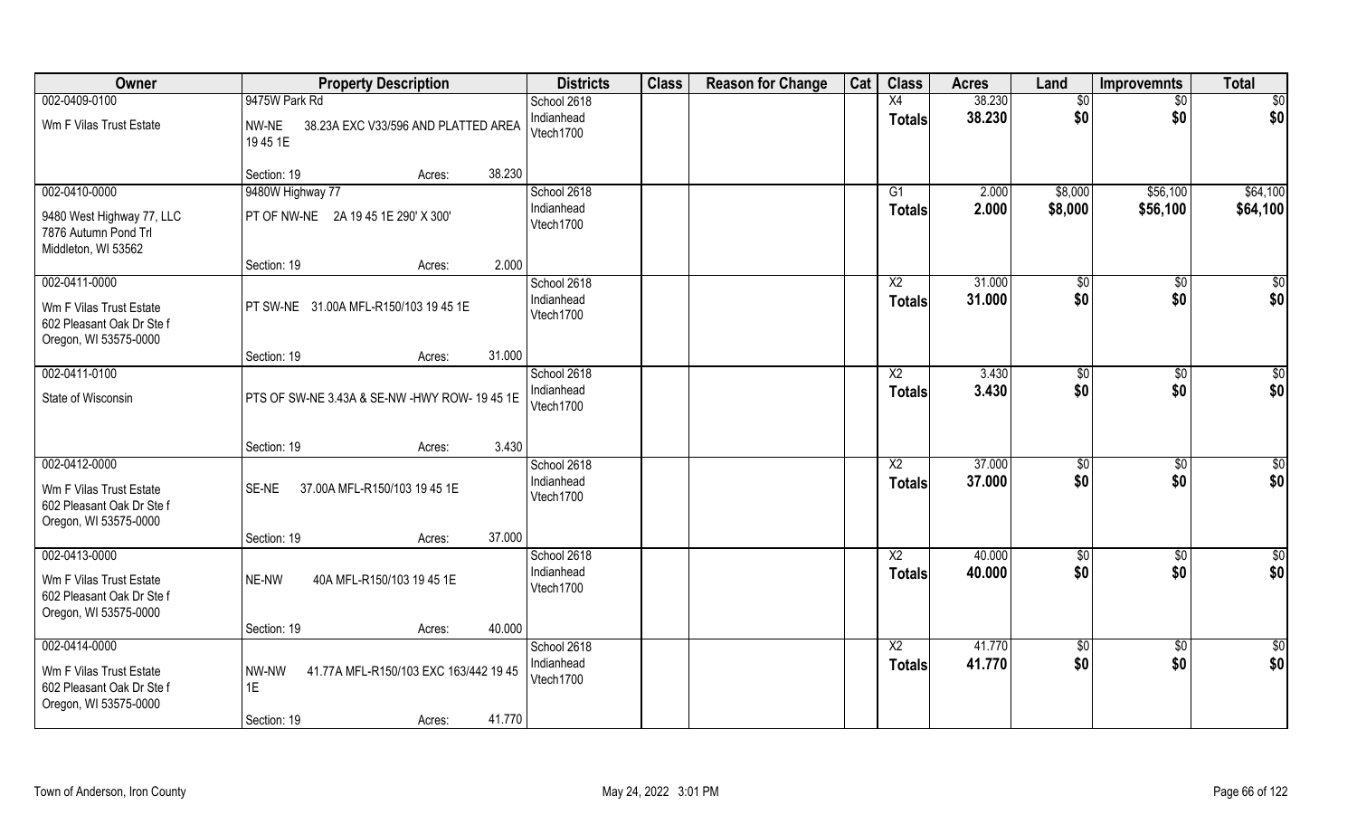| Owner | Property Description | Districts | Class | Reason for Change | Cat | Class | Acres | Land | Improvemnts | Total |
|---|---|---|---|---|---|---|---|---|---|---|
| 002-0409-0100 | 9475W Park Rd | School 2618 | | | | X4 | 38.230 | $0 | $0 | $0 |
| Wm F Vilas Trust Estate | NW-NE 38.23A EXC V33/596 AND PLATTED AREA 19 45 1E | Indianhead Vtech1700 | | | | Totals | 38.230 | $0 | $0 | $0 |
| | Section: 19 Acres: 38.230 | | | | | | | | | |
| 002-0410-0000 | 9480W Highway 77 | School 2618 | | | | G1 | 2.000 | $8,000 | $56,100 | $64,100 |
| 9480 West Highway 77, LLC 7876 Autumn Pond Trl Middleton, WI 53562 | PT OF NW-NE 2A 19 45 1E 290' X 300' | Indianhead Vtech1700 | | | | Totals | 2.000 | $8,000 | $56,100 | $64,100 |
| | Section: 19 Acres: 2.000 | | | | | | | | | |
| 002-0411-0000 | | School 2618 | | | | X2 | 31.000 | $0 | $0 | $0 |
| Wm F Vilas Trust Estate 602 Pleasant Oak Dr Ste f Oregon, WI 53575-0000 | PT SW-NE 31.00A MFL-R150/103 19 45 1E | Indianhead Vtech1700 | | | | Totals | 31.000 | $0 | $0 | $0 |
| | Section: 19 Acres: 31.000 | | | | | | | | | |
| 002-0411-0100 | | School 2618 | | | | X2 | 3.430 | $0 | $0 | $0 |
| State of Wisconsin | PTS OF SW-NE 3.43A & SE-NW -HWY ROW- 19 45 1E | Indianhead Vtech1700 | | | | Totals | 3.430 | $0 | $0 | $0 |
| | Section: 19 Acres: 3.430 | | | | | | | | | |
| 002-0412-0000 | | School 2618 | | | | X2 | 37.000 | $0 | $0 | $0 |
| Wm F Vilas Trust Estate 602 Pleasant Oak Dr Ste f Oregon, WI 53575-0000 | SE-NE 37.00A MFL-R150/103 19 45 1E | Indianhead Vtech1700 | | | | Totals | 37.000 | $0 | $0 | $0 |
| | Section: 19 Acres: 37.000 | | | | | | | | | |
| 002-0413-0000 | | School 2618 | | | | X2 | 40.000 | $0 | $0 | $0 |
| Wm F Vilas Trust Estate 602 Pleasant Oak Dr Ste f Oregon, WI 53575-0000 | NE-NW 40A MFL-R150/103 19 45 1E | Indianhead Vtech1700 | | | | Totals | 40.000 | $0 | $0 | $0 |
| | Section: 19 Acres: 40.000 | | | | | | | | | |
| 002-0414-0000 | | School 2618 | | | | X2 | 41.770 | $0 | $0 | $0 |
| Wm F Vilas Trust Estate 602 Pleasant Oak Dr Ste f Oregon, WI 53575-0000 | NW-NW 41.77A MFL-R150/103 EXC 163/442 19 45 1E | Indianhead Vtech1700 | | | | Totals | 41.770 | $0 | $0 | $0 |
| | Section: 19 Acres: 41.770 | | | | | | | | | |

Town of Anderson, Iron County May 24, 2022 3:01 PM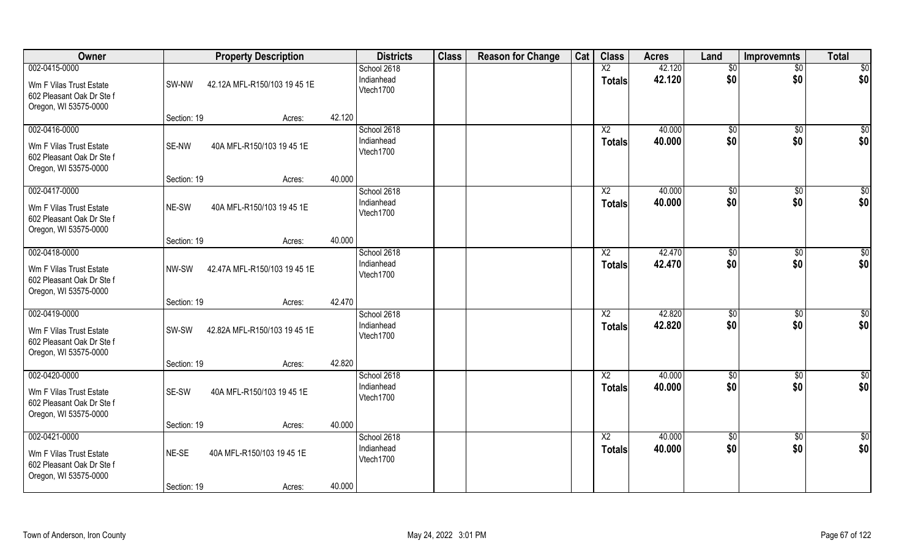| Owner | Property Description | | | Districts | Class | Reason for Change | Cat | Class | Acres | Land | Improvemnts | Total |
|---|---|---|---|---|---|---|---|---|---|---|---|---|
| 002-0415-0000 | | | | School 2618 | | | | X2 | 42.120 | $0 | $0 | $0 |
| Wm F Vilas Trust Estate<br>602 Pleasant Oak Dr Ste f<br>Oregon, WI 53575-0000 | SW-NW | 42.12A MFL-R150/103 19 45 1E | | Indianhead<br>Vtech1700 | | | | Totals | 42.120 | $0 | $0 | $0 |
| | Section: 19 | Acres: | 42.120 | | | | | | | | | |
| 002-0416-0000 | | | | School 2618 | | | | X2 | 40.000 | $0 | $0 | $0 |
| Wm F Vilas Trust Estate<br>602 Pleasant Oak Dr Ste f<br>Oregon, WI 53575-0000 | SE-NW | 40A MFL-R150/103 19 45 1E | | Indianhead<br>Vtech1700 | | | | Totals | 40.000 | $0 | $0 | $0 |
| | Section: 19 | Acres: | 40.000 | | | | | | | | | |
| 002-0417-0000 | | | | School 2618 | | | | X2 | 40.000 | $0 | $0 | $0 |
| Wm F Vilas Trust Estate<br>602 Pleasant Oak Dr Ste f<br>Oregon, WI 53575-0000 | NE-SW | 40A MFL-R150/103 19 45 1E | | Indianhead<br>Vtech1700 | | | | Totals | 40.000 | $0 | $0 | $0 |
| | Section: 19 | Acres: | 40.000 | | | | | | | | | |
| 002-0418-0000 | | | | School 2618 | | | | X2 | 42.470 | $0 | $0 | $0 |
| Wm F Vilas Trust Estate<br>602 Pleasant Oak Dr Ste f<br>Oregon, WI 53575-0000 | NW-SW | 42.47A MFL-R150/103 19 45 1E | | Indianhead<br>Vtech1700 | | | | Totals | 42.470 | $0 | $0 | $0 |
| | Section: 19 | Acres: | 42.470 | | | | | | | | | |
| 002-0419-0000 | | | | School 2618 | | | | X2 | 42.820 | $0 | $0 | $0 |
| Wm F Vilas Trust Estate<br>602 Pleasant Oak Dr Ste f<br>Oregon, WI 53575-0000 | SW-SW | 42.82A MFL-R150/103 19 45 1E | | Indianhead<br>Vtech1700 | | | | Totals | 42.820 | $0 | $0 | $0 |
| | Section: 19 | Acres: | 42.820 | | | | | | | | | |
| 002-0420-0000 | | | | School 2618 | | | | X2 | 40.000 | $0 | $0 | $0 |
| Wm F Vilas Trust Estate<br>602 Pleasant Oak Dr Ste f<br>Oregon, WI 53575-0000 | SE-SW | 40A MFL-R150/103 19 45 1E | | Indianhead<br>Vtech1700 | | | | Totals | 40.000 | $0 | $0 | $0 |
| | Section: 19 | Acres: | 40.000 | | | | | | | | | |
| 002-0421-0000 | | | | School 2618 | | | | X2 | 40.000 | $0 | $0 | $0 |
| Wm F Vilas Trust Estate<br>602 Pleasant Oak Dr Ste f<br>Oregon, WI 53575-0000 | NE-SE | 40A MFL-R150/103 19 45 1E | | Indianhead<br>Vtech1700 | | | | Totals | 40.000 | $0 | $0 | $0 |
| | Section: 19 | Acres: | 40.000 | | | | | | | | | |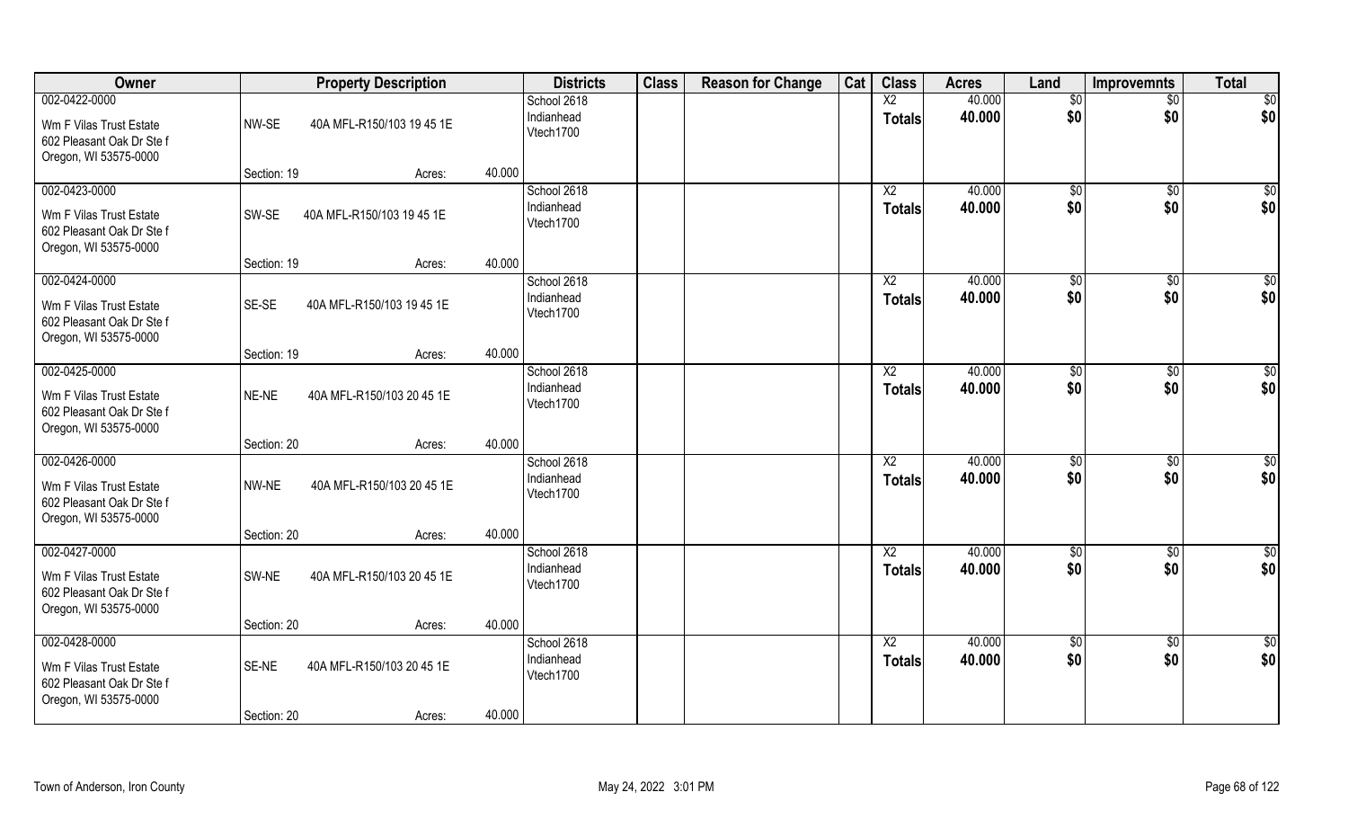| Owner | Property Description | | | Districts | Class | Reason for Change | Cat | Class | Acres | Land | Improvemnts | Total |
|---|---|---|---|---|---|---|---|---|---|---|---|---|
| 002-0422-0000<br>Wm F Vilas Trust Estate<br>602 Pleasant Oak Dr Ste f<br>Oregon, WI 53575-0000 | NW-SE 40A MFL-R150/103 19 45 1E<br>Section: 19 | Acres: | 40.000 | School 2618<br>Indianhead<br>Vtech1700 | | | | X2<br>**Totals** | 40.000<br>**40.000** | $0<br>**$0** | $0<br>**$0** | $0<br>**$0** |
| 002-0423-0000<br>Wm F Vilas Trust Estate<br>602 Pleasant Oak Dr Ste f<br>Oregon, WI 53575-0000 | SW-SE 40A MFL-R150/103 19 45 1E<br>Section: 19 | Acres: | 40.000 | School 2618<br>Indianhead<br>Vtech1700 | | | | X2<br>**Totals** | 40.000<br>**40.000** | $0<br>**$0** | $0<br>**$0** | $0<br>**$0** |
| 002-0424-0000<br>Wm F Vilas Trust Estate<br>602 Pleasant Oak Dr Ste f<br>Oregon, WI 53575-0000 | SE-SE 40A MFL-R150/103 19 45 1E<br>Section: 19 | Acres: | 40.000 | School 2618<br>Indianhead<br>Vtech1700 | | | | X2<br>**Totals** | 40.000<br>**40.000** | $0<br>**$0** | $0<br>**$0** | $0<br>**$0** |
| 002-0425-0000<br>Wm F Vilas Trust Estate<br>602 Pleasant Oak Dr Ste f<br>Oregon, WI 53575-0000 | NE-NE 40A MFL-R150/103 20 45 1E<br>Section: 20 | Acres: | 40.000 | School 2618<br>Indianhead<br>Vtech1700 | | | | X2<br>**Totals** | 40.000<br>**40.000** | $0<br>**$0** | $0<br>**$0** | $0<br>**$0** |
| 002-0426-0000<br>Wm F Vilas Trust Estate<br>602 Pleasant Oak Dr Ste f<br>Oregon, WI 53575-0000 | NW-NE 40A MFL-R150/103 20 45 1E<br>Section: 20 | Acres: | 40.000 | School 2618<br>Indianhead<br>Vtech1700 | | | | X2<br>**Totals** | 40.000<br>**40.000** | $0<br>**$0** | $0<br>**$0** | $0<br>**$0** |
| 002-0427-0000<br>Wm F Vilas Trust Estate<br>602 Pleasant Oak Dr Ste f<br>Oregon, WI 53575-0000 | SW-NE 40A MFL-R150/103 20 45 1E<br>Section: 20 | Acres: | 40.000 | School 2618<br>Indianhead<br>Vtech1700 | | | | X2<br>**Totals** | 40.000<br>**40.000** | $0<br>**$0** | $0<br>**$0** | $0<br>**$0** |
| 002-0428-0000<br>Wm F Vilas Trust Estate<br>602 Pleasant Oak Dr Ste f<br>Oregon, WI 53575-0000 | SE-NE 40A MFL-R150/103 20 45 1E<br>Section: 20 | Acres: | 40.000 | School 2618<br>Indianhead<br>Vtech1700 | | | | X2<br>**Totals** | 40.000<br>**40.000** | $0<br>**$0** | $0<br>**$0** | $0<br>**$0** |

Town of Anderson, Iron County May 24, 2022 3:01 PM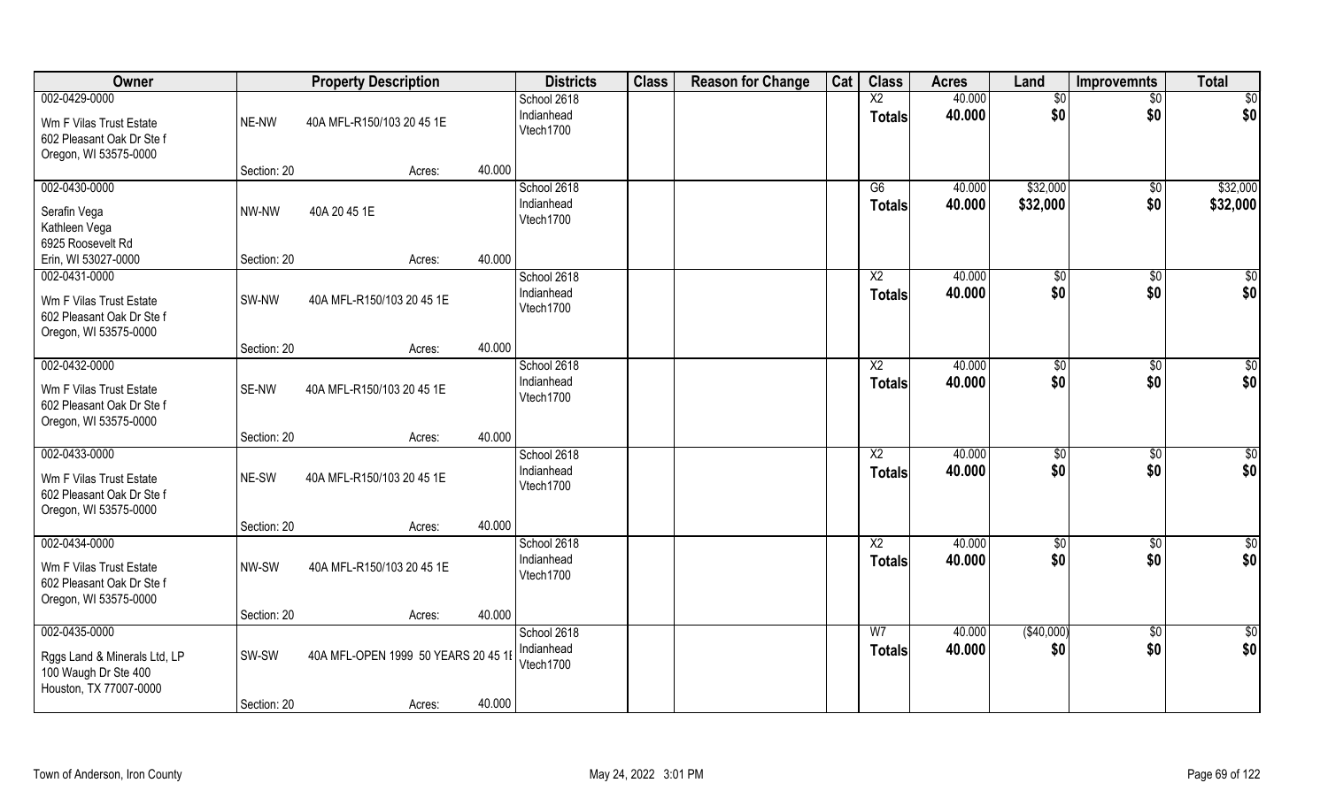| Owner | Property Description | | | Districts | Class | Reason for Change | Cat | Class | Acres | Land | Improvemnts | Total |
|---|---|---|---|---|---|---|---|---|---|---|---|---|
| 002-0429-0000 | | | | School 2618 | | | | X2 | 40.000 | $0 | $0 | $0 |
| Wm F Vilas Trust Estate<br>602 Pleasant Oak Dr Ste f<br>Oregon, WI 53575-0000 | NE-NW | 40A MFL-R150/103 20 45 1E | | Indianhead<br>Vtech1700 | | | | Totals | 40.000 | $0 | $0 | $0 |
| | Section: 20 | Acres: | 40.000 | | | | | | | | | |
| 002-0430-0000 | | | | School 2618 | | | | G6 | 40.000 | $32,000 | $0 | $32,000 |
| Serafin Vega<br>Kathleen Vega<br>6925 Roosevelt Rd<br>Erin, WI 53027-0000 | NW-NW | 40A 20 45 1E | | Indianhead<br>Vtech1700 | | | | Totals | 40.000 | $32,000 | $0 | $32,000 |
| | Section: 20 | Acres: | 40.000 | | | | | | | | | |
| 002-0431-0000 | | | | School 2618 | | | | X2 | 40.000 | $0 | $0 | $0 |
| Wm F Vilas Trust Estate<br>602 Pleasant Oak Dr Ste f<br>Oregon, WI 53575-0000 | SW-NW | 40A MFL-R150/103 20 45 1E | | Indianhead<br>Vtech1700 | | | | Totals | 40.000 | $0 | $0 | $0 |
| | Section: 20 | Acres: | 40.000 | | | | | | | | | |
| 002-0432-0000 | | | | School 2618 | | | | X2 | 40.000 | $0 | $0 | $0 |
| Wm F Vilas Trust Estate<br>602 Pleasant Oak Dr Ste f<br>Oregon, WI 53575-0000 | SE-NW | 40A MFL-R150/103 20 45 1E | | Indianhead<br>Vtech1700 | | | | Totals | 40.000 | $0 | $0 | $0 |
| | Section: 20 | Acres: | 40.000 | | | | | | | | | |
| 002-0433-0000 | | | | School 2618 | | | | X2 | 40.000 | $0 | $0 | $0 |
| Wm F Vilas Trust Estate<br>602 Pleasant Oak Dr Ste f<br>Oregon, WI 53575-0000 | NE-SW | 40A MFL-R150/103 20 45 1E | | Indianhead<br>Vtech1700 | | | | Totals | 40.000 | $0 | $0 | $0 |
| | Section: 20 | Acres: | 40.000 | | | | | | | | | |
| 002-0434-0000 | | | | School 2618 | | | | X2 | 40.000 | $0 | $0 | $0 |
| Wm F Vilas Trust Estate<br>602 Pleasant Oak Dr Ste f<br>Oregon, WI 53575-0000 | NW-SW | 40A MFL-R150/103 20 45 1E | | Indianhead<br>Vtech1700 | | | | Totals | 40.000 | $0 | $0 | $0 |
| | Section: 20 | Acres: | 40.000 | | | | | | | | | |
| 002-0435-0000 | | | | School 2618 | | | | W7 | 40.000 | ($40,000) | $0 | $0 |
| Rggs Land & Minerals Ltd, LP<br>100 Waugh Dr Ste 400<br>Houston, TX 77007-0000 | SW-SW | 40A MFL-OPEN 1999 50 YEARS 20 45 1E | | Indianhead<br>Vtech1700 | | | | Totals | 40.000 | $0 | $0 | $0 |
| | Section: 20 | Acres: | 40.000 | | | | | | | | | |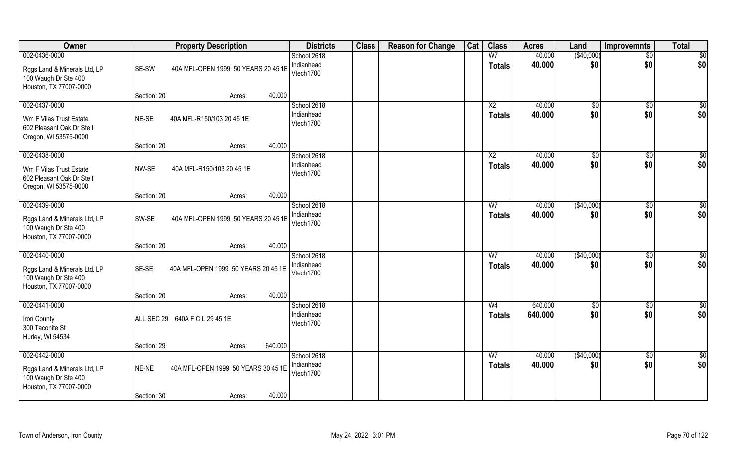| Owner | Property Description | | | Districts | Class | Reason for Change | Cat | Class | Acres | Land | Improvemnts | Total |
|---|---|---|---|---|---|---|---|---|---|---|---|---|
| 002-0436-0000 | | | | School 2618 | | | | W7 | 40.000 | ($40,000) | $0 | $0 |
| Rggs Land & Minerals Ltd, LP | SE-SW | 40A MFL-OPEN 1999 50 YEARS 20 45 1E | | Indianhead | | | | **Totals** | **40.000** | **$0** | **$0** | **$0** |
| 100 Waugh Dr Ste 400 | | | | Vtech1700 | | | | | | | | |
| Houston, TX 77007-0000 | | | | | | | | | | | | |
| | Section: 20 | Acres: | 40.000 | | | | | | | | | |
| 002-0437-0000 | | | | School 2618 | | | | X2 | 40.000 | $0 | $0 | $0 |
| Wm F Vilas Trust Estate | NE-SE | 40A MFL-R150/103 20 45 1E | | Indianhead | | | | **Totals** | **40.000** | **$0** | **$0** | **$0** |
| 602 Pleasant Oak Dr Ste f | | | | Vtech1700 | | | | | | | | |
| Oregon, WI 53575-0000 | | | | | | | | | | | | |
| | Section: 20 | Acres: | 40.000 | | | | | | | | | |
| 002-0438-0000 | | | | School 2618 | | | | X2 | 40.000 | $0 | $0 | $0 |
| Wm F Vilas Trust Estate | NW-SE | 40A MFL-R150/103 20 45 1E | | Indianhead | | | | **Totals** | **40.000** | **$0** | **$0** | **$0** |
| 602 Pleasant Oak Dr Ste f | | | | Vtech1700 | | | | | | | | |
| Oregon, WI 53575-0000 | | | | | | | | | | | | |
| | Section: 20 | Acres: | 40.000 | | | | | | | | | |
| 002-0439-0000 | | | | School 2618 | | | | W7 | 40.000 | ($40,000) | $0 | $0 |
| Rggs Land & Minerals Ltd, LP | SW-SE | 40A MFL-OPEN 1999 50 YEARS 20 45 1E | | Indianhead | | | | **Totals** | **40.000** | **$0** | **$0** | **$0** |
| 100 Waugh Dr Ste 400 | | | | Vtech1700 | | | | | | | | |
| Houston, TX 77007-0000 | | | | | | | | | | | | |
| | Section: 20 | Acres: | 40.000 | | | | | | | | | |
| 002-0440-0000 | | | | School 2618 | | | | W7 | 40.000 | ($40,000) | $0 | $0 |
| Rggs Land & Minerals Ltd, LP | SE-SE | 40A MFL-OPEN 1999 50 YEARS 20 45 1E | | Indianhead | | | | **Totals** | **40.000** | **$0** | **$0** | **$0** |
| 100 Waugh Dr Ste 400 | | | | Vtech1700 | | | | | | | | |
| Houston, TX 77007-0000 | | | | | | | | | | | | |
| | Section: 20 | Acres: | 40.000 | | | | | | | | | |
| 002-0441-0000 | | | | School 2618 | | | | W4 | 640.000 | $0 | $0 | $0 |
| Iron County | ALL SEC 29 | 640A F C L 29 45 1E | | Indianhead | | | | **Totals** | **640.000** | **$0** | **$0** | **$0** |
| 300 Taconite St | | | | Vtech1700 | | | | | | | | |
| Hurley, WI 54534 | | | | | | | | | | | | |
| | Section: 29 | Acres: | 640.000 | | | | | | | | | |
| 002-0442-0000 | | | | School 2618 | | | | W7 | 40.000 | ($40,000) | $0 | $0 |
| Rggs Land & Minerals Ltd, LP | NE-NE | 40A MFL-OPEN 1999 50 YEARS 30 45 1E | | Indianhead | | | | **Totals** | **40.000** | **$0** | **$0** | **$0** |
| 100 Waugh Dr Ste 400 | | | | Vtech1700 | | | | | | | | |
| Houston, TX 77007-0000 | | | | | | | | | | | | |
| | Section: 30 | Acres: | 40.000 | | | | | | | | | |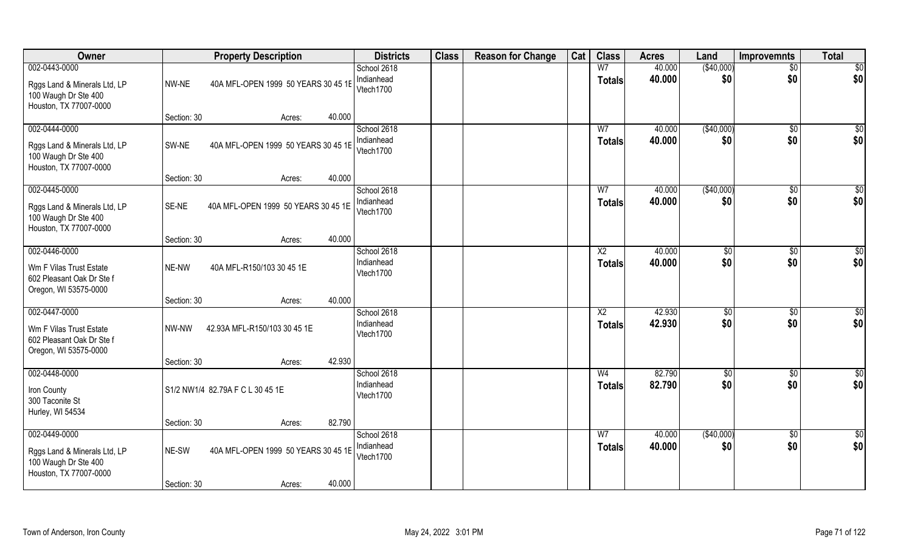| Owner | Property Description | | Districts | Class | Reason for Change | Cat | Class | Acres | Land | Improvemnts | Total |
|---|---|---|---|---|---|---|---|---|---|---|---|
| 002-0443-0000<br>Rggs Land & Minerals Ltd, LP<br>100 Waugh Dr Ste 400<br>Houston, TX 77007-0000 | NW-NE<br>Section: 30 | 40A MFL-OPEN 1999 50 YEARS 30 45 1E<br>Acres: 40.000 | School 2618<br>Indianhead<br>Vtech1700 | | | | W7<br>**Totals** | 40.000<br>**40.000** | ($40,000)<br>**$0** | $0<br>**$0** | $0<br>**$0** |
| 002-0444-0000<br>Rggs Land & Minerals Ltd, LP<br>100 Waugh Dr Ste 400<br>Houston, TX 77007-0000 | SW-NE<br>Section: 30 | 40A MFL-OPEN 1999 50 YEARS 30 45 1E<br>Acres: 40.000 | School 2618<br>Indianhead<br>Vtech1700 | | | | W7<br>**Totals** | 40.000<br>**40.000** | ($40,000)<br>**$0** | $0<br>**$0** | $0<br>**$0** |
| 002-0445-0000<br>Rggs Land & Minerals Ltd, LP<br>100 Waugh Dr Ste 400<br>Houston, TX 77007-0000 | SE-NE<br>Section: 30 | 40A MFL-OPEN 1999 50 YEARS 30 45 1E<br>Acres: 40.000 | School 2618<br>Indianhead<br>Vtech1700 | | | | W7<br>**Totals** | 40.000<br>**40.000** | ($40,000)<br>**$0** | $0<br>**$0** | $0<br>**$0** |
| 002-0446-0000<br>Wm F Vilas Trust Estate<br>602 Pleasant Oak Dr Ste f<br>Oregon, WI 53575-0000 | NE-NW<br>Section: 30 | 40A MFL-R150/103 30 45 1E<br>Acres: 40.000 | School 2618<br>Indianhead<br>Vtech1700 | | | | X2<br>**Totals** | 40.000<br>**40.000** | $0<br>**$0** | $0<br>**$0** | $0<br>**$0** |
| 002-0447-0000<br>Wm F Vilas Trust Estate<br>602 Pleasant Oak Dr Ste f<br>Oregon, WI 53575-0000 | NW-NW<br>Section: 30 | 42.93A MFL-R150/103 30 45 1E<br>Acres: 42.930 | School 2618<br>Indianhead<br>Vtech1700 | | | | X2<br>**Totals** | 42.930<br>**42.930** | $0<br>**$0** | $0<br>**$0** | $0<br>**$0** |
| 002-0448-0000<br>Iron County<br>300 Taconite St<br>Hurley, WI 54534 | Section: 30 | S1/2 NW1/4 82.79A F C L 30 45 1E<br>Acres: 82.790 | School 2618<br>Indianhead<br>Vtech1700 | | | | W4<br>**Totals** | 82.790<br>**82.790** | $0<br>**$0** | $0<br>**$0** | $0<br>**$0** |
| 002-0449-0000<br>Rggs Land & Minerals Ltd, LP<br>100 Waugh Dr Ste 400<br>Houston, TX 77007-0000 | NE-SW<br>Section: 30 | 40A MFL-OPEN 1999 50 YEARS 30 45 1E<br>Acres: 40.000 | School 2618<br>Indianhead<br>Vtech1700 | | | | W7<br>**Totals** | 40.000<br>**40.000** | ($40,000)<br>**$0** | $0<br>**$0** | $0<br>**$0** |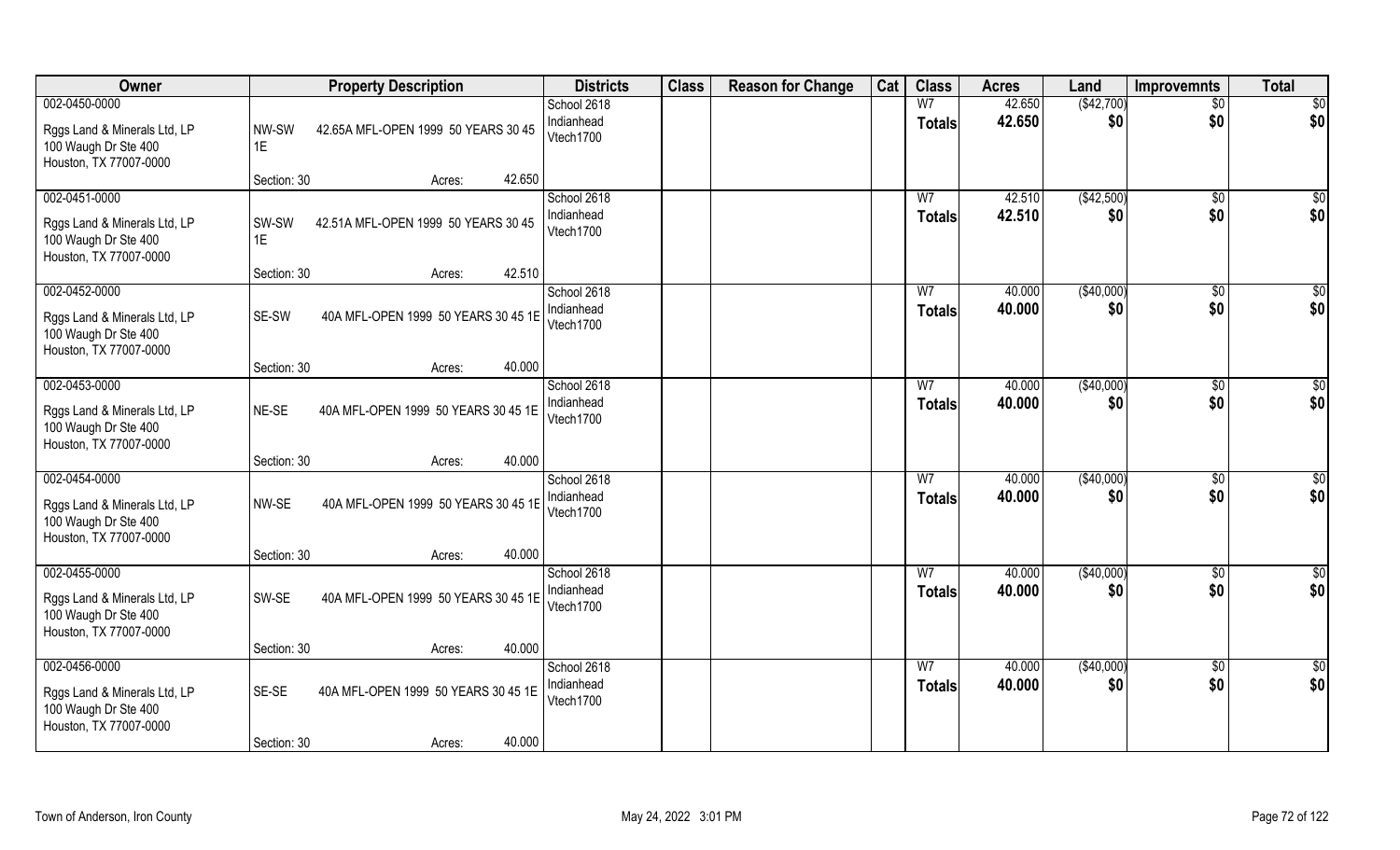| Owner | Property Description | | | Districts | Class | Reason for Change | Cat | Class | Acres | Land | Improvemnts | Total |
|---|---|---|---|---|---|---|---|---|---|---|---|---|
| 002-0450-0000<br>Rggs Land & Minerals Ltd, LP<br>100 Waugh Dr Ste 400<br>Houston, TX 77007-0000 | NW-SW 1E | 42.65A MFL-OPEN 1999 50 YEARS 30 45 | | School 2618<br>Indianhead<br>Vtech1700 | | | | W7<br>**Totals** | 42.650<br>**42.650** | ($42,700)<br>**$0** | $0<br>**$0** | $0<br>**$0** |
| | Section: 30 | Acres: | 42.650 | | | | | | | | | |
| 002-0451-0000<br>Rggs Land & Minerals Ltd, LP<br>100 Waugh Dr Ste 400<br>Houston, TX 77007-0000 | SW-SW 1E | 42.51A MFL-OPEN 1999 50 YEARS 30 45 | | School 2618<br>Indianhead<br>Vtech1700 | | | | W7<br>**Totals** | 42.510<br>**42.510** | ($42,500)<br>**$0** | $0<br>**$0** | $0<br>**$0** |
| | Section: 30 | Acres: | 42.510 | | | | | | | | | |
| 002-0452-0000<br>Rggs Land & Minerals Ltd, LP<br>100 Waugh Dr Ste 400<br>Houston, TX 77007-0000 | SE-SW | 40A MFL-OPEN 1999 50 YEARS 30 45 1E | | School 2618<br>Indianhead<br>Vtech1700 | | | | W7<br>**Totals** | 40.000<br>**40.000** | ($40,000)<br>**$0** | $0<br>**$0** | $0<br>**$0** |
| | Section: 30 | Acres: | 40.000 | | | | | | | | | |
| 002-0453-0000<br>Rggs Land & Minerals Ltd, LP<br>100 Waugh Dr Ste 400<br>Houston, TX 77007-0000 | NE-SE | 40A MFL-OPEN 1999 50 YEARS 30 45 1E | | School 2618<br>Indianhead<br>Vtech1700 | | | | W7<br>**Totals** | 40.000<br>**40.000** | ($40,000)<br>**$0** | $0<br>**$0** | $0<br>**$0** |
| | Section: 30 | Acres: | 40.000 | | | | | | | | | |
| 002-0454-0000<br>Rggs Land & Minerals Ltd, LP<br>100 Waugh Dr Ste 400<br>Houston, TX 77007-0000 | NW-SE | 40A MFL-OPEN 1999 50 YEARS 30 45 1E | | School 2618<br>Indianhead<br>Vtech1700 | | | | W7<br>**Totals** | 40.000<br>**40.000** | ($40,000)<br>**$0** | $0<br>**$0** | $0<br>**$0** |
| | Section: 30 | Acres: | 40.000 | | | | | | | | | |
| 002-0455-0000<br>Rggs Land & Minerals Ltd, LP<br>100 Waugh Dr Ste 400<br>Houston, TX 77007-0000 | SW-SE | 40A MFL-OPEN 1999 50 YEARS 30 45 1E | | School 2618<br>Indianhead<br>Vtech1700 | | | | W7<br>**Totals** | 40.000<br>**40.000** | ($40,000)<br>**$0** | $0<br>**$0** | $0<br>**$0** |
| | Section: 30 | Acres: | 40.000 | | | | | | | | | |
| 002-0456-0000<br>Rggs Land & Minerals Ltd, LP<br>100 Waugh Dr Ste 400<br>Houston, TX 77007-0000 | SE-SE | 40A MFL-OPEN 1999 50 YEARS 30 45 1E | | School 2618<br>Indianhead<br>Vtech1700 | | | | W7<br>**Totals** | 40.000<br>**40.000** | ($40,000)<br>**$0** | $0<br>**$0** | $0<br>**$0** |
| | Section: 30 | Acres: | 40.000 | | | | | | | | | |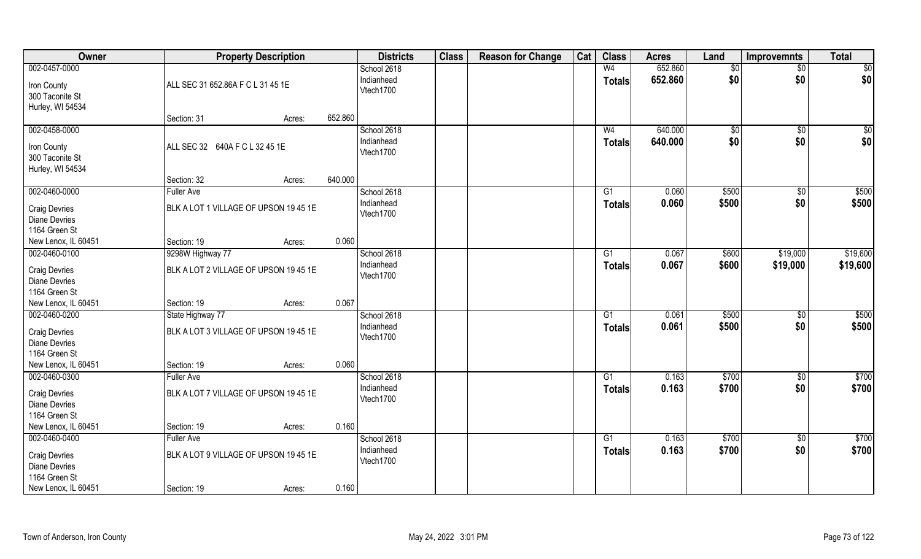| Owner | Property Description | | | Districts | Class | Reason for Change | Cat | Class | Acres | Land | Improvemnts | Total |
|---|---|---|---|---|---|---|---|---|---|---|---|---|
| 002-0457-0000<br>Iron County<br>300 Taconite St<br>Hurley, WI 54534 | ALL SEC 31 652.86A F C L 31 45 1E<br>Section: 31 | Acres: | 652.860 | School 2618<br>Indianhead<br>Vtech1700 | | | | W4<br>**Totals** | 652.860<br>**652.860** | $0<br>**$0** | $0<br>**$0** | $0<br>**$0** |
| 002-0458-0000<br>Iron County<br>300 Taconite St<br>Hurley, WI 54534 | ALL SEC 32 640A F C L 32 45 1E<br>Section: 32 | Acres: | 640.000 | School 2618<br>Indianhead<br>Vtech1700 | | | | W4<br>**Totals** | 640.000<br>**640.000** | $0<br>**$0** | $0<br>**$0** | $0<br>**$0** |
| 002-0460-0000<br>Craig Devries<br>Diane Devries<br>1164 Green St<br>New Lenox, IL 60451 | Fuller Ave<br>BLK A LOT 1 VILLAGE OF UPSON 19 45 1E<br>Section: 19 | Acres: | 0.060 | School 2618<br>Indianhead<br>Vtech1700 | | | | G1<br>**Totals** | 0.060<br>**0.060** | $500<br>**$500** | $0<br>**$0** | $500<br>**$500** |
| 002-0460-0100<br>Craig Devries<br>Diane Devries<br>1164 Green St<br>New Lenox, IL 60451 | 9298W Highway 77<br>BLK A LOT 2 VILLAGE OF UPSON 19 45 1E<br>Section: 19 | Acres: | 0.067 | School 2618<br>Indianhead<br>Vtech1700 | | | | G1<br>**Totals** | 0.067<br>**0.067** | $600<br>**$600** | $19,000<br>**$19,000** | $19,600<br>**$19,600** |
| 002-0460-0200<br>Craig Devries<br>Diane Devries<br>1164 Green St<br>New Lenox, IL 60451 | State Highway 77<br>BLK A LOT 3 VILLAGE OF UPSON 19 45 1E<br>Section: 19 | Acres: | 0.060 | School 2618<br>Indianhead<br>Vtech1700 | | | | G1<br>**Totals** | 0.061<br>**0.061** | $500<br>**$500** | $0<br>**$0** | $500<br>**$500** |
| 002-0460-0300<br>Craig Devries<br>Diane Devries<br>1164 Green St<br>New Lenox, IL 60451 | Fuller Ave<br>BLK A LOT 7 VILLAGE OF UPSON 19 45 1E<br>Section: 19 | Acres: | 0.160 | School 2618<br>Indianhead<br>Vtech1700 | | | | G1<br>**Totals** | 0.163<br>**0.163** | $700<br>**$700** | $0<br>**$0** | $700<br>**$700** |
| 002-0460-0400<br>Craig Devries<br>Diane Devries<br>1164 Green St<br>New Lenox, IL 60451 | Fuller Ave<br>BLK A LOT 9 VILLAGE OF UPSON 19 45 1E<br>Section: 19 | Acres: | 0.160 | School 2618<br>Indianhead<br>Vtech1700 | | | | G1<br>**Totals** | 0.163<br>**0.163** | $700<br>**$700** | $0<br>**$0** | $700<br>**$700** |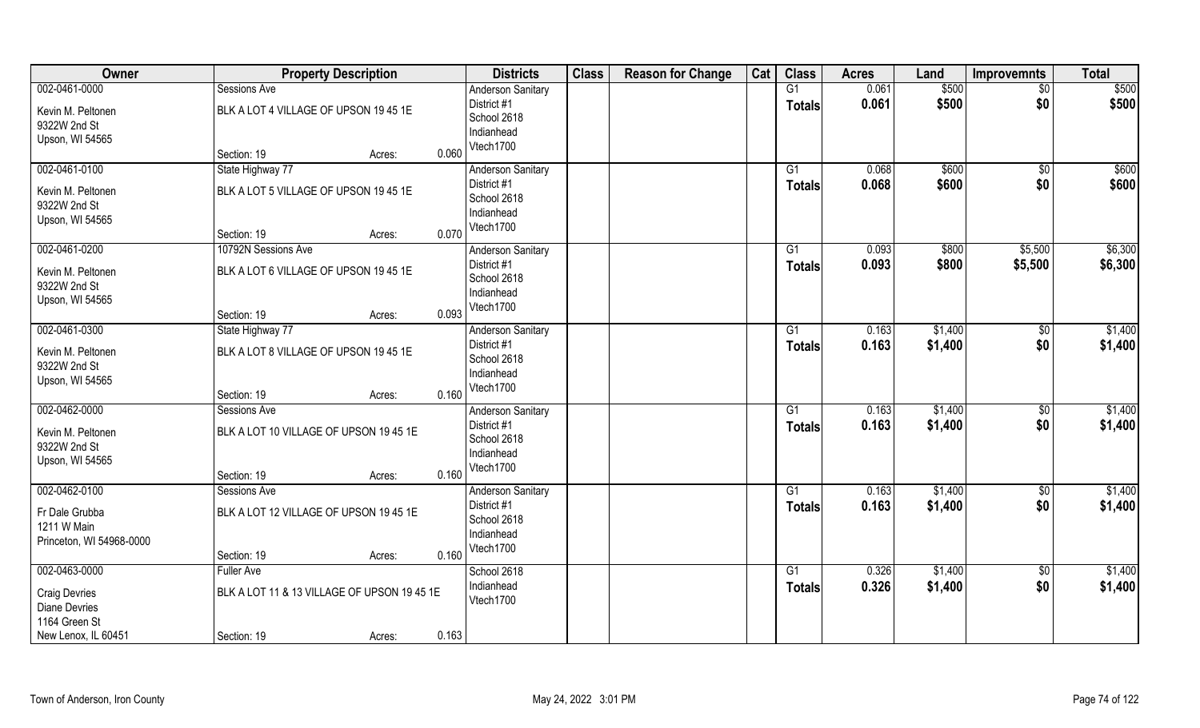| Owner | Property Description | | | Districts | Class | Reason for Change | Cat | Class | Acres | Land | Improvemnts | Total |
|---|---|---|---|---|---|---|---|---|---|---|---|---|
| 002-0461-0000 | Sessions Ave | | | Anderson Sanitary | | | | G1 | 0.061 | $500 | $0 | $500 |
| Kevin M. Peltonen<br>9322W 2nd St<br>Upson, WI 54565 | BLK A LOT 4 VILLAGE OF UPSON 19 45 1E | | | District #1<br>School 2618<br>Indianhead<br>Vtech1700 | | | | **Totals** | **0.061** | **$500** | **$0** | **$500** |
| | Section: 19 | Acres: | 0.060 | | | | | | | | | |
| 002-0461-0100 | State Highway 77 | | | Anderson Sanitary | | | | G1 | 0.068 | $600 | $0 | $600 |
| Kevin M. Peltonen<br>9322W 2nd St<br>Upson, WI 54565 | BLK A LOT 5 VILLAGE OF UPSON 19 45 1E | | | District #1<br>School 2618<br>Indianhead<br>Vtech1700 | | | | **Totals** | **0.068** | **$600** | **$0** | **$600** |
| | Section: 19 | Acres: | 0.070 | | | | | | | | | |
| 002-0461-0200 | 10792N Sessions Ave | | | Anderson Sanitary | | | | G1 | 0.093 | $800 | $5,500 | $6,300 |
| Kevin M. Peltonen<br>9322W 2nd St<br>Upson, WI 54565 | BLK A LOT 6 VILLAGE OF UPSON 19 45 1E | | | District #1<br>School 2618<br>Indianhead<br>Vtech1700 | | | | **Totals** | **0.093** | **$800** | **$5,500** | **$6,300** |
| | Section: 19 | Acres: | 0.093 | | | | | | | | | |
| 002-0461-0300 | State Highway 77 | | | Anderson Sanitary | | | | G1 | 0.163 | $1,400 | $0 | $1,400 |
| Kevin M. Peltonen<br>9322W 2nd St<br>Upson, WI 54565 | BLK A LOT 8 VILLAGE OF UPSON 19 45 1E | | | District #1<br>School 2618<br>Indianhead<br>Vtech1700 | | | | **Totals** | **0.163** | **$1,400** | **$0** | **$1,400** |
| | Section: 19 | Acres: | 0.160 | | | | | | | | | |
| 002-0462-0000 | Sessions Ave | | | Anderson Sanitary | | | | G1 | 0.163 | $1,400 | $0 | $1,400 |
| Kevin M. Peltonen<br>9322W 2nd St<br>Upson, WI 54565 | BLK A LOT 10 VILLAGE OF UPSON 19 45 1E | | | District #1<br>School 2618<br>Indianhead<br>Vtech1700 | | | | **Totals** | **0.163** | **$1,400** | **$0** | **$1,400** |
| | Section: 19 | Acres: | 0.160 | | | | | | | | | |
| 002-0462-0100 | Sessions Ave | | | Anderson Sanitary | | | | G1 | 0.163 | $1,400 | $0 | $1,400 |
| Fr Dale Grubba<br>1211 W Main<br>Princeton, WI 54968-0000 | BLK A LOT 12 VILLAGE OF UPSON 19 45 1E | | | District #1<br>School 2618<br>Indianhead<br>Vtech1700 | | | | **Totals** | **0.163** | **$1,400** | **$0** | **$1,400** |
| | Section: 19 | Acres: | 0.160 | | | | | | | | | |
| 002-0463-0000 | Fuller Ave | | | School 2618 | | | | G1 | 0.326 | $1,400 | $0 | $1,400 |
| Craig Devries<br>Diane Devries<br>1164 Green St<br>New Lenox, IL 60451 | BLK A LOT 11 & 13 VILLAGE OF UPSON 19 45 1E | | | Indianhead<br>Vtech1700 | | | | **Totals** | **0.326** | **$1,400** | **$0** | **$1,400** |
| | Section: 19 | Acres: | 0.163 | | | | | | | | | |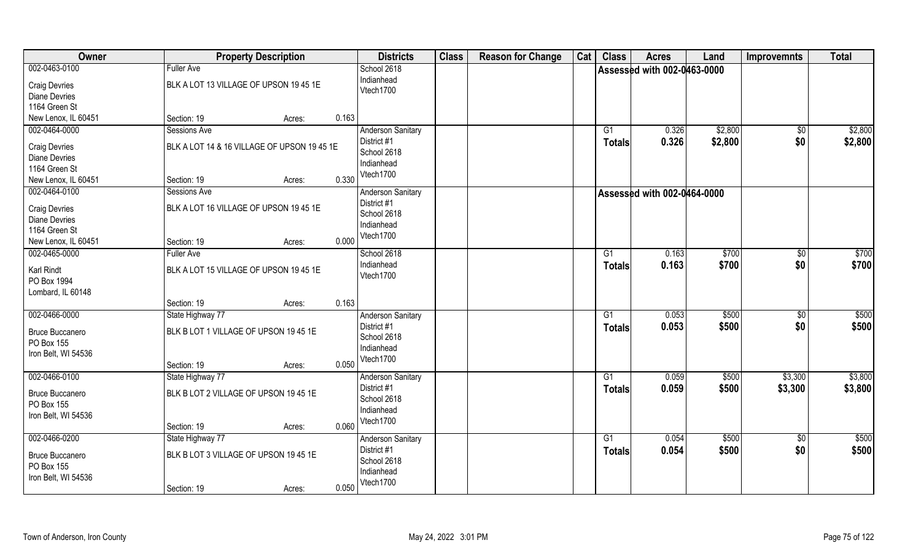| Owner | Property Description | | | Districts | Class | Reason for Change | Cat | Class | Acres | Land | Improvemnts | Total |
|---|---|---|---|---|---|---|---|---|---|---|---|---|
| 002-0463-0100<br>Craig Devries<br>Diane Devries<br>1164 Green St<br>New Lenox, IL 60451 | Fuller Ave<br>BLK A LOT 13 VILLAGE OF UPSON 19 45 1E<br>Section: 19 | Acres: | 0.163 | School 2618<br>Indianhead<br>Vtech1700 | | | | Assessed with 002-0463-0000 | | | | |
| 002-0464-0000<br>Craig Devries<br>Diane Devries<br>1164 Green St<br>New Lenox, IL 60451 | Sessions Ave<br>BLK A LOT 14 & 16 VILLAGE OF UPSON 19 45 1E<br>Section: 19 | Acres: | 0.330 | Anderson Sanitary<br>District #1<br>School 2618<br>Indianhead<br>Vtech1700 | | | | G1<br>**Totals** | 0.326<br>**0.326** | $2,800<br>**$2,800** | $0<br>**$0** | $2,800<br>**$2,800** |
| 002-0464-0100<br>Craig Devries<br>Diane Devries<br>1164 Green St<br>New Lenox, IL 60451 | Sessions Ave<br>BLK A LOT 16 VILLAGE OF UPSON 19 45 1E<br>Section: 19 | Acres: | 0.000 | Anderson Sanitary<br>District #1<br>School 2618<br>Indianhead<br>Vtech1700 | | | | Assessed with 002-0464-0000 | | | | |
| 002-0465-0000<br>Karl Rindt<br>PO Box 1994<br>Lombard, IL 60148 | Fuller Ave<br>BLK A LOT 15 VILLAGE OF UPSON 19 45 1E<br>Section: 19 | Acres: | 0.163 | School 2618<br>Indianhead<br>Vtech1700 | | | | G1<br>**Totals** | 0.163<br>**0.163** | $700<br>**$700** | $0<br>**$0** | $700<br>**$700** |
| 002-0466-0000<br>Bruce Buccanero<br>PO Box 155<br>Iron Belt, WI 54536 | State Highway 77<br>BLK B LOT 1 VILLAGE OF UPSON 19 45 1E<br>Section: 19 | Acres: | 0.050 | Anderson Sanitary<br>District #1<br>School 2618<br>Indianhead<br>Vtech1700 | | | | G1<br>**Totals** | 0.053<br>**0.053** | $500<br>**$500** | $0<br>**$0** | $500<br>**$500** |
| 002-0466-0100<br>Bruce Buccanero<br>PO Box 155<br>Iron Belt, WI 54536 | State Highway 77<br>BLK B LOT 2 VILLAGE OF UPSON 19 45 1E<br>Section: 19 | Acres: | 0.060 | Anderson Sanitary<br>District #1<br>School 2618<br>Indianhead<br>Vtech1700 | | | | G1<br>**Totals** | 0.059<br>**0.059** | $500<br>**$500** | $3,300<br>**$3,300** | $3,800<br>**$3,800** |
| 002-0466-0200<br>Bruce Buccanero<br>PO Box 155<br>Iron Belt, WI 54536 | State Highway 77<br>BLK B LOT 3 VILLAGE OF UPSON 19 45 1E<br>Section: 19 | Acres: | 0.050 | Anderson Sanitary<br>District #1<br>School 2618<br>Indianhead<br>Vtech1700 | | | | G1<br>**Totals** | 0.054<br>**0.054** | $500<br>**$500** | $0<br>**$0** | $500<br>**$500** |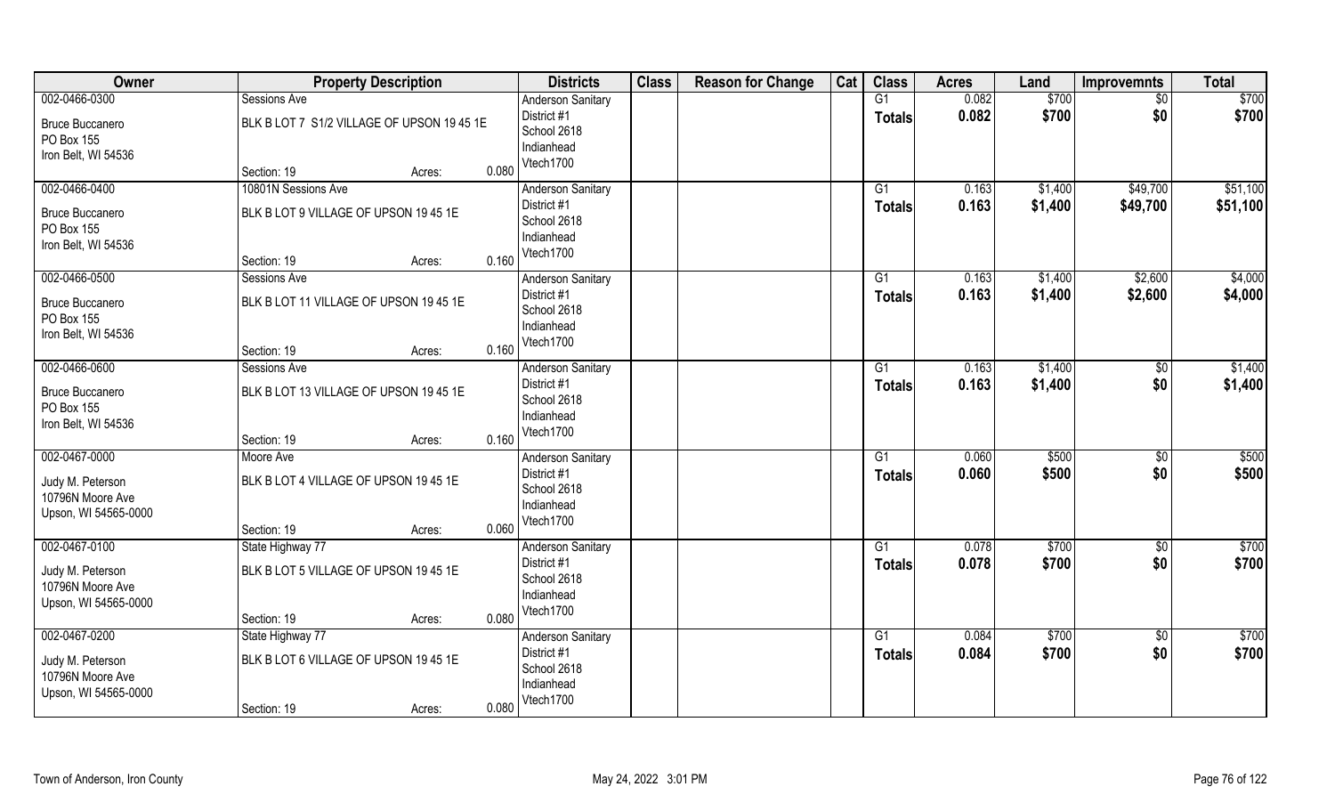| Owner | Property Description | | | Districts | Class | Reason for Change | Cat | Class | Acres | Land | Improvemnts | Total |
|---|---|---|---|---|---|---|---|---|---|---|---|---|
| 002-0466-0300 | Sessions Ave | | | Anderson Sanitary | | | | G1 | 0.082 | $700 | $0 | $700 |
| Bruce Buccanero<br>PO Box 155<br>Iron Belt, WI 54536 | BLK B LOT 7 S1/2 VILLAGE OF UPSON 19 45 1E | | | District #1<br>School 2618<br>Indianhead<br>Vtech1700 | | | | Totals | 0.082 | $700 | $0 | $700 |
| | Section: 19 | Acres: | 0.080 | | | | | | | | | |
| 002-0466-0400 | 10801N Sessions Ave | | | Anderson Sanitary | | | | G1 | 0.163 | $1,400 | $49,700 | $51,100 |
| Bruce Buccanero<br>PO Box 155<br>Iron Belt, WI 54536 | BLK B LOT 9 VILLAGE OF UPSON 19 45 1E | | | District #1<br>School 2618<br>Indianhead<br>Vtech1700 | | | | Totals | 0.163 | $1,400 | $49,700 | $51,100 |
| | Section: 19 | Acres: | 0.160 | | | | | | | | | |
| 002-0466-0500 | Sessions Ave | | | Anderson Sanitary | | | | G1 | 0.163 | $1,400 | $2,600 | $4,000 |
| Bruce Buccanero<br>PO Box 155<br>Iron Belt, WI 54536 | BLK B LOT 11 VILLAGE OF UPSON 19 45 1E | | | District #1<br>School 2618<br>Indianhead<br>Vtech1700 | | | | Totals | 0.163 | $1,400 | $2,600 | $4,000 |
| | Section: 19 | Acres: | 0.160 | | | | | | | | | |
| 002-0466-0600 | Sessions Ave | | | Anderson Sanitary | | | | G1 | 0.163 | $1,400 | $0 | $1,400 |
| Bruce Buccanero<br>PO Box 155<br>Iron Belt, WI 54536 | BLK B LOT 13 VILLAGE OF UPSON 19 45 1E | | | District #1<br>School 2618<br>Indianhead<br>Vtech1700 | | | | Totals | 0.163 | $1,400 | $0 | $1,400 |
| | Section: 19 | Acres: | 0.160 | | | | | | | | | |
| 002-0467-0000 | Moore Ave | | | Anderson Sanitary | | | | G1 | 0.060 | $500 | $0 | $500 |
| Judy M. Peterson<br>10796N Moore Ave<br>Upson, WI 54565-0000 | BLK B LOT 4 VILLAGE OF UPSON 19 45 1E | | | District #1<br>School 2618<br>Indianhead<br>Vtech1700 | | | | Totals | 0.060 | $500 | $0 | $500 |
| | Section: 19 | Acres: | 0.060 | | | | | | | | | |
| 002-0467-0100 | State Highway 77 | | | Anderson Sanitary | | | | G1 | 0.078 | $700 | $0 | $700 |
| Judy M. Peterson<br>10796N Moore Ave<br>Upson, WI 54565-0000 | BLK B LOT 5 VILLAGE OF UPSON 19 45 1E | | | District #1<br>School 2618<br>Indianhead<br>Vtech1700 | | | | Totals | 0.078 | $700 | $0 | $700 |
| | Section: 19 | Acres: | 0.080 | | | | | | | | | |
| 002-0467-0200 | State Highway 77 | | | Anderson Sanitary | | | | G1 | 0.084 | $700 | $0 | $700 |
| Judy M. Peterson<br>10796N Moore Ave<br>Upson, WI 54565-0000 | BLK B LOT 6 VILLAGE OF UPSON 19 45 1E | | | District #1<br>School 2618<br>Indianhead<br>Vtech1700 | | | | Totals | 0.084 | $700 | $0 | $700 |
| | Section: 19 | Acres: | 0.080 | | | | | | | | | |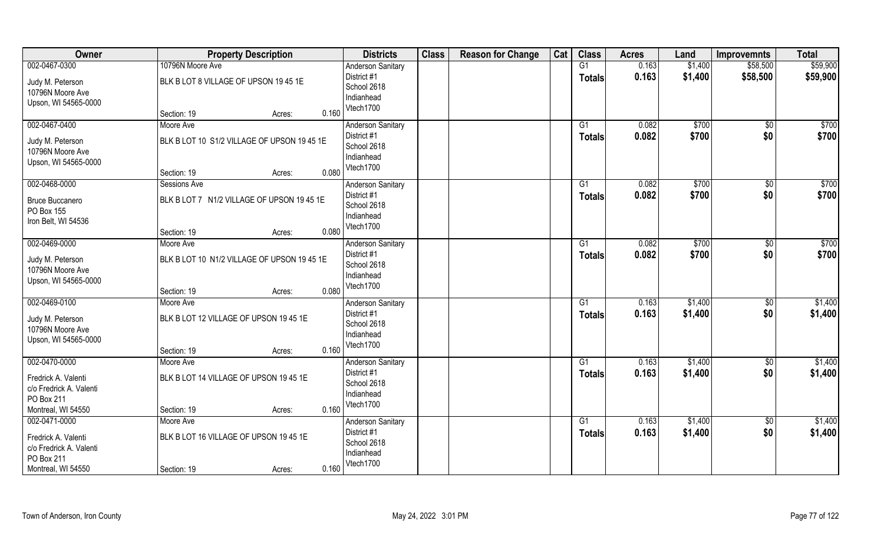| Owner | Property Description | | | Districts | Class | Reason for Change | Cat | Class | Acres | Land | Improvemnts | Total |
|---|---|---|---|---|---|---|---|---|---|---|---|---|
| 002-0467-0300 | 10796N Moore Ave | | | Anderson Sanitary | | | | G1 | 0.163 | $1,400 | $58,500 | $59,900 |
| Judy M. Peterson<br>10796N Moore Ave<br>Upson, WI 54565-0000 | BLK B LOT 8 VILLAGE OF UPSON 19 45 1E | | | District #1<br>School 2618<br>Indianhead<br>Vtech1700 | | | | Totals | 0.163 | $1,400 | $58,500 | $59,900 |
| | Section: 19 | Acres: | 0.160 | | | | | | | | | |
| 002-0467-0400 | Moore Ave | | | Anderson Sanitary | | | | G1 | 0.082 | $700 | $0 | $700 |
| Judy M. Peterson<br>10796N Moore Ave<br>Upson, WI 54565-0000 | BLK B LOT 10 S1/2 VILLAGE OF UPSON 19 45 1E | | | District #1<br>School 2618<br>Indianhead<br>Vtech1700 | | | | Totals | 0.082 | $700 | $0 | $700 |
| | Section: 19 | Acres: | 0.080 | | | | | | | | | |
| 002-0468-0000 | Sessions Ave | | | Anderson Sanitary | | | | G1 | 0.082 | $700 | $0 | $700 |
| Bruce Buccanero<br>PO Box 155<br>Iron Belt, WI 54536 | BLK B LOT 7 N1/2 VILLAGE OF UPSON 19 45 1E | | | District #1<br>School 2618<br>Indianhead<br>Vtech1700 | | | | Totals | 0.082 | $700 | $0 | $700 |
| | Section: 19 | Acres: | 0.080 | | | | | | | | | |
| 002-0469-0000 | Moore Ave | | | Anderson Sanitary | | | | G1 | 0.082 | $700 | $0 | $700 |
| Judy M. Peterson<br>10796N Moore Ave<br>Upson, WI 54565-0000 | BLK B LOT 10 N1/2 VILLAGE OF UPSON 19 45 1E | | | District #1<br>School 2618<br>Indianhead<br>Vtech1700 | | | | Totals | 0.082 | $700 | $0 | $700 |
| | Section: 19 | Acres: | 0.080 | | | | | | | | | |
| 002-0469-0100 | Moore Ave | | | Anderson Sanitary | | | | G1 | 0.163 | $1,400 | $0 | $1,400 |
| Judy M. Peterson<br>10796N Moore Ave<br>Upson, WI 54565-0000 | BLK B LOT 12 VILLAGE OF UPSON 19 45 1E | | | District #1<br>School 2618<br>Indianhead<br>Vtech1700 | | | | Totals | 0.163 | $1,400 | $0 | $1,400 |
| | Section: 19 | Acres: | 0.160 | | | | | | | | | |
| 002-0470-0000 | Moore Ave | | | Anderson Sanitary | | | | G1 | 0.163 | $1,400 | $0 | $1,400 |
| Fredrick A. Valenti<br>c/o Fredrick A. Valenti<br>PO Box 211<br>Montreal, WI 54550 | BLK B LOT 14 VILLAGE OF UPSON 19 45 1E | | | District #1<br>School 2618<br>Indianhead<br>Vtech1700 | | | | Totals | 0.163 | $1,400 | $0 | $1,400 |
| | Section: 19 | Acres: | 0.160 | | | | | | | | | |
| 002-0471-0000 | Moore Ave | | | Anderson Sanitary | | | | G1 | 0.163 | $1,400 | $0 | $1,400 |
| Fredrick A. Valenti<br>c/o Fredrick A. Valenti<br>PO Box 211<br>Montreal, WI 54550 | BLK B LOT 16 VILLAGE OF UPSON 19 45 1E | | | District #1<br>School 2618<br>Indianhead<br>Vtech1700 | | | | Totals | 0.163 | $1,400 | $0 | $1,400 |
| | Section: 19 | Acres: | 0.160 | | | | | | | | | |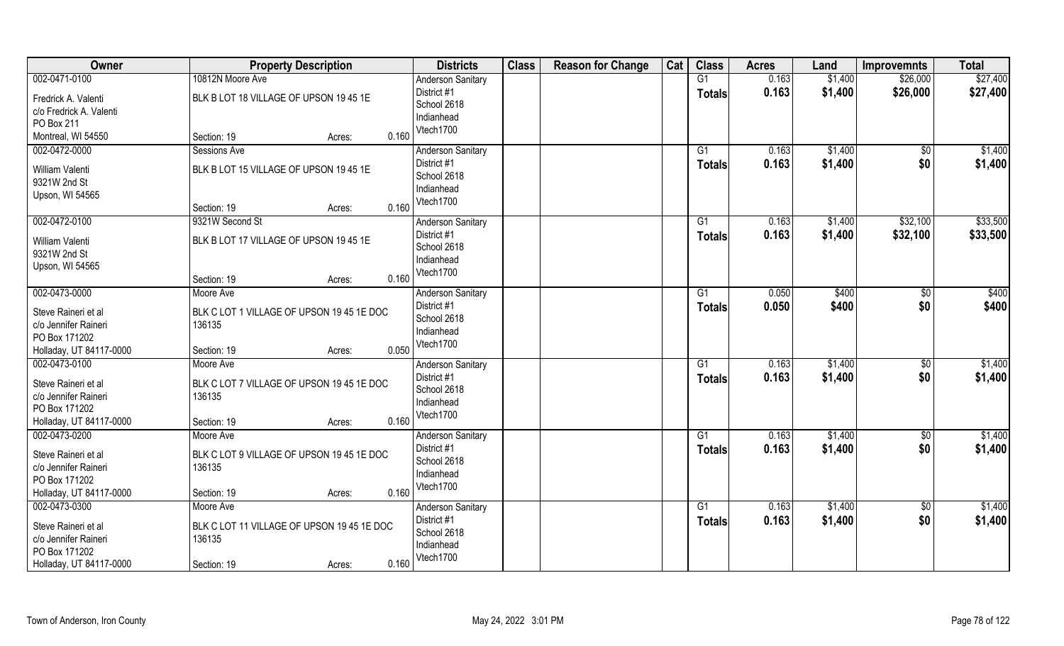| Owner | Property Description | | | Districts | Class | Reason for Change | Cat | Class | Acres | Land | Improvemnts | Total |
|---|---|---|---|---|---|---|---|---|---|---|---|---|
| 002-0471-0100 | 10812N Moore Ave | | | Anderson Sanitary | | | | G1 | 0.163 | $1,400 | $26,000 | $27,400 |
| Fredrick A. Valenti | BLK B LOT 18 VILLAGE OF UPSON 19 45 1E | | | District #1 | | | | **Totals** | **0.163** | **$1,400** | **$26,000** | **$27,400** |
| c/o Fredrick A. Valenti | | | | School 2618 | | | | | | | | |
| PO Box 211 | | | | Indianhead | | | | | | | | |
| Montreal, WI 54550 | Section: 19 | Acres: | 0.160 | Vtech1700 | | | | | | | | |
| 002-0472-0000 | Sessions Ave | | | Anderson Sanitary | | | | G1 | 0.163 | $1,400 | $0 | $1,400 |
| William Valenti | BLK B LOT 15 VILLAGE OF UPSON 19 45 1E | | | District #1 | | | | **Totals** | **0.163** | **$1,400** | **$0** | **$1,400** |
| 9321W 2nd St | | | | School 2618 | | | | | | | | |
| Upson, WI 54565 | | | | Indianhead | | | | | | | | |
| | Section: 19 | Acres: | 0.160 | Vtech1700 | | | | | | | | |
| 002-0472-0100 | 9321W Second St | | | Anderson Sanitary | | | | G1 | 0.163 | $1,400 | $32,100 | $33,500 |
| William Valenti | BLK B LOT 17 VILLAGE OF UPSON 19 45 1E | | | District #1 | | | | **Totals** | **0.163** | **$1,400** | **$32,100** | **$33,500** |
| 9321W 2nd St | | | | School 2618 | | | | | | | | |
| Upson, WI 54565 | | | | Indianhead | | | | | | | | |
| | Section: 19 | Acres: | 0.160 | Vtech1700 | | | | | | | | |
| 002-0473-0000 | Moore Ave | | | Anderson Sanitary | | | | G1 | 0.050 | $400 | $0 | $400 |
| Steve Raineri et al | BLK C LOT 1 VILLAGE OF UPSON 19 45 1E DOC 136135 | | | District #1 | | | | **Totals** | **0.050** | **$400** | **$0** | **$400** |
| c/o Jennifer Raineri | | | | School 2618 | | | | | | | | |
| PO Box 171202 | | | | Indianhead | | | | | | | | |
| Holladay, UT 84117-0000 | Section: 19 | Acres: | 0.050 | Vtech1700 | | | | | | | | |
| 002-0473-0100 | Moore Ave | | | Anderson Sanitary | | | | G1 | 0.163 | $1,400 | $0 | $1,400 |
| Steve Raineri et al | BLK C LOT 7 VILLAGE OF UPSON 19 45 1E DOC 136135 | | | District #1 | | | | **Totals** | **0.163** | **$1,400** | **$0** | **$1,400** |
| c/o Jennifer Raineri | | | | School 2618 | | | | | | | | |
| PO Box 171202 | | | | Indianhead | | | | | | | | |
| Holladay, UT 84117-0000 | Section: 19 | Acres: | 0.160 | Vtech1700 | | | | | | | | |
| 002-0473-0200 | Moore Ave | | | Anderson Sanitary | | | | G1 | 0.163 | $1,400 | $0 | $1,400 |
| Steve Raineri et al | BLK C LOT 9 VILLAGE OF UPSON 19 45 1E DOC 136135 | | | District #1 | | | | **Totals** | **0.163** | **$1,400** | **$0** | **$1,400** |
| c/o Jennifer Raineri | | | | School 2618 | | | | | | | | |
| PO Box 171202 | | | | Indianhead | | | | | | | | |
| Holladay, UT 84117-0000 | Section: 19 | Acres: | 0.160 | Vtech1700 | | | | | | | | |
| 002-0473-0300 | Moore Ave | | | Anderson Sanitary | | | | G1 | 0.163 | $1,400 | $0 | $1,400 |
| Steve Raineri et al | BLK C LOT 11 VILLAGE OF UPSON 19 45 1E DOC 136135 | | | District #1 | | | | **Totals** | **0.163** | **$1,400** | **$0** | **$1,400** |
| c/o Jennifer Raineri | | | | School 2618 | | | | | | | | |
| PO Box 171202 | | | | Indianhead | | | | | | | | |
| Holladay, UT 84117-0000 | Section: 19 | Acres: | 0.160 | Vtech1700 | | | | | | | | |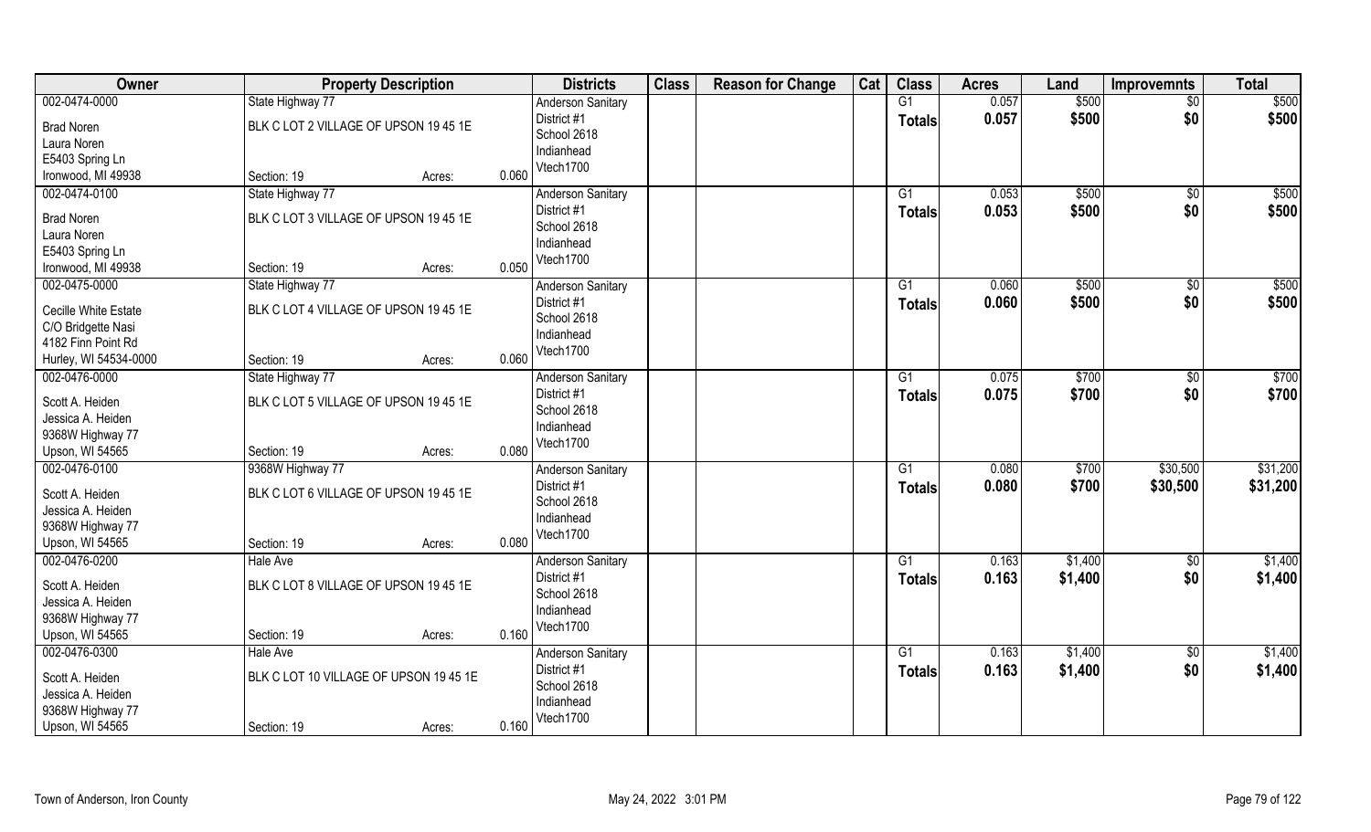| Owner | Property Description | | | Districts | Class | Reason for Change | Cat | Class | Acres | Land | Improvemnts | Total |
|---|---|---|---|---|---|---|---|---|---|---|---|---|
| 002-0474-0000 | State Highway 77 | | | Anderson Sanitary | | | | G1 | 0.057 | $500 | $0 | $500 |
| Brad Noren | BLK C LOT 2 VILLAGE OF UPSON 19 45 1E | | | District #1 | | | | **Totals** | **0.057** | **$500** | **$0** | **$500** |
| Laura Noren | | | | School 2618 | | | | | | | | |
| E5403 Spring Ln | | | | Indianhead | | | | | | | | |
| Ironwood, MI 49938 | Section: 19 | Acres: | 0.060 | Vtech1700 | | | | | | | | |
| 002-0474-0100 | State Highway 77 | | | Anderson Sanitary | | | | G1 | 0.053 | $500 | $0 | $500 |
| Brad Noren | BLK C LOT 3 VILLAGE OF UPSON 19 45 1E | | | District #1 | | | | **Totals** | **0.053** | **$500** | **$0** | **$500** |
| Laura Noren | | | | School 2618 | | | | | | | | |
| E5403 Spring Ln | | | | Indianhead | | | | | | | | |
| Ironwood, MI 49938 | Section: 19 | Acres: | 0.050 | Vtech1700 | | | | | | | | |
| 002-0475-0000 | State Highway 77 | | | Anderson Sanitary | | | | G1 | 0.060 | $500 | $0 | $500 |
| Cecille White Estate | BLK C LOT 4 VILLAGE OF UPSON 19 45 1E | | | District #1 | | | | **Totals** | **0.060** | **$500** | **$0** | **$500** |
| C/O Bridgette Nasi | | | | School 2618 | | | | | | | | |
| 4182 Finn Point Rd | | | | Indianhead | | | | | | | | |
| Hurley, WI 54534-0000 | Section: 19 | Acres: | 0.060 | Vtech1700 | | | | | | | | |
| 002-0476-0000 | State Highway 77 | | | Anderson Sanitary | | | | G1 | 0.075 | $700 | $0 | $700 |
| Scott A. Heiden | BLK C LOT 5 VILLAGE OF UPSON 19 45 1E | | | District #1 | | | | **Totals** | **0.075** | **$700** | **$0** | **$700** |
| Jessica A. Heiden | | | | School 2618 | | | | | | | | |
| 9368W Highway 77 | | | | Indianhead | | | | | | | | |
| Upson, WI 54565 | Section: 19 | Acres: | 0.080 | Vtech1700 | | | | | | | | |
| 002-0476-0100 | 9368W Highway 77 | | | Anderson Sanitary | | | | G1 | 0.080 | $700 | $30,500 | $31,200 |
| Scott A. Heiden | BLK C LOT 6 VILLAGE OF UPSON 19 45 1E | | | District #1 | | | | **Totals** | **0.080** | **$700** | **$30,500** | **$31,200** |
| Jessica A. Heiden | | | | School 2618 | | | | | | | | |
| 9368W Highway 77 | | | | Indianhead | | | | | | | | |
| Upson, WI 54565 | Section: 19 | Acres: | 0.080 | Vtech1700 | | | | | | | | |
| 002-0476-0200 | Hale Ave | | | Anderson Sanitary | | | | G1 | 0.163 | $1,400 | $0 | $1,400 |
| Scott A. Heiden | BLK C LOT 8 VILLAGE OF UPSON 19 45 1E | | | District #1 | | | | **Totals** | **0.163** | **$1,400** | **$0** | **$1,400** |
| Jessica A. Heiden | | | | School 2618 | | | | | | | | |
| 9368W Highway 77 | | | | Indianhead | | | | | | | | |
| Upson, WI 54565 | Section: 19 | Acres: | 0.160 | Vtech1700 | | | | | | | | |
| 002-0476-0300 | Hale Ave | | | Anderson Sanitary | | | | G1 | 0.163 | $1,400 | $0 | $1,400 |
| Scott A. Heiden | BLK C LOT 10 VILLAGE OF UPSON 19 45 1E | | | District #1 | | | | **Totals** | **0.163** | **$1,400** | **$0** | **$1,400** |
| Jessica A. Heiden | | | | School 2618 | | | | | | | | |
| 9368W Highway 77 | | | | Indianhead | | | | | | | | |
| Upson, WI 54565 | Section: 19 | Acres: | 0.160 | Vtech1700 | | | | | | | | |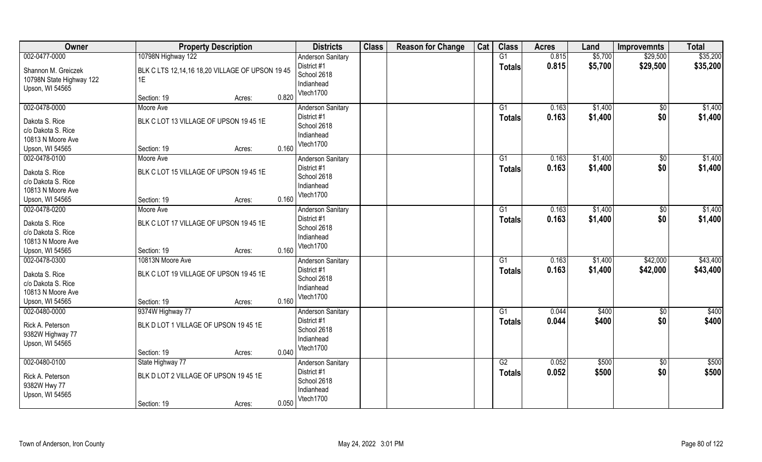| Owner | Property Description | | Districts | Class | Reason for Change | Cat | Class | Acres | Land | Improvemnts | Total |
|---|---|---|---|---|---|---|---|---|---|---|---|
| 002-0477-0000 | 10798N Highway 122 | | Anderson Sanitary | | | | G1 | 0.815 | $5,700 | $29,500 | $35,200 |
| Shannon M. Greiczek<br>10798N State Highway 122<br>Upson, WI 54565 | BLK C LTS 12,14,16 18,20 VILLAGE OF UPSON 19 45 1E | | District #1<br>School 2618<br>Indianhead<br>Vtech1700 | | | | **Totals** | **0.815** | **$5,700** | **$29,500** | **$35,200** |
| | Section: 19 | Acres: 0.820 | | | | | | | | | |
| 002-0478-0000 | Moore Ave | | Anderson Sanitary | | | | G1 | 0.163 | $1,400 | $0 | $1,400 |
| Dakota S. Rice<br>c/o Dakota S. Rice<br>10813 N Moore Ave<br>Upson, WI 54565 | BLK C LOT 13 VILLAGE OF UPSON 19 45 1E | | District #1<br>School 2618<br>Indianhead<br>Vtech1700 | | | | **Totals** | **0.163** | **$1,400** | **$0** | **$1,400** |
| | Section: 19 | Acres: 0.160 | | | | | | | | | |
| 002-0478-0100 | Moore Ave | | Anderson Sanitary | | | | G1 | 0.163 | $1,400 | $0 | $1,400 |
| Dakota S. Rice<br>c/o Dakota S. Rice<br>10813 N Moore Ave<br>Upson, WI 54565 | BLK C LOT 15 VILLAGE OF UPSON 19 45 1E | | District #1<br>School 2618<br>Indianhead<br>Vtech1700 | | | | **Totals** | **0.163** | **$1,400** | **$0** | **$1,400** |
| | Section: 19 | Acres: 0.160 | | | | | | | | | |
| 002-0478-0200 | Moore Ave | | Anderson Sanitary | | | | G1 | 0.163 | $1,400 | $0 | $1,400 |
| Dakota S. Rice<br>c/o Dakota S. Rice<br>10813 N Moore Ave<br>Upson, WI 54565 | BLK C LOT 17 VILLAGE OF UPSON 19 45 1E | | District #1<br>School 2618<br>Indianhead<br>Vtech1700 | | | | **Totals** | **0.163** | **$1,400** | **$0** | **$1,400** |
| | Section: 19 | Acres: 0.160 | | | | | | | | | |
| 002-0478-0300 | 10813N Moore Ave | | Anderson Sanitary | | | | G1 | 0.163 | $1,400 | $42,000 | $43,400 |
| Dakota S. Rice<br>c/o Dakota S. Rice<br>10813 N Moore Ave<br>Upson, WI 54565 | BLK C LOT 19 VILLAGE OF UPSON 19 45 1E | | District #1<br>School 2618<br>Indianhead<br>Vtech1700 | | | | **Totals** | **0.163** | **$1,400** | **$42,000** | **$43,400** |
| | Section: 19 | Acres: 0.160 | | | | | | | | | |
| 002-0480-0000 | 9374W Highway 77 | | Anderson Sanitary | | | | G1 | 0.044 | $400 | $0 | $400 |
| Rick A. Peterson<br>9382W Highway 77<br>Upson, WI 54565 | BLK D LOT 1 VILLAGE OF UPSON 19 45 1E | | District #1<br>School 2618<br>Indianhead<br>Vtech1700 | | | | **Totals** | **0.044** | **$400** | **$0** | **$400** |
| | Section: 19 | Acres: 0.040 | | | | | | | | | |
| 002-0480-0100 | State Highway 77 | | Anderson Sanitary | | | | G2 | 0.052 | $500 | $0 | $500 |
| Rick A. Peterson<br>9382W Hwy 77<br>Upson, WI 54565 | BLK D LOT 2 VILLAGE OF UPSON 19 45 1E | | District #1<br>School 2618<br>Indianhead<br>Vtech1700 | | | | **Totals** | **0.052** | **$500** | **$0** | **$500** |
| | Section: 19 | Acres: 0.050 | | | | | | | | | |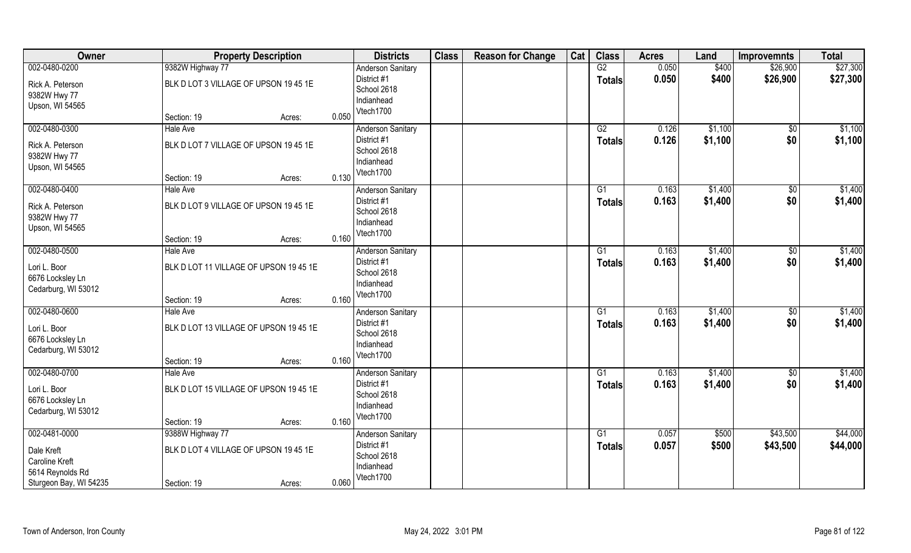| Owner | Property Description | | | Districts | Class | Reason for Change | Cat | Class | Acres | Land | Improvemnts | Total |
|---|---|---|---|---|---|---|---|---|---|---|---|---|
| 002-0480-0200 | 9382W Highway 77 | | | Anderson Sanitary | | | | G2 | 0.050 | $400 | $26,900 | $27,300 |
| Rick A. Peterson<br>9382W Hwy 77<br>Upson, WI 54565 | BLK D LOT 3 VILLAGE OF UPSON 19 45 1E | | | District #1<br>School 2618<br>Indianhead<br>Vtech1700 | | | | **Totals** | **0.050** | **$400** | **$26,900** | **$27,300** |
| | Section: 19 | Acres: | 0.050 | | | | | | | | | |
| 002-0480-0300 | Hale Ave | | | Anderson Sanitary | | | | G2 | 0.126 | $1,100 | $0 | $1,100 |
| Rick A. Peterson<br>9382W Hwy 77<br>Upson, WI 54565 | BLK D LOT 7 VILLAGE OF UPSON 19 45 1E | | | District #1<br>School 2618<br>Indianhead<br>Vtech1700 | | | | **Totals** | **0.126** | **$1,100** | **$0** | **$1,100** |
| | Section: 19 | Acres: | 0.130 | | | | | | | | | |
| 002-0480-0400 | Hale Ave | | | Anderson Sanitary | | | | G1 | 0.163 | $1,400 | $0 | $1,400 |
| Rick A. Peterson<br>9382W Hwy 77<br>Upson, WI 54565 | BLK D LOT 9 VILLAGE OF UPSON 19 45 1E | | | District #1<br>School 2618<br>Indianhead<br>Vtech1700 | | | | **Totals** | **0.163** | **$1,400** | **$0** | **$1,400** |
| | Section: 19 | Acres: | 0.160 | | | | | | | | | |
| 002-0480-0500 | Hale Ave | | | Anderson Sanitary | | | | G1 | 0.163 | $1,400 | $0 | $1,400 |
| Lori L. Boor<br>6676 Locksley Ln<br>Cedarburg, WI 53012 | BLK D LOT 11 VILLAGE OF UPSON 19 45 1E | | | District #1<br>School 2618<br>Indianhead<br>Vtech1700 | | | | **Totals** | **0.163** | **$1,400** | **$0** | **$1,400** |
| | Section: 19 | Acres: | 0.160 | | | | | | | | | |
| 002-0480-0600 | Hale Ave | | | Anderson Sanitary | | | | G1 | 0.163 | $1,400 | $0 | $1,400 |
| Lori L. Boor<br>6676 Locksley Ln<br>Cedarburg, WI 53012 | BLK D LOT 13 VILLAGE OF UPSON 19 45 1E | | | District #1<br>School 2618<br>Indianhead<br>Vtech1700 | | | | **Totals** | **0.163** | **$1,400** | **$0** | **$1,400** |
| | Section: 19 | Acres: | 0.160 | | | | | | | | | |
| 002-0480-0700 | Hale Ave | | | Anderson Sanitary | | | | G1 | 0.163 | $1,400 | $0 | $1,400 |
| Lori L. Boor<br>6676 Locksley Ln<br>Cedarburg, WI 53012 | BLK D LOT 15 VILLAGE OF UPSON 19 45 1E | | | District #1<br>School 2618<br>Indianhead<br>Vtech1700 | | | | **Totals** | **0.163** | **$1,400** | **$0** | **$1,400** |
| | Section: 19 | Acres: | 0.160 | | | | | | | | | |
| 002-0481-0000 | 9388W Highway 77 | | | Anderson Sanitary | | | | G1 | 0.057 | $500 | $43,500 | $44,000 |
| Dale Kreft<br>Caroline Kreft<br>5614 Reynolds Rd<br>Sturgeon Bay, WI 54235 | BLK D LOT 4 VILLAGE OF UPSON 19 45 1E | | | District #1<br>School 2618<br>Indianhead<br>Vtech1700 | | | | **Totals** | **0.057** | **$500** | **$43,500** | **$44,000** |
| | Section: 19 | Acres: | 0.060 | | | | | | | | | |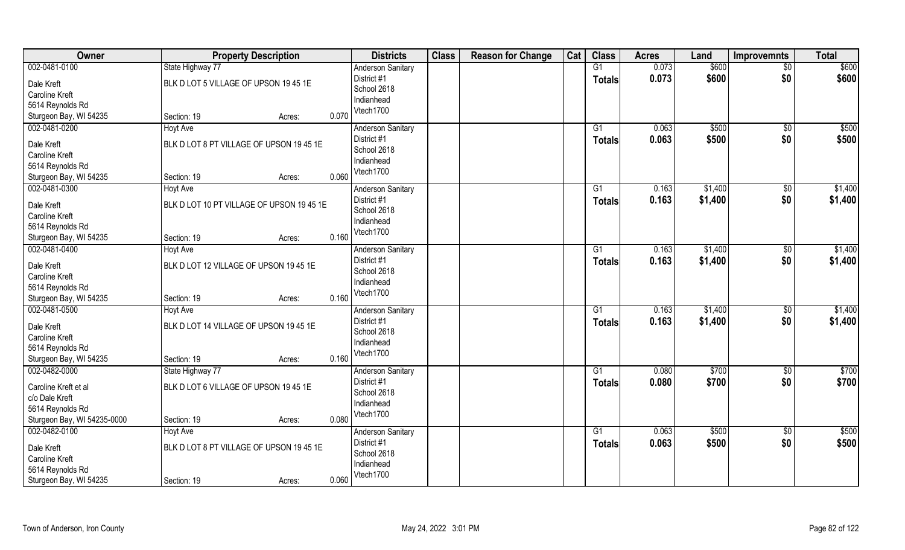| Owner | Property Description | | | Districts | Class | Reason for Change | Cat | Class | Acres | Land | Improvemnts | Total |
|---|---|---|---|---|---|---|---|---|---|---|---|---|
| 002-0481-0100 | State Highway 77 | | | Anderson Sanitary | | | | G1 | 0.073 | $600 | $0 | $600 |
| Dale Kreft | BLK D LOT 5 VILLAGE OF UPSON 19 45 1E | | | District #1 | | | | Totals | 0.073 | $600 | $0 | $600 |
| Caroline Kreft | | | | School 2618 | | | | | | | | |
| 5614 Reynolds Rd | | | | Indianhead | | | | | | | | |
| Sturgeon Bay, WI 54235 | Section: 19 | Acres: | 0.070 | Vtech1700 | | | | | | | | |
| 002-0481-0200 | Hoyt Ave | | | Anderson Sanitary | | | | G1 | 0.063 | $500 | $0 | $500 |
| Dale Kreft | BLK D LOT 8 PT VILLAGE OF UPSON 19 45 1E | | | District #1 | | | | Totals | 0.063 | $500 | $0 | $500 |
| Caroline Kreft | | | | School 2618 | | | | | | | | |
| 5614 Reynolds Rd | | | | Indianhead | | | | | | | | |
| Sturgeon Bay, WI 54235 | Section: 19 | Acres: | 0.060 | Vtech1700 | | | | | | | | |
| 002-0481-0300 | Hoyt Ave | | | Anderson Sanitary | | | | G1 | 0.163 | $1,400 | $0 | $1,400 |
| Dale Kreft | BLK D LOT 10 PT VILLAGE OF UPSON 19 45 1E | | | District #1 | | | | Totals | 0.163 | $1,400 | $0 | $1,400 |
| Caroline Kreft | | | | School 2618 | | | | | | | | |
| 5614 Reynolds Rd | | | | Indianhead | | | | | | | | |
| Sturgeon Bay, WI 54235 | Section: 19 | Acres: | 0.160 | Vtech1700 | | | | | | | | |
| 002-0481-0400 | Hoyt Ave | | | Anderson Sanitary | | | | G1 | 0.163 | $1,400 | $0 | $1,400 |
| Dale Kreft | BLK D LOT 12 VILLAGE OF UPSON 19 45 1E | | | District #1 | | | | Totals | 0.163 | $1,400 | $0 | $1,400 |
| Caroline Kreft | | | | School 2618 | | | | | | | | |
| 5614 Reynolds Rd | | | | Indianhead | | | | | | | | |
| Sturgeon Bay, WI 54235 | Section: 19 | Acres: | 0.160 | Vtech1700 | | | | | | | | |
| 002-0481-0500 | Hoyt Ave | | | Anderson Sanitary | | | | G1 | 0.163 | $1,400 | $0 | $1,400 |
| Dale Kreft | BLK D LOT 14 VILLAGE OF UPSON 19 45 1E | | | District #1 | | | | Totals | 0.163 | $1,400 | $0 | $1,400 |
| Caroline Kreft | | | | School 2618 | | | | | | | | |
| 5614 Reynolds Rd | | | | Indianhead | | | | | | | | |
| Sturgeon Bay, WI 54235 | Section: 19 | Acres: | 0.160 | Vtech1700 | | | | | | | | |
| 002-0482-0000 | State Highway 77 | | | Anderson Sanitary | | | | G1 | 0.080 | $700 | $0 | $700 |
| Caroline Kreft et al | BLK D LOT 6 VILLAGE OF UPSON 19 45 1E | | | District #1 | | | | Totals | 0.080 | $700 | $0 | $700 |
| c/o Dale Kreft | | | | School 2618 | | | | | | | | |
| 5614 Reynolds Rd | | | | Indianhead | | | | | | | | |
| Sturgeon Bay, WI 54235-0000 | Section: 19 | Acres: | 0.080 | Vtech1700 | | | | | | | | |
| 002-0482-0100 | Hoyt Ave | | | Anderson Sanitary | | | | G1 | 0.063 | $500 | $0 | $500 |
| Dale Kreft | BLK D LOT 8 PT VILLAGE OF UPSON 19 45 1E | | | District #1 | | | | Totals | 0.063 | $500 | $0 | $500 |
| Caroline Kreft | | | | School 2618 | | | | | | | | |
| 5614 Reynolds Rd | | | | Indianhead | | | | | | | | |
| Sturgeon Bay, WI 54235 | Section: 19 | Acres: | 0.060 | Vtech1700 | | | | | | | | |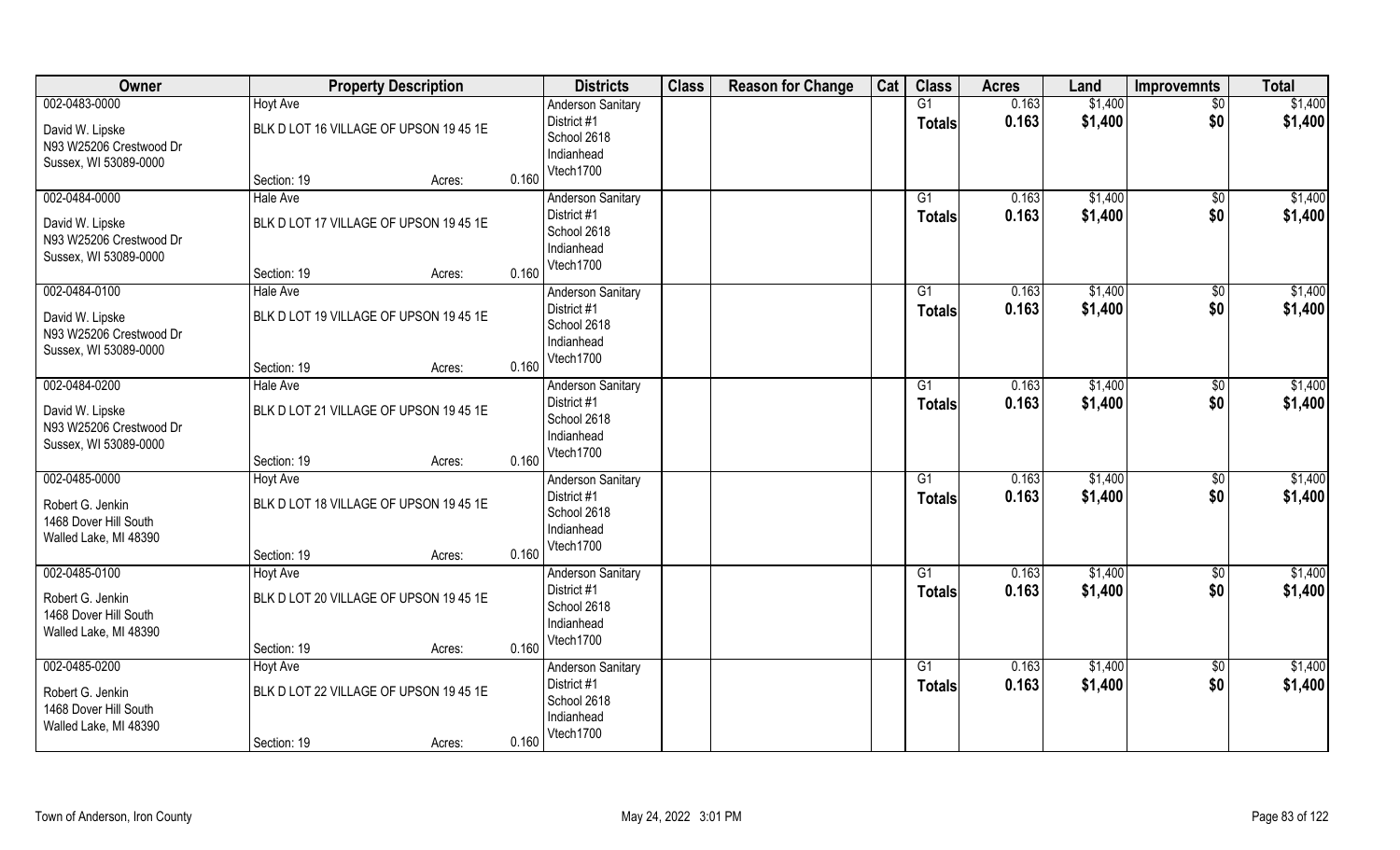| Owner | Property Description | | | Districts | Class | Reason for Change | Cat | Class | Acres | Land | Improvemnts | Total |
|---|---|---|---|---|---|---|---|---|---|---|---|---|
| 002-0483-0000 | Hoyt Ave | | | Anderson Sanitary | | | | G1 | 0.163 | $1,400 | $0 | $1,400 |
| David W. Lipske<br>N93 W25206 Crestwood Dr<br>Sussex, WI 53089-0000 | BLK D LOT 16 VILLAGE OF UPSON 19 45 1E | | | District #1<br>School 2618<br>Indianhead<br>Vtech1700 | | | | Totals | 0.163 | $1,400 | $0 | $1,400 |
| | Section: 19 | Acres: | 0.160 | | | | | | | | | |
| 002-0484-0000 | Hale Ave | | | Anderson Sanitary | | | | G1 | 0.163 | $1,400 | $0 | $1,400 |
| David W. Lipske<br>N93 W25206 Crestwood Dr<br>Sussex, WI 53089-0000 | BLK D LOT 17 VILLAGE OF UPSON 19 45 1E | | | District #1<br>School 2618<br>Indianhead<br>Vtech1700 | | | | Totals | 0.163 | $1,400 | $0 | $1,400 |
| | Section: 19 | Acres: | 0.160 | | | | | | | | | |
| 002-0484-0100 | Hale Ave | | | Anderson Sanitary | | | | G1 | 0.163 | $1,400 | $0 | $1,400 |
| David W. Lipske<br>N93 W25206 Crestwood Dr<br>Sussex, WI 53089-0000 | BLK D LOT 19 VILLAGE OF UPSON 19 45 1E | | | District #1<br>School 2618<br>Indianhead<br>Vtech1700 | | | | Totals | 0.163 | $1,400 | $0 | $1,400 |
| | Section: 19 | Acres: | 0.160 | | | | | | | | | |
| 002-0484-0200 | Hale Ave | | | Anderson Sanitary | | | | G1 | 0.163 | $1,400 | $0 | $1,400 |
| David W. Lipske<br>N93 W25206 Crestwood Dr<br>Sussex, WI 53089-0000 | BLK D LOT 21 VILLAGE OF UPSON 19 45 1E | | | District #1<br>School 2618<br>Indianhead<br>Vtech1700 | | | | Totals | 0.163 | $1,400 | $0 | $1,400 |
| | Section: 19 | Acres: | 0.160 | | | | | | | | | |
| 002-0485-0000 | Hoyt Ave | | | Anderson Sanitary | | | | G1 | 0.163 | $1,400 | $0 | $1,400 |
| Robert G. Jenkin<br>1468 Dover Hill South<br>Walled Lake, MI 48390 | BLK D LOT 18 VILLAGE OF UPSON 19 45 1E | | | District #1<br>School 2618<br>Indianhead<br>Vtech1700 | | | | Totals | 0.163 | $1,400 | $0 | $1,400 |
| | Section: 19 | Acres: | 0.160 | | | | | | | | | |
| 002-0485-0100 | Hoyt Ave | | | Anderson Sanitary | | | | G1 | 0.163 | $1,400 | $0 | $1,400 |
| Robert G. Jenkin<br>1468 Dover Hill South<br>Walled Lake, MI 48390 | BLK D LOT 20 VILLAGE OF UPSON 19 45 1E | | | District #1<br>School 2618<br>Indianhead<br>Vtech1700 | | | | Totals | 0.163 | $1,400 | $0 | $1,400 |
| | Section: 19 | Acres: | 0.160 | | | | | | | | | |
| 002-0485-0200 | Hoyt Ave | | | Anderson Sanitary | | | | G1 | 0.163 | $1,400 | $0 | $1,400 |
| Robert G. Jenkin<br>1468 Dover Hill South<br>Walled Lake, MI 48390 | BLK D LOT 22 VILLAGE OF UPSON 19 45 1E | | | District #1<br>School 2618<br>Indianhead<br>Vtech1700 | | | | Totals | 0.163 | $1,400 | $0 | $1,400 |
| | Section: 19 | Acres: | 0.160 | | | | | | | | | |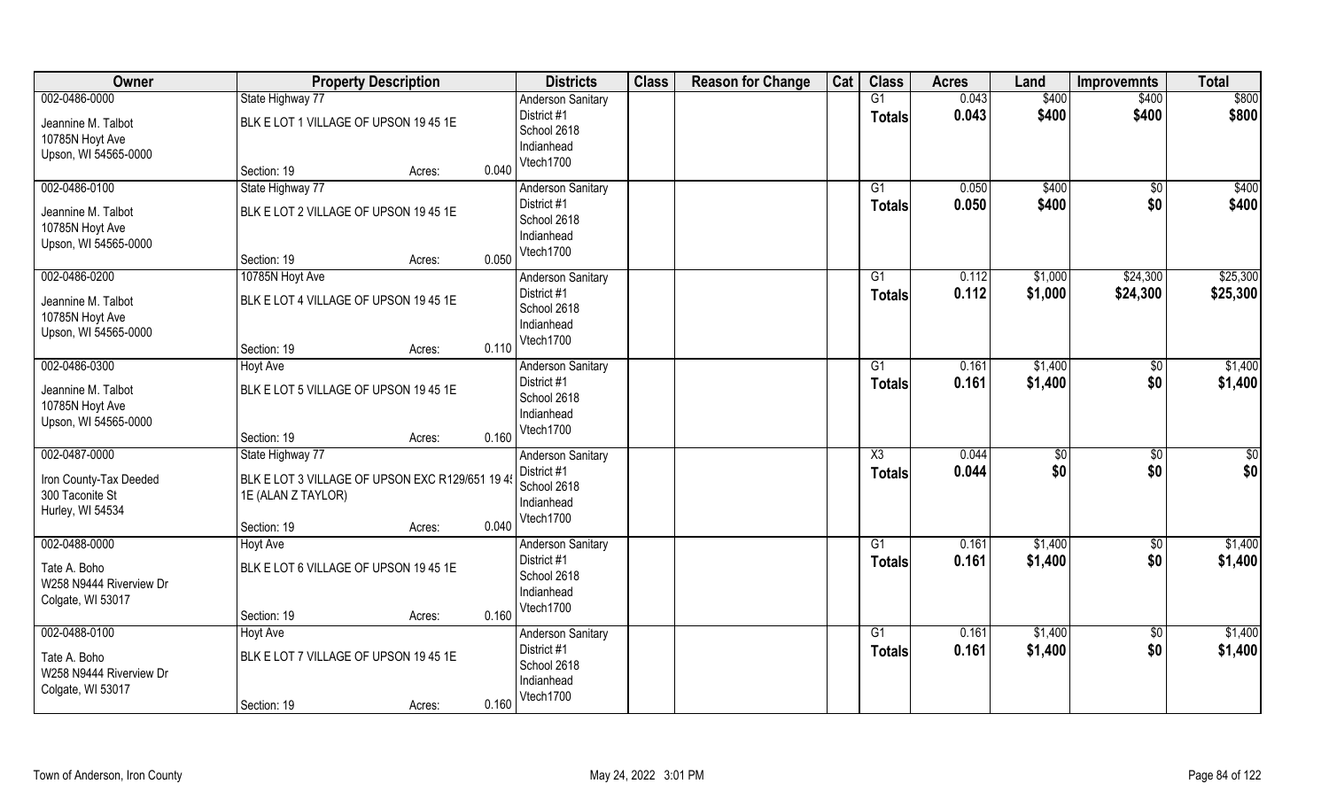| Owner | Property Description | | | Districts | Class | Reason for Change | Cat | Class | Acres | Land | Improvemnts | Total |
|---|---|---|---|---|---|---|---|---|---|---|---|---|
| 002-0486-0000 | State Highway 77 | | | Anderson Sanitary | | | | G1 | 0.043 | $400 | $400 | $800 |
| Jeannine M. Talbot | BLK E LOT 1 VILLAGE OF UPSON 19 45 1E | | | District #1 | | | | Totals | 0.043 | $400 | $400 | $800 |
| 10785N Hoyt Ave | | | | School 2618 | | | | | | | | |
| Upson, WI 54565-0000 | | | | Indianhead | | | | | | | | |
| | Section: 19 | Acres: | 0.040 | Vtech1700 | | | | | | | | |
| 002-0486-0100 | State Highway 77 | | | Anderson Sanitary | | | | G1 | 0.050 | $400 | $0 | $400 |
| Jeannine M. Talbot | BLK E LOT 2 VILLAGE OF UPSON 19 45 1E | | | District #1 | | | | Totals | 0.050 | $400 | $0 | $400 |
| 10785N Hoyt Ave | | | | School 2618 | | | | | | | | |
| Upson, WI 54565-0000 | | | | Indianhead | | | | | | | | |
| | Section: 19 | Acres: | 0.050 | Vtech1700 | | | | | | | | |
| 002-0486-0200 | 10785N Hoyt Ave | | | Anderson Sanitary | | | | G1 | 0.112 | $1,000 | $24,300 | $25,300 |
| Jeannine M. Talbot | BLK E LOT 4 VILLAGE OF UPSON 19 45 1E | | | District #1 | | | | Totals | 0.112 | $1,000 | $24,300 | $25,300 |
| 10785N Hoyt Ave | | | | School 2618 | | | | | | | | |
| Upson, WI 54565-0000 | | | | Indianhead | | | | | | | | |
| | Section: 19 | Acres: | 0.110 | Vtech1700 | | | | | | | | |
| 002-0486-0300 | Hoyt Ave | | | Anderson Sanitary | | | | G1 | 0.161 | $1,400 | $0 | $1,400 |
| Jeannine M. Talbot | BLK E LOT 5 VILLAGE OF UPSON 19 45 1E | | | District #1 | | | | Totals | 0.161 | $1,400 | $0 | $1,400 |
| 10785N Hoyt Ave | | | | School 2618 | | | | | | | | |
| Upson, WI 54565-0000 | | | | Indianhead | | | | | | | | |
| | Section: 19 | Acres: | 0.160 | Vtech1700 | | | | | | | | |
| 002-0487-0000 | State Highway 77 | | | Anderson Sanitary | | | | X3 | 0.044 | $0 | $0 | $0 |
| Iron County-Tax Deeded | BLK E LOT 3 VILLAGE OF UPSON EXC R129/651 19 4 | | | District #1 | | | | Totals | 0.044 | $0 | $0 | $0 |
| 300 Taconite St | 1E (ALAN Z TAYLOR) | | | School 2618 | | | | | | | | |
| Hurley, WI 54534 | | | | Indianhead | | | | | | | | |
| | Section: 19 | Acres: | 0.040 | Vtech1700 | | | | | | | | |
| 002-0488-0000 | Hoyt Ave | | | Anderson Sanitary | | | | G1 | 0.161 | $1,400 | $0 | $1,400 |
| Tate A. Boho | BLK E LOT 6 VILLAGE OF UPSON 19 45 1E | | | District #1 | | | | Totals | 0.161 | $1,400 | $0 | $1,400 |
| W258 N9444 Riverview Dr | | | | School 2618 | | | | | | | | |
| Colgate, WI 53017 | | | | Indianhead | | | | | | | | |
| | Section: 19 | Acres: | 0.160 | Vtech1700 | | | | | | | | |
| 002-0488-0100 | Hoyt Ave | | | Anderson Sanitary | | | | G1 | 0.161 | $1,400 | $0 | $1,400 |
| Tate A. Boho | BLK E LOT 7 VILLAGE OF UPSON 19 45 1E | | | District #1 | | | | Totals | 0.161 | $1,400 | $0 | $1,400 |
| W258 N9444 Riverview Dr | | | | School 2618 | | | | | | | | |
| Colgate, WI 53017 | | | | Indianhead | | | | | | | | |
| | Section: 19 | Acres: | 0.160 | Vtech1700 | | | | | | | | |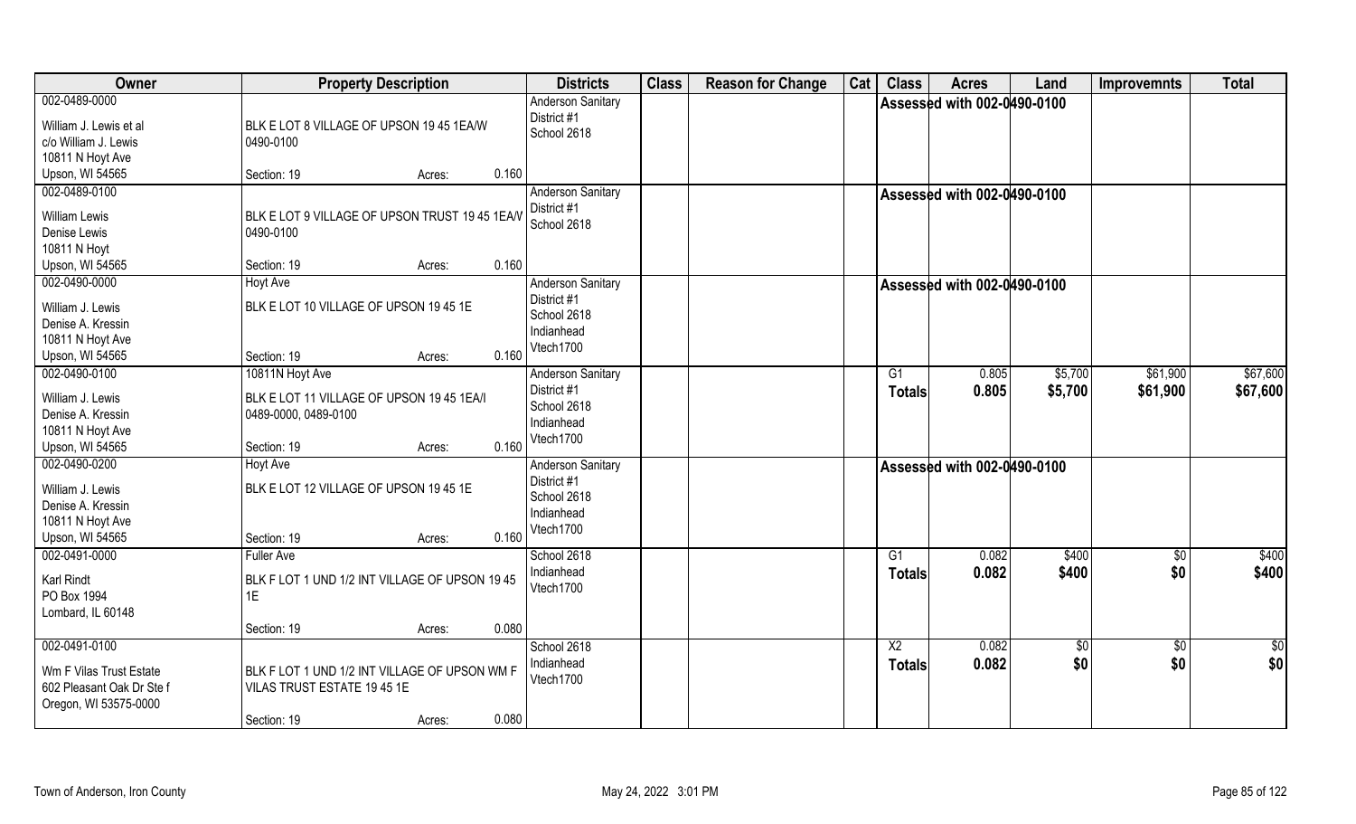| Owner | Property Description | Districts | Class | Reason for Change | Cat | Class | Acres | Land | Improvemnts | Total |
|---|---|---|---|---|---|---|---|---|---|---|
| 002-0489-0000<br>William J. Lewis et al<br>c/o William J. Lewis<br>10811 N Hoyt Ave<br>Upson, WI 54565 | BLK E LOT 8 VILLAGE OF UPSON 19 45 1EA/W 0490-0100<br>Section: 19 Acres: 0.160 | Anderson Sanitary District #1<br>School 2618 | | | | Assessed with 002-0490-0100 | | | | |
| 002-0489-0100<br>William Lewis<br>Denise Lewis<br>10811 N Hoyt<br>Upson, WI 54565 | BLK E LOT 9 VILLAGE OF UPSON TRUST 19 45 1EA/W 0490-0100<br>Section: 19 Acres: 0.160 | Anderson Sanitary District #1<br>School 2618 | | | | Assessed with 002-0490-0100 | | | | |
| 002-0490-0000<br>William J. Lewis<br>Denise A. Kressin<br>10811 N Hoyt Ave<br>Upson, WI 54565 | Hoyt Ave<br>BLK E LOT 10 VILLAGE OF UPSON 19 45 1E<br>Section: 19 Acres: 0.160 | Anderson Sanitary District #1<br>School 2618<br>Indianhead<br>Vtech1700 | | | | Assessed with 002-0490-0100 | | | | |
| 002-0490-0100<br>William J. Lewis<br>Denise A. Kressin<br>10811 N Hoyt Ave<br>Upson, WI 54565 | 10811N Hoyt Ave<br>BLK E LOT 11 VILLAGE OF UPSON 19 45 1EA/I 0489-0000, 0489-0100<br>Section: 19 Acres: 0.160 | Anderson Sanitary District #1<br>School 2618<br>Indianhead<br>Vtech1700 | | | | G1<br>**Totals** | 0.805<br>**0.805** | $5,700<br>**$5,700** | $61,900<br>**$61,900** | $67,600<br>**$67,600** |
| 002-0490-0200<br>William J. Lewis<br>Denise A. Kressin<br>10811 N Hoyt Ave<br>Upson, WI 54565 | Hoyt Ave<br>BLK E LOT 12 VILLAGE OF UPSON 19 45 1E<br>Section: 19 Acres: 0.160 | Anderson Sanitary District #1<br>School 2618<br>Indianhead<br>Vtech1700 | | | | Assessed with 002-0490-0100 | | | | |
| 002-0491-0000<br>Karl Rindt<br>PO Box 1994<br>Lombard, IL 60148 | Fuller Ave<br>BLK F LOT 1 UND 1/2 INT VILLAGE OF UPSON 19 45 1E<br>Section: 19 Acres: 0.080 | School 2618<br>Indianhead<br>Vtech1700 | | | | G1<br>**Totals** | 0.082<br>**0.082** | $400<br>**$400** | $0<br>**$0** | $400<br>**$400** |
| 002-0491-0100<br>Wm F Vilas Trust Estate<br>602 Pleasant Oak Dr Ste f<br>Oregon, WI 53575-0000 | BLK F LOT 1 UND 1/2 INT VILLAGE OF UPSON WM F VILAS TRUST ESTATE 19 45 1E<br>Section: 19 Acres: 0.080 | School 2618<br>Indianhead<br>Vtech1700 | | | | X2<br>**Totals** | 0.082<br>**0.082** | $0<br>**$0** | $0<br>**$0** | $0<br>**$0** |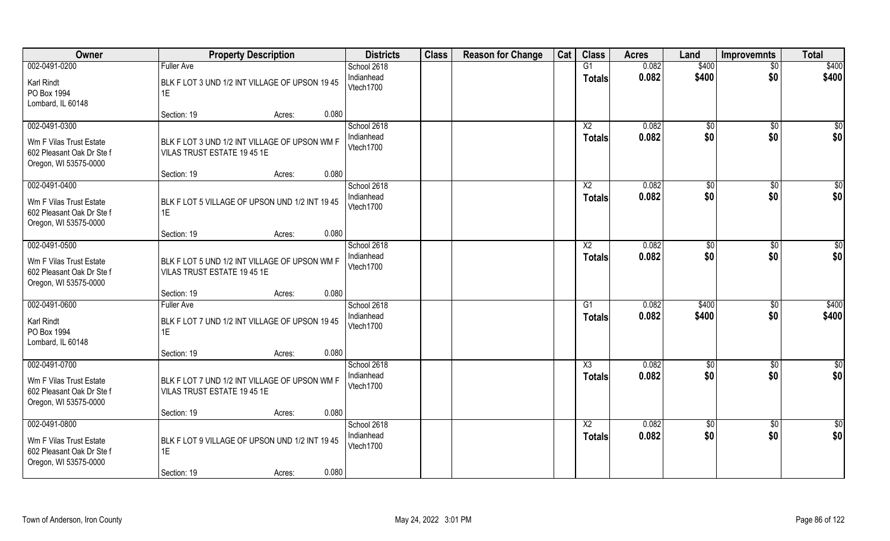| Owner | Property Description | Districts | Class | Reason for Change | Cat | Class | Acres | Land | Improvemnts | Total |
|---|---|---|---|---|---|---|---|---|---|---|
| 002-0491-0200<br>Karl Rindt<br>PO Box 1994<br>Lombard, IL 60148 | Fuller Ave<br>BLK F LOT 3 UND 1/2 INT VILLAGE OF UPSON 19 45 1E<br>Section: 19 Acres: 0.080 | School 2618<br>Indianhead<br>Vtech1700 | | | | G1<br>**Totals** | 0.082<br>**0.082** | $400<br>**$400** | $0<br>**$0** | $400<br>**$400** |
| 002-0491-0300<br>Wm F Vilas Trust Estate<br>602 Pleasant Oak Dr Ste f<br>Oregon, WI 53575-0000 | BLK F LOT 3 UND 1/2 INT VILLAGE OF UPSON WM F VILAS TRUST ESTATE 19 45 1E<br>Section: 19 Acres: 0.080 | School 2618<br>Indianhead<br>Vtech1700 | | | | X2<br>**Totals** | 0.082<br>**0.082** | $0<br>**$0** | $0<br>**$0** | $0<br>**$0** |
| 002-0491-0400<br>Wm F Vilas Trust Estate<br>602 Pleasant Oak Dr Ste f<br>Oregon, WI 53575-0000 | BLK F LOT 5 VILLAGE OF UPSON UND 1/2 INT 19 45 1E<br>Section: 19 Acres: 0.080 | School 2618<br>Indianhead<br>Vtech1700 | | | | X2<br>**Totals** | 0.082<br>**0.082** | $0<br>**$0** | $0<br>**$0** | $0<br>**$0** |
| 002-0491-0500<br>Wm F Vilas Trust Estate<br>602 Pleasant Oak Dr Ste f<br>Oregon, WI 53575-0000 | BLK F LOT 5 UND 1/2 INT VILLAGE OF UPSON WM F VILAS TRUST ESTATE 19 45 1E<br>Section: 19 Acres: 0.080 | School 2618<br>Indianhead<br>Vtech1700 | | | | X2<br>**Totals** | 0.082<br>**0.082** | $0<br>**$0** | $0<br>**$0** | $0<br>**$0** |
| 002-0491-0600<br>Karl Rindt<br>PO Box 1994<br>Lombard, IL 60148 | Fuller Ave<br>BLK F LOT 7 UND 1/2 INT VILLAGE OF UPSON 19 45 1E<br>Section: 19 Acres: 0.080 | School 2618<br>Indianhead<br>Vtech1700 | | | | G1<br>**Totals** | 0.082<br>**0.082** | $400<br>**$400** | $0<br>**$0** | $400<br>**$400** |
| 002-0491-0700<br>Wm F Vilas Trust Estate<br>602 Pleasant Oak Dr Ste f<br>Oregon, WI 53575-0000 | BLK F LOT 7 UND 1/2 INT VILLAGE OF UPSON WM F VILAS TRUST ESTATE 19 45 1E<br>Section: 19 Acres: 0.080 | School 2618<br>Indianhead<br>Vtech1700 | | | | X3<br>**Totals** | 0.082<br>**0.082** | $0<br>**$0** | $0<br>**$0** | $0<br>**$0** |
| 002-0491-0800<br>Wm F Vilas Trust Estate<br>602 Pleasant Oak Dr Ste f<br>Oregon, WI 53575-0000 | BLK F LOT 9 VILLAGE OF UPSON UND 1/2 INT 19 45 1E<br>Section: 19 Acres: 0.080 | School 2618<br>Indianhead<br>Vtech1700 | | | | X2<br>**Totals** | 0.082<br>**0.082** | $0<br>**$0** | $0<br>**$0** | $0<br>**$0** |

Town of Anderson, Iron County — May 24, 2022 3:01 PM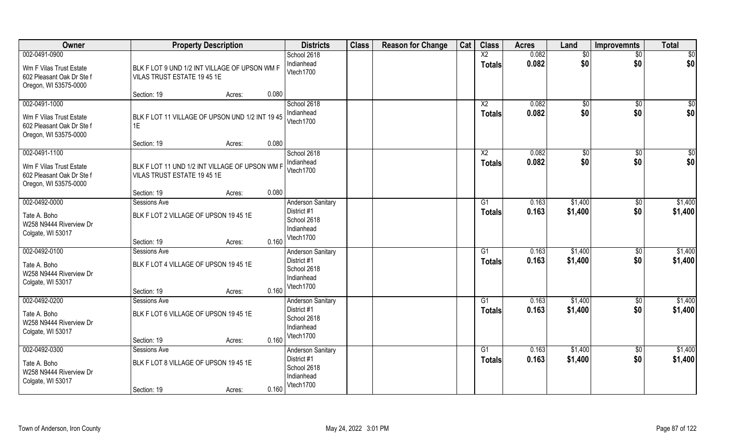| Owner | Property Description | Districts | Class | Reason for Change | Cat | Class | Acres | Land | Improvemnts | Total |
|---|---|---|---|---|---|---|---|---|---|---|
| 002-0491-0900<br>Wm F Vilas Trust Estate<br>602 Pleasant Oak Dr Ste f<br>Oregon, WI 53575-0000 | BLK F LOT 9 UND 1/2 INT VILLAGE OF UPSON WM F VILAS TRUST ESTATE 19 45 1E<br>Section: 19 Acres: 0.080 | School 2618<br>Indianhead<br>Vtech1700 | | | | X2<br>**Totals** | 0.082<br>**0.082** | $0<br>**$0** | $0<br>**$0** | $0<br>**$0** |
| 002-0491-1000<br>Wm F Vilas Trust Estate<br>602 Pleasant Oak Dr Ste f<br>Oregon, WI 53575-0000 | BLK F LOT 11 VILLAGE OF UPSON UND 1/2 INT 19 45 1E<br>Section: 19 Acres: 0.080 | School 2618<br>Indianhead<br>Vtech1700 | | | | X2<br>**Totals** | 0.082<br>**0.082** | $0<br>**$0** | $0<br>**$0** | $0<br>**$0** |
| 002-0491-1100<br>Wm F Vilas Trust Estate<br>602 Pleasant Oak Dr Ste f<br>Oregon, WI 53575-0000 | BLK F LOT 11 UND 1/2 INT VILLAGE OF UPSON WM F VILAS TRUST ESTATE 19 45 1E<br>Section: 19 Acres: 0.080 | School 2618<br>Indianhead<br>Vtech1700 | | | | X2<br>**Totals** | 0.082<br>**0.082** | $0<br>**$0** | $0<br>**$0** | $0<br>**$0** |
| 002-0492-0000<br>Tate A. Boho<br>W258 N9444 Riverview Dr<br>Colgate, WI 53017 | Sessions Ave<br>BLK F LOT 2 VILLAGE OF UPSON 19 45 1E<br>Section: 19 Acres: 0.160 | Anderson Sanitary District #1<br>School 2618<br>Indianhead<br>Vtech1700 | | | | G1<br>**Totals** | 0.163<br>**0.163** | $1,400<br>**$1,400** | $0<br>**$0** | $1,400<br>**$1,400** |
| 002-0492-0100<br>Tate A. Boho<br>W258 N9444 Riverview Dr<br>Colgate, WI 53017 | Sessions Ave<br>BLK F LOT 4 VILLAGE OF UPSON 19 45 1E<br>Section: 19 Acres: 0.160 | Anderson Sanitary District #1<br>School 2618<br>Indianhead<br>Vtech1700 | | | | G1<br>**Totals** | 0.163<br>**0.163** | $1,400<br>**$1,400** | $0<br>**$0** | $1,400<br>**$1,400** |
| 002-0492-0200<br>Tate A. Boho<br>W258 N9444 Riverview Dr<br>Colgate, WI 53017 | Sessions Ave<br>BLK F LOT 6 VILLAGE OF UPSON 19 45 1E<br>Section: 19 Acres: 0.160 | Anderson Sanitary District #1<br>School 2618<br>Indianhead<br>Vtech1700 | | | | G1<br>**Totals** | 0.163<br>**0.163** | $1,400<br>**$1,400** | $0<br>**$0** | $1,400<br>**$1,400** |
| 002-0492-0300<br>Tate A. Boho<br>W258 N9444 Riverview Dr<br>Colgate, WI 53017 | Sessions Ave<br>BLK F LOT 8 VILLAGE OF UPSON 19 45 1E<br>Section: 19 Acres: 0.160 | Anderson Sanitary District #1<br>School 2618<br>Indianhead<br>Vtech1700 | | | | G1<br>**Totals** | 0.163<br>**0.163** | $1,400<br>**$1,400** | $0<br>**$0** | $1,400<br>**$1,400** |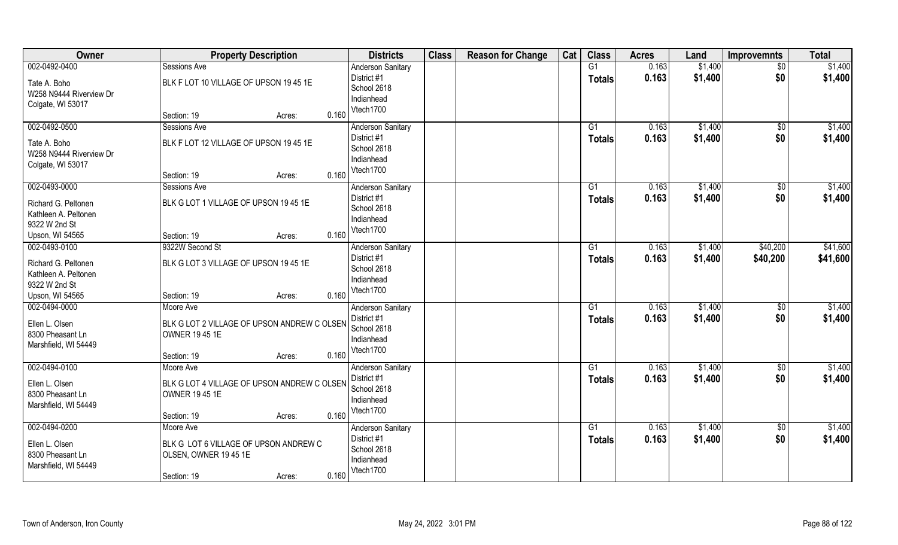| Owner | Property Description | Districts | Class | Reason for Change | Cat | Class | Acres | Land | Improvemnts | Total |
|---|---|---|---|---|---|---|---|---|---|---|
| 002-0492-0400<br>Tate A. Boho<br>W258 N9444 Riverview Dr<br>Colgate, WI 53017 | Sessions Ave<br>BLK F LOT 10 VILLAGE OF UPSON 19 45 1E<br>Section: 19 Acres: 0.160 | Anderson Sanitary District #1<br>School 2618<br>Indianhead<br>Vtech1700 | | | | G1<br>**Totals** | 0.163<br>**0.163** | $1,400<br>**$1,400** | $0<br>**$0** | $1,400<br>**$1,400** |
| 002-0492-0500<br>Tate A. Boho<br>W258 N9444 Riverview Dr<br>Colgate, WI 53017 | Sessions Ave<br>BLK F LOT 12 VILLAGE OF UPSON 19 45 1E<br>Section: 19 Acres: 0.160 | Anderson Sanitary District #1<br>School 2618<br>Indianhead<br>Vtech1700 | | | | G1<br>**Totals** | 0.163<br>**0.163** | $1,400<br>**$1,400** | $0<br>**$0** | $1,400<br>**$1,400** |
| 002-0493-0000<br>Richard G. Peltonen<br>Kathleen A. Peltonen<br>9322 W 2nd St<br>Upson, WI 54565 | Sessions Ave<br>BLK G LOT 1 VILLAGE OF UPSON 19 45 1E<br>Section: 19 Acres: 0.160 | Anderson Sanitary District #1<br>School 2618<br>Indianhead<br>Vtech1700 | | | | G1<br>**Totals** | 0.163<br>**0.163** | $1,400<br>**$1,400** | $0<br>**$0** | $1,400<br>**$1,400** |
| 002-0493-0100<br>Richard G. Peltonen<br>Kathleen A. Peltonen<br>9322 W 2nd St<br>Upson, WI 54565 | 9322W Second St<br>BLK G LOT 3 VILLAGE OF UPSON 19 45 1E<br>Section: 19 Acres: 0.160 | Anderson Sanitary District #1<br>School 2618<br>Indianhead<br>Vtech1700 | | | | G1<br>**Totals** | 0.163<br>**0.163** | $1,400<br>**$1,400** | $40,200<br>**$40,200** | $41,600<br>**$41,600** |
| 002-0494-0000<br>Ellen L. Olsen<br>8300 Pheasant Ln<br>Marshfield, WI 54449 | Moore Ave<br>BLK G LOT 2 VILLAGE OF UPSON ANDREW C OLSEN OWNER 19 45 1E<br>Section: 19 Acres: 0.160 | Anderson Sanitary District #1<br>School 2618<br>Indianhead<br>Vtech1700 | | | | G1<br>**Totals** | 0.163<br>**0.163** | $1,400<br>**$1,400** | $0<br>**$0** | $1,400<br>**$1,400** |
| 002-0494-0100<br>Ellen L. Olsen<br>8300 Pheasant Ln<br>Marshfield, WI 54449 | Moore Ave<br>BLK G LOT 4 VILLAGE OF UPSON ANDREW C OLSEN OWNER 19 45 1E<br>Section: 19 Acres: 0.160 | Anderson Sanitary District #1<br>School 2618<br>Indianhead<br>Vtech1700 | | | | G1<br>**Totals** | 0.163<br>**0.163** | $1,400<br>**$1,400** | $0<br>**$0** | $1,400<br>**$1,400** |
| 002-0494-0200<br>Ellen L. Olsen<br>8300 Pheasant Ln<br>Marshfield, WI 54449 | Moore Ave<br>BLK G LOT 6 VILLAGE OF UPSON ANDREW C OLSEN, OWNER 19 45 1E<br>Section: 19 Acres: 0.160 | Anderson Sanitary District #1<br>School 2618<br>Indianhead<br>Vtech1700 | | | | G1<br>**Totals** | 0.163<br>**0.163** | $1,400<br>**$1,400** | $0<br>**$0** | $1,400<br>**$1,400** |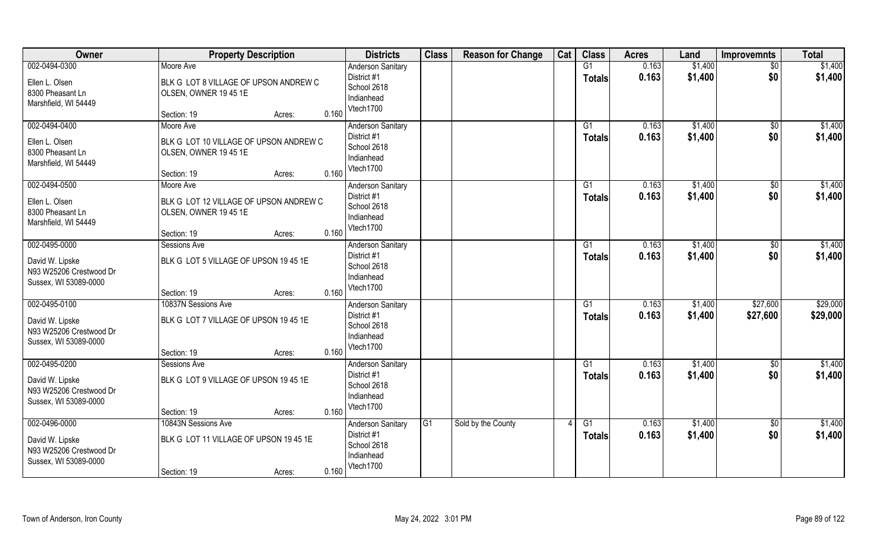| Owner | Property Description | | | Districts | Class | Reason for Change | Cat | Class | Acres | Land | Improvemnts | Total |
|---|---|---|---|---|---|---|---|---|---|---|---|---|
| 002-0494-0300 | Moore Ave | | | Anderson Sanitary | | | | G1 | 0.163 | $1,400 | $0 | $1,400 |
| Ellen L. Olsen | BLK G LOT 8 VILLAGE OF UPSON ANDREW C | | | District #1 | | | | Totals | 0.163 | $1,400 | $0 | $1,400 |
| 8300 Pheasant Ln | OLSEN, OWNER 19 45 1E | | | School 2618 | | | | | | | | |
| Marshfield, WI 54449 | | | | Indianhead | | | | | | | | |
| | Section: 19 | Acres: | 0.160 | Vtech1700 | | | | | | | | |
| 002-0494-0400 | Moore Ave | | | Anderson Sanitary | | | | G1 | 0.163 | $1,400 | $0 | $1,400 |
| Ellen L. Olsen | BLK G LOT 10 VILLAGE OF UPSON ANDREW C | | | District #1 | | | | Totals | 0.163 | $1,400 | $0 | $1,400 |
| 8300 Pheasant Ln | OLSEN, OWNER 19 45 1E | | | School 2618 | | | | | | | | |
| Marshfield, WI 54449 | | | | Indianhead | | | | | | | | |
| | Section: 19 | Acres: | 0.160 | Vtech1700 | | | | | | | | |
| 002-0494-0500 | Moore Ave | | | Anderson Sanitary | | | | G1 | 0.163 | $1,400 | $0 | $1,400 |
| Ellen L. Olsen | BLK G LOT 12 VILLAGE OF UPSON ANDREW C | | | District #1 | | | | Totals | 0.163 | $1,400 | $0 | $1,400 |
| 8300 Pheasant Ln | OLSEN, OWNER 19 45 1E | | | School 2618 | | | | | | | | |
| Marshfield, WI 54449 | | | | Indianhead | | | | | | | | |
| | Section: 19 | Acres: | 0.160 | Vtech1700 | | | | | | | | |
| 002-0495-0000 | Sessions Ave | | | Anderson Sanitary | | | | G1 | 0.163 | $1,400 | $0 | $1,400 |
| David W. Lipske | BLK G LOT 5 VILLAGE OF UPSON 19 45 1E | | | District #1 | | | | Totals | 0.163 | $1,400 | $0 | $1,400 |
| N93 W25206 Crestwood Dr | | | | School 2618 | | | | | | | | |
| Sussex, WI 53089-0000 | | | | Indianhead | | | | | | | | |
| | Section: 19 | Acres: | 0.160 | Vtech1700 | | | | | | | | |
| 002-0495-0100 | 10837N Sessions Ave | | | Anderson Sanitary | | | | G1 | 0.163 | $1,400 | $27,600 | $29,000 |
| David W. Lipske | BLK G LOT 7 VILLAGE OF UPSON 19 45 1E | | | District #1 | | | | Totals | 0.163 | $1,400 | $27,600 | $29,000 |
| N93 W25206 Crestwood Dr | | | | School 2618 | | | | | | | | |
| Sussex, WI 53089-0000 | | | | Indianhead | | | | | | | | |
| | Section: 19 | Acres: | 0.160 | Vtech1700 | | | | | | | | |
| 002-0495-0200 | Sessions Ave | | | Anderson Sanitary | | | | G1 | 0.163 | $1,400 | $0 | $1,400 |
| David W. Lipske | BLK G LOT 9 VILLAGE OF UPSON 19 45 1E | | | District #1 | | | | Totals | 0.163 | $1,400 | $0 | $1,400 |
| N93 W25206 Crestwood Dr | | | | School 2618 | | | | | | | | |
| Sussex, WI 53089-0000 | | | | Indianhead | | | | | | | | |
| | Section: 19 | Acres: | 0.160 | Vtech1700 | | | | | | | | |
| 002-0496-0000 | 10843N Sessions Ave | | | Anderson Sanitary | G1 | Sold by the County | 4 | G1 | 0.163 | $1,400 | $0 | $1,400 |
| David W. Lipske | BLK G LOT 11 VILLAGE OF UPSON 19 45 1E | | | District #1 | | | | Totals | 0.163 | $1,400 | $0 | $1,400 |
| N93 W25206 Crestwood Dr | | | | School 2618 | | | | | | | | |
| Sussex, WI 53089-0000 | | | | Indianhead | | | | | | | | |
| | Section: 19 | Acres: | 0.160 | Vtech1700 | | | | | | | | |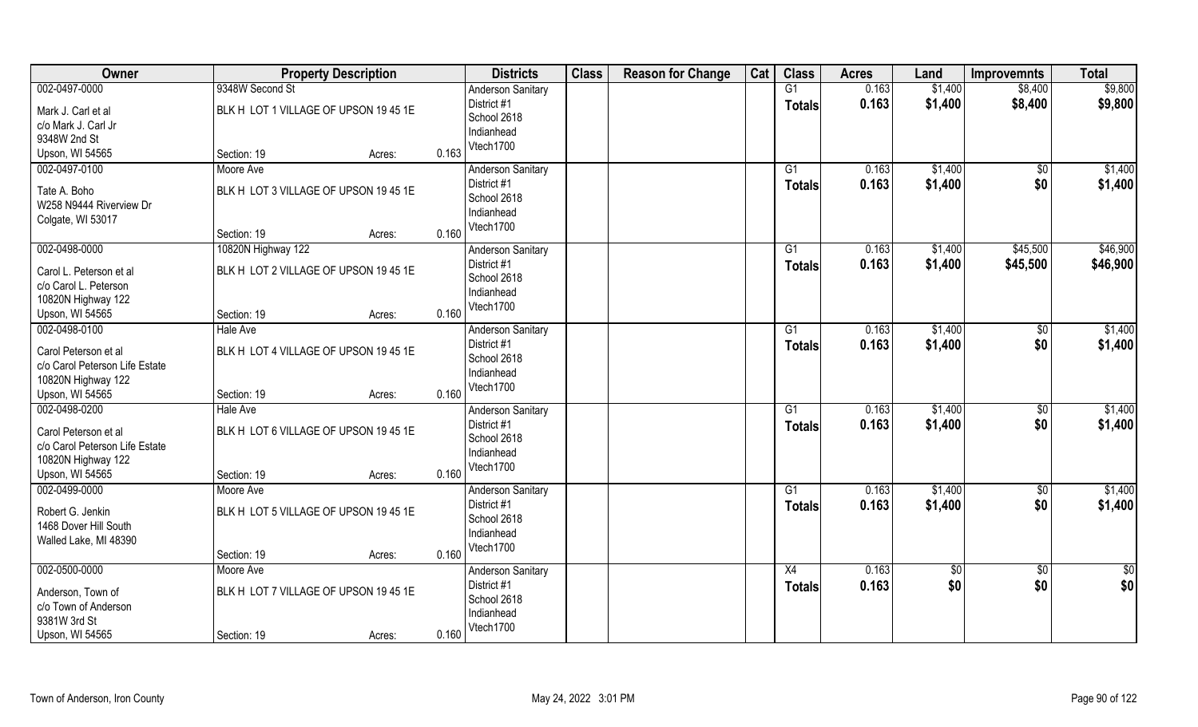| Owner | Property Description | | | Districts | Class | Reason for Change | Cat | Class | Acres | Land | Improvemnts | Total |
|---|---|---|---|---|---|---|---|---|---|---|---|---|
| 002-0497-0000<br>Mark J. Carl et al<br>c/o Mark J. Carl Jr<br>9348W 2nd St<br>Upson, WI 54565 | 9348W Second St<br>BLK H LOT 1 VILLAGE OF UPSON 19 45 1E<br>Section: 19 | Acres: | 0.163 | Anderson Sanitary<br>District #1<br>School 2618<br>Indianhead<br>Vtech1700 | | | | G1<br>**Totals** | 0.163<br>**0.163** | $1,400<br>**$1,400** | $8,400<br>**$8,400** | $9,800<br>**$9,800** |
| 002-0497-0100<br>Tate A. Boho<br>W258 N9444 Riverview Dr<br>Colgate, WI 53017 | Moore Ave<br>BLK H LOT 3 VILLAGE OF UPSON 19 45 1E<br>Section: 19 | Acres: | 0.160 | Anderson Sanitary<br>District #1<br>School 2618<br>Indianhead<br>Vtech1700 | | | | G1<br>**Totals** | 0.163<br>**0.163** | $1,400<br>**$1,400** | $0<br>**$0** | $1,400<br>**$1,400** |
| 002-0498-0000<br>Carol L. Peterson et al<br>c/o Carol L. Peterson<br>10820N Highway 122<br>Upson, WI 54565 | 10820N Highway 122<br>BLK H LOT 2 VILLAGE OF UPSON 19 45 1E<br>Section: 19 | Acres: | 0.160 | Anderson Sanitary<br>District #1<br>School 2618<br>Indianhead<br>Vtech1700 | | | | G1<br>**Totals** | 0.163<br>**0.163** | $1,400<br>**$1,400** | $45,500<br>**$45,500** | $46,900<br>**$46,900** |
| 002-0498-0100<br>Carol Peterson et al<br>c/o Carol Peterson Life Estate<br>10820N Highway 122<br>Upson, WI 54565 | Hale Ave<br>BLK H LOT 4 VILLAGE OF UPSON 19 45 1E<br>Section: 19 | Acres: | 0.160 | Anderson Sanitary<br>District #1<br>School 2618<br>Indianhead<br>Vtech1700 | | | | G1<br>**Totals** | 0.163<br>**0.163** | $1,400<br>**$1,400** | $0<br>**$0** | $1,400<br>**$1,400** |
| 002-0498-0200<br>Carol Peterson et al<br>c/o Carol Peterson Life Estate<br>10820N Highway 122<br>Upson, WI 54565 | Hale Ave<br>BLK H LOT 6 VILLAGE OF UPSON 19 45 1E<br>Section: 19 | Acres: | 0.160 | Anderson Sanitary<br>District #1<br>School 2618<br>Indianhead<br>Vtech1700 | | | | G1<br>**Totals** | 0.163<br>**0.163** | $1,400<br>**$1,400** | $0<br>**$0** | $1,400<br>**$1,400** |
| 002-0499-0000<br>Robert G. Jenkin<br>1468 Dover Hill South<br>Walled Lake, MI 48390 | Moore Ave<br>BLK H LOT 5 VILLAGE OF UPSON 19 45 1E<br>Section: 19 | Acres: | 0.160 | Anderson Sanitary<br>District #1<br>School 2618<br>Indianhead<br>Vtech1700 | | | | G1<br>**Totals** | 0.163<br>**0.163** | $1,400<br>**$1,400** | $0<br>**$0** | $1,400<br>**$1,400** |
| 002-0500-0000<br>Anderson, Town of<br>c/o Town of Anderson<br>9381W 3rd St<br>Upson, WI 54565 | Moore Ave<br>BLK H LOT 7 VILLAGE OF UPSON 19 45 1E<br>Section: 19 | Acres: | 0.160 | Anderson Sanitary<br>District #1<br>School 2618<br>Indianhead<br>Vtech1700 | | | | X4<br>**Totals** | 0.163<br>**0.163** | $0<br>**$0** | $0<br>**$0** | $0<br>**$0** |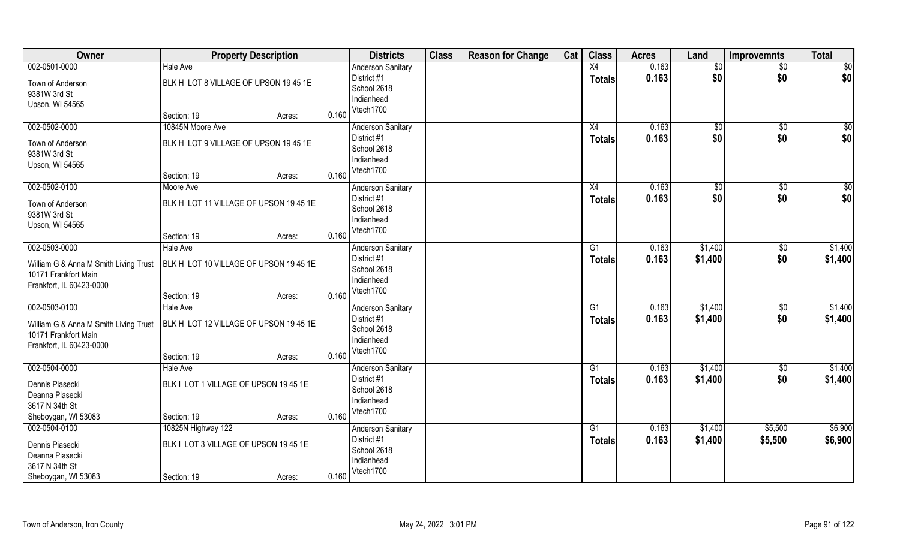| Owner | Property Description | | | Districts | Class | Reason for Change | Cat | Class | Acres | Land | Improvemnts | Total |
|---|---|---|---|---|---|---|---|---|---|---|---|---|
| 002-0501-0000 | Hale Ave | | | Anderson Sanitary | | | | X4 | 0.163 | $0 | $0 | $0 |
| Town of Anderson<br>9381W 3rd St<br>Upson, WI 54565 | BLK H LOT 8 VILLAGE OF UPSON 19 45 1E | | | District #1<br>School 2618<br>Indianhead<br>Vtech1700 | | | | Totals | 0.163 | $0 | $0 | $0 |
| | Section: 19 | Acres: | 0.160 | | | | | | | | | |
| 002-0502-0000 | 10845N Moore Ave | | | Anderson Sanitary | | | | X4 | 0.163 | $0 | $0 | $0 |
| Town of Anderson<br>9381W 3rd St<br>Upson, WI 54565 | BLK H LOT 9 VILLAGE OF UPSON 19 45 1E | | | District #1<br>School 2618<br>Indianhead<br>Vtech1700 | | | | Totals | 0.163 | $0 | $0 | $0 |
| | Section: 19 | Acres: | 0.160 | | | | | | | | | |
| 002-0502-0100 | Moore Ave | | | Anderson Sanitary | | | | X4 | 0.163 | $0 | $0 | $0 |
| Town of Anderson<br>9381W 3rd St<br>Upson, WI 54565 | BLK H LOT 11 VILLAGE OF UPSON 19 45 1E | | | District #1<br>School 2618<br>Indianhead<br>Vtech1700 | | | | Totals | 0.163 | $0 | $0 | $0 |
| | Section: 19 | Acres: | 0.160 | | | | | | | | | |
| 002-0503-0000 | Hale Ave | | | Anderson Sanitary | | | | G1 | 0.163 | $1,400 | $0 | $1,400 |
| William G & Anna M Smith Living Trust<br>10171 Frankfort Main<br>Frankfort, IL 60423-0000 | BLK H LOT 10 VILLAGE OF UPSON 19 45 1E | | | District #1<br>School 2618<br>Indianhead<br>Vtech1700 | | | | Totals | 0.163 | $1,400 | $0 | $1,400 |
| | Section: 19 | Acres: | 0.160 | | | | | | | | | |
| 002-0503-0100 | Hale Ave | | | Anderson Sanitary | | | | G1 | 0.163 | $1,400 | $0 | $1,400 |
| William G & Anna M Smith Living Trust<br>10171 Frankfort Main<br>Frankfort, IL 60423-0000 | BLK H LOT 12 VILLAGE OF UPSON 19 45 1E | | | District #1<br>School 2618<br>Indianhead<br>Vtech1700 | | | | Totals | 0.163 | $1,400 | $0 | $1,400 |
| | Section: 19 | Acres: | 0.160 | | | | | | | | | |
| 002-0504-0000 | Hale Ave | | | Anderson Sanitary | | | | G1 | 0.163 | $1,400 | $0 | $1,400 |
| Dennis Piasecki<br>Deanna Piasecki<br>3617 N 34th St<br>Sheboygan, WI 53083 | BLK I LOT 1 VILLAGE OF UPSON 19 45 1E | | | District #1<br>School 2618<br>Indianhead<br>Vtech1700 | | | | Totals | 0.163 | $1,400 | $0 | $1,400 |
| | Section: 19 | Acres: | 0.160 | | | | | | | | | |
| 002-0504-0100 | 10825N Highway 122 | | | Anderson Sanitary | | | | G1 | 0.163 | $1,400 | $5,500 | $6,900 |
| Dennis Piasecki<br>Deanna Piasecki<br>3617 N 34th St<br>Sheboygan, WI 53083 | BLK I LOT 3 VILLAGE OF UPSON 19 45 1E | | | District #1<br>School 2618<br>Indianhead<br>Vtech1700 | | | | Totals | 0.163 | $1,400 | $5,500 | $6,900 |
| | Section: 19 | Acres: | 0.160 | | | | | | | | | |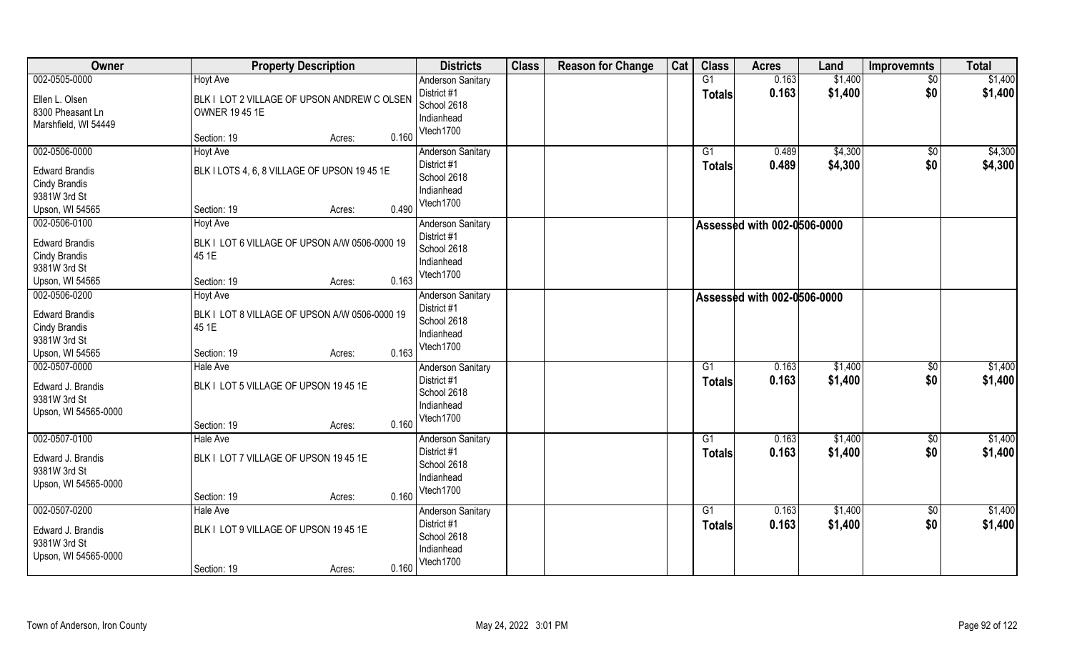| Owner | Property Description | Districts | Class | Reason for Change | Cat | Class | Acres | Land | Improvemnts | Total |
|---|---|---|---|---|---|---|---|---|---|---|
| 002-0505-0000<br>Ellen L. Olsen<br>8300 Pheasant Ln<br>Marshfield, WI 54449 | Hoyt Ave<br>BLK I LOT 2 VILLAGE OF UPSON ANDREW C OLSEN OWNER 19 45 1E<br>Section: 19 Acres: 0.160 | Anderson Sanitary District #1<br>School 2618<br>Indianhead<br>Vtech1700 | | | | G1<br>**Totals** | 0.163<br>**0.163** | $1,400<br>**$1,400** | $0<br>**$0** | $1,400<br>**$1,400** |
| 002-0506-0000<br>Edward Brandis<br>Cindy Brandis<br>9381W 3rd St<br>Upson, WI 54565 | Hoyt Ave<br>BLK I LOTS 4, 6, 8 VILLAGE OF UPSON 19 45 1E<br>Section: 19 Acres: 0.490 | Anderson Sanitary District #1<br>School 2618<br>Indianhead<br>Vtech1700 | | | | G1<br>**Totals** | 0.489<br>**0.489** | $4,300<br>**$4,300** | $0<br>**$0** | $4,300<br>**$4,300** |
| 002-0506-0100<br>Edward Brandis<br>Cindy Brandis<br>9381W 3rd St<br>Upson, WI 54565 | Hoyt Ave<br>BLK I LOT 6 VILLAGE OF UPSON A/W 0506-0000 19 45 1E<br>Section: 19 Acres: 0.163 | Anderson Sanitary District #1<br>School 2618<br>Indianhead<br>Vtech1700 | | | | **Assessed with 002-0506-0000** | | | | |
| 002-0506-0200<br>Edward Brandis<br>Cindy Brandis<br>9381W 3rd St<br>Upson, WI 54565 | Hoyt Ave<br>BLK I LOT 8 VILLAGE OF UPSON A/W 0506-0000 19 45 1E<br>Section: 19 Acres: 0.163 | Anderson Sanitary District #1<br>School 2618<br>Indianhead<br>Vtech1700 | | | | **Assessed with 002-0506-0000** | | | | |
| 002-0507-0000<br>Edward J. Brandis<br>9381W 3rd St<br>Upson, WI 54565-0000 | Hale Ave<br>BLK I LOT 5 VILLAGE OF UPSON 19 45 1E<br>Section: 19 Acres: 0.160 | Anderson Sanitary District #1<br>School 2618<br>Indianhead<br>Vtech1700 | | | | G1<br>**Totals** | 0.163<br>**0.163** | $1,400<br>**$1,400** | $0<br>**$0** | $1,400<br>**$1,400** |
| 002-0507-0100<br>Edward J. Brandis<br>9381W 3rd St<br>Upson, WI 54565-0000 | Hale Ave<br>BLK I LOT 7 VILLAGE OF UPSON 19 45 1E<br>Section: 19 Acres: 0.160 | Anderson Sanitary District #1<br>School 2618<br>Indianhead<br>Vtech1700 | | | | G1<br>**Totals** | 0.163<br>**0.163** | $1,400<br>**$1,400** | $0<br>**$0** | $1,400<br>**$1,400** |
| 002-0507-0200<br>Edward J. Brandis<br>9381W 3rd St<br>Upson, WI 54565-0000 | Hale Ave<br>BLK I LOT 9 VILLAGE OF UPSON 19 45 1E<br>Section: 19 Acres: 0.160 | Anderson Sanitary District #1<br>School 2618<br>Indianhead<br>Vtech1700 | | | | G1<br>**Totals** | 0.163<br>**0.163** | $1,400<br>**$1,400** | $0<br>**$0** | $1,400<br>**$1,400** |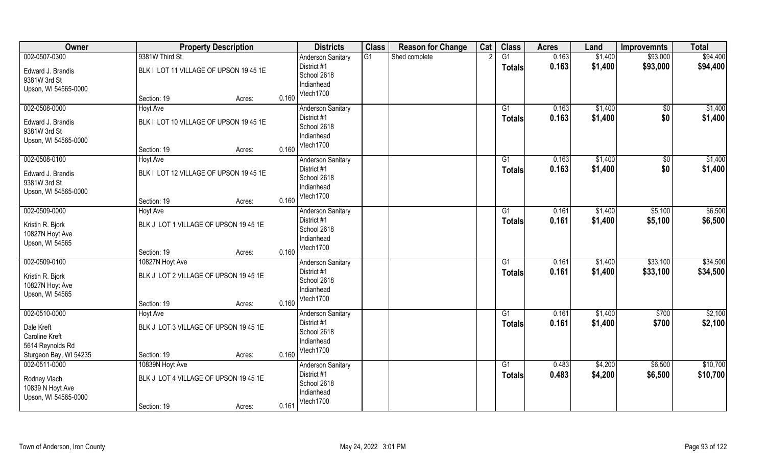| Owner | Property Description | | Districts | Class | Reason for Change | Cat | Class | Acres | Land | Improvemnts | Total |
|---|---|---|---|---|---|---|---|---|---|---|---|
| 002-0507-0300 | 9381W Third St | | Anderson Sanitary | G1 | Shed complete | 2 | G1 | 0.163 | $1,400 | $93,000 | $94,400 |
| Edward J. Brandis<br>9381W 3rd St<br>Upson, WI 54565-0000 | BLK I LOT 11 VILLAGE OF UPSON 19 45 1E | | District #1<br>School 2618<br>Indianhead<br>Vtech1700 | | | | **Totals** | **0.163** | **$1,400** | **$93,000** | **$94,400** |
| | Section: 19 | Acres: 0.160 | | | | | | | | | |
| 002-0508-0000 | Hoyt Ave | | Anderson Sanitary | | | | G1 | 0.163 | $1,400 | $0 | $1,400 |
| Edward J. Brandis<br>9381W 3rd St<br>Upson, WI 54565-0000 | BLK I LOT 10 VILLAGE OF UPSON 19 45 1E | | District #1<br>School 2618<br>Indianhead<br>Vtech1700 | | | | **Totals** | **0.163** | **$1,400** | **$0** | **$1,400** |
| | Section: 19 | Acres: 0.160 | | | | | | | | | |
| 002-0508-0100 | Hoyt Ave | | Anderson Sanitary | | | | G1 | 0.163 | $1,400 | $0 | $1,400 |
| Edward J. Brandis<br>9381W 3rd St<br>Upson, WI 54565-0000 | BLK I LOT 12 VILLAGE OF UPSON 19 45 1E | | District #1<br>School 2618<br>Indianhead<br>Vtech1700 | | | | **Totals** | **0.163** | **$1,400** | **$0** | **$1,400** |
| | Section: 19 | Acres: 0.160 | | | | | | | | | |
| 002-0509-0000 | Hoyt Ave | | Anderson Sanitary | | | | G1 | 0.161 | $1,400 | $5,100 | $6,500 |
| Kristin R. Bjork<br>10827N Hoyt Ave<br>Upson, WI 54565 | BLK J LOT 1 VILLAGE OF UPSON 19 45 1E | | District #1<br>School 2618<br>Indianhead<br>Vtech1700 | | | | **Totals** | **0.161** | **$1,400** | **$5,100** | **$6,500** |
| | Section: 19 | Acres: 0.160 | | | | | | | | | |
| 002-0509-0100 | 10827N Hoyt Ave | | Anderson Sanitary | | | | G1 | 0.161 | $1,400 | $33,100 | $34,500 |
| Kristin R. Bjork<br>10827N Hoyt Ave<br>Upson, WI 54565 | BLK J LOT 2 VILLAGE OF UPSON 19 45 1E | | District #1<br>School 2618<br>Indianhead<br>Vtech1700 | | | | **Totals** | **0.161** | **$1,400** | **$33,100** | **$34,500** |
| | Section: 19 | Acres: 0.160 | | | | | | | | | |
| 002-0510-0000 | Hoyt Ave | | Anderson Sanitary | | | | G1 | 0.161 | $1,400 | $700 | $2,100 |
| Dale Kreft<br>Caroline Kreft<br>5614 Reynolds Rd<br>Sturgeon Bay, WI 54235 | BLK J LOT 3 VILLAGE OF UPSON 19 45 1E | | District #1<br>School 2618<br>Indianhead<br>Vtech1700 | | | | **Totals** | **0.161** | **$1,400** | **$700** | **$2,100** |
| | Section: 19 | Acres: 0.160 | | | | | | | | | |
| 002-0511-0000 | 10839N Hoyt Ave | | Anderson Sanitary | | | | G1 | 0.483 | $4,200 | $6,500 | $10,700 |
| Rodney Vlach<br>10839 N Hoyt Ave<br>Upson, WI 54565-0000 | BLK J LOT 4 VILLAGE OF UPSON 19 45 1E | | District #1<br>School 2618<br>Indianhead<br>Vtech1700 | | | | **Totals** | **0.483** | **$4,200** | **$6,500** | **$10,700** |
| | Section: 19 | Acres: 0.161 | | | | | | | | | |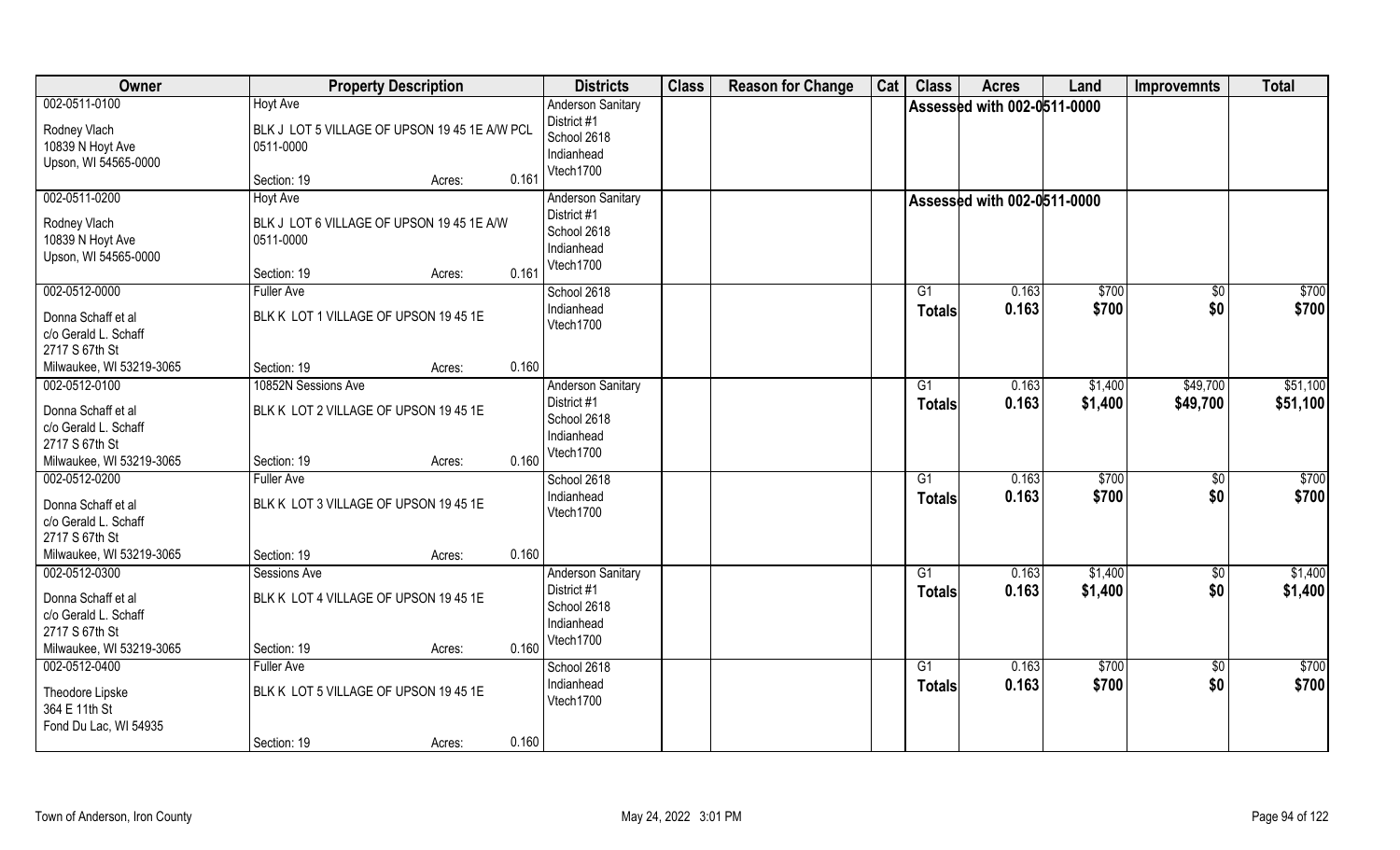| Owner | Property Description | Districts | Class | Reason for Change | Cat | Class | Acres | Land | Improvemnts | Total |
|---|---|---|---|---|---|---|---|---|---|---|
| 002-0511-0100<br>Rodney Vlach<br>10839 N Hoyt Ave<br>Upson, WI 54565-0000 | Hoyt Ave<br>BLK J LOT 5 VILLAGE OF UPSON 19 45 1E A/W PCL 0511-0000<br>Section: 19 Acres: 0.161 | Anderson Sanitary District #1<br>School 2618<br>Indianhead<br>Vtech1700 | | | | Assessed with 002-0511-0000 | | | | |
| 002-0511-0200<br>Rodney Vlach<br>10839 N Hoyt Ave<br>Upson, WI 54565-0000 | Hoyt Ave<br>BLK J LOT 6 VILLAGE OF UPSON 19 45 1E A/W 0511-0000<br>Section: 19 Acres: 0.161 | Anderson Sanitary District #1<br>School 2618<br>Indianhead<br>Vtech1700 | | | | Assessed with 002-0511-0000 | | | | |
| 002-0512-0000<br>Donna Schaff et al<br>c/o Gerald L. Schaff<br>2717 S 67th St<br>Milwaukee, WI 53219-3065 | Fuller Ave<br>BLK K LOT 1 VILLAGE OF UPSON 19 45 1E<br>Section: 19 Acres: 0.160 | School 2618<br>Indianhead<br>Vtech1700 | | | | G1<br>**Totals** | 0.163<br>**0.163** | $700<br>**$700** | $0<br>**$0** | $700<br>**$700** |
| 002-0512-0100<br>Donna Schaff et al<br>c/o Gerald L. Schaff<br>2717 S 67th St<br>Milwaukee, WI 53219-3065 | 10852N Sessions Ave<br>BLK K LOT 2 VILLAGE OF UPSON 19 45 1E<br>Section: 19 Acres: 0.160 | Anderson Sanitary District #1<br>School 2618<br>Indianhead<br>Vtech1700 | | | | G1<br>**Totals** | 0.163<br>**0.163** | $1,400<br>**$1,400** | $49,700<br>**$49,700** | $51,100<br>**$51,100** |
| 002-0512-0200<br>Donna Schaff et al<br>c/o Gerald L. Schaff<br>2717 S 67th St<br>Milwaukee, WI 53219-3065 | Fuller Ave<br>BLK K LOT 3 VILLAGE OF UPSON 19 45 1E<br>Section: 19 Acres: 0.160 | School 2618<br>Indianhead<br>Vtech1700 | | | | G1<br>**Totals** | 0.163<br>**0.163** | $700<br>**$700** | $0<br>**$0** | $700<br>**$700** |
| 002-0512-0300<br>Donna Schaff et al<br>c/o Gerald L. Schaff<br>2717 S 67th St<br>Milwaukee, WI 53219-3065 | Sessions Ave<br>BLK K LOT 4 VILLAGE OF UPSON 19 45 1E<br>Section: 19 Acres: 0.160 | Anderson Sanitary District #1<br>School 2618<br>Indianhead<br>Vtech1700 | | | | G1<br>**Totals** | 0.163<br>**0.163** | $1,400<br>**$1,400** | $0<br>**$0** | $1,400<br>**$1,400** |
| 002-0512-0400<br>Theodore Lipske<br>364 E 11th St<br>Fond Du Lac, WI 54935 | Fuller Ave<br>BLK K LOT 5 VILLAGE OF UPSON 19 45 1E<br>Section: 19 Acres: 0.160 | School 2618<br>Indianhead<br>Vtech1700 | | | | G1<br>**Totals** | 0.163<br>**0.163** | $700<br>**$700** | $0<br>**$0** | $700<br>**$700** |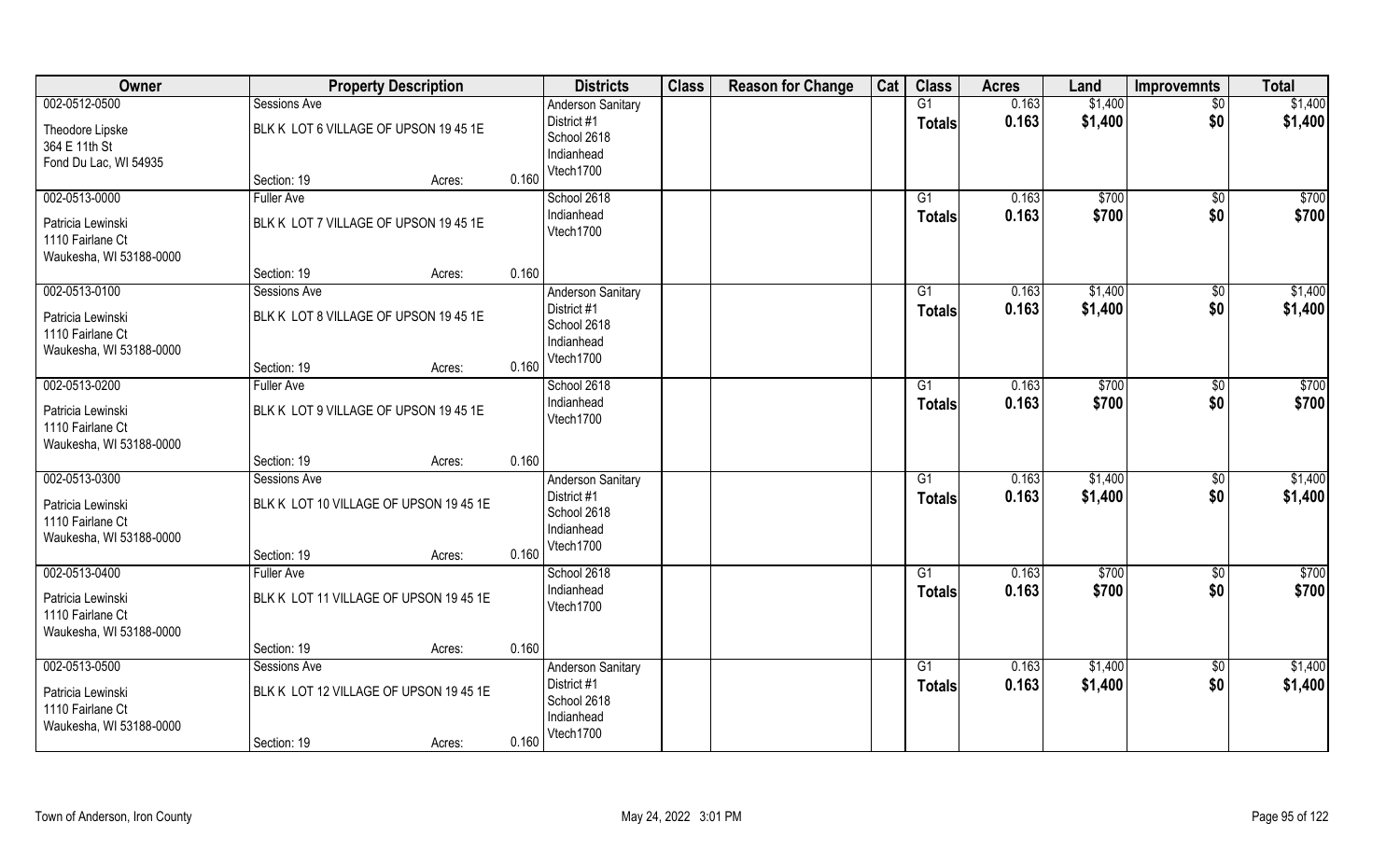| Owner | Property Description | | | Districts | Class | Reason for Change | Cat | Class | Acres | Land | Improvemnts | Total |
|---|---|---|---|---|---|---|---|---|---|---|---|---|
| 002-0512-0500 | Sessions Ave | | | Anderson Sanitary District #1 School 2618 Indianhead Vtech1700 | | | | G1 | 0.163 | $1,400 | $0 | $1,400 |
| Theodore Lipske 364 E 11th St Fond Du Lac, WI 54935 | BLK K LOT 6 VILLAGE OF UPSON 19 45 1E | | | | | | | Totals | 0.163 | $1,400 | $0 | $1,400 |
| | Section: 19 | Acres: | 0.160 | | | | | | | | | |
| 002-0513-0000 | Fuller Ave | | | School 2618 Indianhead Vtech1700 | | | | G1 | 0.163 | $700 | $0 | $700 |
| Patricia Lewinski 1110 Fairlane Ct Waukesha, WI 53188-0000 | BLK K LOT 7 VILLAGE OF UPSON 19 45 1E | | | | | | | Totals | 0.163 | $700 | $0 | $700 |
| | Section: 19 | Acres: | 0.160 | | | | | | | | | |
| 002-0513-0100 | Sessions Ave | | | Anderson Sanitary District #1 School 2618 Indianhead Vtech1700 | | | | G1 | 0.163 | $1,400 | $0 | $1,400 |
| Patricia Lewinski 1110 Fairlane Ct Waukesha, WI 53188-0000 | BLK K LOT 8 VILLAGE OF UPSON 19 45 1E | | | | | | | Totals | 0.163 | $1,400 | $0 | $1,400 |
| | Section: 19 | Acres: | 0.160 | | | | | | | | | |
| 002-0513-0200 | Fuller Ave | | | School 2618 Indianhead Vtech1700 | | | | G1 | 0.163 | $700 | $0 | $700 |
| Patricia Lewinski 1110 Fairlane Ct Waukesha, WI 53188-0000 | BLK K LOT 9 VILLAGE OF UPSON 19 45 1E | | | | | | | Totals | 0.163 | $700 | $0 | $700 |
| | Section: 19 | Acres: | 0.160 | | | | | | | | | |
| 002-0513-0300 | Sessions Ave | | | Anderson Sanitary District #1 School 2618 Indianhead Vtech1700 | | | | G1 | 0.163 | $1,400 | $0 | $1,400 |
| Patricia Lewinski 1110 Fairlane Ct Waukesha, WI 53188-0000 | BLK K LOT 10 VILLAGE OF UPSON 19 45 1E | | | | | | | Totals | 0.163 | $1,400 | $0 | $1,400 |
| | Section: 19 | Acres: | 0.160 | | | | | | | | | |
| 002-0513-0400 | Fuller Ave | | | School 2618 Indianhead Vtech1700 | | | | G1 | 0.163 | $700 | $0 | $700 |
| Patricia Lewinski 1110 Fairlane Ct Waukesha, WI 53188-0000 | BLK K LOT 11 VILLAGE OF UPSON 19 45 1E | | | | | | | Totals | 0.163 | $700 | $0 | $700 |
| | Section: 19 | Acres: | 0.160 | | | | | | | | | |
| 002-0513-0500 | Sessions Ave | | | Anderson Sanitary District #1 School 2618 Indianhead Vtech1700 | | | | G1 | 0.163 | $1,400 | $0 | $1,400 |
| Patricia Lewinski 1110 Fairlane Ct Waukesha, WI 53188-0000 | BLK K LOT 12 VILLAGE OF UPSON 19 45 1E | | | | | | | Totals | 0.163 | $1,400 | $0 | $1,400 |
| | Section: 19 | Acres: | 0.160 | | | | | | | | | |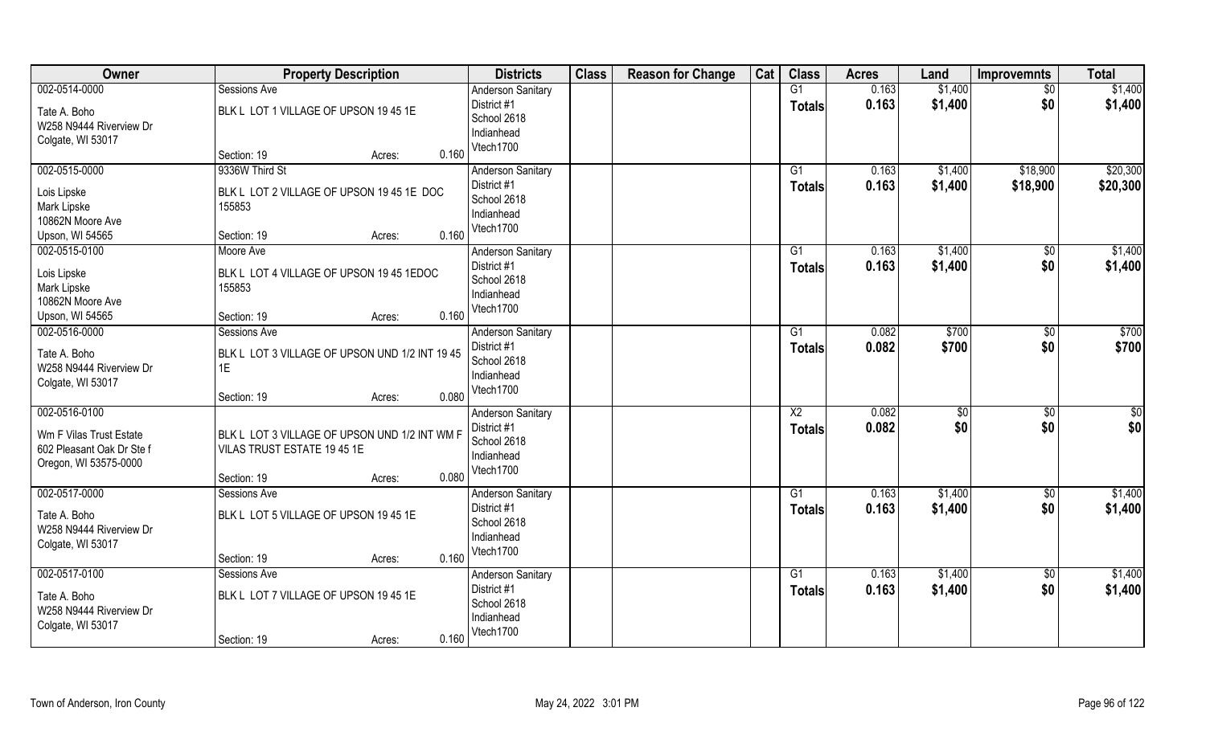| Owner | Property Description | Districts | Class | Reason for Change | Cat | Class | Acres | Land | Improvemnts | Total |
|---|---|---|---|---|---|---|---|---|---|---|
| 002-0514-0000<br>Tate A. Boho<br>W258 N9444 Riverview Dr<br>Colgate, WI 53017 | Sessions Ave<br>BLK L LOT 1 VILLAGE OF UPSON 19 45 1E<br>Section: 19 Acres: 0.160 | Anderson Sanitary District #1<br>School 2618<br>Indianhead<br>Vtech1700 | | | | G1<br>**Totals** | 0.163<br>**0.163** | $1,400<br>**$1,400** | $0<br>**$0** | $1,400<br>**$1,400** |
| 002-0515-0000<br>Lois Lipske<br>Mark Lipske<br>10862N Moore Ave<br>Upson, WI 54565 | 9336W Third St<br>BLK L LOT 2 VILLAGE OF UPSON 19 45 1E DOC 155853<br>Section: 19 Acres: 0.160 | Anderson Sanitary District #1<br>School 2618<br>Indianhead<br>Vtech1700 | | | | G1<br>**Totals** | 0.163<br>**0.163** | $1,400<br>**$1,400** | $18,900<br>**$18,900** | $20,300<br>**$20,300** |
| 002-0515-0100<br>Lois Lipske<br>Mark Lipske<br>10862N Moore Ave<br>Upson, WI 54565 | Moore Ave<br>BLK L LOT 4 VILLAGE OF UPSON 19 45 1EDOC 155853<br>Section: 19 Acres: 0.160 | Anderson Sanitary District #1<br>School 2618<br>Indianhead<br>Vtech1700 | | | | G1<br>**Totals** | 0.163<br>**0.163** | $1,400<br>**$1,400** | $0<br>**$0** | $1,400<br>**$1,400** |
| 002-0516-0000<br>Tate A. Boho<br>W258 N9444 Riverview Dr<br>Colgate, WI 53017 | Sessions Ave<br>BLK L LOT 3 VILLAGE OF UPSON UND 1/2 INT 19 45 1E<br>Section: 19 Acres: 0.080 | Anderson Sanitary District #1<br>School 2618<br>Indianhead<br>Vtech1700 | | | | G1<br>**Totals** | 0.082<br>**0.082** | $700<br>**$700** | $0<br>**$0** | $700<br>**$700** |
| 002-0516-0100<br>Wm F Vilas Trust Estate<br>602 Pleasant Oak Dr Ste f<br>Oregon, WI 53575-0000 | BLK L LOT 3 VILLAGE OF UPSON UND 1/2 INT WM F VILAS TRUST ESTATE 19 45 1E<br>Section: 19 Acres: 0.080 | Anderson Sanitary District #1<br>School 2618<br>Indianhead<br>Vtech1700 | | | | X2<br>**Totals** | 0.082<br>**0.082** | $0<br>**$0** | $0<br>**$0** | $0<br>**$0** |
| 002-0517-0000<br>Tate A. Boho<br>W258 N9444 Riverview Dr<br>Colgate, WI 53017 | Sessions Ave<br>BLK L LOT 5 VILLAGE OF UPSON 19 45 1E<br>Section: 19 Acres: 0.160 | Anderson Sanitary District #1<br>School 2618<br>Indianhead<br>Vtech1700 | | | | G1<br>**Totals** | 0.163<br>**0.163** | $1,400<br>**$1,400** | $0<br>**$0** | $1,400<br>**$1,400** |
| 002-0517-0100<br>Tate A. Boho<br>W258 N9444 Riverview Dr<br>Colgate, WI 53017 | Sessions Ave<br>BLK L LOT 7 VILLAGE OF UPSON 19 45 1E<br>Section: 19 Acres: 0.160 | Anderson Sanitary District #1<br>School 2618<br>Indianhead<br>Vtech1700 | | | | G1<br>**Totals** | 0.163<br>**0.163** | $1,400<br>**$1,400** | $0<br>**$0** | $1,400<br>**$1,400** |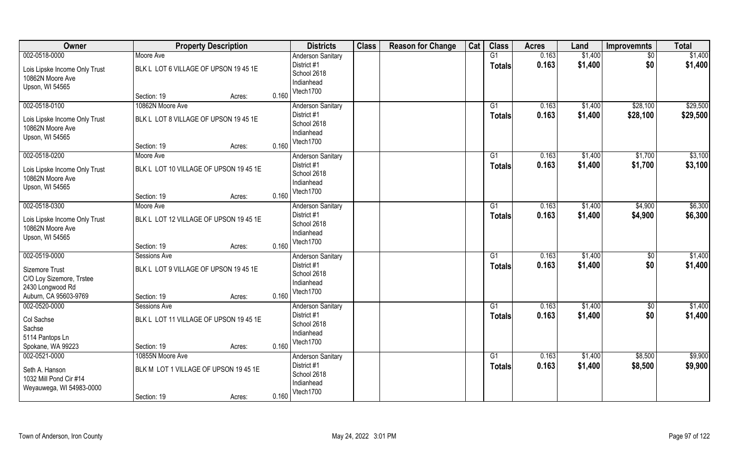| Owner | Property Description | | | Districts | Class | Reason for Change | Cat | Class | Acres | Land | Improvemnts | Total |
|---|---|---|---|---|---|---|---|---|---|---|---|---|
| 002-0518-0000 | Moore Ave | | | Anderson Sanitary | | | | G1 | 0.163 | $1,400 | $0 | $1,400 |
| Lois Lipske Income Only Trust<br>10862N Moore Ave<br>Upson, WI 54565 | BLK L LOT 6 VILLAGE OF UPSON 19 45 1E | | | District #1<br>School 2618<br>Indianhead<br>Vtech1700 | | | | Totals | 0.163 | $1,400 | $0 | $1,400 |
| | Section: 19 | Acres: | 0.160 | | | | | | | | | |
| 002-0518-0100 | 10862N Moore Ave | | | Anderson Sanitary | | | | G1 | 0.163 | $1,400 | $28,100 | $29,500 |
| Lois Lipske Income Only Trust<br>10862N Moore Ave<br>Upson, WI 54565 | BLK L LOT 8 VILLAGE OF UPSON 19 45 1E | | | District #1<br>School 2618<br>Indianhead<br>Vtech1700 | | | | Totals | 0.163 | $1,400 | $28,100 | $29,500 |
| | Section: 19 | Acres: | 0.160 | | | | | | | | | |
| 002-0518-0200 | Moore Ave | | | Anderson Sanitary | | | | G1 | 0.163 | $1,400 | $1,700 | $3,100 |
| Lois Lipske Income Only Trust<br>10862N Moore Ave<br>Upson, WI 54565 | BLK L LOT 10 VILLAGE OF UPSON 19 45 1E | | | District #1<br>School 2618<br>Indianhead<br>Vtech1700 | | | | Totals | 0.163 | $1,400 | $1,700 | $3,100 |
| | Section: 19 | Acres: | 0.160 | | | | | | | | | |
| 002-0518-0300 | Moore Ave | | | Anderson Sanitary | | | | G1 | 0.163 | $1,400 | $4,900 | $6,300 |
| Lois Lipske Income Only Trust<br>10862N Moore Ave<br>Upson, WI 54565 | BLK L LOT 12 VILLAGE OF UPSON 19 45 1E | | | District #1<br>School 2618<br>Indianhead<br>Vtech1700 | | | | Totals | 0.163 | $1,400 | $4,900 | $6,300 |
| | Section: 19 | Acres: | 0.160 | | | | | | | | | |
| 002-0519-0000 | Sessions Ave | | | Anderson Sanitary | | | | G1 | 0.163 | $1,400 | $0 | $1,400 |
| Sizemore Trust<br>C/O Loy Sizemore, Trstee<br>2430 Longwood Rd<br>Auburn, CA 95603-9769 | BLK L LOT 9 VILLAGE OF UPSON 19 45 1E | | | District #1<br>School 2618<br>Indianhead<br>Vtech1700 | | | | Totals | 0.163 | $1,400 | $0 | $1,400 |
| | Section: 19 | Acres: | 0.160 | | | | | | | | | |
| 002-0520-0000 | Sessions Ave | | | Anderson Sanitary | | | | G1 | 0.163 | $1,400 | $0 | $1,400 |
| Col Sachse<br>Sachse<br>5114 Pantops Ln<br>Spokane, WA 99223 | BLK L LOT 11 VILLAGE OF UPSON 19 45 1E | | | District #1<br>School 2618<br>Indianhead<br>Vtech1700 | | | | Totals | 0.163 | $1,400 | $0 | $1,400 |
| | Section: 19 | Acres: | 0.160 | | | | | | | | | |
| 002-0521-0000 | 10855N Moore Ave | | | Anderson Sanitary | | | | G1 | 0.163 | $1,400 | $8,500 | $9,900 |
| Seth A. Hanson<br>1032 Mill Pond Cir #14<br>Weyauwega, WI 54983-0000 | BLK M LOT 1 VILLAGE OF UPSON 19 45 1E | | | District #1<br>School 2618<br>Indianhead<br>Vtech1700 | | | | Totals | 0.163 | $1,400 | $8,500 | $9,900 |
| | Section: 19 | Acres: | 0.160 | | | | | | | | | |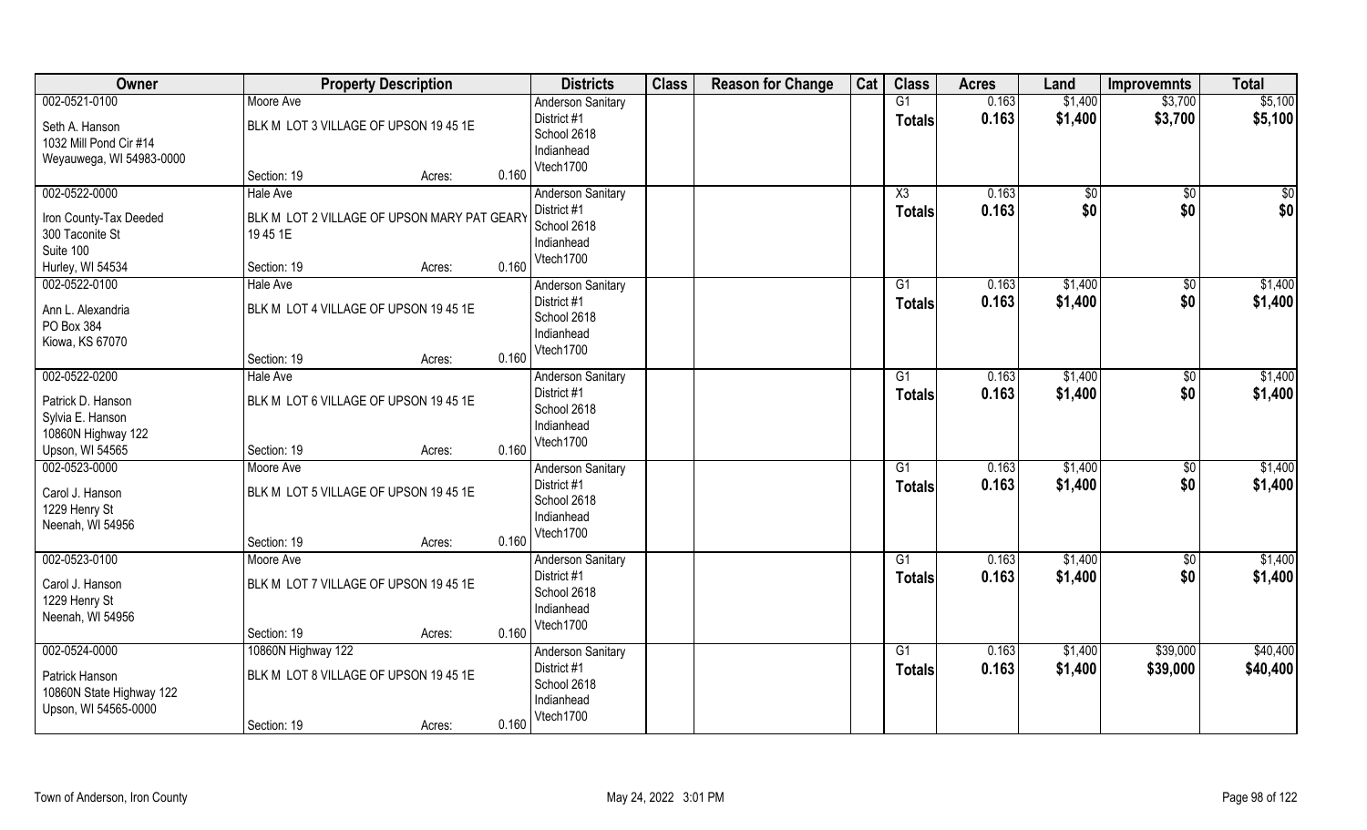| Owner | Property Description | Districts | Class | Reason for Change | Cat | Class | Acres | Land | Improvemnts | Total |
|---|---|---|---|---|---|---|---|---|---|---|
| 002-0521-0100 | Moore Ave | Anderson Sanitary | | | | G1 | 0.163 | $1,400 | $3,700 | $5,100 |
| Seth A. Hanson<br>1032 Mill Pond Cir #14<br>Weyauwega, WI 54983-0000 | BLK M LOT 3 VILLAGE OF UPSON 19 45 1E<br>Section: 19 Acres: 0.160 | District #1<br>School 2618<br>Indianhead<br>Vtech1700 | | | | Totals | 0.163 | $1,400 | $3,700 | $5,100 |
| 002-0522-0000 | Hale Ave | Anderson Sanitary | | | | X3 | 0.163 | $0 | $0 | $0 |
| Iron County-Tax Deeded<br>300 Taconite St<br>Suite 100<br>Hurley, WI 54534 | BLK M LOT 2 VILLAGE OF UPSON MARY PAT GEARY 19 45 1E<br>Section: 19 Acres: 0.160 | District #1<br>School 2618<br>Indianhead<br>Vtech1700 | | | | Totals | 0.163 | $0 | $0 | $0 |
| 002-0522-0100 | Hale Ave | Anderson Sanitary | | | | G1 | 0.163 | $1,400 | $0 | $1,400 |
| Ann L. Alexandria<br>PO Box 384<br>Kiowa, KS 67070 | BLK M LOT 4 VILLAGE OF UPSON 19 45 1E<br>Section: 19 Acres: 0.160 | District #1<br>School 2618<br>Indianhead<br>Vtech1700 | | | | Totals | 0.163 | $1,400 | $0 | $1,400 |
| 002-0522-0200 | Hale Ave | Anderson Sanitary | | | | G1 | 0.163 | $1,400 | $0 | $1,400 |
| Patrick D. Hanson<br>Sylvia E. Hanson<br>10860N Highway 122<br>Upson, WI 54565 | BLK M LOT 6 VILLAGE OF UPSON 19 45 1E<br>Section: 19 Acres: 0.160 | District #1<br>School 2618<br>Indianhead<br>Vtech1700 | | | | Totals | 0.163 | $1,400 | $0 | $1,400 |
| 002-0523-0000 | Moore Ave | Anderson Sanitary | | | | G1 | 0.163 | $1,400 | $0 | $1,400 |
| Carol J. Hanson<br>1229 Henry St<br>Neenah, WI 54956 | BLK M LOT 5 VILLAGE OF UPSON 19 45 1E<br>Section: 19 Acres: 0.160 | District #1<br>School 2618<br>Indianhead<br>Vtech1700 | | | | Totals | 0.163 | $1,400 | $0 | $1,400 |
| 002-0523-0100 | Moore Ave | Anderson Sanitary | | | | G1 | 0.163 | $1,400 | $0 | $1,400 |
| Carol J. Hanson<br>1229 Henry St<br>Neenah, WI 54956 | BLK M LOT 7 VILLAGE OF UPSON 19 45 1E<br>Section: 19 Acres: 0.160 | District #1<br>School 2618<br>Indianhead<br>Vtech1700 | | | | Totals | 0.163 | $1,400 | $0 | $1,400 |
| 002-0524-0000 | 10860N Highway 122 | Anderson Sanitary | | | | G1 | 0.163 | $1,400 | $39,000 | $40,400 |
| Patrick Hanson<br>10860N State Highway 122<br>Upson, WI 54565-0000 | BLK M LOT 8 VILLAGE OF UPSON 19 45 1E<br>Section: 19 Acres: 0.160 | District #1<br>School 2618<br>Indianhead<br>Vtech1700 | | | | Totals | 0.163 | $1,400 | $39,000 | $40,400 |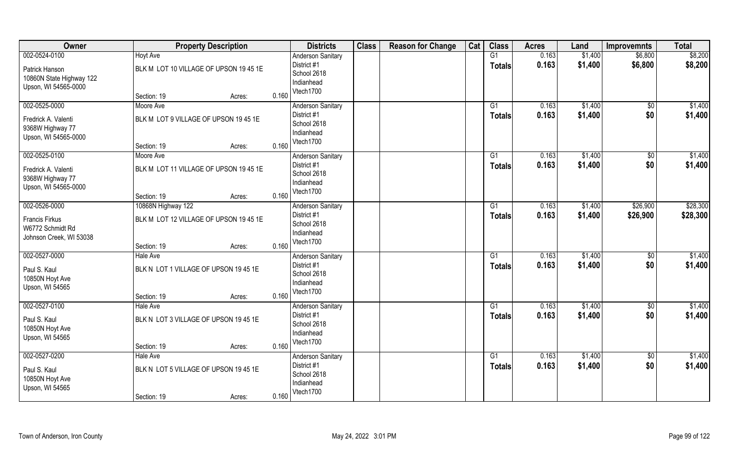| Owner | Property Description | | | Districts | Class | Reason for Change | Cat | Class | Acres | Land | Improvemnts | Total |
|---|---|---|---|---|---|---|---|---|---|---|---|---|
| 002-0524-0100 | Hoyt Ave | | | Anderson Sanitary | | | | G1 | 0.163 | $1,400 | $6,800 | $8,200 |
| Patrick Hanson<br>10860N State Highway 122<br>Upson, WI 54565-0000 | BLK M LOT 10 VILLAGE OF UPSON 19 45 1E | | | District #1<br>School 2618<br>Indianhead<br>Vtech1700 | | | | **Totals** | **0.163** | **$1,400** | **$6,800** | **$8,200** |
| | Section: 19 | Acres: | 0.160 | | | | | | | | | |
| 002-0525-0000 | Moore Ave | | | Anderson Sanitary | | | | G1 | 0.163 | $1,400 | $0 | $1,400 |
| Fredrick A. Valenti<br>9368W Highway 77<br>Upson, WI 54565-0000 | BLK M LOT 9 VILLAGE OF UPSON 19 45 1E | | | District #1<br>School 2618<br>Indianhead<br>Vtech1700 | | | | **Totals** | **0.163** | **$1,400** | **$0** | **$1,400** |
| | Section: 19 | Acres: | 0.160 | | | | | | | | | |
| 002-0525-0100 | Moore Ave | | | Anderson Sanitary | | | | G1 | 0.163 | $1,400 | $0 | $1,400 |
| Fredrick A. Valenti<br>9368W Highway 77<br>Upson, WI 54565-0000 | BLK M LOT 11 VILLAGE OF UPSON 19 45 1E | | | District #1<br>School 2618<br>Indianhead<br>Vtech1700 | | | | **Totals** | **0.163** | **$1,400** | **$0** | **$1,400** |
| | Section: 19 | Acres: | 0.160 | | | | | | | | | |
| 002-0526-0000 | 10868N Highway 122 | | | Anderson Sanitary | | | | G1 | 0.163 | $1,400 | $26,900 | $28,300 |
| Francis Firkus<br>W6772 Schmidt Rd<br>Johnson Creek, WI 53038 | BLK M LOT 12 VILLAGE OF UPSON 19 45 1E | | | District #1<br>School 2618<br>Indianhead<br>Vtech1700 | | | | **Totals** | **0.163** | **$1,400** | **$26,900** | **$28,300** |
| | Section: 19 | Acres: | 0.160 | | | | | | | | | |
| 002-0527-0000 | Hale Ave | | | Anderson Sanitary | | | | G1 | 0.163 | $1,400 | $0 | $1,400 |
| Paul S. Kaul<br>10850N Hoyt Ave<br>Upson, WI 54565 | BLK N LOT 1 VILLAGE OF UPSON 19 45 1E | | | District #1<br>School 2618<br>Indianhead<br>Vtech1700 | | | | **Totals** | **0.163** | **$1,400** | **$0** | **$1,400** |
| | Section: 19 | Acres: | 0.160 | | | | | | | | | |
| 002-0527-0100 | Hale Ave | | | Anderson Sanitary | | | | G1 | 0.163 | $1,400 | $0 | $1,400 |
| Paul S. Kaul<br>10850N Hoyt Ave<br>Upson, WI 54565 | BLK N LOT 3 VILLAGE OF UPSON 19 45 1E | | | District #1<br>School 2618<br>Indianhead<br>Vtech1700 | | | | **Totals** | **0.163** | **$1,400** | **$0** | **$1,400** |
| | Section: 19 | Acres: | 0.160 | | | | | | | | | |
| 002-0527-0200 | Hale Ave | | | Anderson Sanitary | | | | G1 | 0.163 | $1,400 | $0 | $1,400 |
| Paul S. Kaul<br>10850N Hoyt Ave<br>Upson, WI 54565 | BLK N LOT 5 VILLAGE OF UPSON 19 45 1E | | | District #1<br>School 2618<br>Indianhead<br>Vtech1700 | | | | **Totals** | **0.163** | **$1,400** | **$0** | **$1,400** |
| | Section: 19 | Acres: | 0.160 | | | | | | | | | |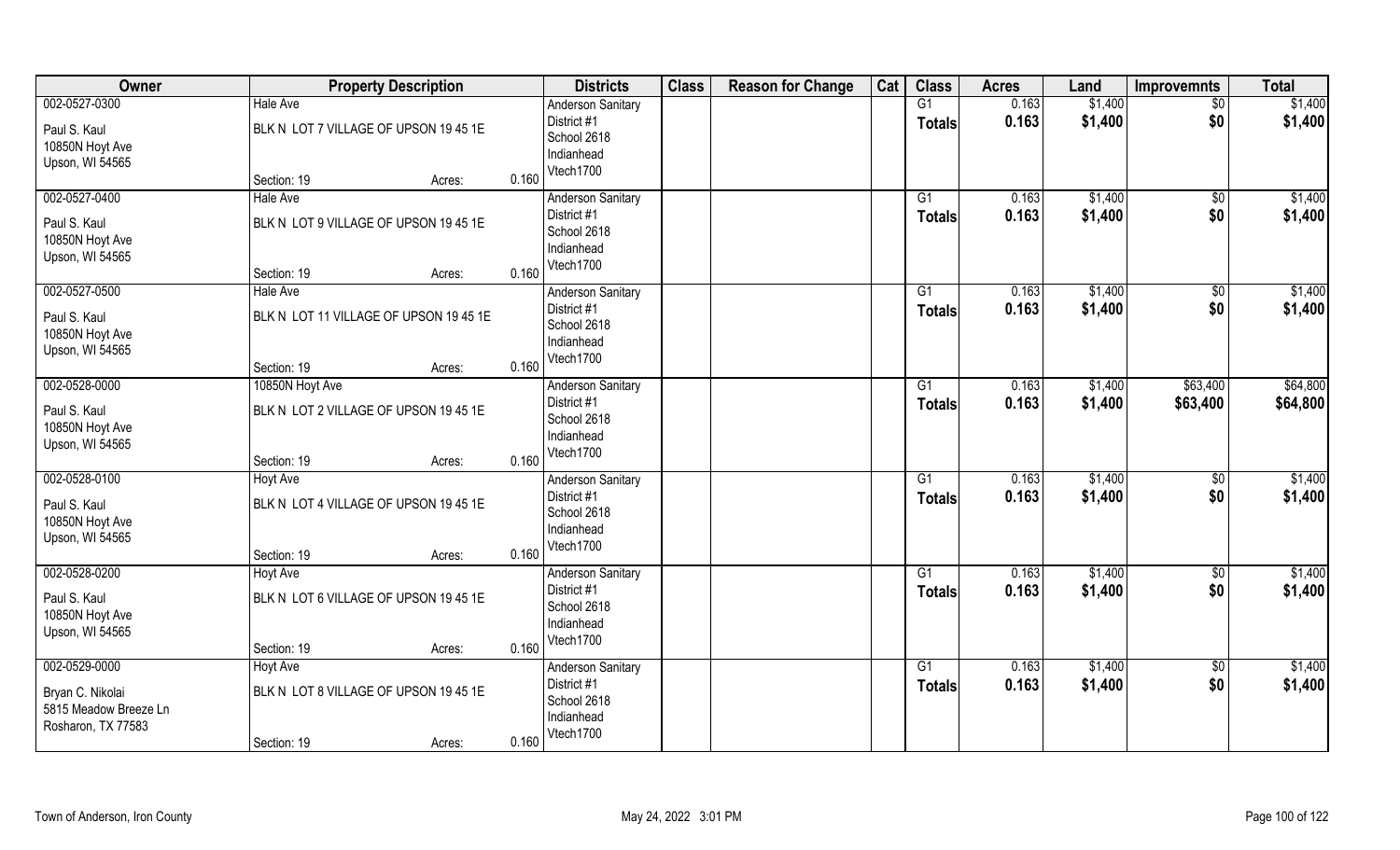| Owner | Property Description | | | Districts | Class | Reason for Change | Cat | Class | Acres | Land | Improvemnts | Total |
|---|---|---|---|---|---|---|---|---|---|---|---|---|
| 002-0527-0300<br>Paul S. Kaul<br>10850N Hoyt Ave<br>Upson, WI 54565 | Hale Ave<br>BLK N LOT 7 VILLAGE OF UPSON 19 45 1E<br>Section: 19 | Acres: | 0.160 | Anderson Sanitary District #1<br>School 2618<br>Indianhead<br>Vtech1700 | | | | G1<br>**Totals** | 0.163<br>**0.163** | $1,400<br>**$1,400** | $0<br>**$0** | $1,400<br>**$1,400** |
| 002-0527-0400<br>Paul S. Kaul<br>10850N Hoyt Ave<br>Upson, WI 54565 | Hale Ave<br>BLK N LOT 9 VILLAGE OF UPSON 19 45 1E<br>Section: 19 | Acres: | 0.160 | Anderson Sanitary District #1<br>School 2618<br>Indianhead<br>Vtech1700 | | | | G1<br>**Totals** | 0.163<br>**0.163** | $1,400<br>**$1,400** | $0<br>**$0** | $1,400<br>**$1,400** |
| 002-0527-0500<br>Paul S. Kaul<br>10850N Hoyt Ave<br>Upson, WI 54565 | Hale Ave<br>BLK N LOT 11 VILLAGE OF UPSON 19 45 1E<br>Section: 19 | Acres: | 0.160 | Anderson Sanitary District #1<br>School 2618<br>Indianhead<br>Vtech1700 | | | | G1<br>**Totals** | 0.163<br>**0.163** | $1,400<br>**$1,400** | $0<br>**$0** | $1,400<br>**$1,400** |
| 002-0528-0000<br>Paul S. Kaul<br>10850N Hoyt Ave<br>Upson, WI 54565 | 10850N Hoyt Ave<br>BLK N LOT 2 VILLAGE OF UPSON 19 45 1E<br>Section: 19 | Acres: | 0.160 | Anderson Sanitary District #1<br>School 2618<br>Indianhead<br>Vtech1700 | | | | G1<br>**Totals** | 0.163<br>**0.163** | $1,400<br>**$1,400** | $63,400<br>**$63,400** | $64,800<br>**$64,800** |
| 002-0528-0100<br>Paul S. Kaul<br>10850N Hoyt Ave<br>Upson, WI 54565 | Hoyt Ave<br>BLK N LOT 4 VILLAGE OF UPSON 19 45 1E<br>Section: 19 | Acres: | 0.160 | Anderson Sanitary District #1<br>School 2618<br>Indianhead<br>Vtech1700 | | | | G1<br>**Totals** | 0.163<br>**0.163** | $1,400<br>**$1,400** | $0<br>**$0** | $1,400<br>**$1,400** |
| 002-0528-0200<br>Paul S. Kaul<br>10850N Hoyt Ave<br>Upson, WI 54565 | Hoyt Ave<br>BLK N LOT 6 VILLAGE OF UPSON 19 45 1E<br>Section: 19 | Acres: | 0.160 | Anderson Sanitary District #1<br>School 2618<br>Indianhead<br>Vtech1700 | | | | G1<br>**Totals** | 0.163<br>**0.163** | $1,400<br>**$1,400** | $0<br>**$0** | $1,400<br>**$1,400** |
| 002-0529-0000<br>Bryan C. Nikolai<br>5815 Meadow Breeze Ln<br>Rosharon, TX 77583 | Hoyt Ave<br>BLK N LOT 8 VILLAGE OF UPSON 19 45 1E<br>Section: 19 | Acres: | 0.160 | Anderson Sanitary District #1<br>School 2618<br>Indianhead<br>Vtech1700 | | | | G1<br>**Totals** | 0.163<br>**0.163** | $1,400<br>**$1,400** | $0<br>**$0** | $1,400<br>**$1,400** |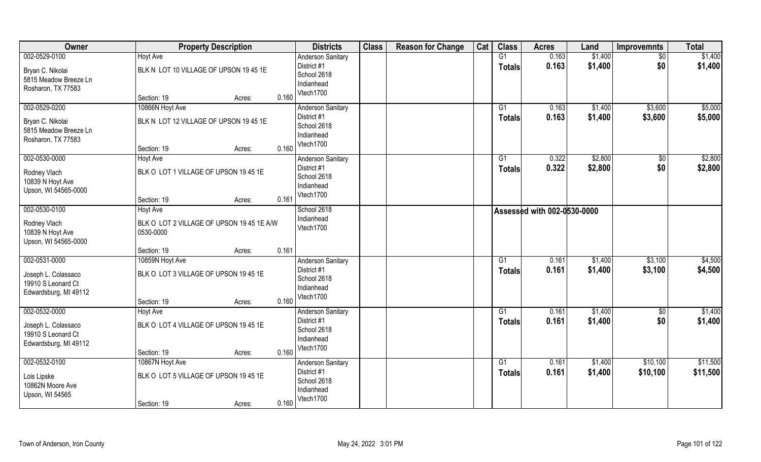| Owner | Property Description | | | Districts | Class | Reason for Change | Cat | Class | Acres | Land | Improvemnts | Total |
|---|---|---|---|---|---|---|---|---|---|---|---|---|
| 002-0529-0100<br><br>Bryan C. Nikolai<br>5815 Meadow Breeze Ln<br>Rosharon, TX 77583 | Hoyt Ave<br><br>BLK N LOT 10 VILLAGE OF UPSON 19 45 1E<br><br>Section: 19 | Acres: | 0.160 | Anderson Sanitary<br>District #1<br>School 2618<br>Indianhead<br>Vtech1700 | | | | G1<br>**Totals** | 0.163<br>**0.163** | $1,400<br>**$1,400** | $0<br>**$0** | $1,400<br>**$1,400** |
| 002-0529-0200<br><br>Bryan C. Nikolai<br>5815 Meadow Breeze Ln<br>Rosharon, TX 77583 | 10866N Hoyt Ave<br><br>BLK N LOT 12 VILLAGE OF UPSON 19 45 1E<br><br>Section: 19 | Acres: | 0.160 | Anderson Sanitary<br>District #1<br>School 2618<br>Indianhead<br>Vtech1700 | | | | G1<br>**Totals** | 0.163<br>**0.163** | $1,400<br>**$1,400** | $3,600<br>**$3,600** | $5,000<br>**$5,000** |
| 002-0530-0000<br><br>Rodney Vlach<br>10839 N Hoyt Ave<br>Upson, WI 54565-0000 | Hoyt Ave<br><br>BLK O LOT 1 VILLAGE OF UPSON 19 45 1E<br><br>Section: 19 | Acres: | 0.161 | Anderson Sanitary<br>District #1<br>School 2618<br>Indianhead<br>Vtech1700 | | | | G1<br>**Totals** | 0.322<br>**0.322** | $2,800<br>**$2,800** | $0<br>**$0** | $2,800<br>**$2,800** |
| 002-0530-0100<br><br>Rodney Vlach<br>10839 N Hoyt Ave<br>Upson, WI 54565-0000 | Hoyt Ave<br><br>BLK O LOT 2 VILLAGE OF UPSON 19 45 1E A/W 0530-0000<br><br>Section: 19 | Acres: | 0.161 | School 2618<br>Indianhead<br>Vtech1700 | | | | **Assessed with 002-0530-0000** | | | | |
| 002-0531-0000<br><br>Joseph L. Colassaco<br>19910 S Leonard Ct<br>Edwardsburg, MI 49112 | 10859N Hoyt Ave<br><br>BLK O LOT 3 VILLAGE OF UPSON 19 45 1E<br><br>Section: 19 | Acres: | 0.160 | Anderson Sanitary<br>District #1<br>School 2618<br>Indianhead<br>Vtech1700 | | | | G1<br>**Totals** | 0.161<br>**0.161** | $1,400<br>**$1,400** | $3,100<br>**$3,100** | $4,500<br>**$4,500** |
| 002-0532-0000<br><br>Joseph L. Colassaco<br>19910 S Leonard Ct<br>Edwardsburg, MI 49112 | Hoyt Ave<br><br>BLK O LOT 4 VILLAGE OF UPSON 19 45 1E<br><br>Section: 19 | Acres: | 0.160 | Anderson Sanitary<br>District #1<br>School 2618<br>Indianhead<br>Vtech1700 | | | | G1<br>**Totals** | 0.161<br>**0.161** | $1,400<br>**$1,400** | $0<br>**$0** | $1,400<br>**$1,400** |
| 002-0532-0100<br><br>Lois Lipske<br>10862N Moore Ave<br>Upson, WI 54565 | 10867N Hoyt Ave<br><br>BLK O LOT 5 VILLAGE OF UPSON 19 45 1E<br><br>Section: 19 | Acres: | 0.160 | Anderson Sanitary<br>District #1<br>School 2618<br>Indianhead<br>Vtech1700 | | | | G1<br>**Totals** | 0.161<br>**0.161** | $1,400<br>**$1,400** | $10,100<br>**$10,100** | $11,500<br>**$11,500** |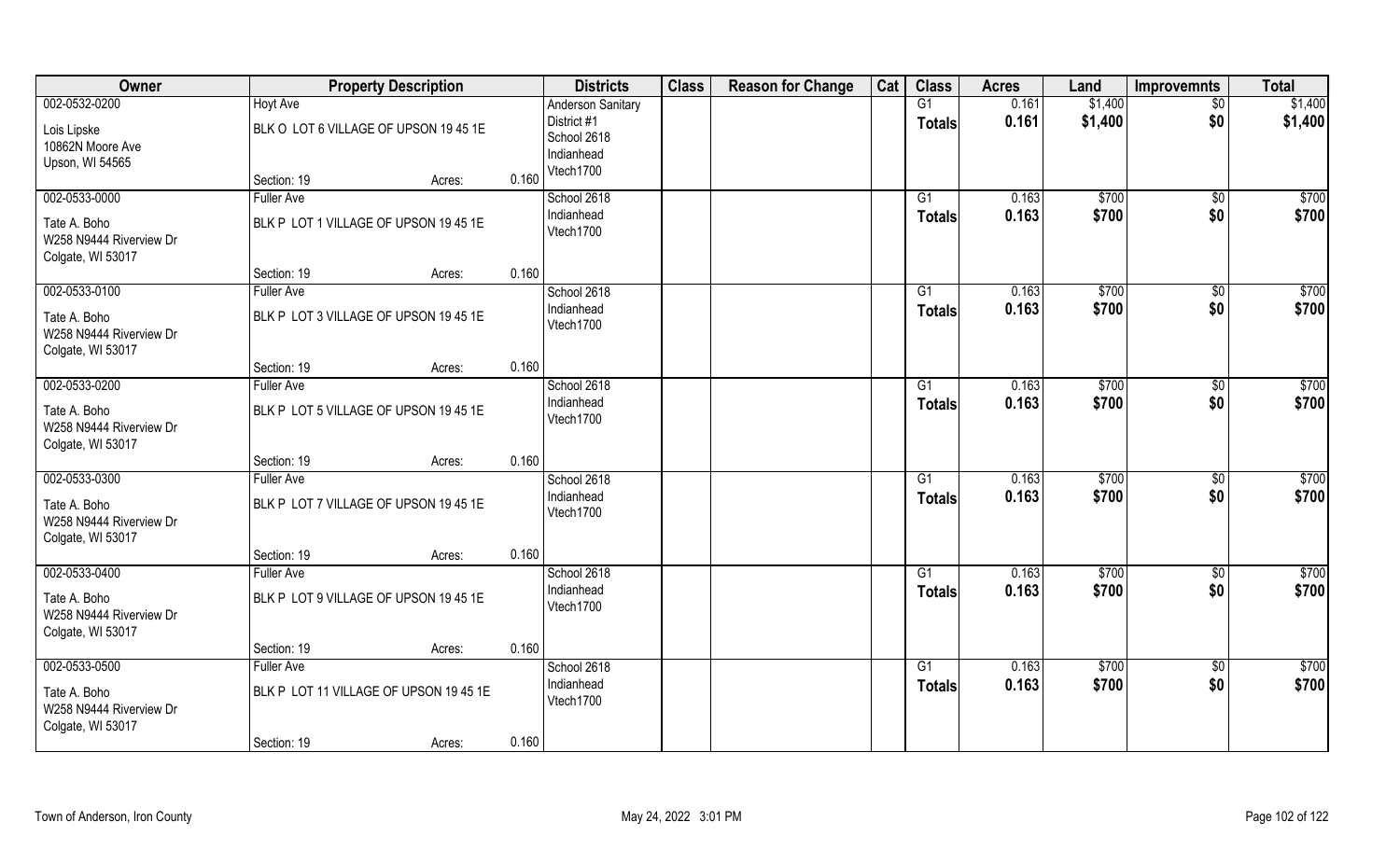| Owner | Property Description | | | Districts | Class | Reason for Change | Cat | Class | Acres | Land | Improvemnts | Total |
|---|---|---|---|---|---|---|---|---|---|---|---|---|
| 002-0532-0200 | Hoyt Ave | | | Anderson Sanitary District #1 School 2618 Indianhead Vtech1700 | | | | G1 | 0.161 | $1,400 | $0 | $1,400 |
| Lois Lipske 10862N Moore Ave Upson, WI 54565 | BLK O LOT 6 VILLAGE OF UPSON 19 45 1E | | | | | | | **Totals** | **0.161** | **$1,400** | **$0** | **$1,400** |
| | Section: 19 | Acres: | 0.160 | | | | | | | | | |
| 002-0533-0000 | Fuller Ave | | | School 2618 Indianhead Vtech1700 | | | | G1 | 0.163 | $700 | $0 | $700 |
| Tate A. Boho W258 N9444 Riverview Dr Colgate, WI 53017 | BLK P LOT 1 VILLAGE OF UPSON 19 45 1E | | | | | | | **Totals** | **0.163** | **$700** | **$0** | **$700** |
| | Section: 19 | Acres: | 0.160 | | | | | | | | | |
| 002-0533-0100 | Fuller Ave | | | School 2618 Indianhead Vtech1700 | | | | G1 | 0.163 | $700 | $0 | $700 |
| Tate A. Boho W258 N9444 Riverview Dr Colgate, WI 53017 | BLK P LOT 3 VILLAGE OF UPSON 19 45 1E | | | | | | | **Totals** | **0.163** | **$700** | **$0** | **$700** |
| | Section: 19 | Acres: | 0.160 | | | | | | | | | |
| 002-0533-0200 | Fuller Ave | | | School 2618 Indianhead Vtech1700 | | | | G1 | 0.163 | $700 | $0 | $700 |
| Tate A. Boho W258 N9444 Riverview Dr Colgate, WI 53017 | BLK P LOT 5 VILLAGE OF UPSON 19 45 1E | | | | | | | **Totals** | **0.163** | **$700** | **$0** | **$700** |
| | Section: 19 | Acres: | 0.160 | | | | | | | | | |
| 002-0533-0300 | Fuller Ave | | | School 2618 Indianhead Vtech1700 | | | | G1 | 0.163 | $700 | $0 | $700 |
| Tate A. Boho W258 N9444 Riverview Dr Colgate, WI 53017 | BLK P LOT 7 VILLAGE OF UPSON 19 45 1E | | | | | | | **Totals** | **0.163** | **$700** | **$0** | **$700** |
| | Section: 19 | Acres: | 0.160 | | | | | | | | | |
| 002-0533-0400 | Fuller Ave | | | School 2618 Indianhead Vtech1700 | | | | G1 | 0.163 | $700 | $0 | $700 |
| Tate A. Boho W258 N9444 Riverview Dr Colgate, WI 53017 | BLK P LOT 9 VILLAGE OF UPSON 19 45 1E | | | | | | | **Totals** | **0.163** | **$700** | **$0** | **$700** |
| | Section: 19 | Acres: | 0.160 | | | | | | | | | |
| 002-0533-0500 | Fuller Ave | | | School 2618 Indianhead Vtech1700 | | | | G1 | 0.163 | $700 | $0 | $700 |
| Tate A. Boho W258 N9444 Riverview Dr Colgate, WI 53017 | BLK P LOT 11 VILLAGE OF UPSON 19 45 1E | | | | | | | **Totals** | **0.163** | **$700** | **$0** | **$700** |
| | Section: 19 | Acres: | 0.160 | | | | | | | | | |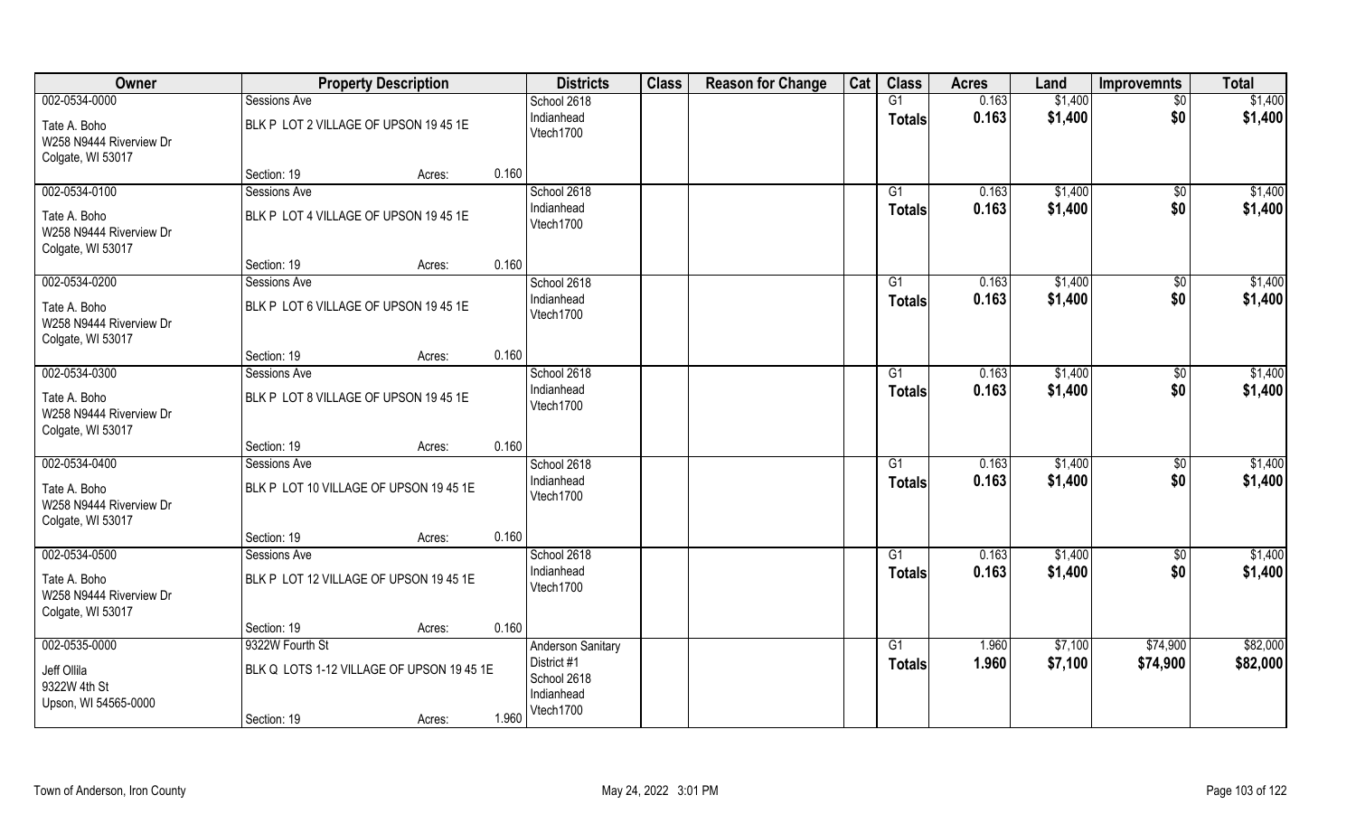| Owner | Property Description | | | Districts | Class | Reason for Change | Cat | Class | Acres | Land | Improvemnts | Total |
|---|---|---|---|---|---|---|---|---|---|---|---|---|
| 002-0534-0000 | Sessions Ave | | | School 2618 | | | | G1 | 0.163 | $1,400 | $0 | $1,400 |
| Tate A. Boho<br>W258 N9444 Riverview Dr<br>Colgate, WI 53017 | BLK P LOT 2 VILLAGE OF UPSON 19 45 1E | | | Indianhead<br>Vtech1700 | | | | Totals | 0.163 | $1,400 | $0 | $1,400 |
| | Section: 19 | Acres: | 0.160 | | | | | | | | | |
| 002-0534-0100 | Sessions Ave | | | School 2618 | | | | G1 | 0.163 | $1,400 | $0 | $1,400 |
| Tate A. Boho<br>W258 N9444 Riverview Dr<br>Colgate, WI 53017 | BLK P LOT 4 VILLAGE OF UPSON 19 45 1E | | | Indianhead<br>Vtech1700 | | | | Totals | 0.163 | $1,400 | $0 | $1,400 |
| | Section: 19 | Acres: | 0.160 | | | | | | | | | |
| 002-0534-0200 | Sessions Ave | | | School 2618 | | | | G1 | 0.163 | $1,400 | $0 | $1,400 |
| Tate A. Boho<br>W258 N9444 Riverview Dr<br>Colgate, WI 53017 | BLK P LOT 6 VILLAGE OF UPSON 19 45 1E | | | Indianhead<br>Vtech1700 | | | | Totals | 0.163 | $1,400 | $0 | $1,400 |
| | Section: 19 | Acres: | 0.160 | | | | | | | | | |
| 002-0534-0300 | Sessions Ave | | | School 2618 | | | | G1 | 0.163 | $1,400 | $0 | $1,400 |
| Tate A. Boho<br>W258 N9444 Riverview Dr<br>Colgate, WI 53017 | BLK P LOT 8 VILLAGE OF UPSON 19 45 1E | | | Indianhead<br>Vtech1700 | | | | Totals | 0.163 | $1,400 | $0 | $1,400 |
| | Section: 19 | Acres: | 0.160 | | | | | | | | | |
| 002-0534-0400 | Sessions Ave | | | School 2618 | | | | G1 | 0.163 | $1,400 | $0 | $1,400 |
| Tate A. Boho<br>W258 N9444 Riverview Dr<br>Colgate, WI 53017 | BLK P LOT 10 VILLAGE OF UPSON 19 45 1E | | | Indianhead<br>Vtech1700 | | | | Totals | 0.163 | $1,400 | $0 | $1,400 |
| | Section: 19 | Acres: | 0.160 | | | | | | | | | |
| 002-0534-0500 | Sessions Ave | | | School 2618 | | | | G1 | 0.163 | $1,400 | $0 | $1,400 |
| Tate A. Boho<br>W258 N9444 Riverview Dr<br>Colgate, WI 53017 | BLK P LOT 12 VILLAGE OF UPSON 19 45 1E | | | Indianhead<br>Vtech1700 | | | | Totals | 0.163 | $1,400 | $0 | $1,400 |
| | Section: 19 | Acres: | 0.160 | | | | | | | | | |
| 002-0535-0000 | 9322W Fourth St | | | Anderson Sanitary | | | | G1 | 1.960 | $7,100 | $74,900 | $82,000 |
| Jeff Ollila<br>9322W 4th St<br>Upson, WI 54565-0000 | BLK Q LOTS 1-12 VILLAGE OF UPSON 19 45 1E | | | District #1<br>School 2618<br>Indianhead<br>Vtech1700 | | | | Totals | 1.960 | $7,100 | $74,900 | $82,000 |
| | Section: 19 | Acres: | 1.960 | | | | | | | | | |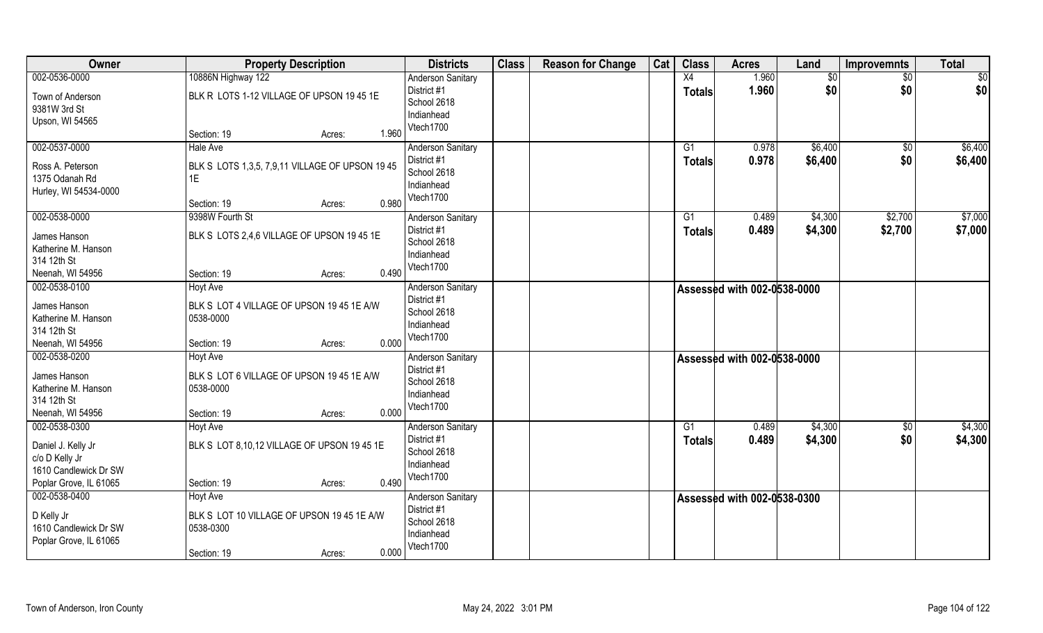| Owner | Property Description | Districts | Class | Reason for Change | Cat | Class | Acres | Land | Improvemnts | Total |
|---|---|---|---|---|---|---|---|---|---|---|
| 002-0536-0000<br>Town of Anderson<br>9381W 3rd St<br>Upson, WI 54565 | 10886N Highway 122<br>BLK R LOTS 1-12 VILLAGE OF UPSON 19 45 1E<br>Section: 19 Acres: 1.960 | Anderson Sanitary<br>District #1<br>School 2618<br>Indianhead<br>Vtech1700 | | | | X4<br>**Totals** | 1.960<br>**1.960** | $0<br>**$0** | $0<br>**$0** | $0<br>**$0** |
| 002-0537-0000<br>Ross A. Peterson<br>1375 Odanah Rd<br>Hurley, WI 54534-0000 | Hale Ave<br>BLK S LOTS 1,3,5, 7,9,11 VILLAGE OF UPSON 19 45 1E<br>Section: 19 Acres: 0.980 | Anderson Sanitary<br>District #1<br>School 2618<br>Indianhead<br>Vtech1700 | | | | G1<br>**Totals** | 0.978<br>**0.978** | $6,400<br>**$6,400** | $0<br>**$0** | $6,400<br>**$6,400** |
| 002-0538-0000<br>James Hanson<br>Katherine M. Hanson<br>314 12th St<br>Neenah, WI 54956 | 9398W Fourth St<br>BLK S LOTS 2,4,6 VILLAGE OF UPSON 19 45 1E<br>Section: 19 Acres: 0.490 | Anderson Sanitary<br>District #1<br>School 2618<br>Indianhead<br>Vtech1700 | | | | G1<br>**Totals** | 0.489<br>**0.489** | $4,300<br>**$4,300** | $2,700<br>**$2,700** | $7,000<br>**$7,000** |
| 002-0538-0100<br>James Hanson<br>Katherine M. Hanson<br>314 12th St<br>Neenah, WI 54956 | Hoyt Ave<br>BLK S LOT 4 VILLAGE OF UPSON 19 45 1E A/W 0538-0000<br>Section: 19 Acres: 0.000 | Anderson Sanitary<br>District #1<br>School 2618<br>Indianhead<br>Vtech1700 | | | | Assessed with 002-0538-0000 | | | | |
| 002-0538-0200<br>James Hanson<br>Katherine M. Hanson<br>314 12th St<br>Neenah, WI 54956 | Hoyt Ave<br>BLK S LOT 6 VILLAGE OF UPSON 19 45 1E A/W 0538-0000<br>Section: 19 Acres: 0.000 | Anderson Sanitary<br>District #1<br>School 2618<br>Indianhead<br>Vtech1700 | | | | Assessed with 002-0538-0000 | | | | |
| 002-0538-0300<br>Daniel J. Kelly Jr<br>c/o D Kelly Jr<br>1610 Candlewick Dr SW<br>Poplar Grove, IL 61065 | Hoyt Ave<br>BLK S LOT 8,10,12 VILLAGE OF UPSON 19 45 1E<br>Section: 19 Acres: 0.490 | Anderson Sanitary<br>District #1<br>School 2618<br>Indianhead<br>Vtech1700 | | | | G1<br>**Totals** | 0.489<br>**0.489** | $4,300<br>**$4,300** | $0<br>**$0** | $4,300<br>**$4,300** |
| 002-0538-0400<br>D Kelly Jr<br>1610 Candlewick Dr SW<br>Poplar Grove, IL 61065 | Hoyt Ave<br>BLK S LOT 10 VILLAGE OF UPSON 19 45 1E A/W 0538-0300<br>Section: 19 Acres: 0.000 | Anderson Sanitary<br>District #1<br>School 2618<br>Indianhead<br>Vtech1700 | | | | Assessed with 002-0538-0300 | | | | |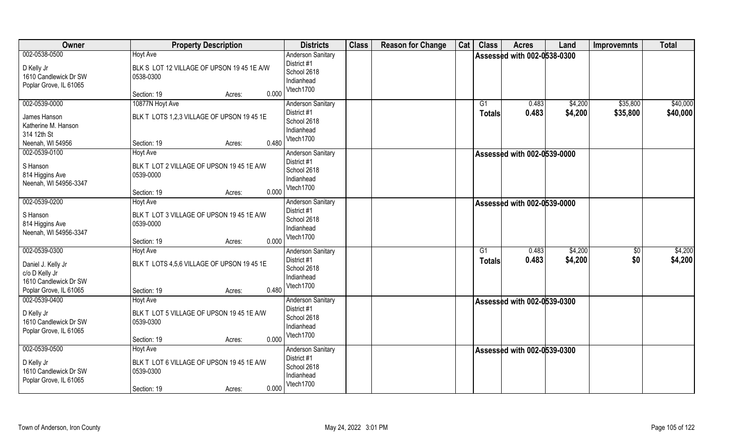| Owner | Property Description | Districts | Class | Reason for Change | Cat | Class | Acres | Land | Improvemnts | Total |
|---|---|---|---|---|---|---|---|---|---|---|
| 002-0538-0500<br>D Kelly Jr<br>1610 Candlewick Dr SW<br>Poplar Grove, IL 61065 | Hoyt Ave<br>BLK S LOT 12 VILLAGE OF UPSON 19 45 1E A/W 0538-0300<br>Section: 19 Acres: 0.000 | Anderson Sanitary District #1<br>School 2618<br>Indianhead<br>Vtech1700 | | | | Assessed with 002-0538-0300 | | | | |
| 002-0539-0000<br>James Hanson<br>Katherine M. Hanson<br>314 12th St<br>Neenah, WI 54956 | 10877N Hoyt Ave<br>BLK T LOTS 1,2,3 VILLAGE OF UPSON 19 45 1E<br>Section: 19 Acres: 0.480 | Anderson Sanitary District #1<br>School 2618<br>Indianhead<br>Vtech1700 | | | | G1<br>**Totals** | 0.483<br>**0.483** | $4,200<br>**$4,200** | $35,800<br>**$35,800** | $40,000<br>**$40,000** |
| 002-0539-0100<br>S Hanson<br>814 Higgins Ave<br>Neenah, WI 54956-3347 | Hoyt Ave<br>BLK T LOT 2 VILLAGE OF UPSON 19 45 1E A/W 0539-0000<br>Section: 19 Acres: 0.000 | Anderson Sanitary District #1<br>School 2618<br>Indianhead<br>Vtech1700 | | | | Assessed with 002-0539-0000 | | | | |
| 002-0539-0200<br>S Hanson<br>814 Higgins Ave<br>Neenah, WI 54956-3347 | Hoyt Ave<br>BLK T LOT 3 VILLAGE OF UPSON 19 45 1E A/W 0539-0000<br>Section: 19 Acres: 0.000 | Anderson Sanitary District #1<br>School 2618<br>Indianhead<br>Vtech1700 | | | | Assessed with 002-0539-0000 | | | | |
| 002-0539-0300<br>Daniel J. Kelly Jr<br>c/o D Kelly Jr<br>1610 Candlewick Dr SW<br>Poplar Grove, IL 61065 | Hoyt Ave<br>BLK T LOTS 4,5,6 VILLAGE OF UPSON 19 45 1E<br>Section: 19 Acres: 0.480 | Anderson Sanitary District #1<br>School 2618<br>Indianhead<br>Vtech1700 | | | | G1<br>**Totals** | 0.483<br>**0.483** | $4,200<br>**$4,200** | $0<br>**$0** | $4,200<br>**$4,200** |
| 002-0539-0400<br>D Kelly Jr<br>1610 Candlewick Dr SW<br>Poplar Grove, IL 61065 | Hoyt Ave<br>BLK T LOT 5 VILLAGE OF UPSON 19 45 1E A/W 0539-0300<br>Section: 19 Acres: 0.000 | Anderson Sanitary District #1<br>School 2618<br>Indianhead<br>Vtech1700 | | | | Assessed with 002-0539-0300 | | | | |
| 002-0539-0500<br>D Kelly Jr<br>1610 Candlewick Dr SW<br>Poplar Grove, IL 61065 | Hoyt Ave<br>BLK T LOT 6 VILLAGE OF UPSON 19 45 1E A/W 0539-0300<br>Section: 19 Acres: 0.000 | Anderson Sanitary District #1<br>School 2618<br>Indianhead<br>Vtech1700 | | | | Assessed with 002-0539-0300 | | | | |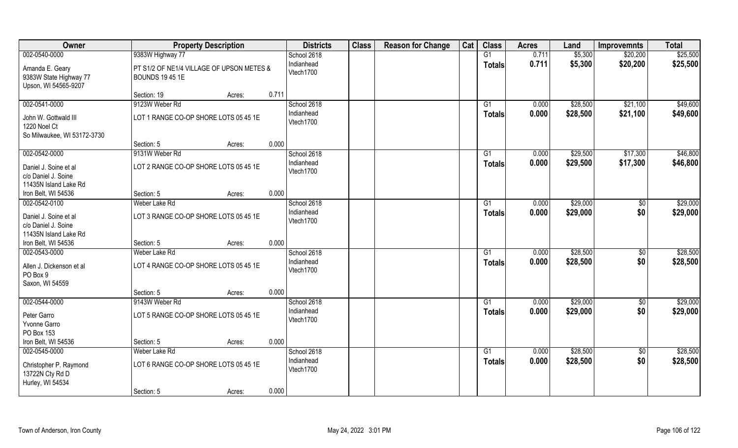| Owner | Property Description | | | Districts | Class | Reason for Change | Cat | Class | Acres | Land | Improvemnts | Total |
|---|---|---|---|---|---|---|---|---|---|---|---|---|
| 002-0540-0000 | 9383W Highway 77 | | | School 2618 | | | | G1 | 0.711 | $5,300 | $20,200 | $25,500 |
| Amanda E. Geary<br>9383W State Highway 77<br>Upson, WI 54565-9207 | PT S1/2 OF NE1/4 VILLAGE OF UPSON METES & BOUNDS 19 45 1E | | | Indianhead<br>Vtech1700 | | | | Totals | 0.711 | $5,300 | $20,200 | $25,500 |
| | Section: 19 | Acres: | 0.711 | | | | | | | | | |
| 002-0541-0000 | 9123W Weber Rd | | | School 2618 | | | | G1 | 0.000 | $28,500 | $21,100 | $49,600 |
| John W. Gottwald III<br>1220 Noel Ct<br>So Milwaukee, WI 53172-3730 | LOT 1 RANGE CO-OP SHORE LOTS 05 45 1E | | | Indianhead<br>Vtech1700 | | | | Totals | 0.000 | $28,500 | $21,100 | $49,600 |
| | Section: 5 | Acres: | 0.000 | | | | | | | | | |
| 002-0542-0000 | 9131W Weber Rd | | | School 2618 | | | | G1 | 0.000 | $29,500 | $17,300 | $46,800 |
| Daniel J. Soine et al<br>c/o Daniel J. Soine<br>11435N Island Lake Rd<br>Iron Belt, WI 54536 | LOT 2 RANGE CO-OP SHORE LOTS 05 45 1E | | | Indianhead<br>Vtech1700 | | | | Totals | 0.000 | $29,500 | $17,300 | $46,800 |
| | Section: 5 | Acres: | 0.000 | | | | | | | | | |
| 002-0542-0100 | Weber Lake Rd | | | School 2618 | | | | G1 | 0.000 | $29,000 | $0 | $29,000 |
| Daniel J. Soine et al<br>c/o Daniel J. Soine<br>11435N Island Lake Rd<br>Iron Belt, WI 54536 | LOT 3 RANGE CO-OP SHORE LOTS 05 45 1E | | | Indianhead<br>Vtech1700 | | | | Totals | 0.000 | $29,000 | $0 | $29,000 |
| | Section: 5 | Acres: | 0.000 | | | | | | | | | |
| 002-0543-0000 | Weber Lake Rd | | | School 2618 | | | | G1 | 0.000 | $28,500 | $0 | $28,500 |
| Allen J. Dickenson et al<br>PO Box 9<br>Saxon, WI 54559 | LOT 4 RANGE CO-OP SHORE LOTS 05 45 1E | | | Indianhead<br>Vtech1700 | | | | Totals | 0.000 | $28,500 | $0 | $28,500 |
| | Section: 5 | Acres: | 0.000 | | | | | | | | | |
| 002-0544-0000 | 9143W Weber Rd | | | School 2618 | | | | G1 | 0.000 | $29,000 | $0 | $29,000 |
| Peter Garro<br>Yvonne Garro<br>PO Box 153<br>Iron Belt, WI 54536 | LOT 5 RANGE CO-OP SHORE LOTS 05 45 1E | | | Indianhead<br>Vtech1700 | | | | Totals | 0.000 | $29,000 | $0 | $29,000 |
| | Section: 5 | Acres: | 0.000 | | | | | | | | | |
| 002-0545-0000 | Weber Lake Rd | | | School 2618 | | | | G1 | 0.000 | $28,500 | $0 | $28,500 |
| Christopher P. Raymond<br>13722N Cty Rd D<br>Hurley, WI 54534 | LOT 6 RANGE CO-OP SHORE LOTS 05 45 1E | | | Indianhead<br>Vtech1700 | | | | Totals | 0.000 | $28,500 | $0 | $28,500 |
| | Section: 5 | Acres: | 0.000 | | | | | | | | | |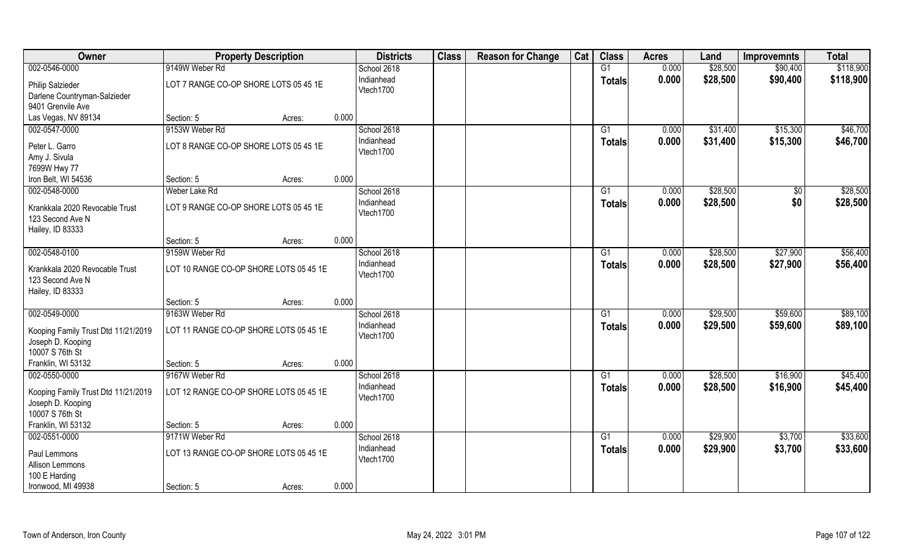| Owner | Property Description | | | Districts | Class | Reason for Change | Cat | Class | Acres | Land | Improvemnts | Total |
|---|---|---|---|---|---|---|---|---|---|---|---|---|
| 002-0546-0000 | 9149W Weber Rd | | | School 2618 | | | | G1 | 0.000 | $28,500 | $90,400 | $118,900 |
| Philip Salzieder<br>Darlene Countryman-Salzieder<br>9401 Grenvile Ave<br>Las Vegas, NV 89134 | LOT 7 RANGE CO-OP SHORE LOTS 05 45 1E<br>Section: 5 | Acres: | 0.000 | Indianhead<br>Vtech1700 | | | | **Totals** | **0.000** | **$28,500** | **$90,400** | **$118,900** |
| 002-0547-0000 | 9153W Weber Rd | | | School 2618 | | | | G1 | 0.000 | $31,400 | $15,300 | $46,700 |
| Peter L. Garro<br>Amy J. Sivula<br>7699W Hwy 77<br>Iron Belt, WI 54536 | LOT 8 RANGE CO-OP SHORE LOTS 05 45 1E<br>Section: 5 | Acres: | 0.000 | Indianhead<br>Vtech1700 | | | | **Totals** | **0.000** | **$31,400** | **$15,300** | **$46,700** |
| 002-0548-0000 | Weber Lake Rd | | | School 2618 | | | | G1 | 0.000 | $28,500 | $0 | $28,500 |
| Krankkala 2020 Revocable Trust<br>123 Second Ave N<br>Hailey, ID 83333 | LOT 9 RANGE CO-OP SHORE LOTS 05 45 1E<br>Section: 5 | Acres: | 0.000 | Indianhead<br>Vtech1700 | | | | **Totals** | **0.000** | **$28,500** | **$0** | **$28,500** |
| 002-0548-0100 | 9159W Weber Rd | | | School 2618 | | | | G1 | 0.000 | $28,500 | $27,900 | $56,400 |
| Krankkala 2020 Revocable Trust<br>123 Second Ave N<br>Hailey, ID 83333 | LOT 10 RANGE CO-OP SHORE LOTS 05 45 1E<br>Section: 5 | Acres: | 0.000 | Indianhead<br>Vtech1700 | | | | **Totals** | **0.000** | **$28,500** | **$27,900** | **$56,400** |
| 002-0549-0000 | 9163W Weber Rd | | | School 2618 | | | | G1 | 0.000 | $29,500 | $59,600 | $89,100 |
| Kooping Family Trust Dtd 11/21/2019<br>Joseph D. Kooping<br>10007 S 76th St<br>Franklin, WI 53132 | LOT 11 RANGE CO-OP SHORE LOTS 05 45 1E<br>Section: 5 | Acres: | 0.000 | Indianhead<br>Vtech1700 | | | | **Totals** | **0.000** | **$29,500** | **$59,600** | **$89,100** |
| 002-0550-0000 | 9167W Weber Rd | | | School 2618 | | | | G1 | 0.000 | $28,500 | $16,900 | $45,400 |
| Kooping Family Trust Dtd 11/21/2019<br>Joseph D. Kooping<br>10007 S 76th St<br>Franklin, WI 53132 | LOT 12 RANGE CO-OP SHORE LOTS 05 45 1E<br>Section: 5 | Acres: | 0.000 | Indianhead<br>Vtech1700 | | | | **Totals** | **0.000** | **$28,500** | **$16,900** | **$45,400** |
| 002-0551-0000 | 9171W Weber Rd | | | School 2618 | | | | G1 | 0.000 | $29,900 | $3,700 | $33,600 |
| Paul Lemmons<br>Allison Lemmons<br>100 E Harding<br>Ironwood, MI 49938 | LOT 13 RANGE CO-OP SHORE LOTS 05 45 1E<br>Section: 5 | Acres: | 0.000 | Indianhead<br>Vtech1700 | | | | **Totals** | **0.000** | **$29,900** | **$3,700** | **$33,600** |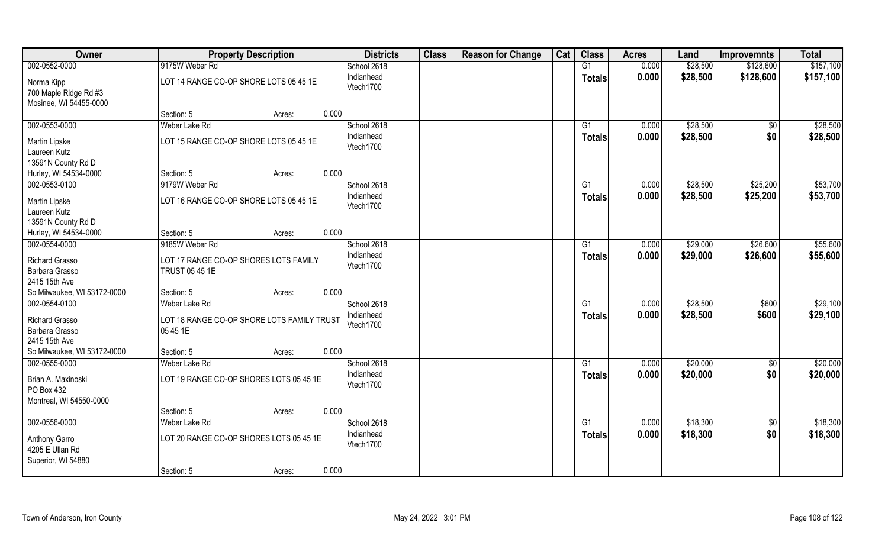| Owner | Property Description | | | Districts | Class | Reason for Change | Cat | Class | Acres | Land | Improvemnts | Total |
|---|---|---|---|---|---|---|---|---|---|---|---|---|
| 002-0552-0000 | 9175W Weber Rd | | | School 2618 | | | | G1 | 0.000 | $28,500 | $128,600 | $157,100 |
| Norma Kipp<br>700 Maple Ridge Rd #3<br>Mosinee, WI 54455-0000 | LOT 14 RANGE CO-OP SHORE LOTS 05 45 1E | | | Indianhead<br>Vtech1700 | | | | Totals | 0.000 | $28,500 | $128,600 | $157,100 |
| | Section: 5 | Acres: | 0.000 | | | | | | | | | |
| 002-0553-0000 | Weber Lake Rd | | | School 2618 | | | | G1 | 0.000 | $28,500 | $0 | $28,500 |
| Martin Lipske<br>Laureen Kutz<br>13591N County Rd D<br>Hurley, WI 54534-0000 | LOT 15 RANGE CO-OP SHORE LOTS 05 45 1E | | | Indianhead<br>Vtech1700 | | | | Totals | 0.000 | $28,500 | $0 | $28,500 |
| | Section: 5 | Acres: | 0.000 | | | | | | | | | |
| 002-0553-0100 | 9179W Weber Rd | | | School 2618 | | | | G1 | 0.000 | $28,500 | $25,200 | $53,700 |
| Martin Lipske<br>Laureen Kutz<br>13591N County Rd D<br>Hurley, WI 54534-0000 | LOT 16 RANGE CO-OP SHORE LOTS 05 45 1E | | | Indianhead<br>Vtech1700 | | | | Totals | 0.000 | $28,500 | $25,200 | $53,700 |
| | Section: 5 | Acres: | 0.000 | | | | | | | | | |
| 002-0554-0000 | 9185W Weber Rd | | | School 2618 | | | | G1 | 0.000 | $29,000 | $26,600 | $55,600 |
| Richard Grasso<br>Barbara Grasso<br>2415 15th Ave<br>So Milwaukee, WI 53172-0000 | LOT 17 RANGE CO-OP SHORES LOTS FAMILY TRUST 05 45 1E | | | Indianhead<br>Vtech1700 | | | | Totals | 0.000 | $29,000 | $26,600 | $55,600 |
| | Section: 5 | Acres: | 0.000 | | | | | | | | | |
| 002-0554-0100 | Weber Lake Rd | | | School 2618 | | | | G1 | 0.000 | $28,500 | $600 | $29,100 |
| Richard Grasso<br>Barbara Grasso<br>2415 15th Ave<br>So Milwaukee, WI 53172-0000 | LOT 18 RANGE CO-OP SHORE LOTS FAMILY TRUST 05 45 1E | | | Indianhead<br>Vtech1700 | | | | Totals | 0.000 | $28,500 | $600 | $29,100 |
| | Section: 5 | Acres: | 0.000 | | | | | | | | | |
| 002-0555-0000 | Weber Lake Rd | | | School 2618 | | | | G1 | 0.000 | $20,000 | $0 | $20,000 |
| Brian A. Maxinoski<br>PO Box 432<br>Montreal, WI 54550-0000 | LOT 19 RANGE CO-OP SHORES LOTS 05 45 1E | | | Indianhead<br>Vtech1700 | | | | Totals | 0.000 | $20,000 | $0 | $20,000 |
| | Section: 5 | Acres: | 0.000 | | | | | | | | | |
| 002-0556-0000 | Weber Lake Rd | | | School 2618 | | | | G1 | 0.000 | $18,300 | $0 | $18,300 |
| Anthony Garro<br>4205 E Ullan Rd<br>Superior, WI 54880 | LOT 20 RANGE CO-OP SHORES LOTS 05 45 1E | | | Indianhead<br>Vtech1700 | | | | Totals | 0.000 | $18,300 | $0 | $18,300 |
| | Section: 5 | Acres: | 0.000 | | | | | | | | | |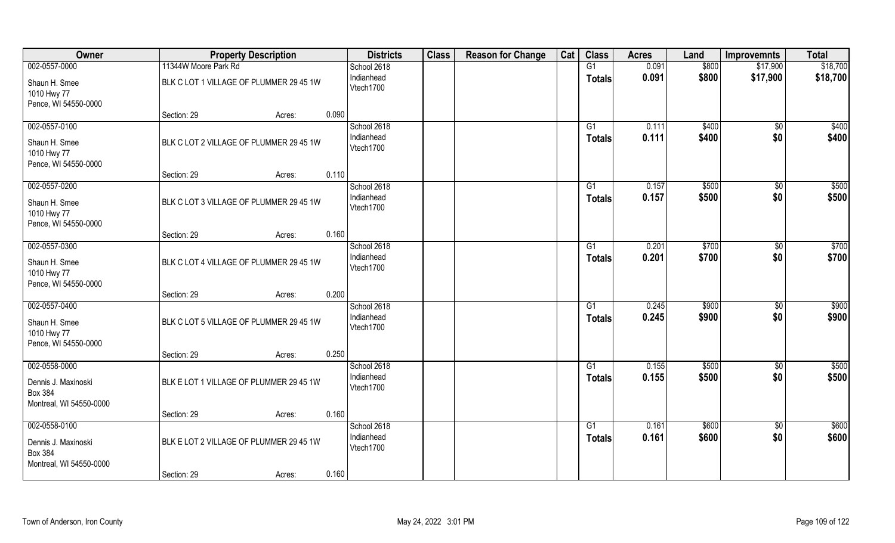| Owner | Property Description | | | Districts | Class | Reason for Change | Cat | Class | Acres | Land | Improvemnts | Total |
|---|---|---|---|---|---|---|---|---|---|---|---|---|
| 002-0557-0000 | 11344W Moore Park Rd | | | School 2618 | | | | G1 | 0.091 | $800 | $17,900 | $18,700 |
| Shaun H. Smee<br>1010 Hwy 77<br>Pence, WI 54550-0000 | BLK C LOT 1 VILLAGE OF PLUMMER 29 45 1W | | | Indianhead<br>Vtech1700 | | | | **Totals** | **0.091** | **$800** | **$17,900** | **$18,700** |
| | Section: 29 | Acres: | 0.090 | | | | | | | | | |
| 002-0557-0100 | | | | School 2618 | | | | G1 | 0.111 | $400 | $0 | $400 |
| Shaun H. Smee<br>1010 Hwy 77<br>Pence, WI 54550-0000 | BLK C LOT 2 VILLAGE OF PLUMMER 29 45 1W | | | Indianhead<br>Vtech1700 | | | | **Totals** | **0.111** | **$400** | **$0** | **$400** |
| | Section: 29 | Acres: | 0.110 | | | | | | | | | |
| 002-0557-0200 | | | | School 2618 | | | | G1 | 0.157 | $500 | $0 | $500 |
| Shaun H. Smee<br>1010 Hwy 77<br>Pence, WI 54550-0000 | BLK C LOT 3 VILLAGE OF PLUMMER 29 45 1W | | | Indianhead<br>Vtech1700 | | | | **Totals** | **0.157** | **$500** | **$0** | **$500** |
| | Section: 29 | Acres: | 0.160 | | | | | | | | | |
| 002-0557-0300 | | | | School 2618 | | | | G1 | 0.201 | $700 | $0 | $700 |
| Shaun H. Smee<br>1010 Hwy 77<br>Pence, WI 54550-0000 | BLK C LOT 4 VILLAGE OF PLUMMER 29 45 1W | | | Indianhead<br>Vtech1700 | | | | **Totals** | **0.201** | **$700** | **$0** | **$700** |
| | Section: 29 | Acres: | 0.200 | | | | | | | | | |
| 002-0557-0400 | | | | School 2618 | | | | G1 | 0.245 | $900 | $0 | $900 |
| Shaun H. Smee<br>1010 Hwy 77<br>Pence, WI 54550-0000 | BLK C LOT 5 VILLAGE OF PLUMMER 29 45 1W | | | Indianhead<br>Vtech1700 | | | | **Totals** | **0.245** | **$900** | **$0** | **$900** |
| | Section: 29 | Acres: | 0.250 | | | | | | | | | |
| 002-0558-0000 | | | | School 2618 | | | | G1 | 0.155 | $500 | $0 | $500 |
| Dennis J. Maxinoski<br>Box 384<br>Montreal, WI 54550-0000 | BLK E LOT 1 VILLAGE OF PLUMMER 29 45 1W | | | Indianhead<br>Vtech1700 | | | | **Totals** | **0.155** | **$500** | **$0** | **$500** |
| | Section: 29 | Acres: | 0.160 | | | | | | | | | |
| 002-0558-0100 | | | | School 2618 | | | | G1 | 0.161 | $600 | $0 | $600 |
| Dennis J. Maxinoski<br>Box 384<br>Montreal, WI 54550-0000 | BLK E LOT 2 VILLAGE OF PLUMMER 29 45 1W | | | Indianhead<br>Vtech1700 | | | | **Totals** | **0.161** | **$600** | **$0** | **$600** |
| | Section: 29 | Acres: | 0.160 | | | | | | | | | |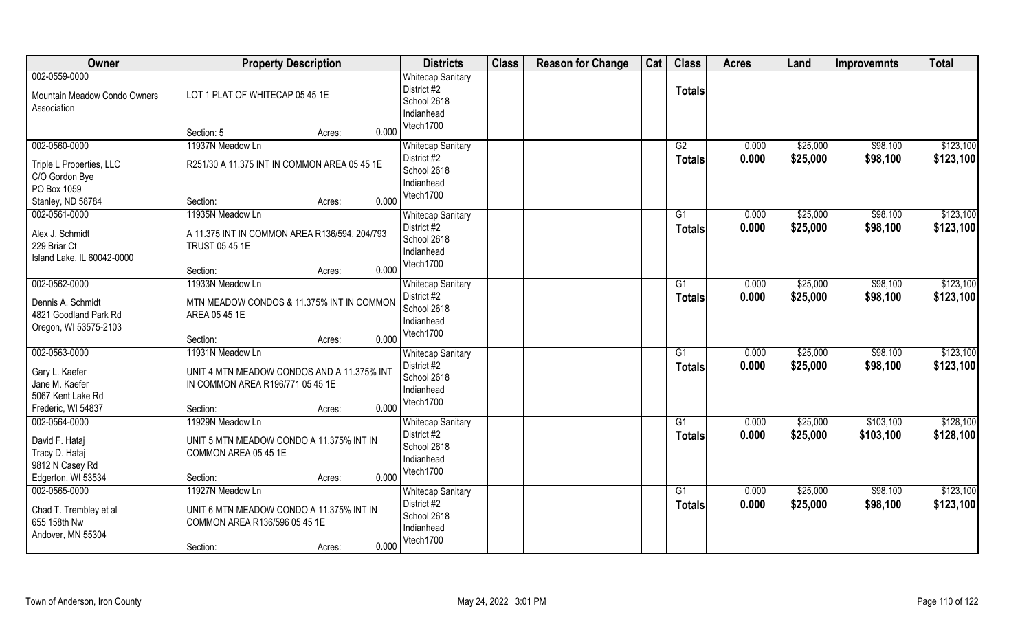| Owner | Property Description | Districts | Class | Reason for Change | Cat | Class | Acres | Land | Improvemnts | Total |
|---|---|---|---|---|---|---|---|---|---|---|
| 002-0559-0000<br>Mountain Meadow Condo Owners Association | LOT 1 PLAT OF WHITECAP 05 45 1E<br>Section: 5 Acres: 0.000 | Whitecap Sanitary District #2<br>School 2618<br>Indianhead<br>Vtech1700 | | | | Totals | | | | |
| 002-0560-0000<br>Triple L Properties, LLC<br>C/O Gordon Bye<br>PO Box 1059<br>Stanley, ND 58784 | 11937N Meadow Ln<br>R251/30 A 11.375 INT IN COMMON AREA 05 45 1E<br>Section: Acres: 0.000 | Whitecap Sanitary District #2<br>School 2618<br>Indianhead<br>Vtech1700 | | | | G2<br>Totals | 0.000<br>0.000 | $25,000<br>$25,000 | $98,100<br>$98,100 | $123,100<br>$123,100 |
| 002-0561-0000<br>Alex J. Schmidt<br>229 Briar Ct<br>Island Lake, IL 60042-0000 | 11935N Meadow Ln<br>A 11.375 INT IN COMMON AREA R136/594, 204/793 TRUST 05 45 1E<br>Section: Acres: 0.000 | Whitecap Sanitary District #2<br>School 2618<br>Indianhead<br>Vtech1700 | | | | G1<br>Totals | 0.000<br>0.000 | $25,000<br>$25,000 | $98,100<br>$98,100 | $123,100<br>$123,100 |
| 002-0562-0000<br>Dennis A. Schmidt<br>4821 Goodland Park Rd<br>Oregon, WI 53575-2103 | 11933N Meadow Ln<br>MTN MEADOW CONDOS & 11.375% INT IN COMMON AREA 05 45 1E<br>Section: Acres: 0.000 | Whitecap Sanitary District #2<br>School 2618<br>Indianhead<br>Vtech1700 | | | | G1<br>Totals | 0.000<br>0.000 | $25,000<br>$25,000 | $98,100<br>$98,100 | $123,100<br>$123,100 |
| 002-0563-0000<br>Gary L. Kaefer<br>Jane M. Kaefer<br>5067 Kent Lake Rd<br>Frederic, WI 54837 | 11931N Meadow Ln<br>UNIT 4 MTN MEADOW CONDOS AND A 11.375% INT IN COMMON AREA R196/771 05 45 1E<br>Section: Acres: 0.000 | Whitecap Sanitary District #2<br>School 2618<br>Indianhead<br>Vtech1700 | | | | G1<br>Totals | 0.000<br>0.000 | $25,000<br>$25,000 | $98,100<br>$98,100 | $123,100<br>$123,100 |
| 002-0564-0000<br>David F. Hataj<br>Tracy D. Hataj<br>9812 N Casey Rd<br>Edgerton, WI 53534 | 11929N Meadow Ln<br>UNIT 5 MTN MEADOW CONDO A 11.375% INT IN COMMON AREA 05 45 1E<br>Section: Acres: 0.000 | Whitecap Sanitary District #2<br>School 2618<br>Indianhead<br>Vtech1700 | | | | G1<br>Totals | 0.000<br>0.000 | $25,000<br>$25,000 | $103,100<br>$103,100 | $128,100<br>$128,100 |
| 002-0565-0000<br>Chad T. Trembley et al<br>655 158th Nw<br>Andover, MN 55304 | 11927N Meadow Ln<br>UNIT 6 MTN MEADOW CONDO A 11.375% INT IN COMMON AREA R136/596 05 45 1E<br>Section: Acres: 0.000 | Whitecap Sanitary District #2<br>School 2618<br>Indianhead<br>Vtech1700 | | | | G1<br>Totals | 0.000<br>0.000 | $25,000<br>$25,000 | $98,100<br>$98,100 | $123,100<br>$123,100 |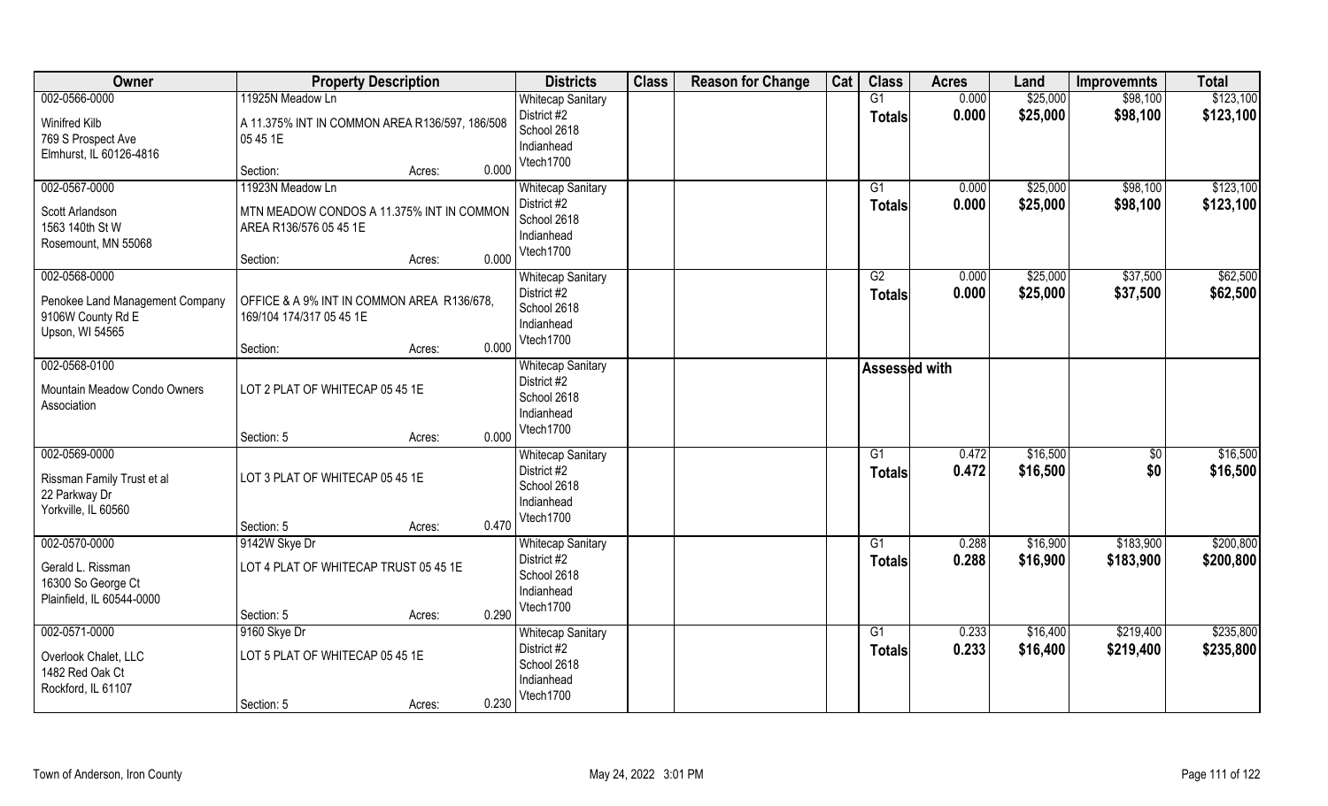| Owner | Property Description | | | Districts | Class | Reason for Change | Cat | Class | Acres | Land | Improvemnts | Total |
|---|---|---|---|---|---|---|---|---|---|---|---|---|
| 002-0566-0000<br>Winifred Kilb<br>769 S Prospect Ave<br>Elmhurst, IL 60126-4816 | 11925N Meadow Ln<br>A 11.375% INT IN COMMON AREA R136/597, 186/508 05 45 1E<br>Section: | Acres: | 0.000 | Whitecap Sanitary District #2<br>School 2618<br>Indianhead<br>Vtech1700 | | | | G1<br>**Totals** | 0.000<br>**0.000** | $25,000<br>**$25,000** | $98,100<br>**$98,100** | $123,100<br>**$123,100** |
| 002-0567-0000<br>Scott Arlandson<br>1563 140th St W<br>Rosemount, MN 55068 | 11923N Meadow Ln<br>MTN MEADOW CONDOS A 11.375% INT IN COMMON AREA R136/576 05 45 1E<br>Section: | Acres: | 0.000 | Whitecap Sanitary District #2<br>School 2618<br>Indianhead<br>Vtech1700 | | | | G1<br>**Totals** | 0.000<br>**0.000** | $25,000<br>**$25,000** | $98,100<br>**$98,100** | $123,100<br>**$123,100** |
| 002-0568-0000<br>Penokee Land Management Company<br>9106W County Rd E<br>Upson, WI 54565 | OFFICE & A 9% INT IN COMMON AREA R136/678, 169/104 174/317 05 45 1E<br>Section: | Acres: | 0.000 | Whitecap Sanitary District #2<br>School 2618<br>Indianhead<br>Vtech1700 | | | | G2<br>**Totals** | 0.000<br>**0.000** | $25,000<br>**$25,000** | $37,500<br>**$37,500** | $62,500<br>**$62,500** |
| 002-0568-0100<br>Mountain Meadow Condo Owners Association | LOT 2 PLAT OF WHITECAP 05 45 1E<br>Section: 5 | Acres: | 0.000 | Whitecap Sanitary District #2<br>School 2618<br>Indianhead<br>Vtech1700 | | | | **Assessed with** | | | | |
| 002-0569-0000<br>Rissman Family Trust et al<br>22 Parkway Dr<br>Yorkville, IL 60560 | LOT 3 PLAT OF WHITECAP 05 45 1E<br>Section: 5 | Acres: | 0.470 | Whitecap Sanitary District #2<br>School 2618<br>Indianhead<br>Vtech1700 | | | | G1<br>**Totals** | 0.472<br>**0.472** | $16,500<br>**$16,500** | $0<br>**$0** | $16,500<br>**$16,500** |
| 002-0570-0000<br>Gerald L. Rissman<br>16300 So George Ct<br>Plainfield, IL 60544-0000 | 9142W Skye Dr<br>LOT 4 PLAT OF WHITECAP TRUST 05 45 1E<br>Section: 5 | Acres: | 0.290 | Whitecap Sanitary District #2<br>School 2618<br>Indianhead<br>Vtech1700 | | | | G1<br>**Totals** | 0.288<br>**0.288** | $16,900<br>**$16,900** | $183,900<br>**$183,900** | $200,800<br>**$200,800** |
| 002-0571-0000<br>Overlook Chalet, LLC<br>1482 Red Oak Ct<br>Rockford, IL 61107 | 9160 Skye Dr<br>LOT 5 PLAT OF WHITECAP 05 45 1E<br>Section: 5 | Acres: | 0.230 | Whitecap Sanitary District #2<br>School 2618<br>Indianhead<br>Vtech1700 | | | | G1<br>**Totals** | 0.233<br>**0.233** | $16,400<br>**$16,400** | $219,400<br>**$219,400** | $235,800<br>**$235,800** |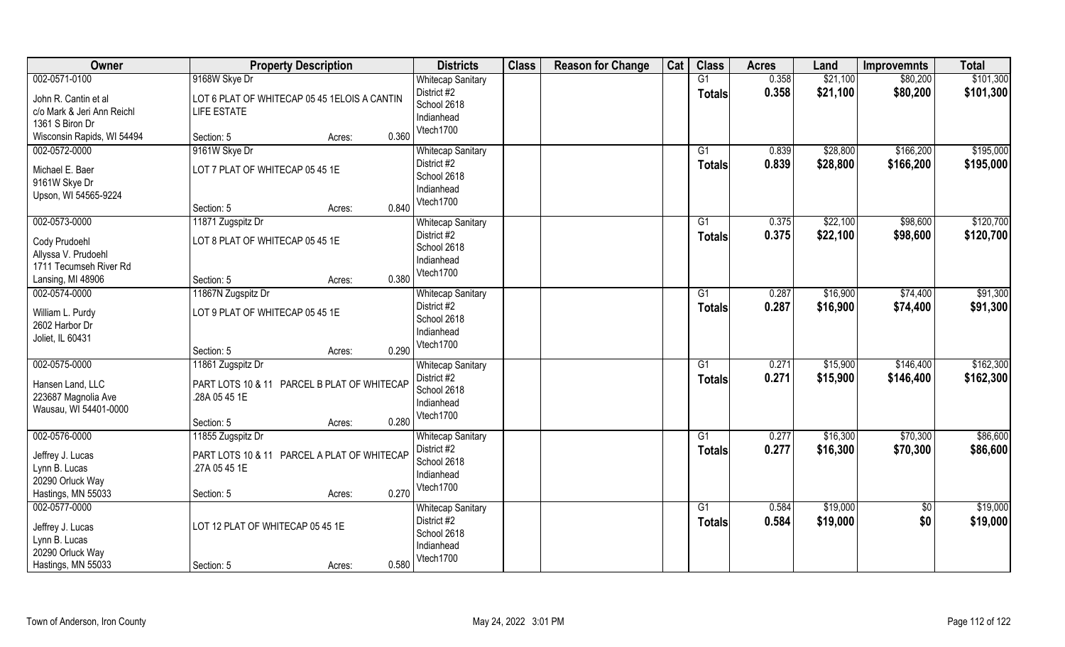| Owner | Property Description | | | Districts | Class | Reason for Change | Cat | Class | Acres | Land | Improvemnts | Total |
|---|---|---|---|---|---|---|---|---|---|---|---|---|
| 002-0571-0100<br><br>John R. Cantin et al<br>c/o Mark & Jeri Ann Reichl<br>1361 S Biron Dr<br>Wisconsin Rapids, WI 54494 | 9168W Skye Dr<br><br>LOT 6 PLAT OF WHITECAP 05 45 1ELOIS A CANTIN LIFE ESTATE<br><br>Section: 5 | Acres: | 0.360 | Whitecap Sanitary<br>District #2<br>School 2618<br>Indianhead<br>Vtech1700 | | | | G1<br>**Totals** | 0.358<br>**0.358** | $21,100<br>**$21,100** | $80,200<br>**$80,200** | $101,300<br>**$101,300** |
| 002-0572-0000<br><br>Michael E. Baer<br>9161W Skye Dr<br>Upson, WI 54565-9224 | 9161W Skye Dr<br><br>LOT 7 PLAT OF WHITECAP 05 45 1E<br><br>Section: 5 | Acres: | 0.840 | Whitecap Sanitary<br>District #2<br>School 2618<br>Indianhead<br>Vtech1700 | | | | G1<br>**Totals** | 0.839<br>**0.839** | $28,800<br>**$28,800** | $166,200<br>**$166,200** | $195,000<br>**$195,000** |
| 002-0573-0000<br><br>Cody Prudoehl<br>Allyssa V. Prudoehl<br>1711 Tecumseh River Rd<br>Lansing, MI 48906 | 11871 Zugspitz Dr<br><br>LOT 8 PLAT OF WHITECAP 05 45 1E<br><br>Section: 5 | Acres: | 0.380 | Whitecap Sanitary<br>District #2<br>School 2618<br>Indianhead<br>Vtech1700 | | | | G1<br>**Totals** | 0.375<br>**0.375** | $22,100<br>**$22,100** | $98,600<br>**$98,600** | $120,700<br>**$120,700** |
| 002-0574-0000<br><br>William L. Purdy<br>2602 Harbor Dr<br>Joliet, IL 60431 | 11867N Zugspitz Dr<br><br>LOT 9 PLAT OF WHITECAP 05 45 1E<br><br>Section: 5 | Acres: | 0.290 | Whitecap Sanitary<br>District #2<br>School 2618<br>Indianhead<br>Vtech1700 | | | | G1<br>**Totals** | 0.287<br>**0.287** | $16,900<br>**$16,900** | $74,400<br>**$74,400** | $91,300<br>**$91,300** |
| 002-0575-0000<br><br>Hansen Land, LLC<br>223687 Magnolia Ave<br>Wausau, WI 54401-0000 | 11861 Zugspitz Dr<br><br>PART LOTS 10 & 11 PARCEL B PLAT OF WHITECAP .28A 05 45 1E<br><br>Section: 5 | Acres: | 0.280 | Whitecap Sanitary<br>District #2<br>School 2618<br>Indianhead<br>Vtech1700 | | | | G1<br>**Totals** | 0.271<br>**0.271** | $15,900<br>**$15,900** | $146,400<br>**$146,400** | $162,300<br>**$162,300** |
| 002-0576-0000<br><br>Jeffrey J. Lucas<br>Lynn B. Lucas<br>20290 Orluck Way<br>Hastings, MN 55033 | 11855 Zugspitz Dr<br><br>PART LOTS 10 & 11 PARCEL A PLAT OF WHITECAP .27A 05 45 1E<br><br>Section: 5 | Acres: | 0.270 | Whitecap Sanitary<br>District #2<br>School 2618<br>Indianhead<br>Vtech1700 | | | | G1<br>**Totals** | 0.277<br>**0.277** | $16,300<br>**$16,300** | $70,300<br>**$70,300** | $86,600<br>**$86,600** |
| 002-0577-0000<br><br>Jeffrey J. Lucas<br>Lynn B. Lucas<br>20290 Orluck Way<br>Hastings, MN 55033 | <br><br>LOT 12 PLAT OF WHITECAP 05 45 1E<br><br>Section: 5 | Acres: | 0.580 | Whitecap Sanitary<br>District #2<br>School 2618<br>Indianhead<br>Vtech1700 | | | | G1<br>**Totals** | 0.584<br>**0.584** | $19,000<br>**$19,000** | $0<br>**$0** | $19,000<br>**$19,000** |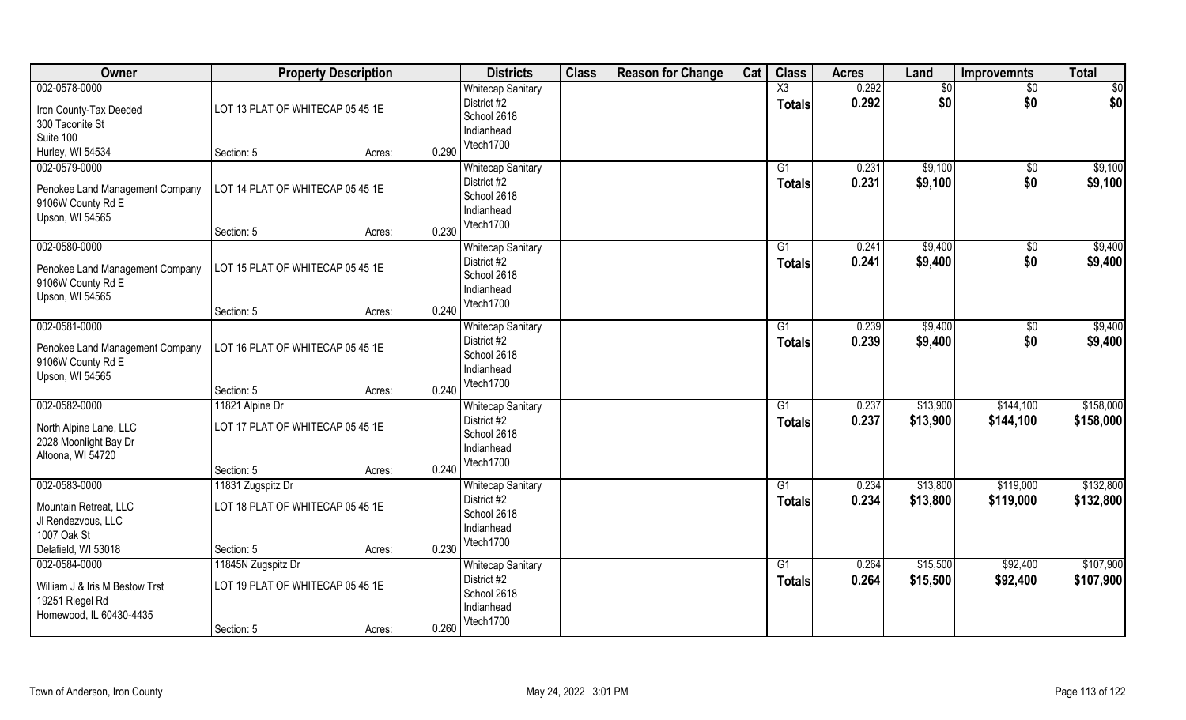| Owner | Property Description | | Districts | Class | Reason for Change | Cat | Class | Acres | Land | Improvemnts | Total |
|---|---|---|---|---|---|---|---|---|---|---|---|
| 002-0578-0000<br>Iron County-Tax Deeded<br>300 Taconite St<br>Suite 100<br>Hurley, WI 54534 | LOT 13 PLAT OF WHITECAP 05 45 1E<br>Section: 5 | Acres: 0.290 | Whitecap Sanitary<br>District #2<br>School 2618<br>Indianhead<br>Vtech1700 | | | | X3<br>**Totals** | 0.292<br>**0.292** | $0<br>**$0** | $0<br>**$0** | $0<br>**$0** |
| 002-0579-0000<br>Penokee Land Management Company<br>9106W County Rd E<br>Upson, WI 54565 | LOT 14 PLAT OF WHITECAP 05 45 1E<br>Section: 5 | Acres: 0.230 | Whitecap Sanitary<br>District #2<br>School 2618<br>Indianhead<br>Vtech1700 | | | | G1<br>**Totals** | 0.231<br>**0.231** | $9,100<br>**$9,100** | $0<br>**$0** | $9,100<br>**$9,100** |
| 002-0580-0000<br>Penokee Land Management Company<br>9106W County Rd E<br>Upson, WI 54565 | LOT 15 PLAT OF WHITECAP 05 45 1E<br>Section: 5 | Acres: 0.240 | Whitecap Sanitary<br>District #2<br>School 2618<br>Indianhead<br>Vtech1700 | | | | G1<br>**Totals** | 0.241<br>**0.241** | $9,400<br>**$9,400** | $0<br>**$0** | $9,400<br>**$9,400** |
| 002-0581-0000<br>Penokee Land Management Company<br>9106W County Rd E<br>Upson, WI 54565 | LOT 16 PLAT OF WHITECAP 05 45 1E<br>Section: 5 | Acres: 0.240 | Whitecap Sanitary<br>District #2<br>School 2618<br>Indianhead<br>Vtech1700 | | | | G1<br>**Totals** | 0.239<br>**0.239** | $9,400<br>**$9,400** | $0<br>**$0** | $9,400<br>**$9,400** |
| 002-0582-0000<br>North Alpine Lane, LLC<br>2028 Moonlight Bay Dr<br>Altoona, WI 54720 | 11821 Alpine Dr<br>LOT 17 PLAT OF WHITECAP 05 45 1E<br>Section: 5 | Acres: 0.240 | Whitecap Sanitary<br>District #2<br>School 2618<br>Indianhead<br>Vtech1700 | | | | G1<br>**Totals** | 0.237<br>**0.237** | $13,900<br>**$13,900** | $144,100<br>**$144,100** | $158,000<br>**$158,000** |
| 002-0583-0000<br>Mountain Retreat, LLC<br>Jl Rendezvous, LLC<br>1007 Oak St<br>Delafield, WI 53018 | 11831 Zugspitz Dr<br>LOT 18 PLAT OF WHITECAP 05 45 1E<br>Section: 5 | Acres: 0.230 | Whitecap Sanitary<br>District #2<br>School 2618<br>Indianhead<br>Vtech1700 | | | | G1<br>**Totals** | 0.234<br>**0.234** | $13,800<br>**$13,800** | $119,000<br>**$119,000** | $132,800<br>**$132,800** |
| 002-0584-0000<br>William J & Iris M Bestow Trst<br>19251 Riegel Rd<br>Homewood, IL 60430-4435 | 11845N Zugspitz Dr<br>LOT 19 PLAT OF WHITECAP 05 45 1E<br>Section: 5 | Acres: 0.260 | Whitecap Sanitary<br>District #2<br>School 2618<br>Indianhead<br>Vtech1700 | | | | G1<br>**Totals** | 0.264<br>**0.264** | $15,500<br>**$15,500** | $92,400<br>**$92,400** | $107,900<br>**$107,900** |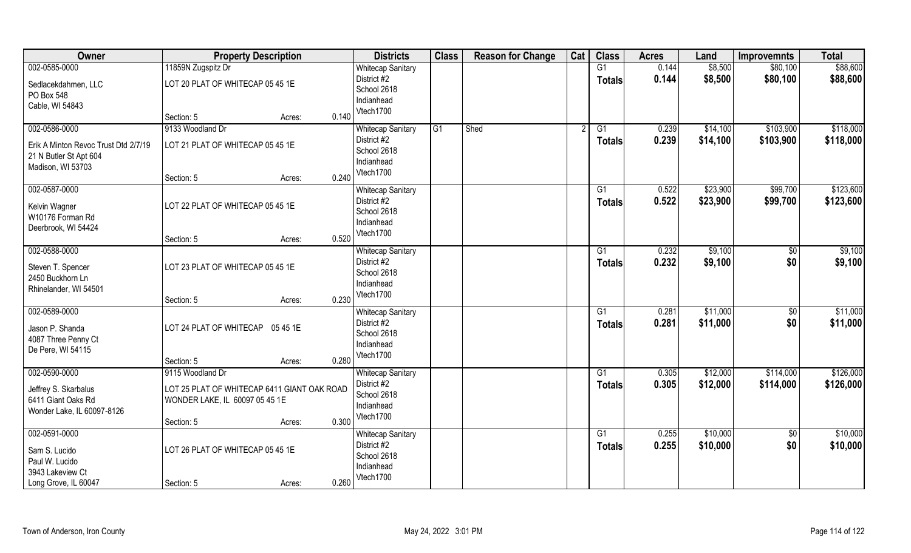| Owner | Property Description | | | Districts | Class | Reason for Change | Cat | Class | Acres | Land | Improvemnts | Total |
|---|---|---|---|---|---|---|---|---|---|---|---|---|
| 002-0585-0000 | 11859N Zugspitz Dr | | | Whitecap Sanitary | | | | G1 | 0.144 | $8,500 | $80,100 | $88,600 |
| Sedlacekdahmen, LLC | LOT 20 PLAT OF WHITECAP 05 45 1E | | | District #2 | | | | **Totals** | **0.144** | **$8,500** | **$80,100** | **$88,600** |
| PO Box 548 | | | | School 2618 | | | | | | | | |
| Cable, WI 54843 | | | | Indianhead | | | | | | | | |
| | Section: 5 | Acres: | 0.140 | Vtech1700 | | | | | | | | |
| 002-0586-0000 | 9133 Woodland Dr | | | Whitecap Sanitary | G1 | Shed | 2 | G1 | 0.239 | $14,100 | $103,900 | $118,000 |
| Erik A Minton Revoc Trust Dtd 2/7/19 | LOT 21 PLAT OF WHITECAP 05 45 1E | | | District #2 | | | | **Totals** | **0.239** | **$14,100** | **$103,900** | **$118,000** |
| 21 N Butler St Apt 604 | | | | School 2618 | | | | | | | | |
| Madison, WI 53703 | | | | Indianhead | | | | | | | | |
| | Section: 5 | Acres: | 0.240 | Vtech1700 | | | | | | | | |
| 002-0587-0000 | | | | Whitecap Sanitary | | | | G1 | 0.522 | $23,900 | $99,700 | $123,600 |
| Kelvin Wagner | LOT 22 PLAT OF WHITECAP 05 45 1E | | | District #2 | | | | **Totals** | **0.522** | **$23,900** | **$99,700** | **$123,600** |
| W10176 Forman Rd | | | | School 2618 | | | | | | | | |
| Deerbrook, WI 54424 | | | | Indianhead | | | | | | | | |
| | Section: 5 | Acres: | 0.520 | Vtech1700 | | | | | | | | |
| 002-0588-0000 | | | | Whitecap Sanitary | | | | G1 | 0.232 | $9,100 | $0 | $9,100 |
| Steven T. Spencer | LOT 23 PLAT OF WHITECAP 05 45 1E | | | District #2 | | | | **Totals** | **0.232** | **$9,100** | **$0** | **$9,100** |
| 2450 Buckhorn Ln | | | | School 2618 | | | | | | | | |
| Rhinelander, WI 54501 | | | | Indianhead | | | | | | | | |
| | Section: 5 | Acres: | 0.230 | Vtech1700 | | | | | | | | |
| 002-0589-0000 | | | | Whitecap Sanitary | | | | G1 | 0.281 | $11,000 | $0 | $11,000 |
| Jason P. Shanda | LOT 24 PLAT OF WHITECAP 05 45 1E | | | District #2 | | | | **Totals** | **0.281** | **$11,000** | **$0** | **$11,000** |
| 4087 Three Penny Ct | | | | School 2618 | | | | | | | | |
| De Pere, WI 54115 | | | | Indianhead | | | | | | | | |
| | Section: 5 | Acres: | 0.280 | Vtech1700 | | | | | | | | |
| 002-0590-0000 | 9115 Woodland Dr | | | Whitecap Sanitary | | | | G1 | 0.305 | $12,000 | $114,000 | $126,000 |
| Jeffrey S. Skarbalus | LOT 25 PLAT OF WHITECAP 6411 GIANT OAK ROAD | | | District #2 | | | | **Totals** | **0.305** | **$12,000** | **$114,000** | **$126,000** |
| 6411 Giant Oaks Rd | WONDER LAKE, IL 60097 05 45 1E | | | School 2618 | | | | | | | | |
| Wonder Lake, IL 60097-8126 | | | | Indianhead | | | | | | | | |
| | Section: 5 | Acres: | 0.300 | Vtech1700 | | | | | | | | |
| 002-0591-0000 | | | | Whitecap Sanitary | | | | G1 | 0.255 | $10,000 | $0 | $10,000 |
| Sam S. Lucido | LOT 26 PLAT OF WHITECAP 05 45 1E | | | District #2 | | | | **Totals** | **0.255** | **$10,000** | **$0** | **$10,000** |
| Paul W. Lucido | | | | School 2618 | | | | | | | | |
| 3943 Lakeview Ct | | | | Indianhead | | | | | | | | |
| Long Grove, IL 60047 | Section: 5 | Acres: | 0.260 | Vtech1700 | | | | | | | | |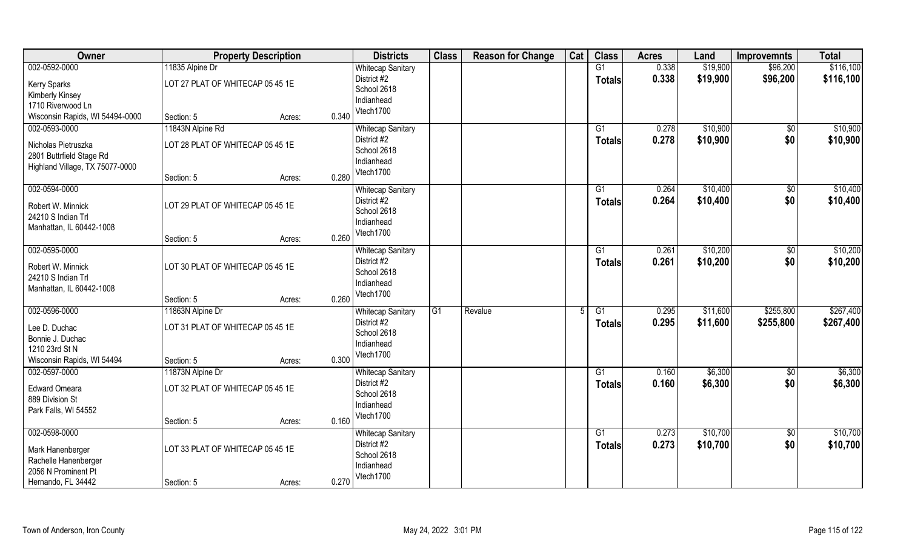| Owner | Property Description | | | Districts | Class | Reason for Change | Cat | Class | Acres | Land | Improvemnts | Total |
|---|---|---|---|---|---|---|---|---|---|---|---|---|
| 002-0592-0000 | 11835 Alpine Dr | | | Whitecap Sanitary | | | | G1 | 0.338 | $19,900 | $96,200 | $116,100 |
| Kerry Sparks<br>Kimberly Kinsey<br>1710 Riverwood Ln<br>Wisconsin Rapids, WI 54494-0000 | LOT 27 PLAT OF WHITECAP 05 45 1E | | | District #2<br>School 2618<br>Indianhead<br>Vtech1700 | | | | Totals | 0.338 | $19,900 | $96,200 | $116,100 |
| | Section: 5 | Acres: | 0.340 | | | | | | | | | |
| 002-0593-0000 | 11843N Alpine Rd | | | Whitecap Sanitary | | | | G1 | 0.278 | $10,900 | $0 | $10,900 |
| Nicholas Pietruszka<br>2801 Buttrfield Stage Rd<br>Highland Village, TX 75077-0000 | LOT 28 PLAT OF WHITECAP 05 45 1E | | | District #2<br>School 2618<br>Indianhead<br>Vtech1700 | | | | Totals | 0.278 | $10,900 | $0 | $10,900 |
| | Section: 5 | Acres: | 0.280 | | | | | | | | | |
| 002-0594-0000 | | | | Whitecap Sanitary | | | | G1 | 0.264 | $10,400 | $0 | $10,400 |
| Robert W. Minnick<br>24210 S Indian Trl<br>Manhattan, IL 60442-1008 | LOT 29 PLAT OF WHITECAP 05 45 1E | | | District #2<br>School 2618<br>Indianhead<br>Vtech1700 | | | | Totals | 0.264 | $10,400 | $0 | $10,400 |
| | Section: 5 | Acres: | 0.260 | | | | | | | | | |
| 002-0595-0000 | | | | Whitecap Sanitary | | | | G1 | 0.261 | $10,200 | $0 | $10,200 |
| Robert W. Minnick<br>24210 S Indian Trl<br>Manhattan, IL 60442-1008 | LOT 30 PLAT OF WHITECAP 05 45 1E | | | District #2<br>School 2618<br>Indianhead<br>Vtech1700 | | | | Totals | 0.261 | $10,200 | $0 | $10,200 |
| | Section: 5 | Acres: | 0.260 | | | | | | | | | |
| 002-0596-0000 | 11863N Alpine Dr | | | Whitecap Sanitary | G1 | Revalue | 5 | G1 | 0.295 | $11,600 | $255,800 | $267,400 |
| Lee D. Duchac<br>Bonnie J. Duchac<br>1210 23rd St N<br>Wisconsin Rapids, WI 54494 | LOT 31 PLAT OF WHITECAP 05 45 1E | | | District #2<br>School 2618<br>Indianhead<br>Vtech1700 | | | | Totals | 0.295 | $11,600 | $255,800 | $267,400 |
| | Section: 5 | Acres: | 0.300 | | | | | | | | | |
| 002-0597-0000 | 11873N Alpine Dr | | | Whitecap Sanitary | | | | G1 | 0.160 | $6,300 | $0 | $6,300 |
| Edward Omeara<br>889 Division St<br>Park Falls, WI 54552 | LOT 32 PLAT OF WHITECAP 05 45 1E | | | District #2<br>School 2618<br>Indianhead<br>Vtech1700 | | | | Totals | 0.160 | $6,300 | $0 | $6,300 |
| | Section: 5 | Acres: | 0.160 | | | | | | | | | |
| 002-0598-0000 | | | | Whitecap Sanitary | | | | G1 | 0.273 | $10,700 | $0 | $10,700 |
| Mark Hanenberger<br>Rachelle Hanenberger<br>2056 N Prominent Pt<br>Hernando, FL 34442 | LOT 33 PLAT OF WHITECAP 05 45 1E | | | District #2<br>School 2618<br>Indianhead<br>Vtech1700 | | | | Totals | 0.273 | $10,700 | $0 | $10,700 |
| | Section: 5 | Acres: | 0.270 | | | | | | | | | |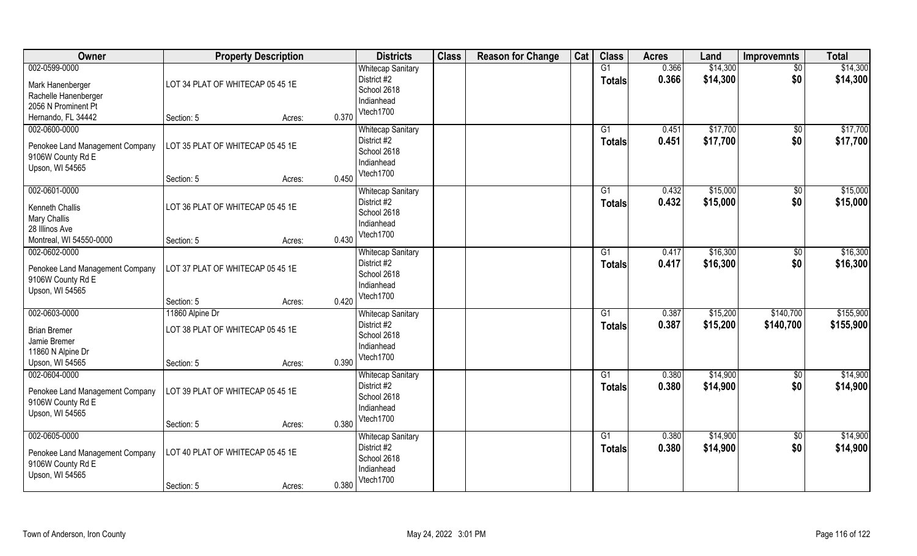| Owner | Property Description | Districts | Class | Reason for Change | Cat | Class | Acres | Land | Improvemnts | Total |
|---|---|---|---|---|---|---|---|---|---|---|
| 002-0599-0000<br>Mark Hanenberger<br>Rachelle Hanenberger<br>2056 N Prominent Pt<br>Hernando, FL 34442 | LOT 34 PLAT OF WHITECAP 05 45 1E<br>Section: 5 Acres: 0.370 | Whitecap Sanitary<br>District #2<br>School 2618<br>Indianhead<br>Vtech1700 | | | | G1<br>**Totals** | 0.366<br>**0.366** | $14,300<br>**$14,300** | $0<br>**$0** | $14,300<br>**$14,300** |
| 002-0600-0000<br>Penokee Land Management Company<br>9106W County Rd E<br>Upson, WI 54565 | LOT 35 PLAT OF WHITECAP 05 45 1E<br>Section: 5 Acres: 0.450 | Whitecap Sanitary<br>District #2<br>School 2618<br>Indianhead<br>Vtech1700 | | | | G1<br>**Totals** | 0.451<br>**0.451** | $17,700<br>**$17,700** | $0<br>**$0** | $17,700<br>**$17,700** |
| 002-0601-0000<br>Kenneth Challis<br>Mary Challis<br>28 Illinos Ave<br>Montreal, WI 54550-0000 | LOT 36 PLAT OF WHITECAP 05 45 1E<br>Section: 5 Acres: 0.430 | Whitecap Sanitary<br>District #2<br>School 2618<br>Indianhead<br>Vtech1700 | | | | G1<br>**Totals** | 0.432<br>**0.432** | $15,000<br>**$15,000** | $0<br>**$0** | $15,000<br>**$15,000** |
| 002-0602-0000<br>Penokee Land Management Company<br>9106W County Rd E<br>Upson, WI 54565 | LOT 37 PLAT OF WHITECAP 05 45 1E<br>Section: 5 Acres: 0.420 | Whitecap Sanitary<br>District #2<br>School 2618<br>Indianhead<br>Vtech1700 | | | | G1<br>**Totals** | 0.417<br>**0.417** | $16,300<br>**$16,300** | $0<br>**$0** | $16,300<br>**$16,300** |
| 002-0603-0000<br>Brian Bremer<br>Jamie Bremer<br>11860 N Alpine Dr<br>Upson, WI 54565 | 11860 Alpine Dr<br>LOT 38 PLAT OF WHITECAP 05 45 1E<br>Section: 5 Acres: 0.390 | Whitecap Sanitary<br>District #2<br>School 2618<br>Indianhead<br>Vtech1700 | | | | G1<br>**Totals** | 0.387<br>**0.387** | $15,200<br>**$15,200** | $140,700<br>**$140,700** | $155,900<br>**$155,900** |
| 002-0604-0000<br>Penokee Land Management Company<br>9106W County Rd E<br>Upson, WI 54565 | LOT 39 PLAT OF WHITECAP 05 45 1E<br>Section: 5 Acres: 0.380 | Whitecap Sanitary<br>District #2<br>School 2618<br>Indianhead<br>Vtech1700 | | | | G1<br>**Totals** | 0.380<br>**0.380** | $14,900<br>**$14,900** | $0<br>**$0** | $14,900<br>**$14,900** |
| 002-0605-0000<br>Penokee Land Management Company<br>9106W County Rd E<br>Upson, WI 54565 | LOT 40 PLAT OF WHITECAP 05 45 1E<br>Section: 5 Acres: 0.380 | Whitecap Sanitary<br>District #2<br>School 2618<br>Indianhead<br>Vtech1700 | | | | G1<br>**Totals** | 0.380<br>**0.380** | $14,900<br>**$14,900** | $0<br>**$0** | $14,900<br>**$14,900** |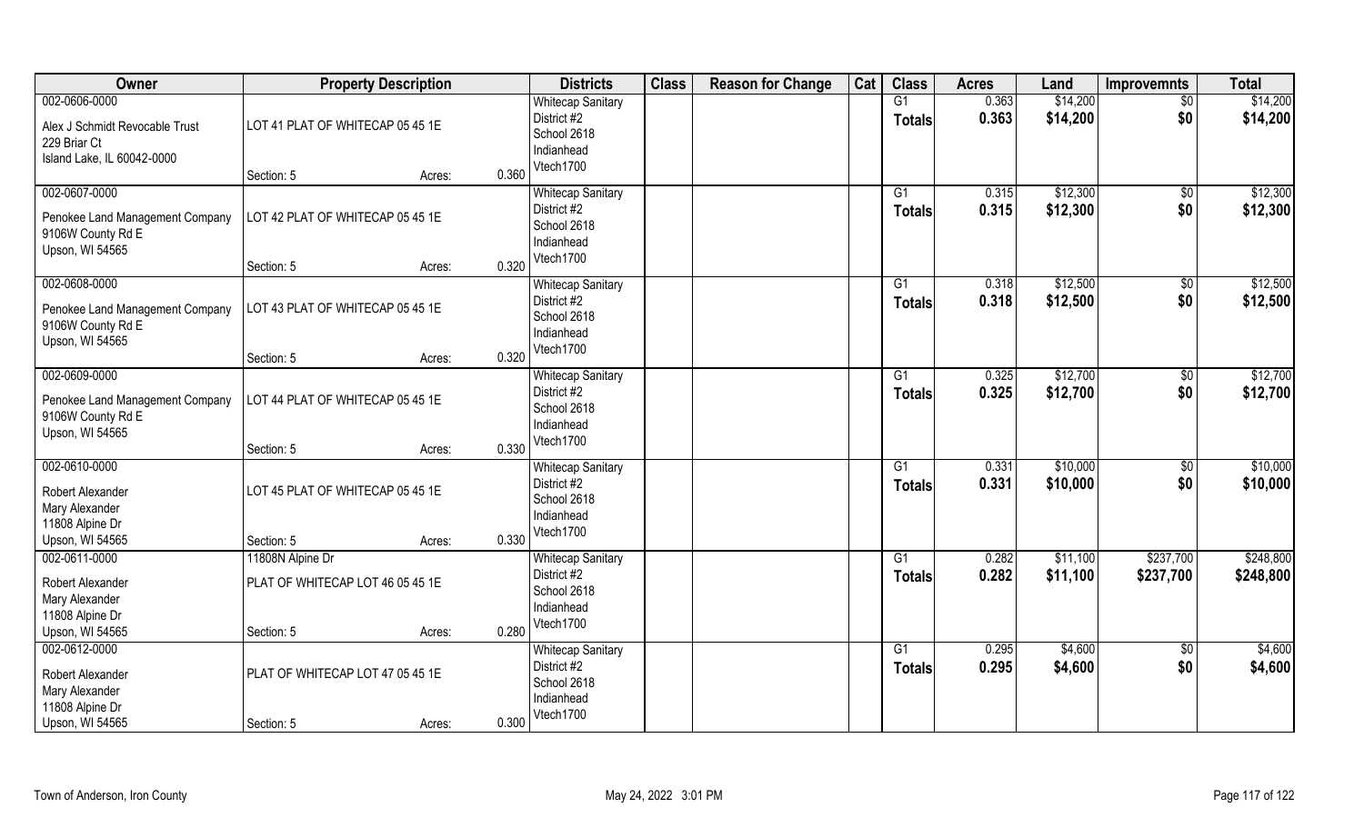| Owner | Property Description | | | Districts | Class | Reason for Change | Cat | Class | Acres | Land | Improvemnts | Total |
|---|---|---|---|---|---|---|---|---|---|---|---|---|
| 002-0606-0000<br>Alex J Schmidt Revocable Trust<br>229 Briar Ct<br>Island Lake, IL 60042-0000 | LOT 41 PLAT OF WHITECAP 05 45 1E<br>Section: 5 | Acres: | 0.360 | Whitecap Sanitary<br>District #2<br>School 2618<br>Indianhead<br>Vtech1700 | | | | G1<br>**Totals** | 0.363<br>**0.363** | $14,200<br>**$14,200** | $0<br>**$0** | $14,200<br>**$14,200** |
| 002-0607-0000<br>Penokee Land Management Company<br>9106W County Rd E<br>Upson, WI 54565 | LOT 42 PLAT OF WHITECAP 05 45 1E<br>Section: 5 | Acres: | 0.320 | Whitecap Sanitary<br>District #2<br>School 2618<br>Indianhead<br>Vtech1700 | | | | G1<br>**Totals** | 0.315<br>**0.315** | $12,300<br>**$12,300** | $0<br>**$0** | $12,300<br>**$12,300** |
| 002-0608-0000<br>Penokee Land Management Company<br>9106W County Rd E<br>Upson, WI 54565 | LOT 43 PLAT OF WHITECAP 05 45 1E<br>Section: 5 | Acres: | 0.320 | Whitecap Sanitary<br>District #2<br>School 2618<br>Indianhead<br>Vtech1700 | | | | G1<br>**Totals** | 0.318<br>**0.318** | $12,500<br>**$12,500** | $0<br>**$0** | $12,500<br>**$12,500** |
| 002-0609-0000<br>Penokee Land Management Company<br>9106W County Rd E<br>Upson, WI 54565 | LOT 44 PLAT OF WHITECAP 05 45 1E<br>Section: 5 | Acres: | 0.330 | Whitecap Sanitary<br>District #2<br>School 2618<br>Indianhead<br>Vtech1700 | | | | G1<br>**Totals** | 0.325<br>**0.325** | $12,700<br>**$12,700** | $0<br>**$0** | $12,700<br>**$12,700** |
| 002-0610-0000<br>Robert Alexander<br>Mary Alexander<br>11808 Alpine Dr<br>Upson, WI 54565 | LOT 45 PLAT OF WHITECAP 05 45 1E<br>Section: 5 | Acres: | 0.330 | Whitecap Sanitary<br>District #2<br>School 2618<br>Indianhead<br>Vtech1700 | | | | G1<br>**Totals** | 0.331<br>**0.331** | $10,000<br>**$10,000** | $0<br>**$0** | $10,000<br>**$10,000** |
| 002-0611-0000<br>Robert Alexander<br>Mary Alexander<br>11808 Alpine Dr<br>Upson, WI 54565 | 11808N Alpine Dr<br>PLAT OF WHITECAP LOT 46 05 45 1E<br>Section: 5 | Acres: | 0.280 | Whitecap Sanitary<br>District #2<br>School 2618<br>Indianhead<br>Vtech1700 | | | | G1<br>**Totals** | 0.282<br>**0.282** | $11,100<br>**$11,100** | $237,700<br>**$237,700** | $248,800<br>**$248,800** |
| 002-0612-0000<br>Robert Alexander<br>Mary Alexander<br>11808 Alpine Dr<br>Upson, WI 54565 | PLAT OF WHITECAP LOT 47 05 45 1E<br>Section: 5 | Acres: | 0.300 | Whitecap Sanitary<br>District #2<br>School 2618<br>Indianhead<br>Vtech1700 | | | | G1<br>**Totals** | 0.295<br>**0.295** | $4,600<br>**$4,600** | $0<br>**$0** | $4,600<br>**$4,600** |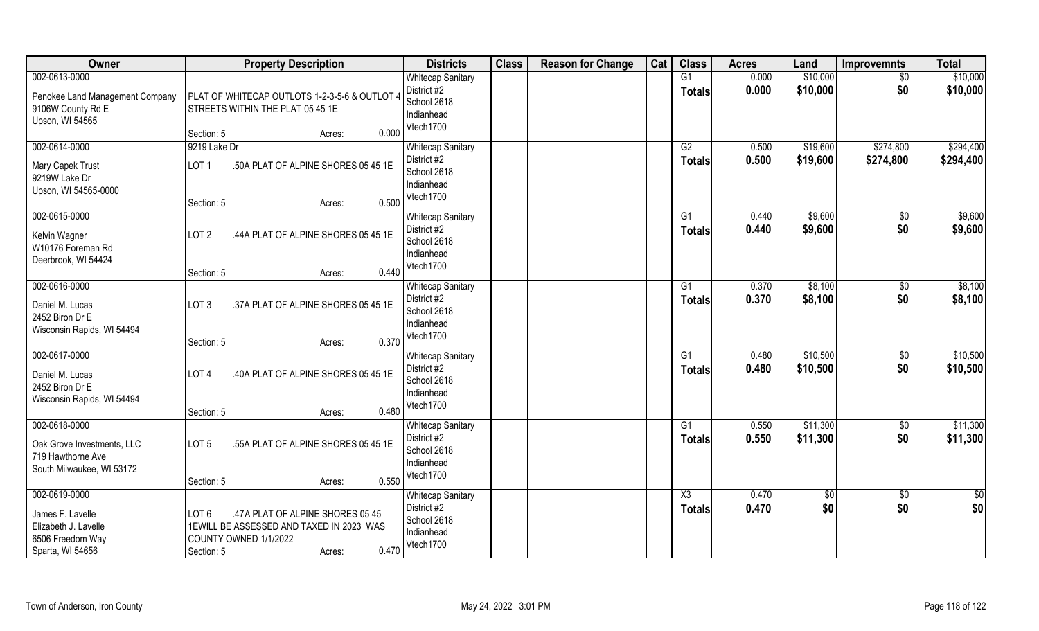| Owner | Property Description | Districts | Class | Reason for Change | Cat | Class | Acres | Land | Improvemnts | Total |
|---|---|---|---|---|---|---|---|---|---|---|
| 002-0613-0000<br>Penokee Land Management Company<br>9106W County Rd E<br>Upson, WI 54565 | PLAT OF WHITECAP OUTLOTS 1-2-3-5-6 & OUTLOT 4 STREETS WITHIN THE PLAT 05 45 1E<br>Section: 5 Acres: 0.000 | Whitecap Sanitary District #2<br>School 2618<br>Indianhead<br>Vtech1700 | | | | G1<br>**Totals** | 0.000<br>**0.000** | $10,000<br>**$10,000** | $0<br>**$0** | $10,000<br>**$10,000** |
| 002-0614-0000<br>Mary Capek Trust<br>9219W Lake Dr<br>Upson, WI 54565-0000 | 9219 Lake Dr<br>LOT 1 .50A PLAT OF ALPINE SHORES 05 45 1E<br>Section: 5 Acres: 0.500 | Whitecap Sanitary District #2<br>School 2618<br>Indianhead<br>Vtech1700 | | | | G2<br>**Totals** | 0.500<br>**0.500** | $19,600<br>**$19,600** | $274,800<br>**$274,800** | $294,400<br>**$294,400** |
| 002-0615-0000<br>Kelvin Wagner<br>W10176 Foreman Rd<br>Deerbrook, WI 54424 | LOT 2 .44A PLAT OF ALPINE SHORES 05 45 1E<br>Section: 5 Acres: 0.440 | Whitecap Sanitary District #2<br>School 2618<br>Indianhead<br>Vtech1700 | | | | G1<br>**Totals** | 0.440<br>**0.440** | $9,600<br>**$9,600** | $0<br>**$0** | $9,600<br>**$9,600** |
| 002-0616-0000<br>Daniel M. Lucas<br>2452 Biron Dr E<br>Wisconsin Rapids, WI 54494 | LOT 3 .37A PLAT OF ALPINE SHORES 05 45 1E<br>Section: 5 Acres: 0.370 | Whitecap Sanitary District #2<br>School 2618<br>Indianhead<br>Vtech1700 | | | | G1<br>**Totals** | 0.370<br>**0.370** | $8,100<br>**$8,100** | $0<br>**$0** | $8,100<br>**$8,100** |
| 002-0617-0000<br>Daniel M. Lucas<br>2452 Biron Dr E<br>Wisconsin Rapids, WI 54494 | LOT 4 .40A PLAT OF ALPINE SHORES 05 45 1E<br>Section: 5 Acres: 0.480 | Whitecap Sanitary District #2<br>School 2618<br>Indianhead<br>Vtech1700 | | | | G1<br>**Totals** | 0.480<br>**0.480** | $10,500<br>**$10,500** | $0<br>**$0** | $10,500<br>**$10,500** |
| 002-0618-0000<br>Oak Grove Investments, LLC<br>719 Hawthorne Ave<br>South Milwaukee, WI 53172 | LOT 5 .55A PLAT OF ALPINE SHORES 05 45 1E<br>Section: 5 Acres: 0.550 | Whitecap Sanitary District #2<br>School 2618<br>Indianhead<br>Vtech1700 | | | | G1<br>**Totals** | 0.550<br>**0.550** | $11,300<br>**$11,300** | $0<br>**$0** | $11,300<br>**$11,300** |
| 002-0619-0000<br>James F. Lavelle<br>Elizabeth J. Lavelle<br>6506 Freedom Way<br>Sparta, WI 54656 | LOT 6 .47A PLAT OF ALPINE SHORES 05 45 1EWILL BE ASSESSED AND TAXED IN 2023 WAS COUNTY OWNED 1/1/2022<br>Section: 5 Acres: 0.470 | Whitecap Sanitary District #2<br>School 2618<br>Indianhead<br>Vtech1700 | | | | X3<br>**Totals** | 0.470<br>**0.470** | $0<br>**$0** | $0<br>**$0** | $0<br>**$0** |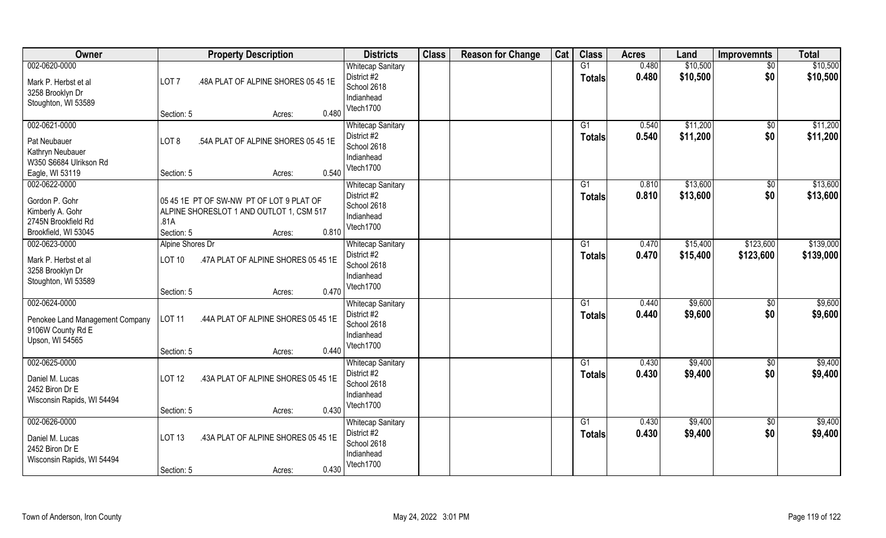| Owner | Property Description | Districts | Class | Reason for Change | Cat | Class | Acres | Land | Improvemnts | Total |
|---|---|---|---|---|---|---|---|---|---|---|
| 002-0620-0000<br>Mark P. Herbst et al<br>3258 Brooklyn Dr<br>Stoughton, WI 53589 | LOT 7 .48A PLAT OF ALPINE SHORES 05 45 1E<br>Section: 5 Acres: 0.480 | Whitecap Sanitary District #2<br>School 2618<br>Indianhead<br>Vtech1700 | | | | G1<br>**Totals** | 0.480<br>**0.480** | $10,500<br>**$10,500** | $0<br>**$0** | $10,500<br>**$10,500** |
| 002-0621-0000<br>Pat Neubauer<br>Kathryn Neubauer<br>W350 S6684 Ulrikson Rd<br>Eagle, WI 53119 | LOT 8 .54A PLAT OF ALPINE SHORES 05 45 1E<br>Section: 5 Acres: 0.540 | Whitecap Sanitary District #2<br>School 2618<br>Indianhead<br>Vtech1700 | | | | G1<br>**Totals** | 0.540<br>**0.540** | $11,200<br>**$11,200** | $0<br>**$0** | $11,200<br>**$11,200** |
| 002-0622-0000<br>Gordon P. Gohr<br>Kimberly A. Gohr<br>2745N Brookfield Rd<br>Brookfield, WI 53045 | 05 45 1E PT OF SW-NW PT OF LOT 9 PLAT OF ALPINE SHORESLOT 1 AND OUTLOT 1, CSM 517 .81A<br>Section: 5 Acres: 0.810 | Whitecap Sanitary District #2<br>School 2618<br>Indianhead<br>Vtech1700 | | | | G1<br>**Totals** | 0.810<br>**0.810** | $13,600<br>**$13,600** | $0<br>**$0** | $13,600<br>**$13,600** |
| 002-0623-0000<br>Mark P. Herbst et al<br>3258 Brooklyn Dr<br>Stoughton, WI 53589 | Alpine Shores Dr<br>LOT 10 .47A PLAT OF ALPINE SHORES 05 45 1E<br>Section: 5 Acres: 0.470 | Whitecap Sanitary District #2<br>School 2618<br>Indianhead<br>Vtech1700 | | | | G1<br>**Totals** | 0.470<br>**0.470** | $15,400<br>**$15,400** | $123,600<br>**$123,600** | $139,000<br>**$139,000** |
| 002-0624-0000<br>Penokee Land Management Company<br>9106W County Rd E<br>Upson, WI 54565 | LOT 11 .44A PLAT OF ALPINE SHORES 05 45 1E<br>Section: 5 Acres: 0.440 | Whitecap Sanitary District #2<br>School 2618<br>Indianhead<br>Vtech1700 | | | | G1<br>**Totals** | 0.440<br>**0.440** | $9,600<br>**$9,600** | $0<br>**$0** | $9,600<br>**$9,600** |
| 002-0625-0000<br>Daniel M. Lucas<br>2452 Biron Dr E<br>Wisconsin Rapids, WI 54494 | LOT 12 .43A PLAT OF ALPINE SHORES 05 45 1E<br>Section: 5 Acres: 0.430 | Whitecap Sanitary District #2<br>School 2618<br>Indianhead<br>Vtech1700 | | | | G1<br>**Totals** | 0.430<br>**0.430** | $9,400<br>**$9,400** | $0<br>**$0** | $9,400<br>**$9,400** |
| 002-0626-0000<br>Daniel M. Lucas<br>2452 Biron Dr E<br>Wisconsin Rapids, WI 54494 | LOT 13 .43A PLAT OF ALPINE SHORES 05 45 1E<br>Section: 5 Acres: 0.430 | Whitecap Sanitary District #2<br>School 2618<br>Indianhead<br>Vtech1700 | | | | G1<br>**Totals** | 0.430<br>**0.430** | $9,400<br>**$9,400** | $0<br>**$0** | $9,400<br>**$9,400** |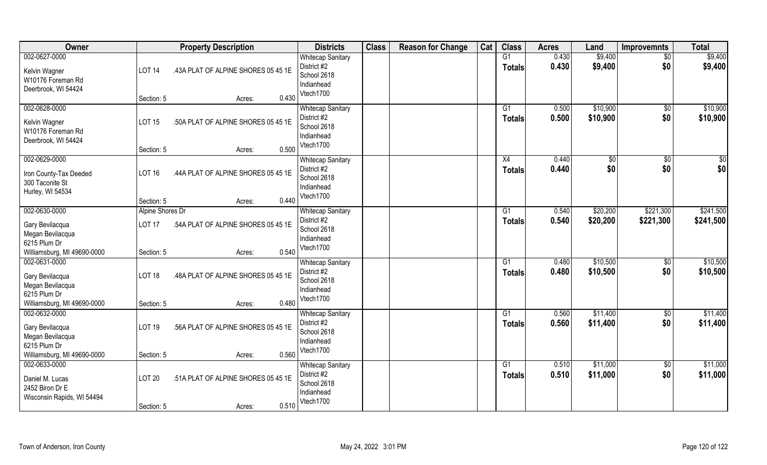| Owner | Property Description | | | Districts | Class | Reason for Change | Cat | Class | Acres | Land | Improvemnts | Total |
|---|---|---|---|---|---|---|---|---|---|---|---|---|
| 002-0627-0000<br>Kelvin Wagner<br>W10176 Foreman Rd<br>Deerbrook, WI 54424 | LOT 14<br>Section: 5 | .43A PLAT OF ALPINE SHORES 05 45 1E<br>Acres: | 0.430 | Whitecap Sanitary District #2<br>School 2618<br>Indianhead<br>Vtech1700 | | | | G1<br>Totals | 0.430<br>0.430 | $9,400<br>$9,400 | $0<br>$0 | $9,400<br>$9,400 |
| 002-0628-0000<br>Kelvin Wagner<br>W10176 Foreman Rd<br>Deerbrook, WI 54424 | LOT 15<br>Section: 5 | .50A PLAT OF ALPINE SHORES 05 45 1E<br>Acres: | 0.500 | Whitecap Sanitary District #2<br>School 2618<br>Indianhead<br>Vtech1700 | | | | G1<br>Totals | 0.500<br>0.500 | $10,900<br>$10,900 | $0<br>$0 | $10,900<br>$10,900 |
| 002-0629-0000<br>Iron County-Tax Deeded<br>300 Taconite St<br>Hurley, WI 54534 | LOT 16<br>Section: 5 | .44A PLAT OF ALPINE SHORES 05 45 1E<br>Acres: | 0.440 | Whitecap Sanitary District #2<br>School 2618<br>Indianhead<br>Vtech1700 | | | | X4<br>Totals | 0.440<br>0.440 | $0<br>$0 | $0<br>$0 | $0<br>$0 |
| 002-0630-0000<br>Gary Bevilacqua<br>Megan Bevilacqua<br>6215 Plum Dr<br>Williamsburg, MI 49690-0000 | Alpine Shores Dr<br>LOT 17<br>Section: 5 | .54A PLAT OF ALPINE SHORES 05 45 1E<br>Acres: | 0.540 | Whitecap Sanitary District #2<br>School 2618<br>Indianhead<br>Vtech1700 | | | | G1<br>Totals | 0.540<br>0.540 | $20,200<br>$20,200 | $221,300<br>$221,300 | $241,500<br>$241,500 |
| 002-0631-0000<br>Gary Bevilacqua<br>Megan Bevilacqua<br>6215 Plum Dr<br>Williamsburg, MI 49690-0000 | LOT 18<br>Section: 5 | .48A PLAT OF ALPINE SHORES 05 45 1E<br>Acres: | 0.480 | Whitecap Sanitary District #2<br>School 2618<br>Indianhead<br>Vtech1700 | | | | G1<br>Totals | 0.480<br>0.480 | $10,500<br>$10,500 | $0<br>$0 | $10,500<br>$10,500 |
| 002-0632-0000<br>Gary Bevilacqua<br>Megan Bevilacqua<br>6215 Plum Dr<br>Williamsburg, MI 49690-0000 | LOT 19<br>Section: 5 | .56A PLAT OF ALPINE SHORES 05 45 1E<br>Acres: | 0.560 | Whitecap Sanitary District #2<br>School 2618<br>Indianhead<br>Vtech1700 | | | | G1<br>Totals | 0.560<br>0.560 | $11,400<br>$11,400 | $0<br>$0 | $11,400<br>$11,400 |
| 002-0633-0000<br>Daniel M. Lucas<br>2452 Biron Dr E<br>Wisconsin Rapids, WI 54494 | LOT 20<br>Section: 5 | .51A PLAT OF ALPINE SHORES 05 45 1E<br>Acres: | 0.510 | Whitecap Sanitary District #2<br>School 2618<br>Indianhead<br>Vtech1700 | | | | G1<br>Totals | 0.510<br>0.510 | $11,000<br>$11,000 | $0<br>$0 | $11,000<br>$11,000 |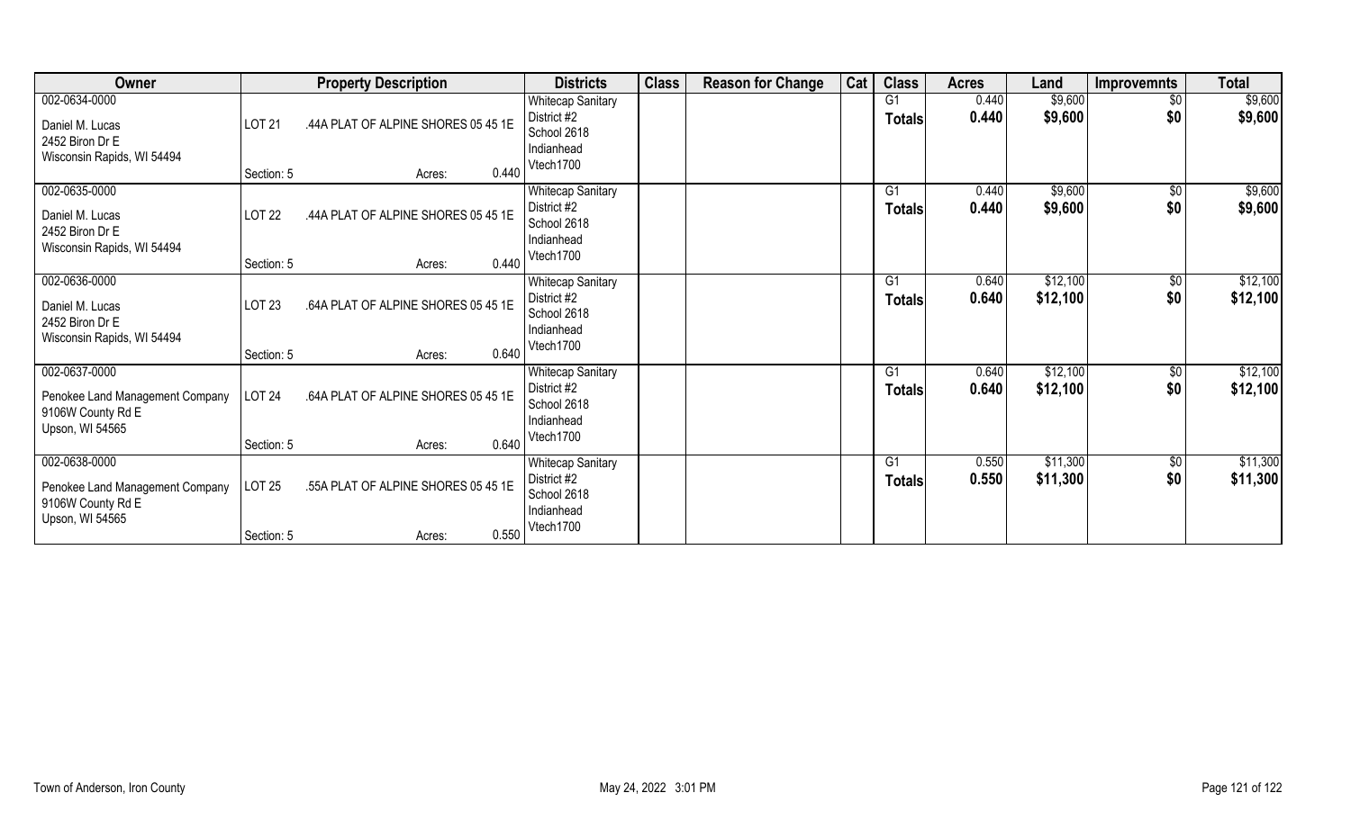| Owner | Property Description | | Districts | Class | Reason for Change | Cat | Class | Acres | Land | Improvemnts | Total |
|---|---|---|---|---|---|---|---|---|---|---|---|
| 002-0634-0000<br>Daniel M. Lucas<br>2452 Biron Dr E<br>Wisconsin Rapids, WI 54494 | LOT 21<br>Section: 5 | .44A PLAT OF ALPINE SHORES 05 45 1E<br>Acres: 0.440 | Whitecap Sanitary District #2<br>School 2618<br>Indianhead<br>Vtech1700 | | | | G1<br>**Totals** | 0.440<br>**0.440** | $9,600<br>**$9,600** | $0<br>**$0** | $9,600<br>**$9,600** |
| 002-0635-0000<br>Daniel M. Lucas<br>2452 Biron Dr E<br>Wisconsin Rapids, WI 54494 | LOT 22<br>Section: 5 | .44A PLAT OF ALPINE SHORES 05 45 1E<br>Acres: 0.440 | Whitecap Sanitary District #2<br>School 2618<br>Indianhead<br>Vtech1700 | | | | G1<br>**Totals** | 0.440<br>**0.440** | $9,600<br>**$9,600** | $0<br>**$0** | $9,600<br>**$9,600** |
| 002-0636-0000<br>Daniel M. Lucas<br>2452 Biron Dr E<br>Wisconsin Rapids, WI 54494 | LOT 23<br>Section: 5 | .64A PLAT OF ALPINE SHORES 05 45 1E<br>Acres: 0.640 | Whitecap Sanitary District #2<br>School 2618<br>Indianhead<br>Vtech1700 | | | | G1<br>**Totals** | 0.640<br>**0.640** | $12,100<br>**$12,100** | $0<br>**$0** | $12,100<br>**$12,100** |
| 002-0637-0000<br>Penokee Land Management Company<br>9106W County Rd E<br>Upson, WI 54565 | LOT 24<br>Section: 5 | .64A PLAT OF ALPINE SHORES 05 45 1E<br>Acres: 0.640 | Whitecap Sanitary District #2<br>School 2618<br>Indianhead<br>Vtech1700 | | | | G1<br>**Totals** | 0.640<br>**0.640** | $12,100<br>**$12,100** | $0<br>**$0** | $12,100<br>**$12,100** |
| 002-0638-0000<br>Penokee Land Management Company<br>9106W County Rd E<br>Upson, WI 54565 | LOT 25<br>Section: 5 | .55A PLAT OF ALPINE SHORES 05 45 1E<br>Acres: 0.550 | Whitecap Sanitary District #2<br>School 2618<br>Indianhead<br>Vtech1700 | | | | G1<br>**Totals** | 0.550<br>**0.550** | $11,300<br>**$11,300** | $0<br>**$0** | $11,300<br>**$11,300** |

Town of Anderson, Iron County | May 24, 2022 3:01 PM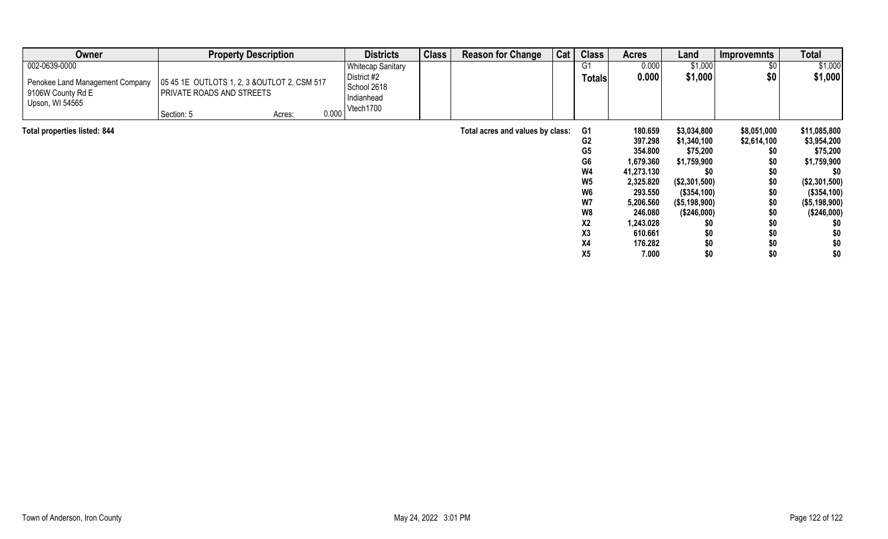| Owner | Property Description | Districts | Class | Reason for Change | Cat | Class | Acres | Land | Improvemnts | Total |
|---|---|---|---|---|---|---|---|---|---|---|
| 002-0639-0000 | | Whitecap Sanitary District #2 | | | | G1 | 0.000 | $1,000 | $0 | $1,000 |
| Penokee Land Management Company<br>9106W County Rd E<br>Upson, WI 54565 | 05 45 1E OUTLOTS 1, 2, 3 &OUTLOT 2, CSM 517 PRIVATE ROADS AND STREETS | School 2618<br>Indianhead<br>Vtech1700 | | | | **Totals** | **0.000** | **$1,000** | **$0** | **$1,000** |
| | Section: 5 Acres: 0.000 | | | | | | | | | |

**Total properties listed: 844**

**Total acres and values by class:**

| Class | Acres | Land | Improvemnts | Total |
|---|---|---|---|---|
| G1 | 180.659 | $3,034,800 | $8,051,000 | $11,085,800 |
| G2 | 397.298 | $1,340,100 | $2,614,100 | $3,954,200 |
| G5 | 354.800 | $75,200 | $0 | $75,200 |
| G6 | 1,679.360 | $1,759,900 | $0 | $1,759,900 |
| W4 | 41,273.130 | $0 | $0 | $0 |
| W5 | 2,325.820 | ($2,301,500) | $0 | ($2,301,500) |
| W6 | 293.550 | ($354,100) | $0 | ($354,100) |
| W7 | 5,206.560 | ($5,198,900) | $0 | ($5,198,900) |
| W8 | 246.080 | ($246,000) | $0 | ($246,000) |
| X2 | 1,243.028 | $0 | $0 | $0 |
| X3 | 610.661 | $0 | $0 | $0 |
| X4 | 176.282 | $0 | $0 | $0 |
| X5 | 7.000 | $0 | $0 | $0 |

Town of Anderson, Iron County May 24, 2022 3:01 PM